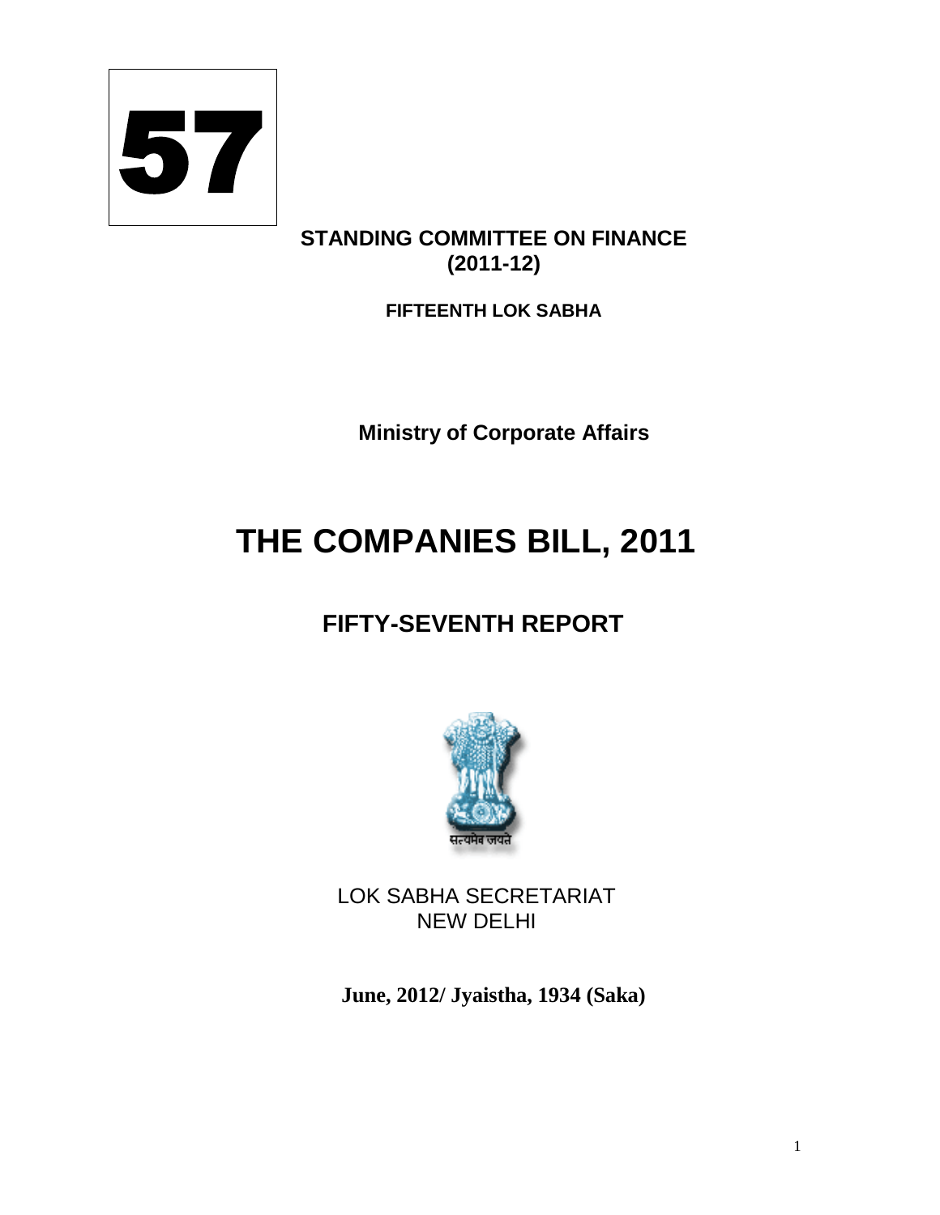57

**STANDING COMMITTEE ON FINANCE**
**(2011-12)**

**FIFTEENTH LOK SABHA**

**Ministry of Corporate Affairs**

# THE COMPANIES BILL, 2011

## FIFTY-SEVENTH REPORT

सत्यमेव जयते

LOK SABHA SECRETARIAT
NEW DELHI

**June, 2012/ Jyaistha, 1934 (Saka)**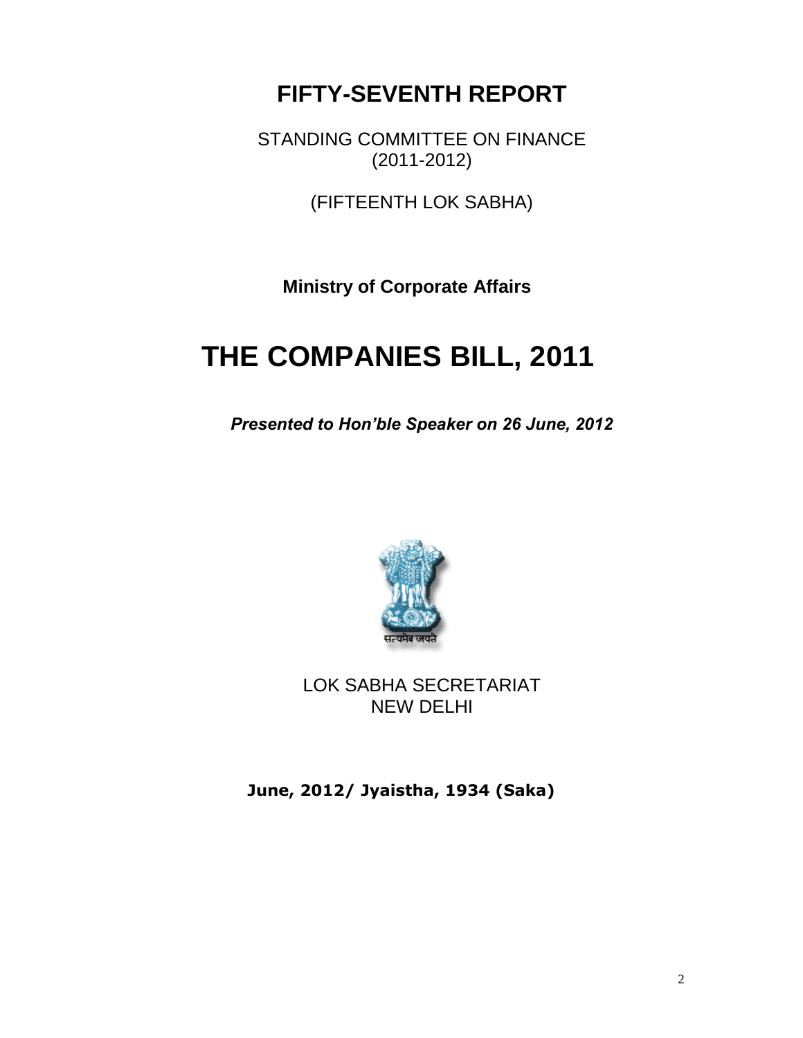# FIFTY-SEVENTH REPORT

STANDING COMMITTEE ON FINANCE
(2011-2012)

(FIFTEENTH LOK SABHA)

**Ministry of Corporate Affairs**

# THE COMPANIES BILL, 2011

***Presented to Hon'ble Speaker on 26 June, 2012***

सत्यमेव जयते

LOK SABHA SECRETARIAT
NEW DELHI

**June, 2012/ Jyaistha, 1934 (Saka)**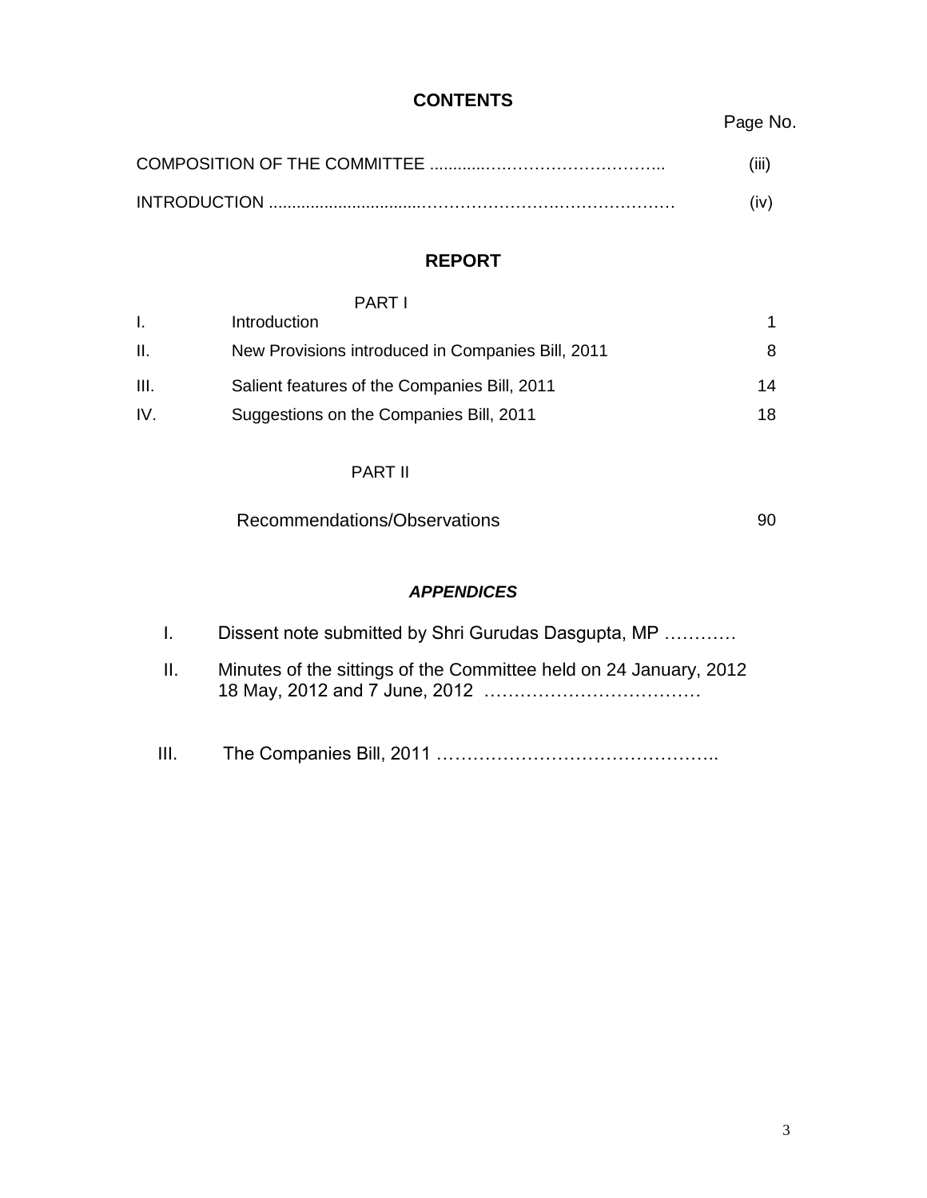## CONTENTS

| | | Page No. |
|---|---|---|
| COMPOSITION OF THE COMMITTEE ........................................... | | (iii) |
| INTRODUCTION ............................................................... | | (iv) |

## REPORT

### PART I

| | | |
|---|---|---|
| I. | Introduction | 1 |
| II. | New Provisions introduced in Companies Bill, 2011 | 8 |
| III. | Salient features of the Companies Bill, 2011 | 14 |
| IV. | Suggestions on the Companies Bill, 2011 | 18 |

### PART II

| | |
|---|---|
| Recommendations/Observations | 90 |

### *APPENDICES*

I. Dissent note submitted by Shri Gurudas Dasgupta, MP …………

II. Minutes of the sittings of the Committee held on 24 January, 2012 18 May, 2012 and 7 June, 2012 ………………………………

III. The Companies Bill, 2011 ………………………………………..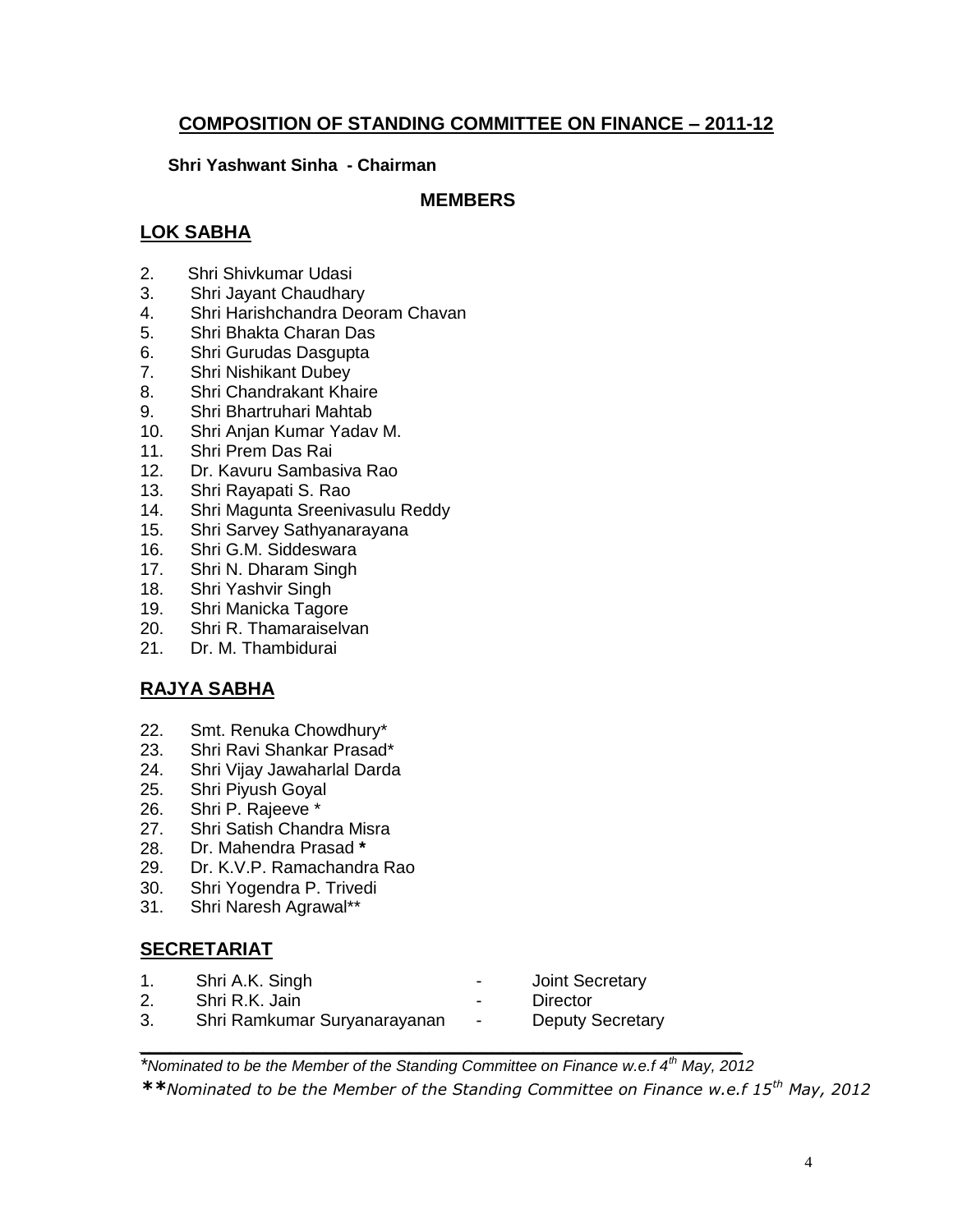## COMPOSITION OF STANDING COMMITTEE ON FINANCE – 2011-12

**Shri Yashwant Sinha - Chairman**

### MEMBERS

### LOK SABHA

2. Shri Shivkumar Udasi
3. Shri Jayant Chaudhary
4. Shri Harishchandra Deoram Chavan
5. Shri Bhakta Charan Das
6. Shri Gurudas Dasgupta
7. Shri Nishikant Dubey
8. Shri Chandrakant Khaire
9. Shri Bhartruhari Mahtab
10. Shri Anjan Kumar Yadav M.
11. Shri Prem Das Rai
12. Dr. Kavuru Sambasiva Rao
13. Shri Rayapati S. Rao
14. Shri Magunta Sreenivasulu Reddy
15. Shri Sarvey Sathyanarayana
16. Shri G.M. Siddeswara
17. Shri N. Dharam Singh
18. Shri Yashvir Singh
19. Shri Manicka Tagore
20. Shri R. Thamaraiselvan
21. Dr. M. Thambidurai

### RAJYA SABHA

22. Smt. Renuka Chowdhury*
23. Shri Ravi Shankar Prasad*
24. Shri Vijay Jawaharlal Darda
25. Shri Piyush Goyal
26. Shri P. Rajeeve *
27. Shri Satish Chandra Misra
28. Dr. Mahendra Prasad **\***
29. Dr. K.V.P. Ramachandra Rao
30. Shri Yogendra P. Trivedi
31. Shri Naresh Agrawal**

### SECRETARIAT

1. Shri A.K. Singh - Joint Secretary
2. Shri R.K. Jain - Director
3. Shri Ramkumar Suryanarayanan - Deputy Secretary

---

*\*Nominated to be the Member of the Standing Committee on Finance w.e.f 4th May, 2012*

*\*\*Nominated to be the Member of the Standing Committee on Finance w.e.f 15th May, 2012*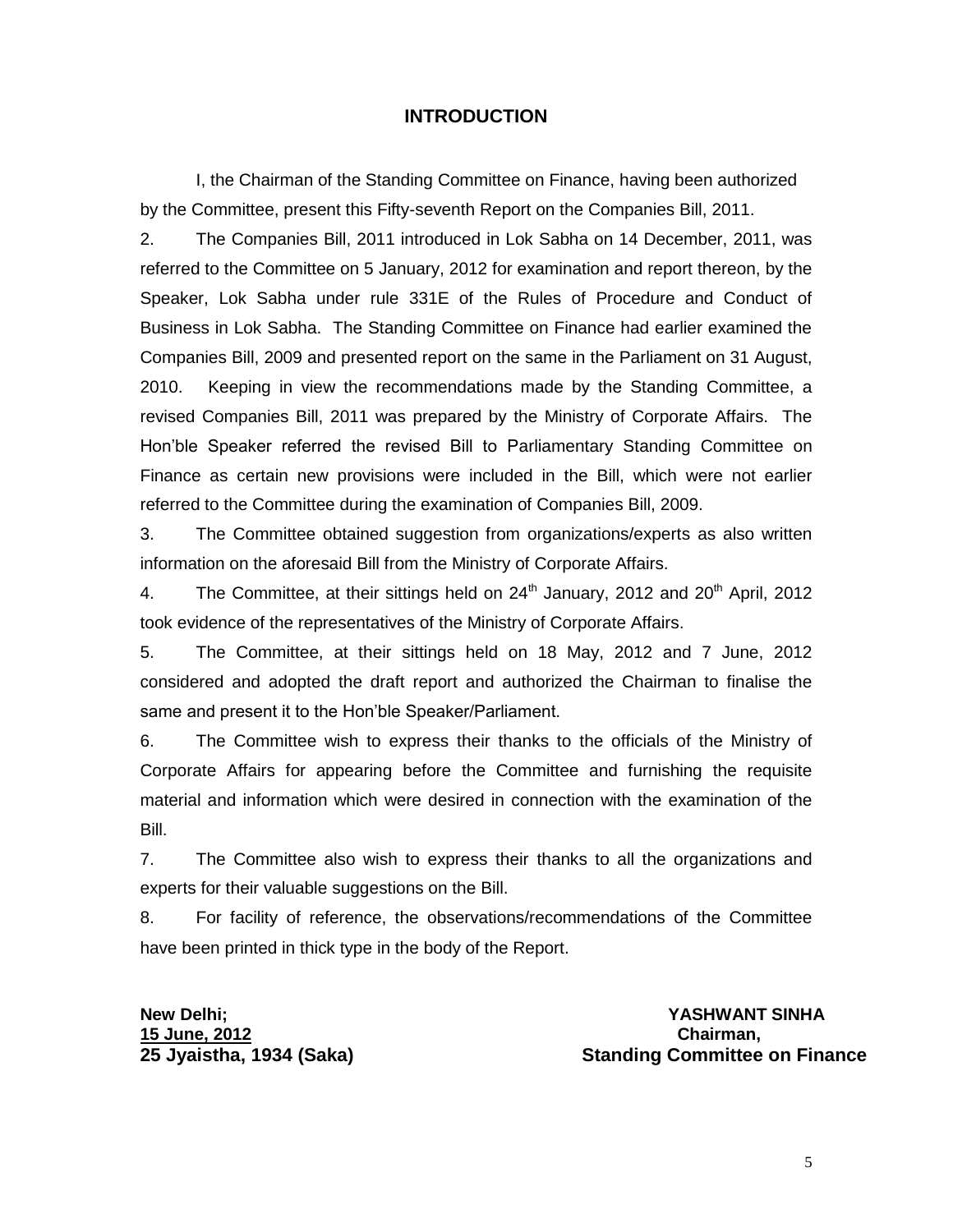# INTRODUCTION

I, the Chairman of the Standing Committee on Finance, having been authorized by the Committee, present this Fifty-seventh Report on the Companies Bill, 2011.

2. The Companies Bill, 2011 introduced in Lok Sabha on 14 December, 2011, was referred to the Committee on 5 January, 2012 for examination and report thereon, by the Speaker, Lok Sabha under rule 331E of the Rules of Procedure and Conduct of Business in Lok Sabha. The Standing Committee on Finance had earlier examined the Companies Bill, 2009 and presented report on the same in the Parliament on 31 August, 2010. Keeping in view the recommendations made by the Standing Committee, a revised Companies Bill, 2011 was prepared by the Ministry of Corporate Affairs. The Hon'ble Speaker referred the revised Bill to Parliamentary Standing Committee on Finance as certain new provisions were included in the Bill, which were not earlier referred to the Committee during the examination of Companies Bill, 2009.

3. The Committee obtained suggestion from organizations/experts as also written information on the aforesaid Bill from the Ministry of Corporate Affairs.

4. The Committee, at their sittings held on 24th January, 2012 and 20th April, 2012 took evidence of the representatives of the Ministry of Corporate Affairs.

5. The Committee, at their sittings held on 18 May, 2012 and 7 June, 2012 considered and adopted the draft report and authorized the Chairman to finalise the same and present it to the Hon'ble Speaker/Parliament.

6. The Committee wish to express their thanks to the officials of the Ministry of Corporate Affairs for appearing before the Committee and furnishing the requisite material and information which were desired in connection with the examination of the Bill.

7. The Committee also wish to express their thanks to all the organizations and experts for their valuable suggestions on the Bill.

8. For facility of reference, the observations/recommendations of the Committee have been printed in thick type in the body of the Report.

**New Delhi;**
**15 June, 2012**
**25 Jyaistha, 1934 (Saka)**

**YASHWANT SINHA**
**Chairman,**
**Standing Committee on Finance**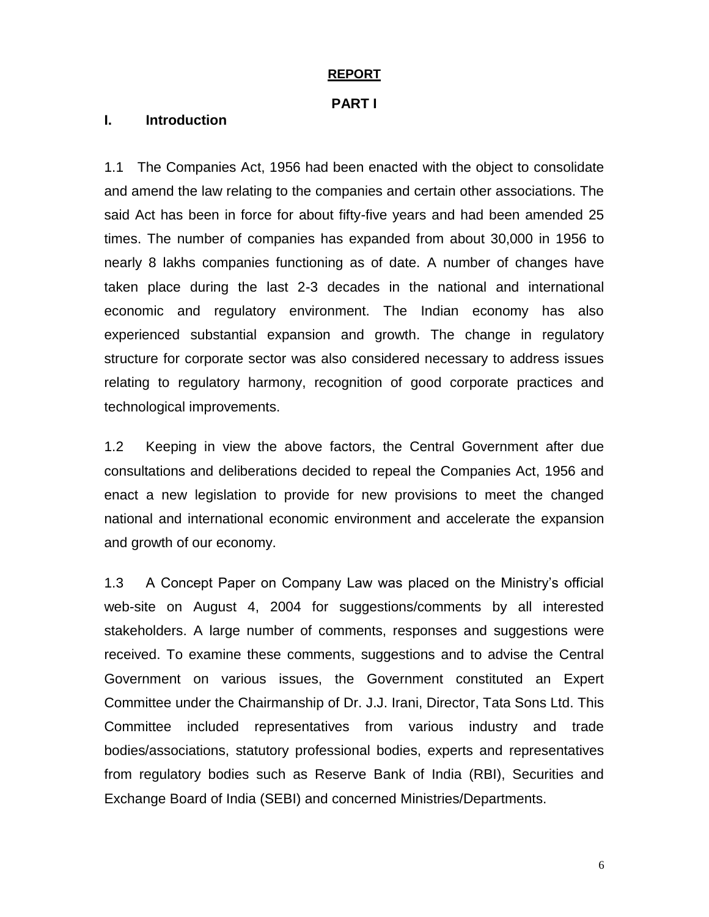**REPORT**

**PART I**

## I. Introduction

1.1 The Companies Act, 1956 had been enacted with the object to consolidate and amend the law relating to the companies and certain other associations. The said Act has been in force for about fifty-five years and had been amended 25 times. The number of companies has expanded from about 30,000 in 1956 to nearly 8 lakhs companies functioning as of date. A number of changes have taken place during the last 2-3 decades in the national and international economic and regulatory environment. The Indian economy has also experienced substantial expansion and growth. The change in regulatory structure for corporate sector was also considered necessary to address issues relating to regulatory harmony, recognition of good corporate practices and technological improvements.

1.2 Keeping in view the above factors, the Central Government after due consultations and deliberations decided to repeal the Companies Act, 1956 and enact a new legislation to provide for new provisions to meet the changed national and international economic environment and accelerate the expansion and growth of our economy.

1.3 A Concept Paper on Company Law was placed on the Ministry's official web-site on August 4, 2004 for suggestions/comments by all interested stakeholders. A large number of comments, responses and suggestions were received. To examine these comments, suggestions and to advise the Central Government on various issues, the Government constituted an Expert Committee under the Chairmanship of Dr. J.J. Irani, Director, Tata Sons Ltd. This Committee included representatives from various industry and trade bodies/associations, statutory professional bodies, experts and representatives from regulatory bodies such as Reserve Bank of India (RBI), Securities and Exchange Board of India (SEBI) and concerned Ministries/Departments.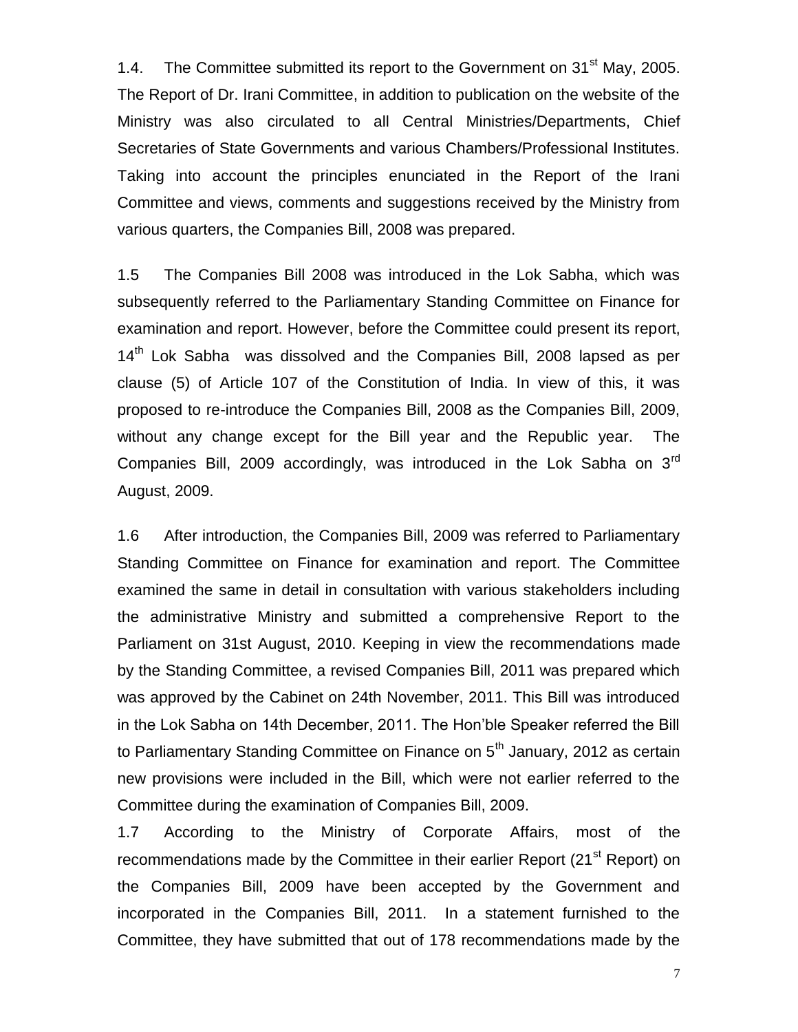1.4. The Committee submitted its report to the Government on 31[st] May, 2005. The Report of Dr. Irani Committee, in addition to publication on the website of the Ministry was also circulated to all Central Ministries/Departments, Chief Secretaries of State Governments and various Chambers/Professional Institutes. Taking into account the principles enunciated in the Report of the Irani Committee and views, comments and suggestions received by the Ministry from various quarters, the Companies Bill, 2008 was prepared.

1.5 The Companies Bill 2008 was introduced in the Lok Sabha, which was subsequently referred to the Parliamentary Standing Committee on Finance for examination and report. However, before the Committee could present its report, 14[th] Lok Sabha was dissolved and the Companies Bill, 2008 lapsed as per clause (5) of Article 107 of the Constitution of India. In view of this, it was proposed to re-introduce the Companies Bill, 2008 as the Companies Bill, 2009, without any change except for the Bill year and the Republic year. The Companies Bill, 2009 accordingly, was introduced in the Lok Sabha on 3[rd] August, 2009.

1.6 After introduction, the Companies Bill, 2009 was referred to Parliamentary Standing Committee on Finance for examination and report. The Committee examined the same in detail in consultation with various stakeholders including the administrative Ministry and submitted a comprehensive Report to the Parliament on 31st August, 2010. Keeping in view the recommendations made by the Standing Committee, a revised Companies Bill, 2011 was prepared which was approved by the Cabinet on 24th November, 2011. This Bill was introduced in the Lok Sabha on 14th December, 2011. The Hon'ble Speaker referred the Bill to Parliamentary Standing Committee on Finance on 5[th] January, 2012 as certain new provisions were included in the Bill, which were not earlier referred to the Committee during the examination of Companies Bill, 2009.

1.7 According to the Ministry of Corporate Affairs, most of the recommendations made by the Committee in their earlier Report (21[st] Report) on the Companies Bill, 2009 have been accepted by the Government and incorporated in the Companies Bill, 2011. In a statement furnished to the Committee, they have submitted that out of 178 recommendations made by the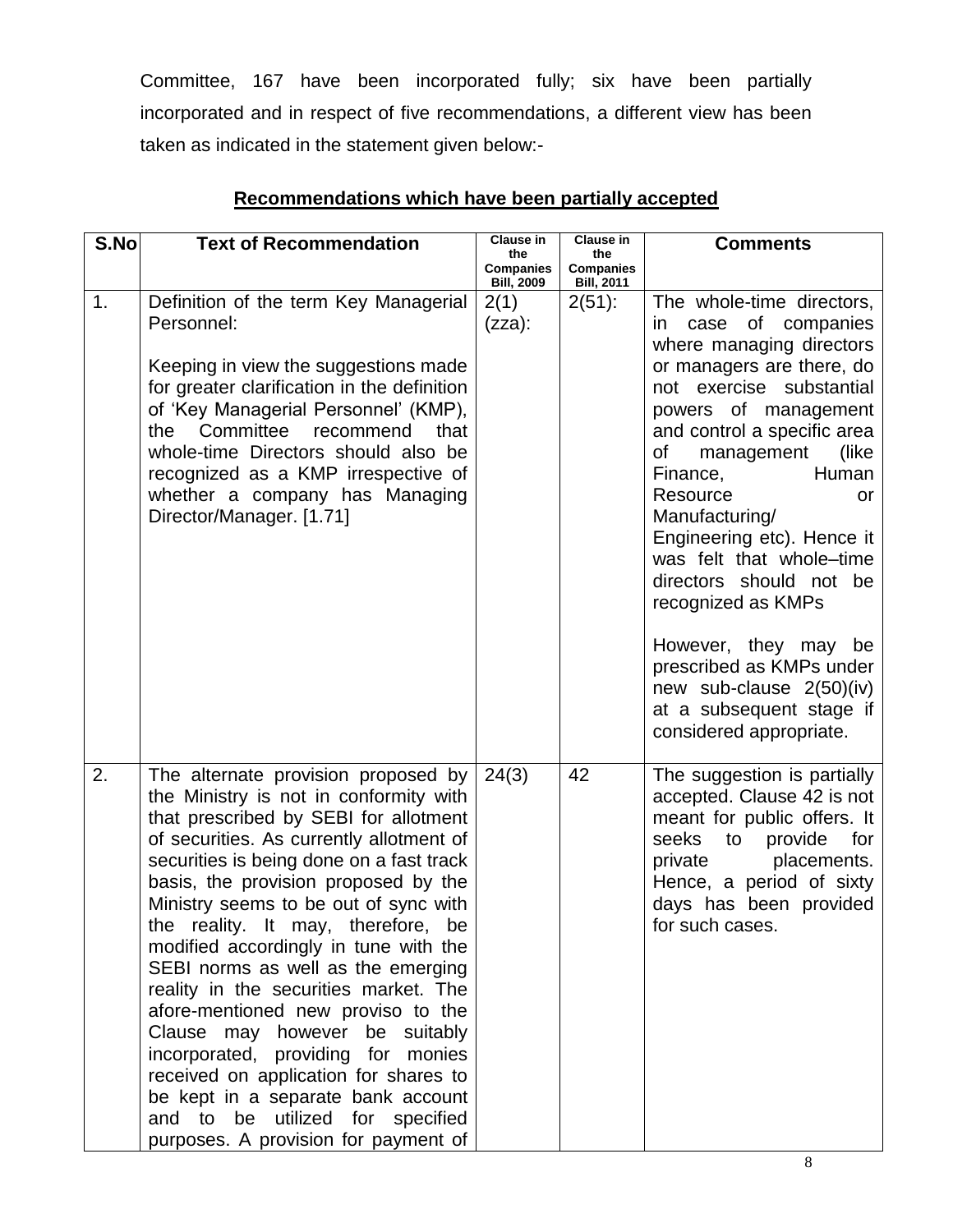Committee, 167 have been incorporated fully; six have been partially incorporated and in respect of five recommendations, a different view has been taken as indicated in the statement given below:-

**Recommendations which have been partially accepted**

| S.No | Text of Recommendation | Clause in the Companies Bill, 2009 | Clause in the Companies Bill, 2011 | Comments |
|---|---|---|---|---|
| 1. | Definition of the term Key Managerial Personnel:<br><br>Keeping in view the suggestions made for greater clarification in the definition of 'Key Managerial Personnel' (KMP), the Committee recommend that whole-time Directors should also be recognized as a KMP irrespective of whether a company has Managing Director/Manager. [1.71] | 2(1)(zza): | 2(51): | The whole-time directors, in case of companies where managing directors or managers are there, do not exercise substantial powers of management and control a specific area of management (like Finance, Human Resource or Manufacturing/ Engineering etc). Hence it was felt that whole–time directors should not be recognized as KMPs<br><br>However, they may be prescribed as KMPs under new sub-clause 2(50)(iv) at a subsequent stage if considered appropriate. |
| 2. | The alternate provision proposed by the Ministry is not in conformity with that prescribed by SEBI for allotment of securities. As currently allotment of securities is being done on a fast track basis, the provision proposed by the Ministry seems to be out of sync with the reality. It may, therefore, be modified accordingly in tune with the SEBI norms as well as the emerging reality in the securities market. The afore-mentioned new proviso to the Clause may however be suitably incorporated, providing for monies received on application for shares to be kept in a separate bank account and to be utilized for specified purposes. A provision for payment of | 24(3) | 42 | The suggestion is partially accepted. Clause 42 is not meant for public offers. It seeks to provide for private placements. Hence, a period of sixty days has been provided for such cases. |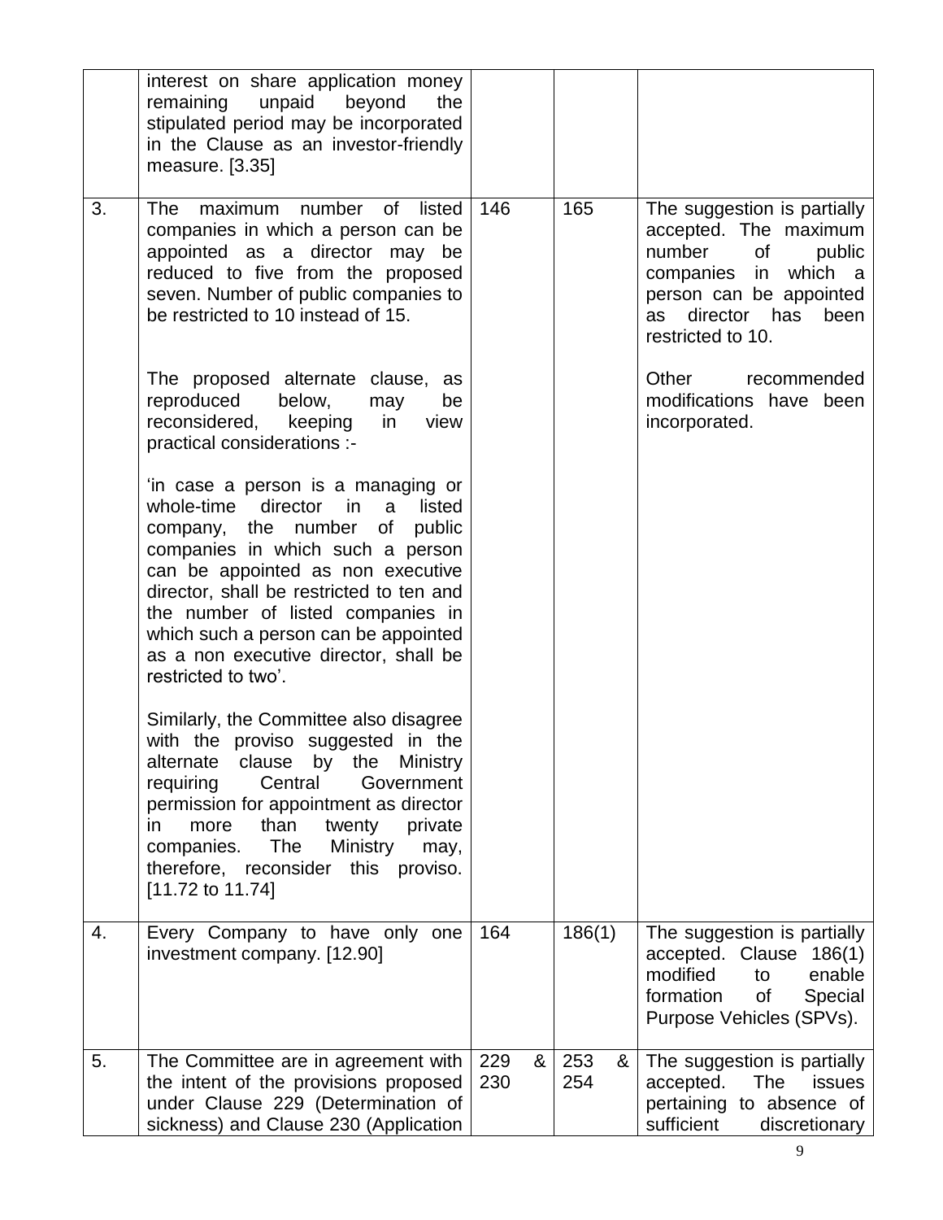| | | | | |
|---|---|---|---|---|
| | interest on share application money remaining unpaid beyond the stipulated period may be incorporated in the Clause as an investor-friendly measure. [3.35] | | | |
| 3. | The maximum number of listed companies in which a person can be appointed as a director may be reduced to five from the proposed seven. Number of public companies to be restricted to 10 instead of 15.<br><br>The proposed alternate clause, as reproduced below, may be reconsidered, keeping in view practical considerations :-<br><br>'in case a person is a managing or whole-time director in a listed company, the number of public companies in which such a person can be appointed as non executive director, shall be restricted to ten and the number of listed companies in which such a person can be appointed as a non executive director, shall be restricted to two'.<br><br>Similarly, the Committee also disagree with the proviso suggested in the alternate clause by the Ministry requiring Central Government permission for appointment as director in more than twenty private companies. The Ministry may, therefore, reconsider this proviso. [11.72 to 11.74] | 146 | 165 | The suggestion is partially accepted. The maximum number of public companies in which a person can be appointed as director has been restricted to 10.<br><br>Other recommended modifications have been incorporated. |
| 4. | Every Company to have only one investment company. [12.90] | 164 | 186(1) | The suggestion is partially accepted. Clause 186(1) modified to enable formation of Special Purpose Vehicles (SPVs). |
| 5. | The Committee are in agreement with the intent of the provisions proposed under Clause 229 (Determination of sickness) and Clause 230 (Application | 229 & 230 | 253 & 254 | The suggestion is partially accepted. The issues pertaining to absence of sufficient discretionary |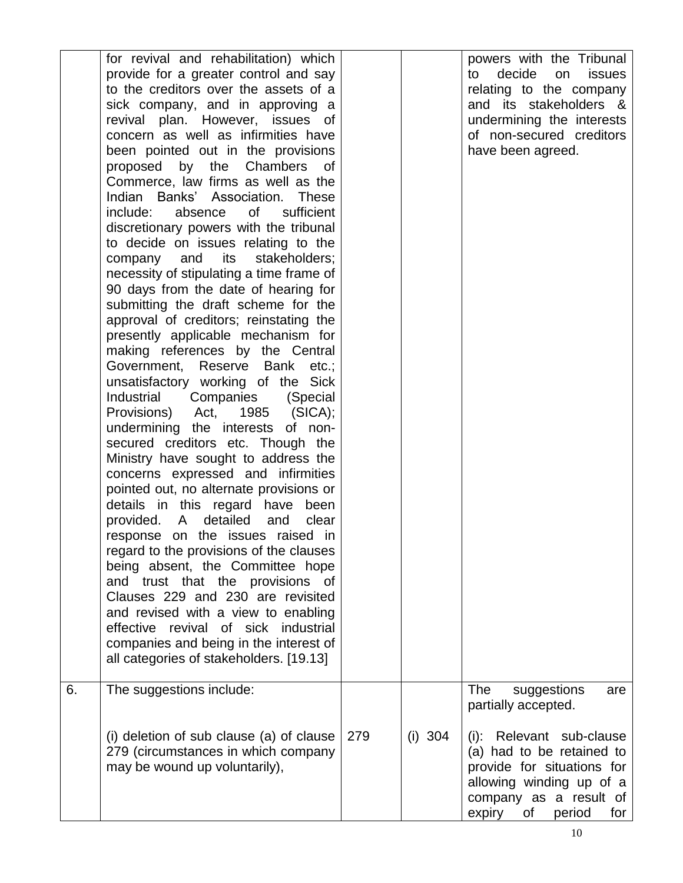| | | | | |
|---|---|---|---|---|
| | for revival and rehabilitation) which provide for a greater control and say to the creditors over the assets of a sick company, and in approving a revival plan. However, issues of concern as well as infirmities have been pointed out in the provisions proposed by the Chambers of Commerce, law firms as well as the Indian Banks' Association. These include: absence of sufficient discretionary powers with the tribunal to decide on issues relating to the company and its stakeholders; necessity of stipulating a time frame of 90 days from the date of hearing for submitting the draft scheme for the approval of creditors; reinstating the presently applicable mechanism for making references by the Central Government, Reserve Bank etc.; unsatisfactory working of the Sick Industrial Companies (Special Provisions) Act, 1985 (SICA); undermining the interests of non-secured creditors etc. Though the Ministry have sought to address the concerns expressed and infirmities pointed out, no alternate provisions or details in this regard have been provided. A detailed and clear response on the issues raised in regard to the provisions of the clauses being absent, the Committee hope and trust that the provisions of Clauses 229 and 230 are revisited and revised with a view to enabling effective revival of sick industrial companies and being in the interest of all categories of stakeholders. [19.13] | | | powers with the Tribunal to decide on issues relating to the company and its stakeholders & undermining the interests of non-secured creditors have been agreed. |
| 6. | The suggestions include:<br><br>(i) deletion of sub clause (a) of clause 279 (circumstances in which company may be wound up voluntarily), | 279 | (i) 304 | The suggestions are partially accepted.<br><br>(i): Relevant sub-clause (a) had to be retained to provide for situations for allowing winding up of a company as a result of expiry of period for |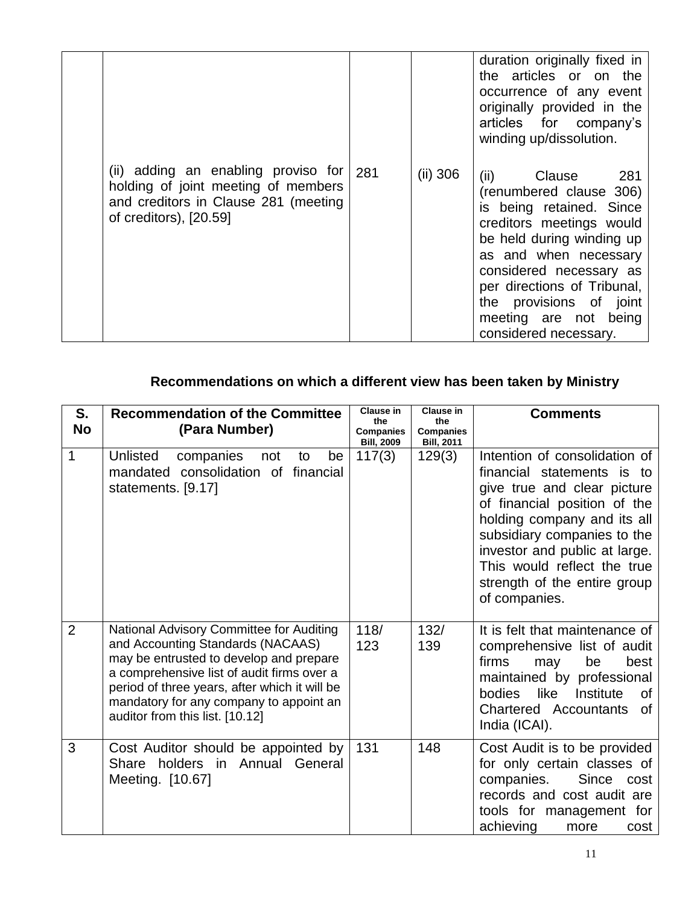| | | | | |
|---|---|---|---|---|
| | | | | duration originally fixed in the articles or on the occurrence of any event originally provided in the articles for company's winding up/dissolution. |
| | (ii) adding an enabling proviso for holding of joint meeting of members and creditors in Clause 281 (meeting of creditors), [20.59] | 281 | (ii) 306 | (ii) Clause 281 (renumbered clause 306) is being retained. Since creditors meetings would be held during winding up as and when necessary considered necessary as per directions of Tribunal, the provisions of joint meeting are not being considered necessary. |

## Recommendations on which a different view has been taken by Ministry

| S. No | Recommendation of the Committee (Para Number) | Clause in the Companies Bill, 2009 | Clause in the Companies Bill, 2011 | Comments |
|---|---|---|---|---|
| 1 | Unlisted companies not to be mandated consolidation of financial statements. [9.17] | 117(3) | 129(3) | Intention of consolidation of financial statements is to give true and clear picture of financial position of the holding company and its all subsidiary companies to the investor and public at large. This would reflect the true strength of the entire group of companies. |
| 2 | National Advisory Committee for Auditing and Accounting Standards (NACAAS) may be entrusted to develop and prepare a comprehensive list of audit firms over a period of three years, after which it will be mandatory for any company to appoint an auditor from this list. [10.12] | 118/ 123 | 132/ 139 | It is felt that maintenance of comprehensive list of audit firms may be best maintained by professional bodies like Institute of Chartered Accountants of India (ICAI). |
| 3 | Cost Auditor should be appointed by Share holders in Annual General Meeting. [10.67] | 131 | 148 | Cost Audit is to be provided for only certain classes of companies. Since cost records and cost audit are tools for management for achieving more cost |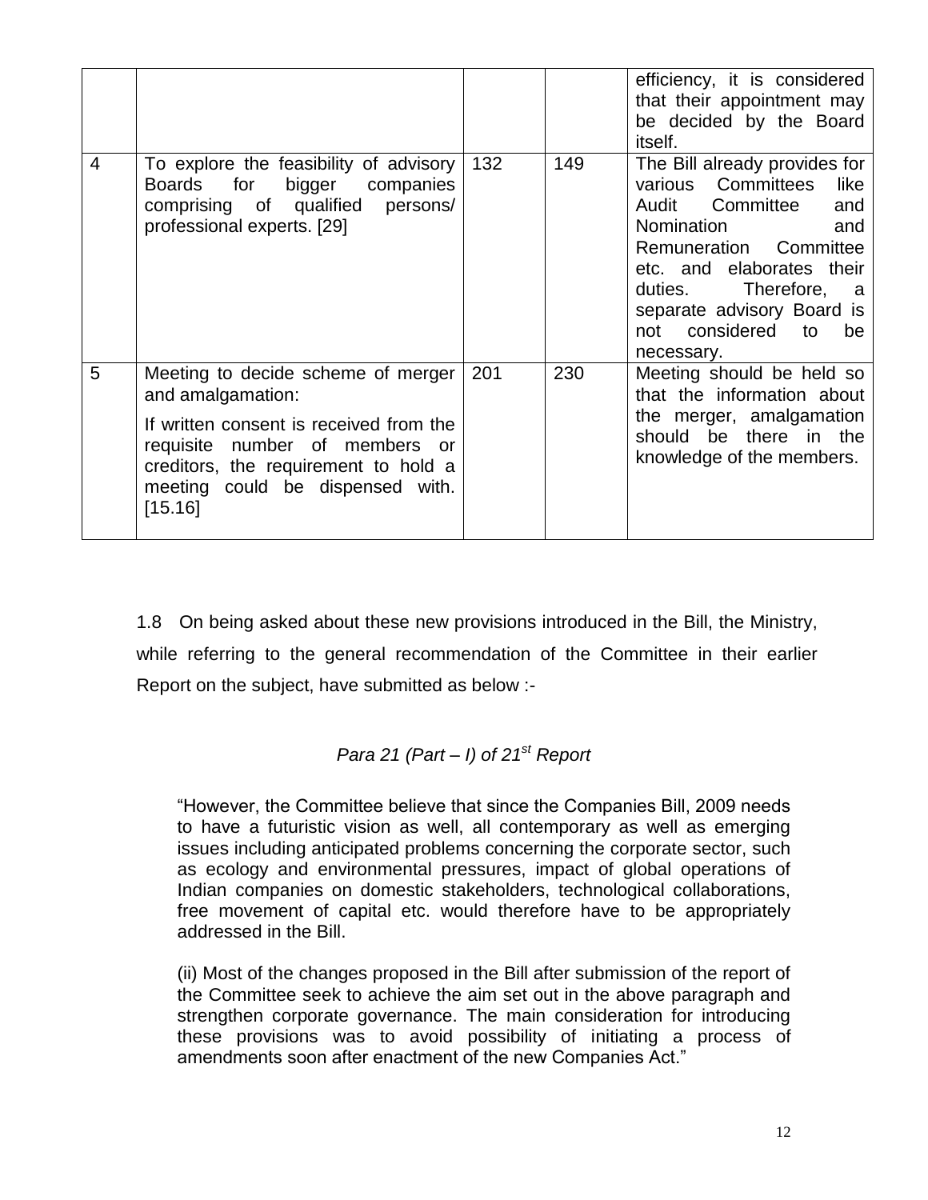| | | | | |
|---|---|---|---|---|
| | | | | efficiency, it is considered that their appointment may be decided by the Board itself. |
| 4 | To explore the feasibility of advisory Boards for bigger companies comprising of qualified persons/ professional experts. [29] | 132 | 149 | The Bill already provides for various Committees like Audit Committee and Nomination and Remuneration Committee etc. and elaborates their duties. Therefore, a separate advisory Board is not considered to be necessary. |
| 5 | Meeting to decide scheme of merger and amalgamation:<br><br>If written consent is received from the requisite number of members or creditors, the requirement to hold a meeting could be dispensed with. [15.16] | 201 | 230 | Meeting should be held so that the information about the merger, amalgamation should be there in the knowledge of the members. |

1.8 On being asked about these new provisions introduced in the Bill, the Ministry, while referring to the general recommendation of the Committee in their earlier Report on the subject, have submitted as below :-

*Para 21 (Part – I) of 21st Report*

> "However, the Committee believe that since the Companies Bill, 2009 needs to have a futuristic vision as well, all contemporary as well as emerging issues including anticipated problems concerning the corporate sector, such as ecology and environmental pressures, impact of global operations of Indian companies on domestic stakeholders, technological collaborations, free movement of capital etc. would therefore have to be appropriately addressed in the Bill.
>
> (ii) Most of the changes proposed in the Bill after submission of the report of the Committee seek to achieve the aim set out in the above paragraph and strengthen corporate governance. The main consideration for introducing these provisions was to avoid possibility of initiating a process of amendments soon after enactment of the new Companies Act."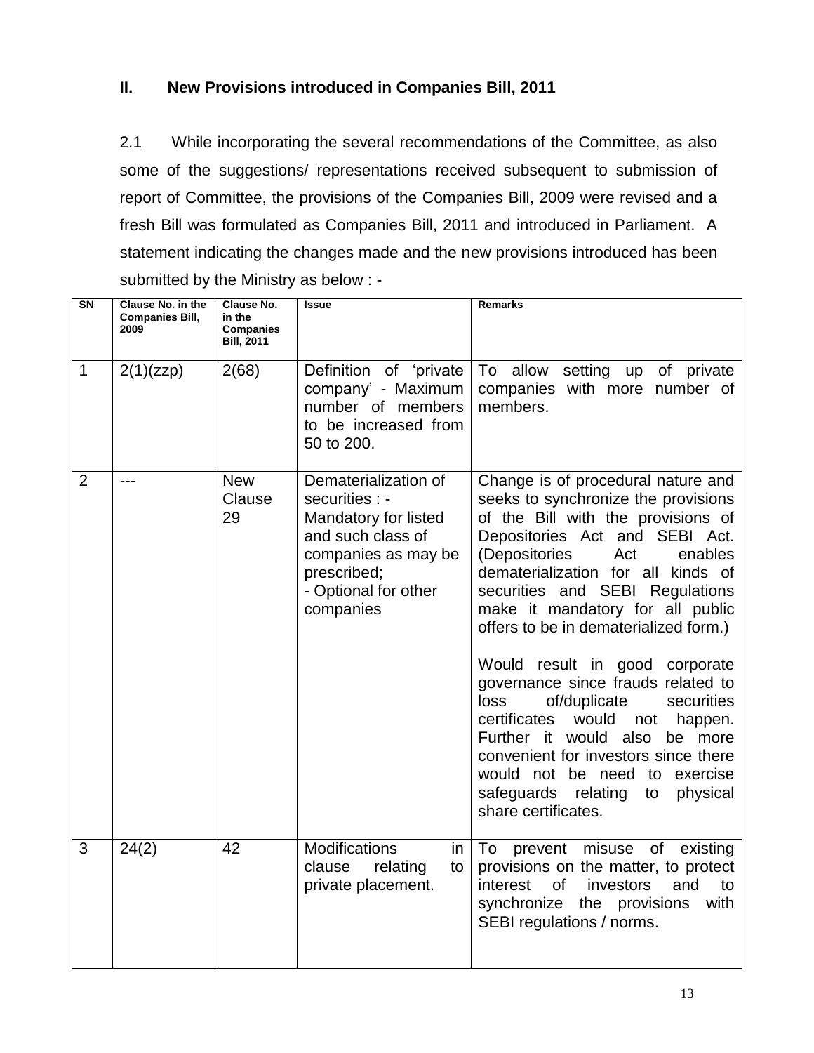## II. New Provisions introduced in Companies Bill, 2011

2.1 While incorporating the several recommendations of the Committee, as also some of the suggestions/ representations received subsequent to submission of report of Committee, the provisions of the Companies Bill, 2009 were revised and a fresh Bill was formulated as Companies Bill, 2011 and introduced in Parliament. A statement indicating the changes made and the new provisions introduced has been submitted by the Ministry as below : -

| SN | Clause No. in the Companies Bill, 2009 | Clause No. in the Companies Bill, 2011 | Issue | Remarks |
|---|---|---|---|---|
| 1 | 2(1)(zzp) | 2(68) | Definition of 'private company' - Maximum number of members to be increased from 50 to 200. | To allow setting up of private companies with more number of members. |
| 2 | --- | New Clause 29 | Dematerialization of securities : - Mandatory for listed and such class of companies as may be prescribed; - Optional for other companies | Change is of procedural nature and seeks to synchronize the provisions of the Bill with the provisions of Depositories Act and SEBI Act. (Depositories Act enables dematerialization for all kinds of securities and SEBI Regulations make it mandatory for all public offers to be in dematerialized form.)<br><br>Would result in good corporate governance since frauds related to loss of/duplicate securities certificates would not happen. Further it would also be more convenient for investors since there would not be need to exercise safeguards relating to physical share certificates. |
| 3 | 24(2) | 42 | Modifications in clause relating to private placement. | To prevent misuse of existing provisions on the matter, to protect interest of investors and to synchronize the provisions with SEBI regulations / norms. |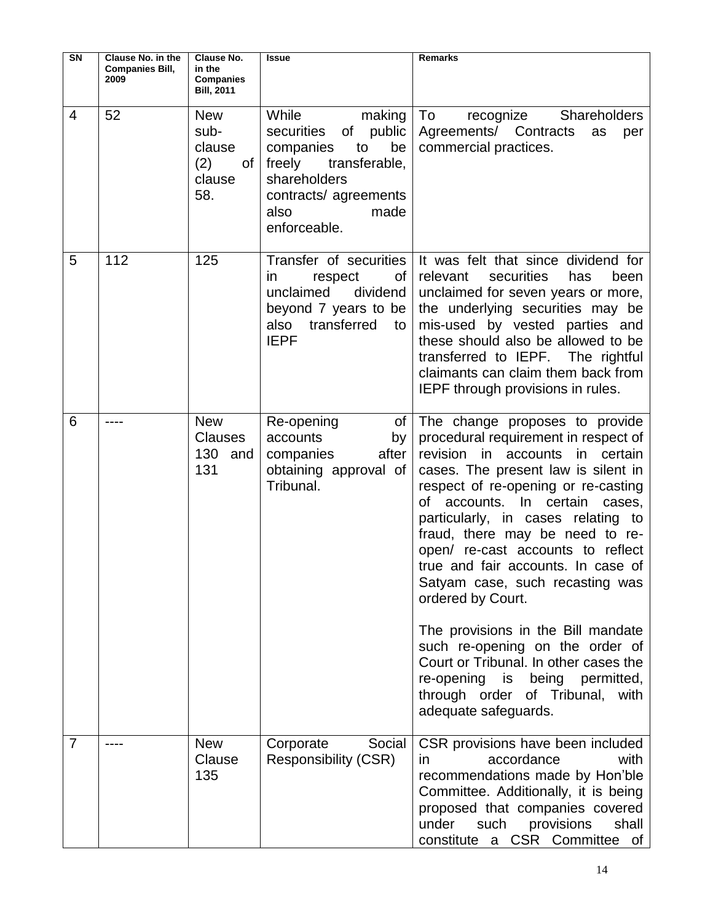| SN | Clause No. in the Companies Bill, 2009 | Clause No. in the Companies Bill, 2011 | Issue | Remarks |
|---|---|---|---|---|
| 4 | 52 | New sub-clause (2) of clause 58. | While making securities of public companies to be freely transferable, shareholders contracts/ agreements also made enforceable. | To recognize Shareholders Agreements/ Contracts as per commercial practices. |
| 5 | 112 | 125 | Transfer of securities in respect of unclaimed dividend beyond 7 years to be also transferred to IEPF | It was felt that since dividend for relevant securities has been unclaimed for seven years or more, the underlying securities may be mis-used by vested parties and these should also be allowed to be transferred to IEPF. The rightful claimants can claim them back from IEPF through provisions in rules. |
| 6 | ---- | New Clauses 130 and 131 | Re-opening of accounts by companies after obtaining approval of Tribunal. | The change proposes to provide procedural requirement in respect of revision in accounts in certain cases. The present law is silent in respect of re-opening or re-casting of accounts. In certain cases, particularly, in cases relating to fraud, there may be need to re-open/ re-cast accounts to reflect true and fair accounts. In case of Satyam case, such recasting was ordered by Court.<br><br>The provisions in the Bill mandate such re-opening on the order of Court or Tribunal. In other cases the re-opening is being permitted, through order of Tribunal, with adequate safeguards. |
| 7 | ---- | New Clause 135 | Corporate Social Responsibility (CSR) | CSR provisions have been included in accordance with recommendations made by Hon'ble Committee. Additionally, it is being proposed that companies covered under such provisions shall constitute a CSR Committee of |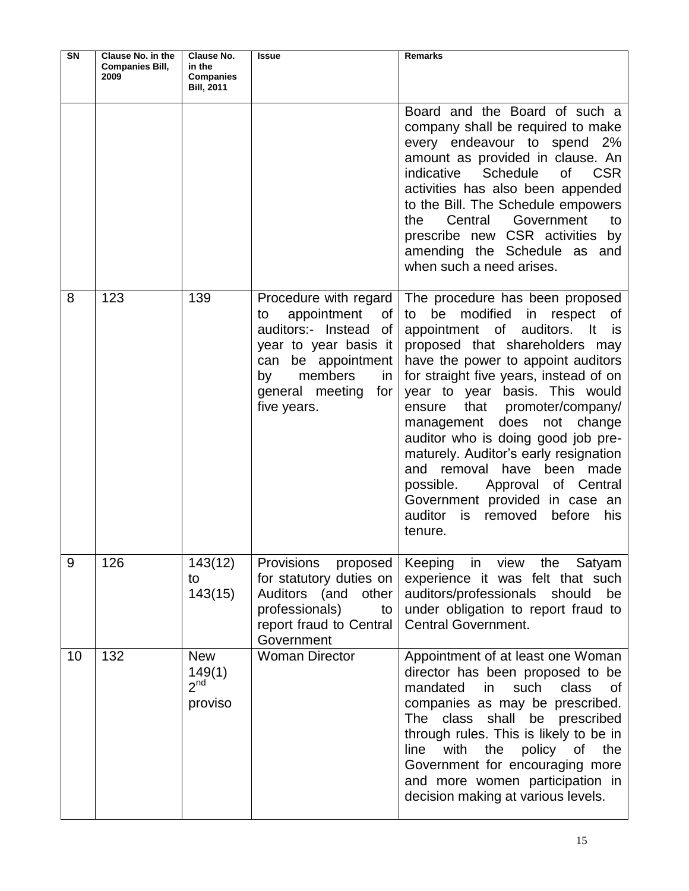| SN | Clause No. in the Companies Bill, 2009 | Clause No. in the Companies Bill, 2011 | Issue | Remarks |
|---|---|---|---|---|
| | | | | Board and the Board of such a company shall be required to make every endeavour to spend 2% amount as provided in clause. An indicative Schedule of CSR activities has also been appended to the Bill. The Schedule empowers the Central Government to prescribe new CSR activities by amending the Schedule as and when such a need arises. |
| 8 | 123 | 139 | Procedure with regard to appointment of auditors:- Instead of year to year basis it can be appointment by members in general meeting for five years. | The procedure has been proposed to be modified in respect of appointment of auditors. It is proposed that shareholders may have the power to appoint auditors for straight five years, instead of on year to year basis. This would ensure that promoter/company/ management does not change auditor who is doing good job pre-maturely. Auditor's early resignation and removal have been made possible. Approval of Central Government provided in case an auditor is removed before his tenure. |
| 9 | 126 | 143(12) to 143(15) | Provisions proposed for statutory duties on Auditors (and other professionals) to report fraud to Central Government | Keeping in view the Satyam experience it was felt that such auditors/professionals should be under obligation to report fraud to Central Government. |
| 10 | 132 | New 149(1) 2nd proviso | Woman Director | Appointment of at least one Woman director has been proposed to be mandated in such class of companies as may be prescribed. The class shall be prescribed through rules. This is likely to be in line with the policy of the Government for encouraging more and more women participation in decision making at various levels. |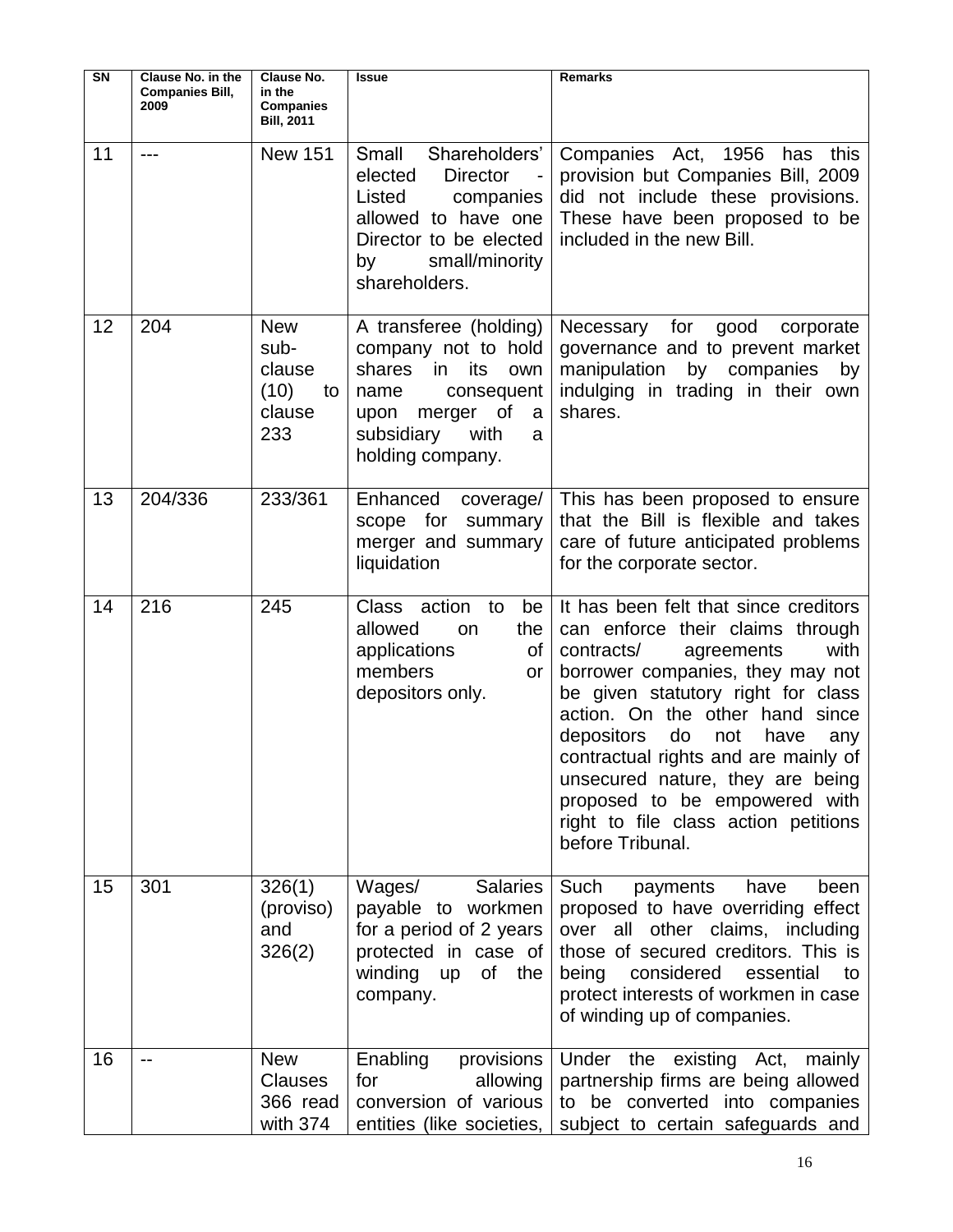| SN | Clause No. in the Companies Bill, 2009 | Clause No. in the Companies Bill, 2011 | Issue | Remarks |
|---|---|---|---|---|
| 11 | --- | New 151 | Small Shareholders' elected Director - Listed companies allowed to have one Director to be elected by small/minority shareholders. | Companies Act, 1956 has this provision but Companies Bill, 2009 did not include these provisions. These have been proposed to be included in the new Bill. |
| 12 | 204 | New sub-clause (10) to clause 233 | A transferee (holding) company not to hold shares in its own name consequent upon merger of a subsidiary with a holding company. | Necessary for good corporate governance and to prevent market manipulation by companies by indulging in trading in their own shares. |
| 13 | 204/336 | 233/361 | Enhanced coverage/ scope for summary merger and summary liquidation | This has been proposed to ensure that the Bill is flexible and takes care of future anticipated problems for the corporate sector. |
| 14 | 216 | 245 | Class action to be allowed on the applications of members or depositors only. | It has been felt that since creditors can enforce their claims through contracts/ agreements with borrower companies, they may not be given statutory right for class action. On the other hand since depositors do not have any contractual rights and are mainly of unsecured nature, they are being proposed to be empowered with right to file class action petitions before Tribunal. |
| 15 | 301 | 326(1) (proviso) and 326(2) | Wages/ Salaries payable to workmen for a period of 2 years protected in case of winding up of the company. | Such payments have been proposed to have overriding effect over all other claims, including those of secured creditors. This is being considered essential to protect interests of workmen in case of winding up of companies. |
| 16 | -- | New Clauses 366 read with 374 | Enabling provisions for allowing conversion of various entities (like societies, | Under the existing Act, mainly partnership firms are being allowed to be converted into companies subject to certain safeguards and |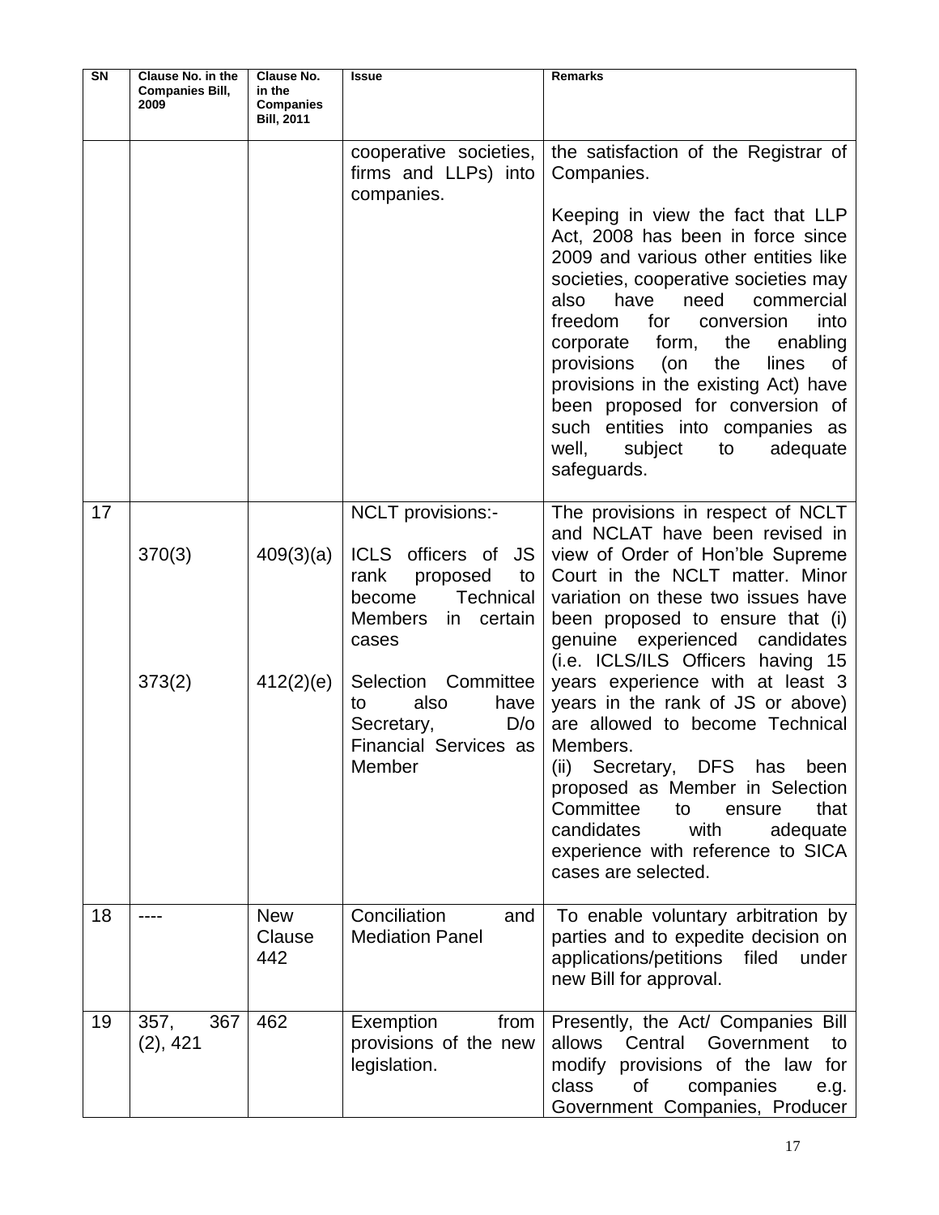| SN | Clause No. in the Companies Bill, 2009 | Clause No. in the Companies Bill, 2011 | Issue | Remarks |
|---|---|---|---|---|
| | | | cooperative societies, firms and LLPs) into companies. | the satisfaction of the Registrar of Companies.<br><br>Keeping in view the fact that LLP Act, 2008 has been in force since 2009 and various other entities like societies, cooperative societies may also have need commercial freedom for conversion into corporate form, the enabling provisions (on the lines of provisions in the existing Act) have been proposed for conversion of such entities into companies as well, subject to adequate safeguards. |
| 17 | 370(3)<br><br>373(2) | 409(3)(a)<br><br>412(2)(e) | NCLT provisions:-<br><br>ICLS officers of JS rank proposed to become Technical Members in certain cases<br><br>Selection Committee to also have Secretary, D/o Financial Services as Member | The provisions in respect of NCLT and NCLAT have been revised in view of Order of Hon'ble Supreme Court in the NCLT matter. Minor variation on these two issues have been proposed to ensure that (i) genuine experienced candidates (i.e. ICLS/ILS Officers having 15 years experience with at least 3 years in the rank of JS or above) are allowed to become Technical Members.<br>(ii) Secretary, DFS has been proposed as Member in Selection Committee to ensure that candidates with adequate experience with reference to SICA cases are selected. |
| 18 | ---- | New Clause 442 | Conciliation and Mediation Panel | To enable voluntary arbitration by parties and to expedite decision on applications/petitions filed under new Bill for approval. |
| 19 | 357, 367 (2), 421 | 462 | Exemption from provisions of the new legislation. | Presently, the Act/ Companies Bill allows Central Government to modify provisions of the law for class of companies e.g. Government Companies, Producer |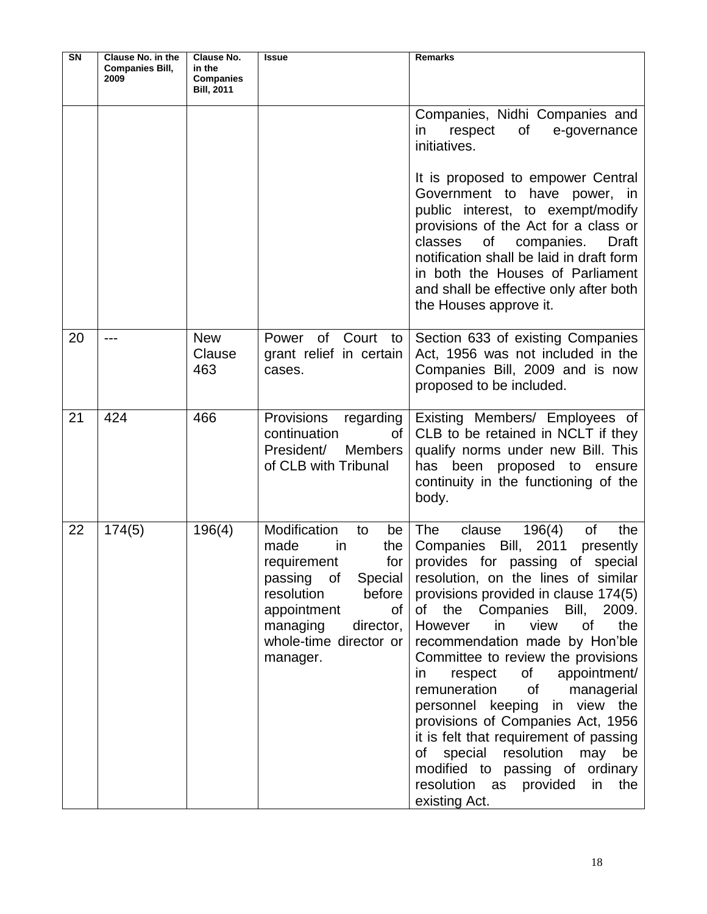| SN | Clause No. in the Companies Bill, 2009 | Clause No. in the Companies Bill, 2011 | Issue | Remarks |
|---|---|---|---|---|
| | | | | Companies, Nidhi Companies and in respect of e-governance initiatives.<br><br>It is proposed to empower Central Government to have power, in public interest, to exempt/modify provisions of the Act for a class or classes of companies. Draft notification shall be laid in draft form in both the Houses of Parliament and shall be effective only after both the Houses approve it. |
| 20 | --- | New Clause 463 | Power of Court to grant relief in certain cases. | Section 633 of existing Companies Act, 1956 was not included in the Companies Bill, 2009 and is now proposed to be included. |
| 21 | 424 | 466 | Provisions regarding continuation of President/ Members of CLB with Tribunal | Existing Members/ Employees of CLB to be retained in NCLT if they qualify norms under new Bill. This has been proposed to ensure continuity in the functioning of the body. |
| 22 | 174(5) | 196(4) | Modification to be made in the requirement for passing of Special resolution before appointment of managing director, whole-time director or manager. | The clause 196(4) of the Companies Bill, 2011 presently provides for passing of special resolution, on the lines of similar provisions provided in clause 174(5) of the Companies Bill, 2009. However in view of the recommendation made by Hon'ble Committee to review the provisions in respect of appointment/ remuneration of managerial personnel keeping in view the provisions of Companies Act, 1956 it is felt that requirement of passing of special resolution may be modified to passing of ordinary resolution as provided in the existing Act. |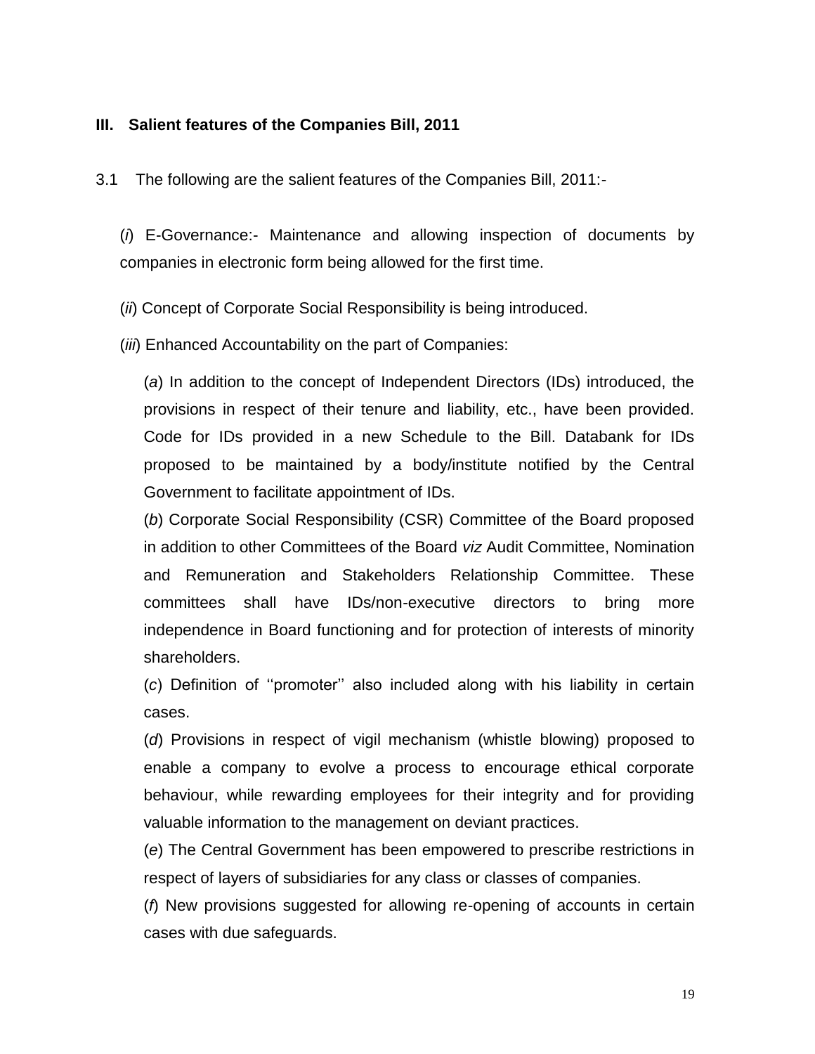## III. Salient features of the Companies Bill, 2011

3.1 The following are the salient features of the Companies Bill, 2011:-

(*i*) E-Governance:- Maintenance and allowing inspection of documents by companies in electronic form being allowed for the first time.

(*ii*) Concept of Corporate Social Responsibility is being introduced.

(*iii*) Enhanced Accountability on the part of Companies:

(*a*) In addition to the concept of Independent Directors (IDs) introduced, the provisions in respect of their tenure and liability, etc., have been provided. Code for IDs provided in a new Schedule to the Bill. Databank for IDs proposed to be maintained by a body/institute notified by the Central Government to facilitate appointment of IDs.

(*b*) Corporate Social Responsibility (CSR) Committee of the Board proposed in addition to other Committees of the Board *viz* Audit Committee, Nomination and Remuneration and Stakeholders Relationship Committee. These committees shall have IDs/non-executive directors to bring more independence in Board functioning and for protection of interests of minority shareholders.

(*c*) Definition of ''promoter'' also included along with his liability in certain cases.

(*d*) Provisions in respect of vigil mechanism (whistle blowing) proposed to enable a company to evolve a process to encourage ethical corporate behaviour, while rewarding employees for their integrity and for providing valuable information to the management on deviant practices.

(*e*) The Central Government has been empowered to prescribe restrictions in respect of layers of subsidiaries for any class or classes of companies.

(*f*) New provisions suggested for allowing re-opening of accounts in certain cases with due safeguards.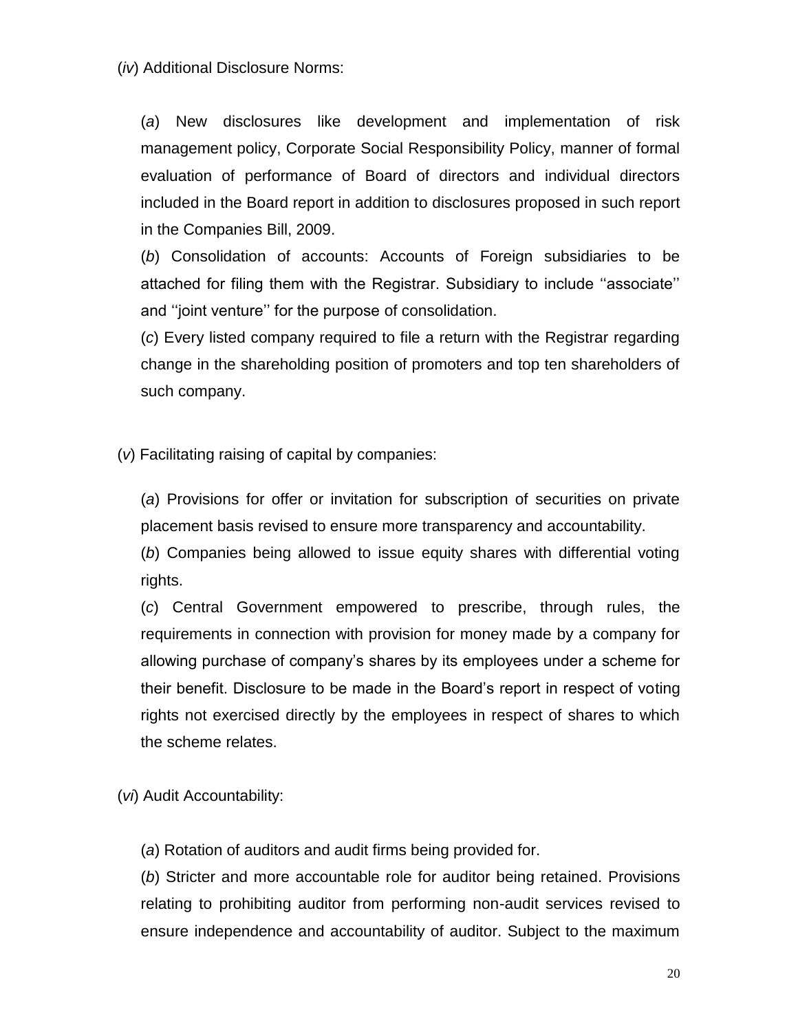(*iv*) Additional Disclosure Norms:

(*a*) New disclosures like development and implementation of risk management policy, Corporate Social Responsibility Policy, manner of formal evaluation of performance of Board of directors and individual directors included in the Board report in addition to disclosures proposed in such report in the Companies Bill, 2009.

(*b*) Consolidation of accounts: Accounts of Foreign subsidiaries to be attached for filing them with the Registrar. Subsidiary to include ''associate'' and ''joint venture'' for the purpose of consolidation.

(*c*) Every listed company required to file a return with the Registrar regarding change in the shareholding position of promoters and top ten shareholders of such company.

(*v*) Facilitating raising of capital by companies:

(*a*) Provisions for offer or invitation for subscription of securities on private placement basis revised to ensure more transparency and accountability.

(*b*) Companies being allowed to issue equity shares with differential voting rights.

(*c*) Central Government empowered to prescribe, through rules, the requirements in connection with provision for money made by a company for allowing purchase of company's shares by its employees under a scheme for their benefit. Disclosure to be made in the Board's report in respect of voting rights not exercised directly by the employees in respect of shares to which the scheme relates.

(*vi*) Audit Accountability:

(*a*) Rotation of auditors and audit firms being provided for.

(*b*) Stricter and more accountable role for auditor being retained. Provisions relating to prohibiting auditor from performing non-audit services revised to ensure independence and accountability of auditor. Subject to the maximum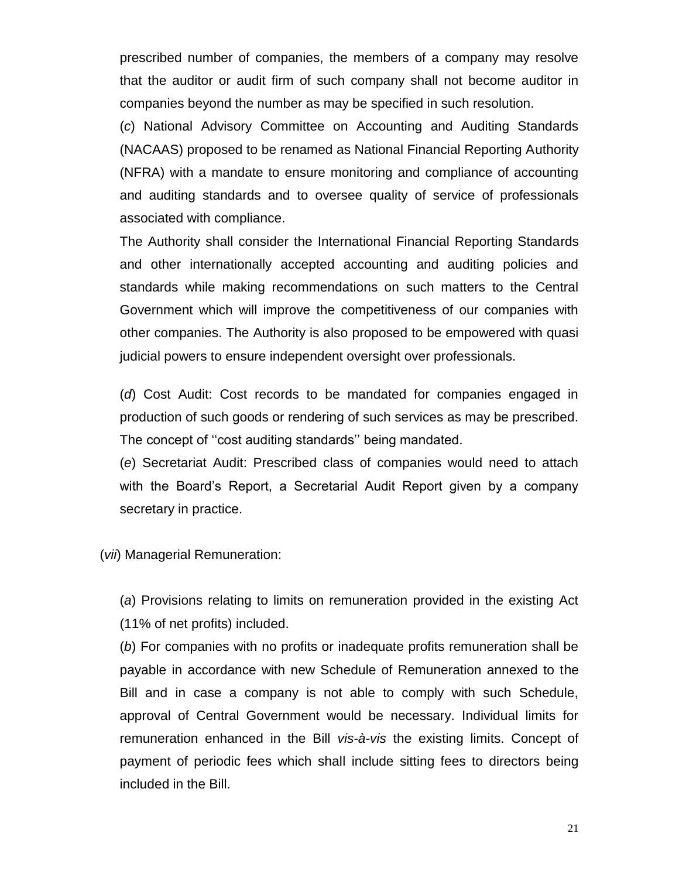prescribed number of companies, the members of a company may resolve that the auditor or audit firm of such company shall not become auditor in companies beyond the number as may be specified in such resolution.

(*c*) National Advisory Committee on Accounting and Auditing Standards (NACAAS) proposed to be renamed as National Financial Reporting Authority (NFRA) with a mandate to ensure monitoring and compliance of accounting and auditing standards and to oversee quality of service of professionals associated with compliance.

The Authority shall consider the International Financial Reporting Standards and other internationally accepted accounting and auditing policies and standards while making recommendations on such matters to the Central Government which will improve the competitiveness of our companies with other companies. The Authority is also proposed to be empowered with quasi judicial powers to ensure independent oversight over professionals.

(*d*) Cost Audit: Cost records to be mandated for companies engaged in production of such goods or rendering of such services as may be prescribed. The concept of ''cost auditing standards'' being mandated.

(*e*) Secretariat Audit: Prescribed class of companies would need to attach with the Board's Report, a Secretarial Audit Report given by a company secretary in practice.

(*vii*) Managerial Remuneration:

(*a*) Provisions relating to limits on remuneration provided in the existing Act (11% of net profits) included.

(*b*) For companies with no profits or inadequate profits remuneration shall be payable in accordance with new Schedule of Remuneration annexed to the Bill and in case a company is not able to comply with such Schedule, approval of Central Government would be necessary. Individual limits for remuneration enhanced in the Bill *vis-à-vis* the existing limits. Concept of payment of periodic fees which shall include sitting fees to directors being included in the Bill.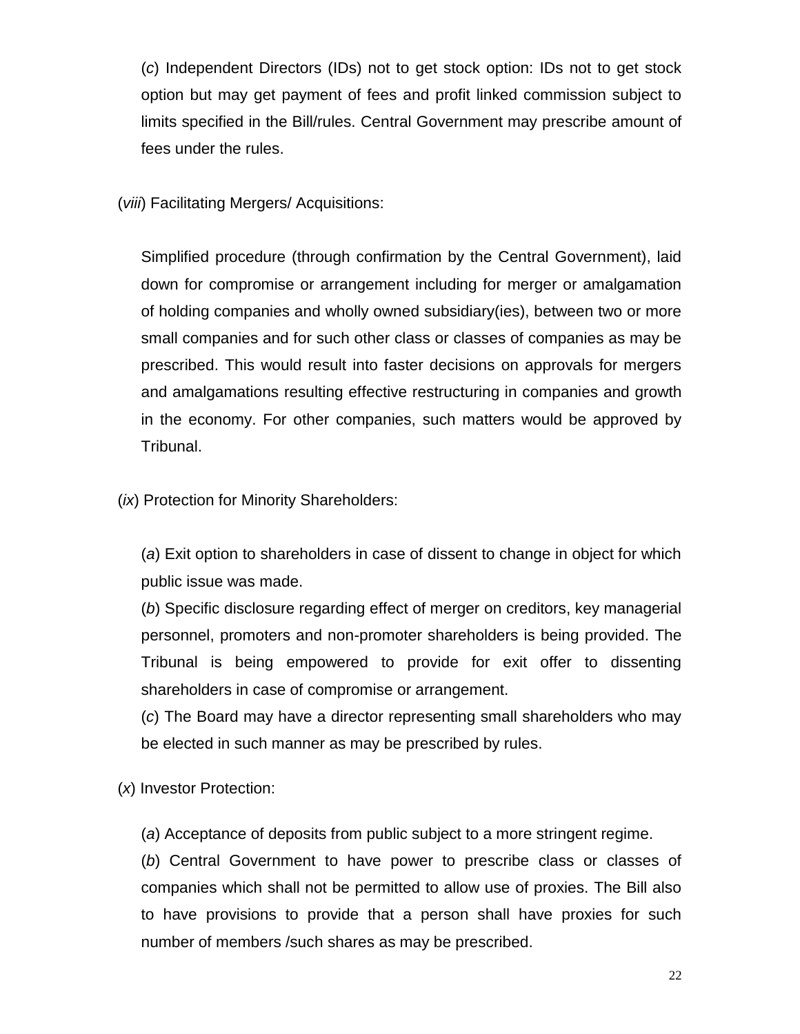(*c*) Independent Directors (IDs) not to get stock option: IDs not to get stock option but may get payment of fees and profit linked commission subject to limits specified in the Bill/rules. Central Government may prescribe amount of fees under the rules.

(*viii*) Facilitating Mergers/ Acquisitions:

Simplified procedure (through confirmation by the Central Government), laid down for compromise or arrangement including for merger or amalgamation of holding companies and wholly owned subsidiary(ies), between two or more small companies and for such other class or classes of companies as may be prescribed. This would result into faster decisions on approvals for mergers and amalgamations resulting effective restructuring in companies and growth in the economy. For other companies, such matters would be approved by Tribunal.

(*ix*) Protection for Minority Shareholders:

(*a*) Exit option to shareholders in case of dissent to change in object for which public issue was made.

(*b*) Specific disclosure regarding effect of merger on creditors, key managerial personnel, promoters and non-promoter shareholders is being provided. The Tribunal is being empowered to provide for exit offer to dissenting shareholders in case of compromise or arrangement.

(*c*) The Board may have a director representing small shareholders who may be elected in such manner as may be prescribed by rules.

(*x*) Investor Protection:

(*a*) Acceptance of deposits from public subject to a more stringent regime.

(*b*) Central Government to have power to prescribe class or classes of companies which shall not be permitted to allow use of proxies. The Bill also to have provisions to provide that a person shall have proxies for such number of members /such shares as may be prescribed.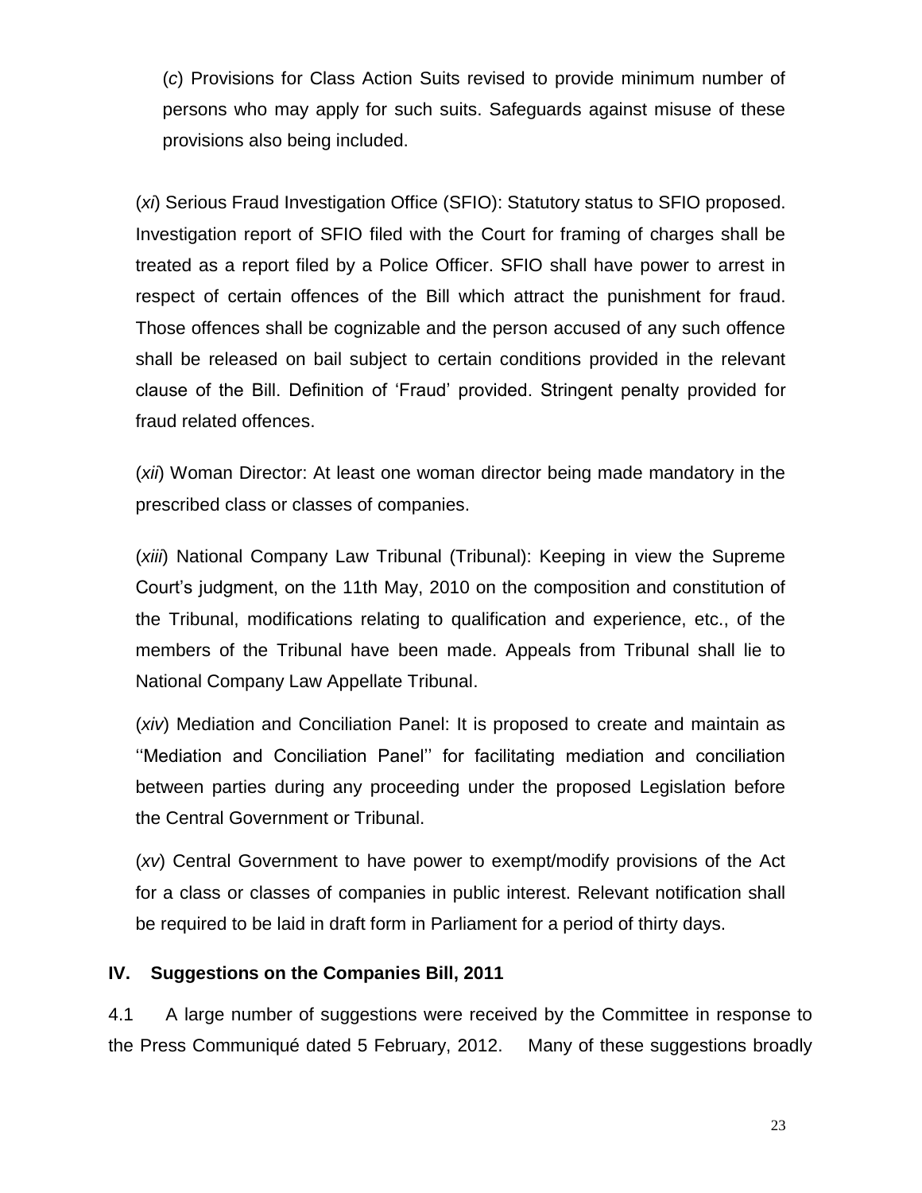(*c*) Provisions for Class Action Suits revised to provide minimum number of persons who may apply for such suits. Safeguards against misuse of these provisions also being included.

(*xi*) Serious Fraud Investigation Office (SFIO): Statutory status to SFIO proposed. Investigation report of SFIO filed with the Court for framing of charges shall be treated as a report filed by a Police Officer. SFIO shall have power to arrest in respect of certain offences of the Bill which attract the punishment for fraud. Those offences shall be cognizable and the person accused of any such offence shall be released on bail subject to certain conditions provided in the relevant clause of the Bill. Definition of 'Fraud' provided. Stringent penalty provided for fraud related offences.

(*xii*) Woman Director: At least one woman director being made mandatory in the prescribed class or classes of companies.

(*xiii*) National Company Law Tribunal (Tribunal): Keeping in view the Supreme Court's judgment, on the 11th May, 2010 on the composition and constitution of the Tribunal, modifications relating to qualification and experience, etc., of the members of the Tribunal have been made. Appeals from Tribunal shall lie to National Company Law Appellate Tribunal.

(*xiv*) Mediation and Conciliation Panel: It is proposed to create and maintain as ''Mediation and Conciliation Panel'' for facilitating mediation and conciliation between parties during any proceeding under the proposed Legislation before the Central Government or Tribunal.

(*xv*) Central Government to have power to exempt/modify provisions of the Act for a class or classes of companies in public interest. Relevant notification shall be required to be laid in draft form in Parliament for a period of thirty days.

## IV. Suggestions on the Companies Bill, 2011

4.1 A large number of suggestions were received by the Committee in response to the Press Communiqué dated 5 February, 2012. Many of these suggestions broadly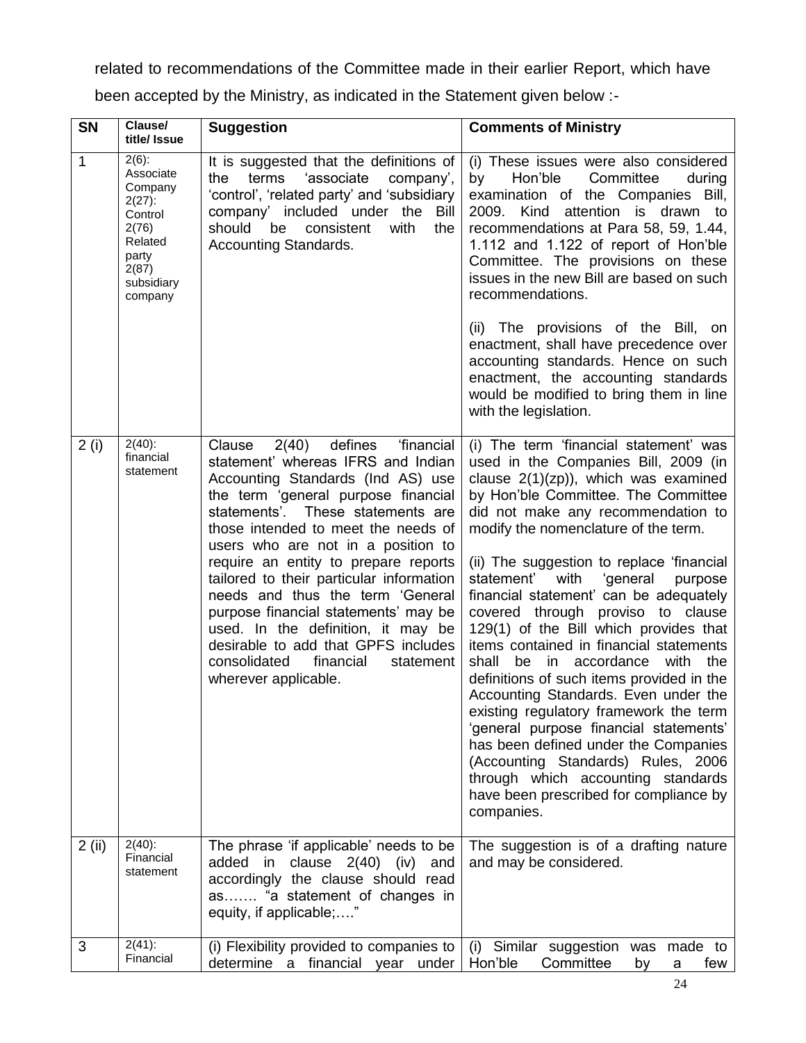related to recommendations of the Committee made in their earlier Report, which have been accepted by the Ministry, as indicated in the Statement given below :-

| SN | Clause/ title/ Issue | Suggestion | Comments of Ministry |
|---|---|---|---|
| 1 | 2(6): Associate Company 2(27): Control 2(76) Related party 2(87) subsidiary company | It is suggested that the definitions of the terms 'associate company', 'control', 'related party' and 'subsidiary company' included under the Bill should be consistent with the Accounting Standards. | (i) These issues were also considered by Hon'ble Committee during examination of the Companies Bill, 2009. Kind attention is drawn to recommendations at Para 58, 59, 1.44, 1.112 and 1.122 of report of Hon'ble Committee. The provisions on these issues in the new Bill are based on such recommendations.<br><br>(ii) The provisions of the Bill, on enactment, shall have precedence over accounting standards. Hence on such enactment, the accounting standards would be modified to bring them in line with the legislation. |
| 2 (i) | 2(40): financial statement | Clause 2(40) defines 'financial statement' whereas IFRS and Indian Accounting Standards (Ind AS) use the term 'general purpose financial statements'. These statements are those intended to meet the needs of users who are not in a position to require an entity to prepare reports tailored to their particular information needs and thus the term 'General purpose financial statements' may be used. In the definition, it may be desirable to add that GPFS includes consolidated financial statement wherever applicable. | (i) The term 'financial statement' was used in the Companies Bill, 2009 (in clause 2(1)(zp)), which was examined by Hon'ble Committee. The Committee did not make any recommendation to modify the nomenclature of the term.<br><br>(ii) The suggestion to replace 'financial statement' with 'general purpose financial statement' can be adequately covered through proviso to clause 129(1) of the Bill which provides that items contained in financial statements shall be in accordance with the definitions of such items provided in the Accounting Standards. Even under the existing regulatory framework the term 'general purpose financial statements' has been defined under the Companies (Accounting Standards) Rules, 2006 through which accounting standards have been prescribed for compliance by companies. |
| 2 (ii) | 2(40): Financial statement | The phrase 'if applicable' needs to be added in clause 2(40) (iv) and accordingly the clause should read as……. "a statement of changes in equity, if applicable;…." | The suggestion is of a drafting nature and may be considered. |
| 3 | 2(41): Financial | (i) Flexibility provided to companies to determine a financial year under | (i) Similar suggestion was made to Hon'ble Committee by a few |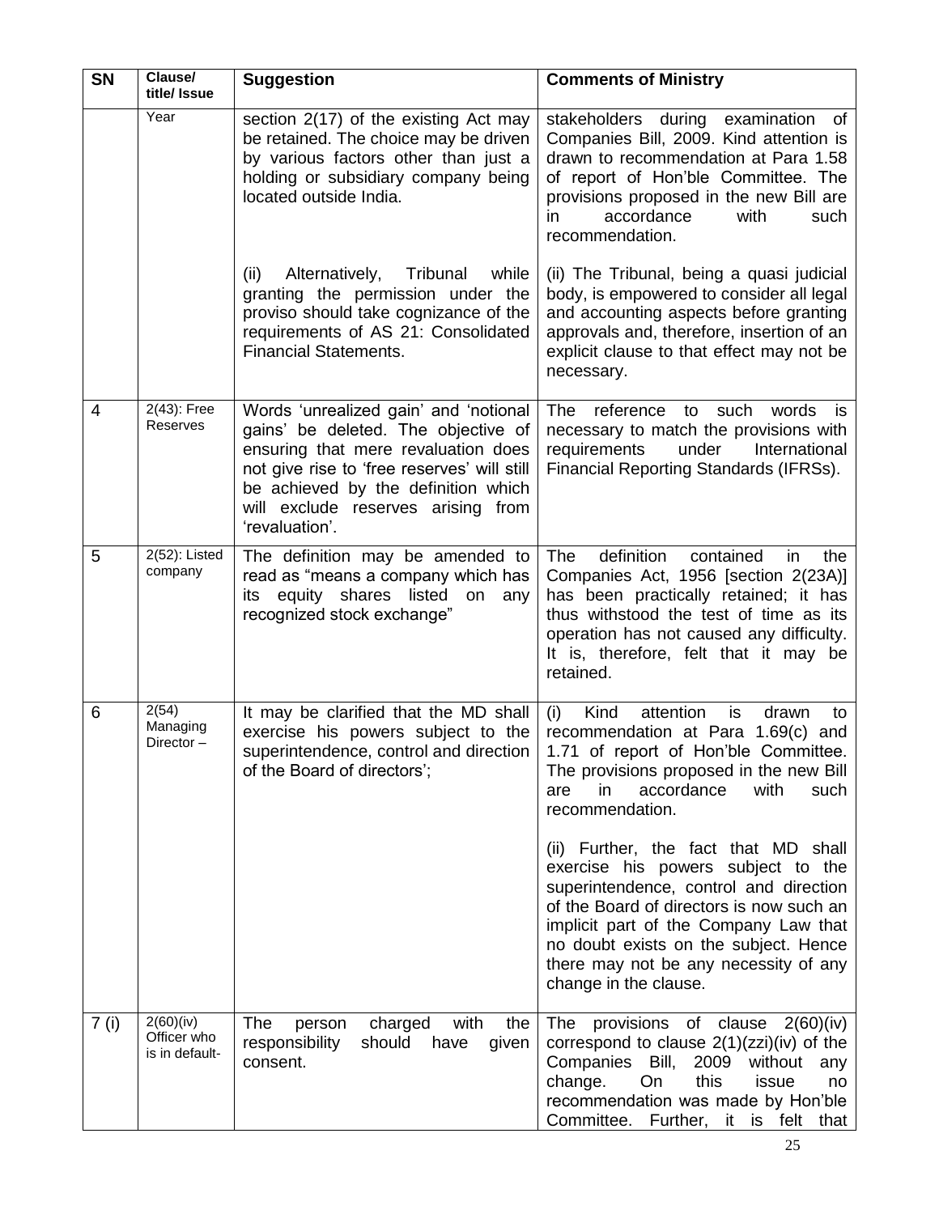| SN | Clause/ title/ Issue | Suggestion | Comments of Ministry |
|---|---|---|---|
| | Year | section 2(17) of the existing Act may be retained. The choice may be driven by various factors other than just a holding or subsidiary company being located outside India.<br><br>(ii) Alternatively, Tribunal while granting the permission under the proviso should take cognizance of the requirements of AS 21: Consolidated Financial Statements. | stakeholders during examination of Companies Bill, 2009. Kind attention is drawn to recommendation at Para 1.58 of report of Hon'ble Committee. The provisions proposed in the new Bill are in accordance with such recommendation.<br><br>(ii) The Tribunal, being a quasi judicial body, is empowered to consider all legal and accounting aspects before granting approvals and, therefore, insertion of an explicit clause to that effect may not be necessary. |
| 4 | 2(43): Free Reserves | Words 'unrealized gain' and 'notional gains' be deleted. The objective of ensuring that mere revaluation does not give rise to 'free reserves' will still be achieved by the definition which will exclude reserves arising from 'revaluation'. | The reference to such words is necessary to match the provisions with requirements under International Financial Reporting Standards (IFRSs). |
| 5 | 2(52): Listed company | The definition may be amended to read as "means a company which has its equity shares listed on any recognized stock exchange" | The definition contained in the Companies Act, 1956 [section 2(23A)] has been practically retained; it has thus withstood the test of time as its operation has not caused any difficulty. It is, therefore, felt that it may be retained. |
| 6 | 2(54) Managing Director – | It may be clarified that the MD shall exercise his powers subject to the superintendence, control and direction of the Board of directors'; | (i) Kind attention is drawn to recommendation at Para 1.69(c) and 1.71 of report of Hon'ble Committee. The provisions proposed in the new Bill are in accordance with such recommendation.<br><br>(ii) Further, the fact that MD shall exercise his powers subject to the superintendence, control and direction of the Board of directors is now such an implicit part of the Company Law that no doubt exists on the subject. Hence there may not be any necessity of any change in the clause. |
| 7 (i) | 2(60)(iv) Officer who is in default- | The person charged with the responsibility should have given consent. | The provisions of clause 2(60)(iv) correspond to clause 2(1)(zzi)(iv) of the Companies Bill, 2009 without any change. On this issue no recommendation was made by Hon'ble Committee. Further, it is felt that |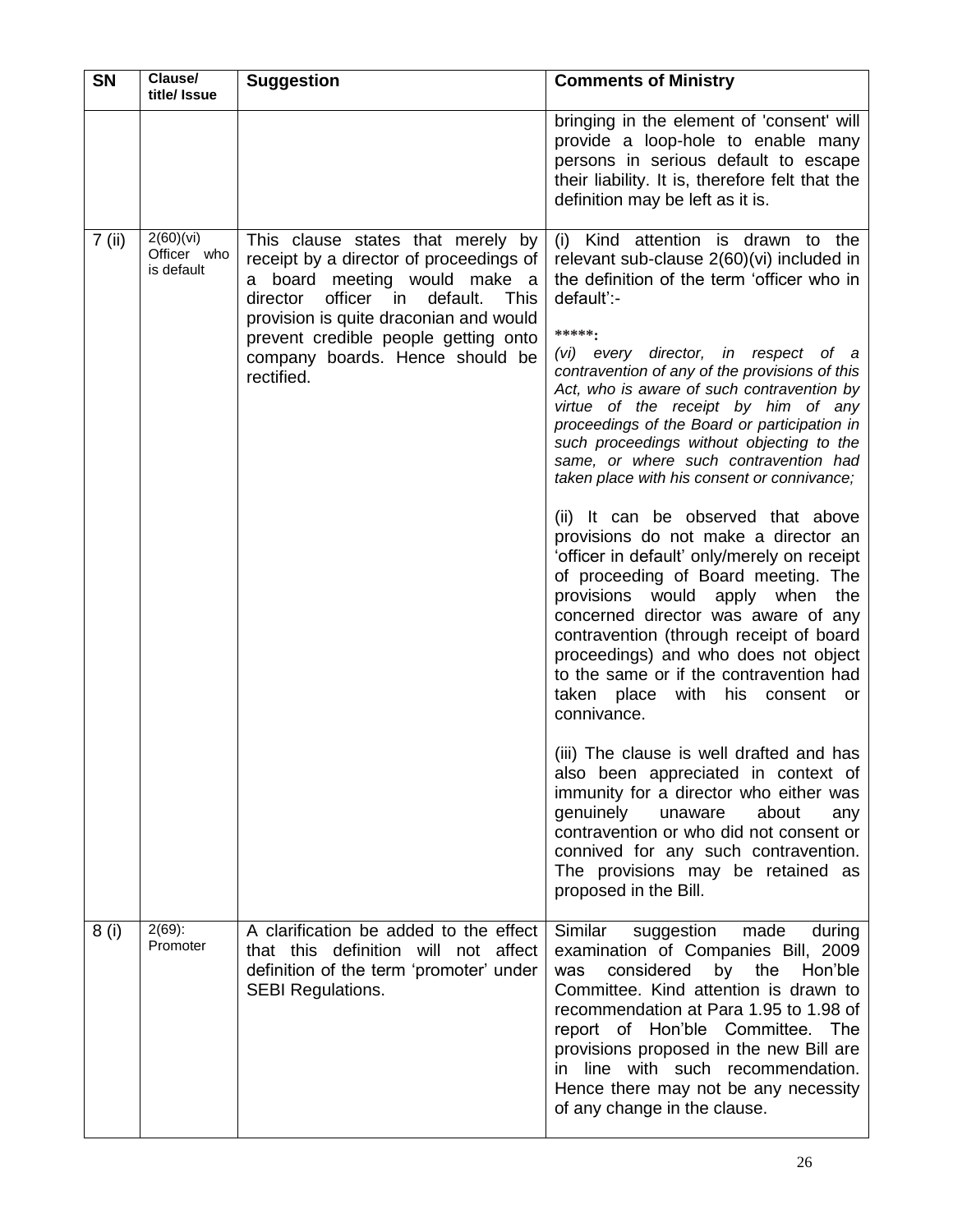| SN | Clause/ title/ Issue | Suggestion | Comments of Ministry |
|---|---|---|---|
| | | | bringing in the element of 'consent' will provide a loop-hole to enable many persons in serious default to escape their liability. It is, therefore felt that the definition may be left as it is. |
| 7 (ii) | 2(60)(vi) Officer who is default | This clause states that merely by receipt by a director of proceedings of a board meeting would make a director officer in default. This provision is quite draconian and would prevent credible people getting onto company boards. Hence should be rectified. | (i) Kind attention is drawn to the relevant sub-clause 2(60)(vi) included in the definition of the term 'officer who in default':-<br><br>*****:<br>*(vi) every director, in respect of a contravention of any of the provisions of this Act, who is aware of such contravention by virtue of the receipt by him of any proceedings of the Board or participation in such proceedings without objecting to the same, or where such contravention had taken place with his consent or connivance;*<br><br>(ii) It can be observed that above provisions do not make a director an 'officer in default' only/merely on receipt of proceeding of Board meeting. The provisions would apply when the concerned director was aware of any contravention (through receipt of board proceedings) and who does not object to the same or if the contravention had taken place with his consent or connivance.<br><br>(iii) The clause is well drafted and has also been appreciated in context of immunity for a director who either was genuinely unaware about any contravention or who did not consent or connived for any such contravention. The provisions may be retained as proposed in the Bill. |
| 8 (i) | 2(69): Promoter | A clarification be added to the effect that this definition will not affect definition of the term 'promoter' under SEBI Regulations. | Similar suggestion made during examination of Companies Bill, 2009 was considered by the Hon'ble Committee. Kind attention is drawn to recommendation at Para 1.95 to 1.98 of report of Hon'ble Committee. The provisions proposed in the new Bill are in line with such recommendation. Hence there may not be any necessity of any change in the clause. |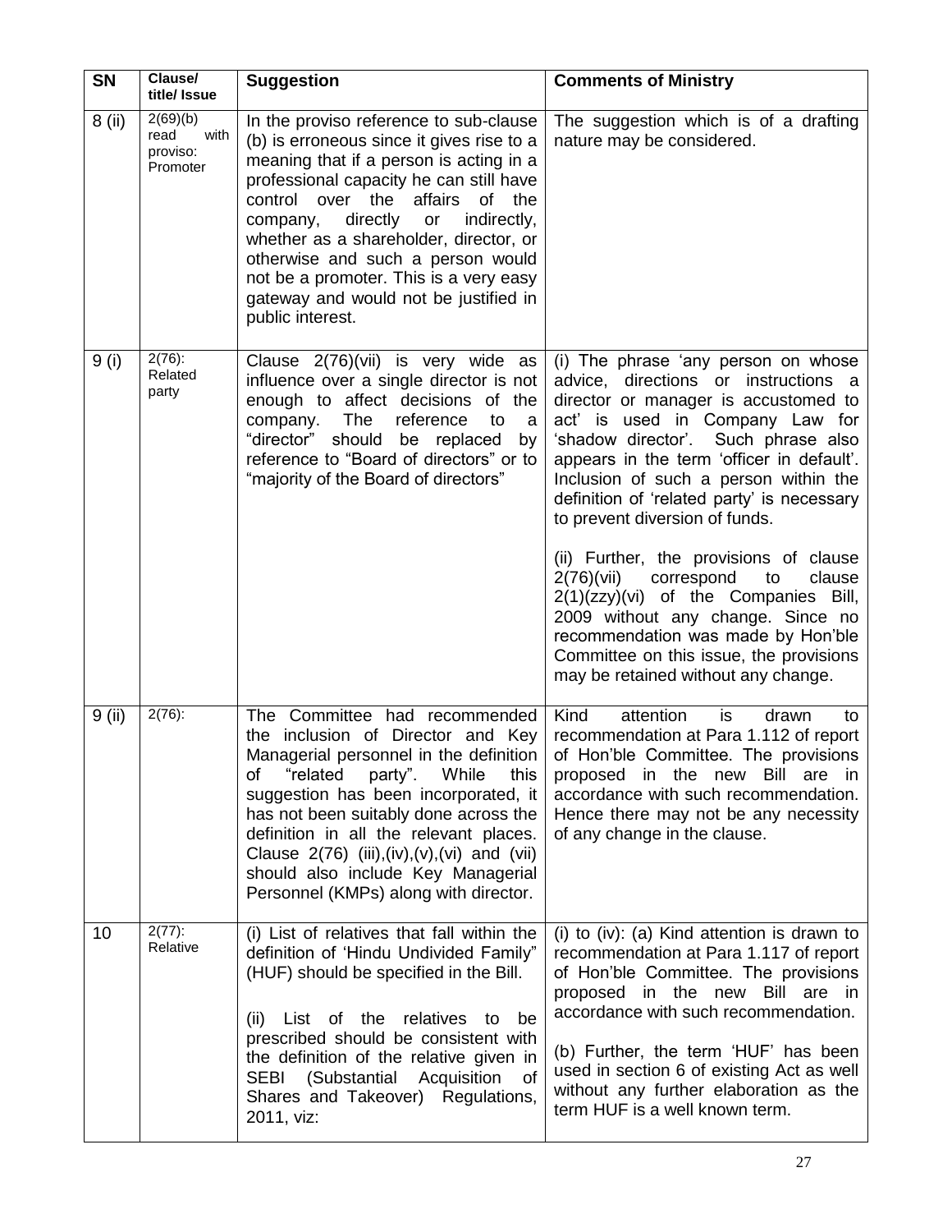| SN | Clause/ title/ Issue | Suggestion | Comments of Ministry |
|---|---|---|---|
| 8 (ii) | 2(69)(b) read with proviso: Promoter | In the proviso reference to sub-clause (b) is erroneous since it gives rise to a meaning that if a person is acting in a professional capacity he can still have control over the affairs of the company, directly or indirectly, whether as a shareholder, director, or otherwise and such a person would not be a promoter. This is a very easy gateway and would not be justified in public interest. | The suggestion which is of a drafting nature may be considered. |
| 9 (i) | 2(76): Related party | Clause 2(76)(vii) is very wide as influence over a single director is not enough to affect decisions of the company. The reference to a "director" should be replaced by reference to "Board of directors" or to "majority of the Board of directors" | (i) The phrase 'any person on whose advice, directions or instructions a director or manager is accustomed to act' is used in Company Law for 'shadow director'. Such phrase also appears in the term 'officer in default'. Inclusion of such a person within the definition of 'related party' is necessary to prevent diversion of funds.<br><br>(ii) Further, the provisions of clause 2(76)(vii) correspond to clause 2(1)(zzy)(vi) of the Companies Bill, 2009 without any change. Since no recommendation was made by Hon'ble Committee on this issue, the provisions may be retained without any change. |
| 9 (ii) | 2(76): | The Committee had recommended the inclusion of Director and Key Managerial personnel in the definition of "related party". While this suggestion has been incorporated, it has not been suitably done across the definition in all the relevant places. Clause 2(76) (iii),(iv),(v),(vi) and (vii) should also include Key Managerial Personnel (KMPs) along with director. | Kind attention is drawn to recommendation at Para 1.112 of report of Hon'ble Committee. The provisions proposed in the new Bill are in accordance with such recommendation. Hence there may not be any necessity of any change in the clause. |
| 10 | 2(77): Relative | (i) List of relatives that fall within the definition of 'Hindu Undivided Family" (HUF) should be specified in the Bill.<br><br>(ii) List of the relatives to be prescribed should be consistent with the definition of the relative given in SEBI (Substantial Acquisition of Shares and Takeover) Regulations, 2011, viz: | (i) to (iv): (a) Kind attention is drawn to recommendation at Para 1.117 of report of Hon'ble Committee. The provisions proposed in the new Bill are in accordance with such recommendation.<br><br>(b) Further, the term 'HUF' has been used in section 6 of existing Act as well without any further elaboration as the term HUF is a well known term. |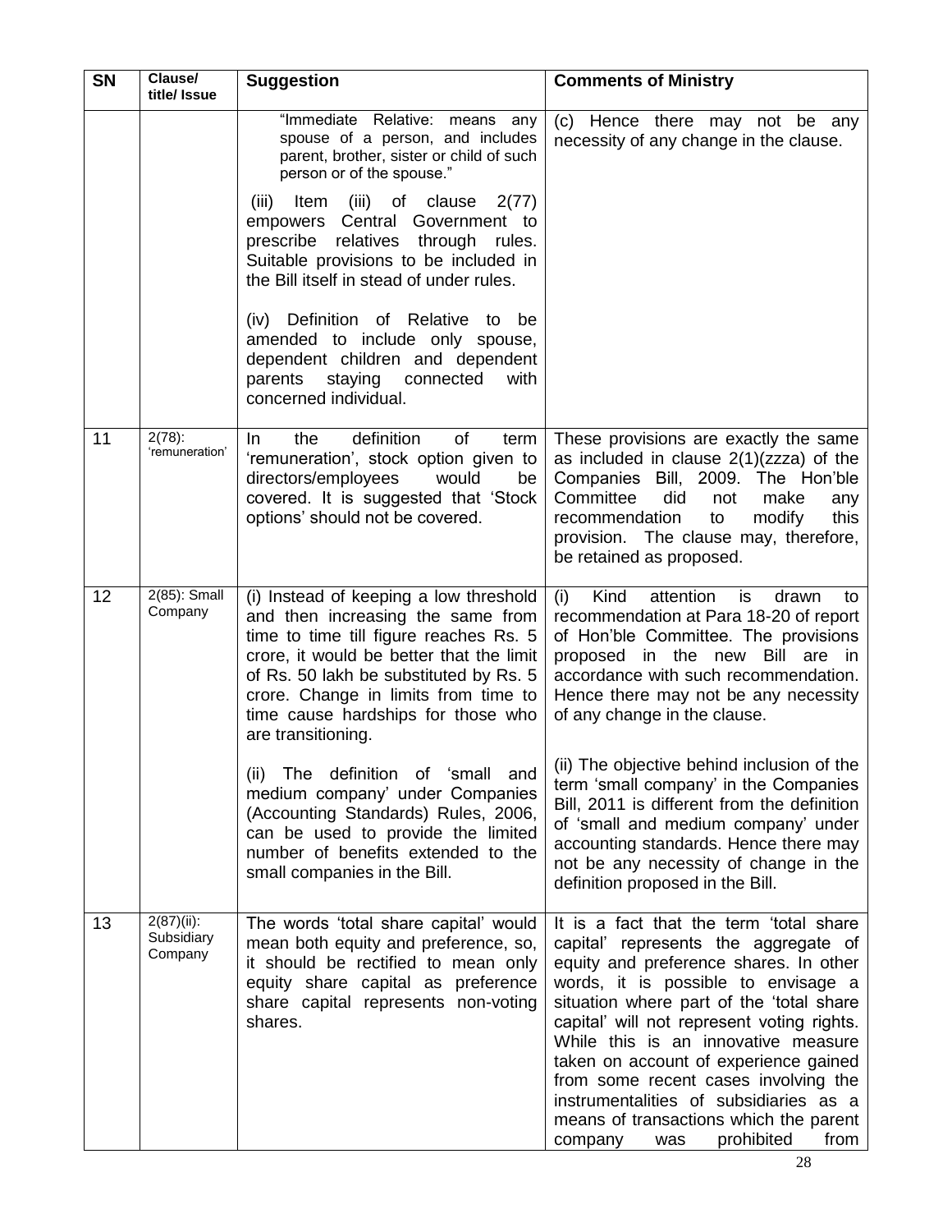| SN | Clause/ title/ Issue | Suggestion | Comments of Ministry |
|---|---|---|---|
| | | "Immediate Relative: means any spouse of a person, and includes parent, brother, sister or child of such person or of the spouse."<br><br>(iii) Item (iii) of clause 2(77) empowers Central Government to prescribe relatives through rules. Suitable provisions to be included in the Bill itself in stead of under rules.<br><br>(iv) Definition of Relative to be amended to include only spouse, dependent children and dependent parents staying connected with concerned individual. | (c) Hence there may not be any necessity of any change in the clause. |
| 11 | 2(78): 'remuneration' | In the definition of term 'remuneration', stock option given to directors/employees would be covered. It is suggested that 'Stock options' should not be covered. | These provisions are exactly the same as included in clause 2(1)(zzza) of the Companies Bill, 2009. The Hon'ble Committee did not make any recommendation to modify this provision. The clause may, therefore, be retained as proposed. |
| 12 | 2(85): Small Company | (i) Instead of keeping a low threshold and then increasing the same from time to time till figure reaches Rs. 5 crore, it would be better that the limit of Rs. 50 lakh be substituted by Rs. 5 crore. Change in limits from time to time cause hardships for those who are transitioning.<br><br>(ii) The definition of 'small and medium company' under Companies (Accounting Standards) Rules, 2006, can be used to provide the limited number of benefits extended to the small companies in the Bill. | (i) Kind attention is drawn to recommendation at Para 18-20 of report of Hon'ble Committee. The provisions proposed in the new Bill are in accordance with such recommendation. Hence there may not be any necessity of any change in the clause.<br><br>(ii) The objective behind inclusion of the term 'small company' in the Companies Bill, 2011 is different from the definition of 'small and medium company' under accounting standards. Hence there may not be any necessity of change in the definition proposed in the Bill. |
| 13 | 2(87)(ii): Subsidiary Company | The words 'total share capital' would mean both equity and preference, so, it should be rectified to mean only equity share capital as preference share capital represents non-voting shares. | It is a fact that the term 'total share capital' represents the aggregate of equity and preference shares. In other words, it is possible to envisage a situation where part of the 'total share capital' will not represent voting rights. While this is an innovative measure taken on account of experience gained from some recent cases involving the instrumentalities of subsidiaries as a means of transactions which the parent company was prohibited from |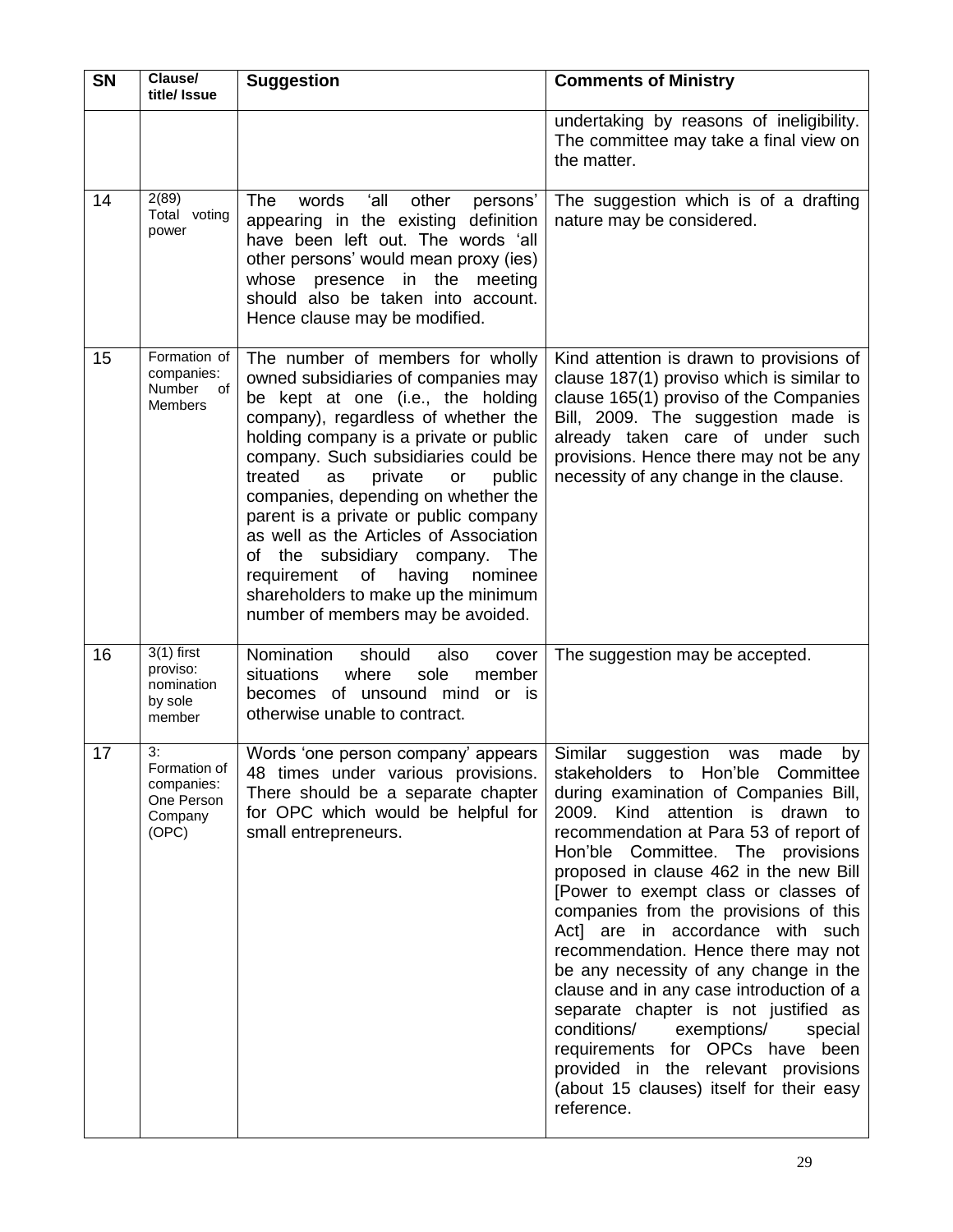| SN | Clause/ title/ Issue | Suggestion | Comments of Ministry |
|---|---|---|---|
| | | | undertaking by reasons of ineligibility. The committee may take a final view on the matter. |
| 14 | 2(89) Total voting power | The words 'all other persons' appearing in the existing definition have been left out. The words 'all other persons' would mean proxy (ies) whose presence in the meeting should also be taken into account. Hence clause may be modified. | The suggestion which is of a drafting nature may be considered. |
| 15 | Formation of companies: Number of Members | The number of members for wholly owned subsidiaries of companies may be kept at one (i.e., the holding company), regardless of whether the holding company is a private or public company. Such subsidiaries could be treated as private or public companies, depending on whether the parent is a private or public company as well as the Articles of Association of the subsidiary company. The requirement of having nominee shareholders to make up the minimum number of members may be avoided. | Kind attention is drawn to provisions of clause 187(1) proviso which is similar to clause 165(1) proviso of the Companies Bill, 2009. The suggestion made is already taken care of under such provisions. Hence there may not be any necessity of any change in the clause. |
| 16 | 3(1) first proviso: nomination by sole member | Nomination should also cover situations where sole member becomes of unsound mind or is otherwise unable to contract. | The suggestion may be accepted. |
| 17 | 3: Formation of companies: One Person Company (OPC) | Words 'one person company' appears 48 times under various provisions. There should be a separate chapter for OPC which would be helpful for small entrepreneurs. | Similar suggestion was made by stakeholders to Hon'ble Committee during examination of Companies Bill, 2009. Kind attention is drawn to recommendation at Para 53 of report of Hon'ble Committee. The provisions proposed in clause 462 in the new Bill [Power to exempt class or classes of companies from the provisions of this Act] are in accordance with such recommendation. Hence there may not be any necessity of any change in the clause and in any case introduction of a separate chapter is not justified as conditions/ exemptions/ special requirements for OPCs have been provided in the relevant provisions (about 15 clauses) itself for their easy reference. |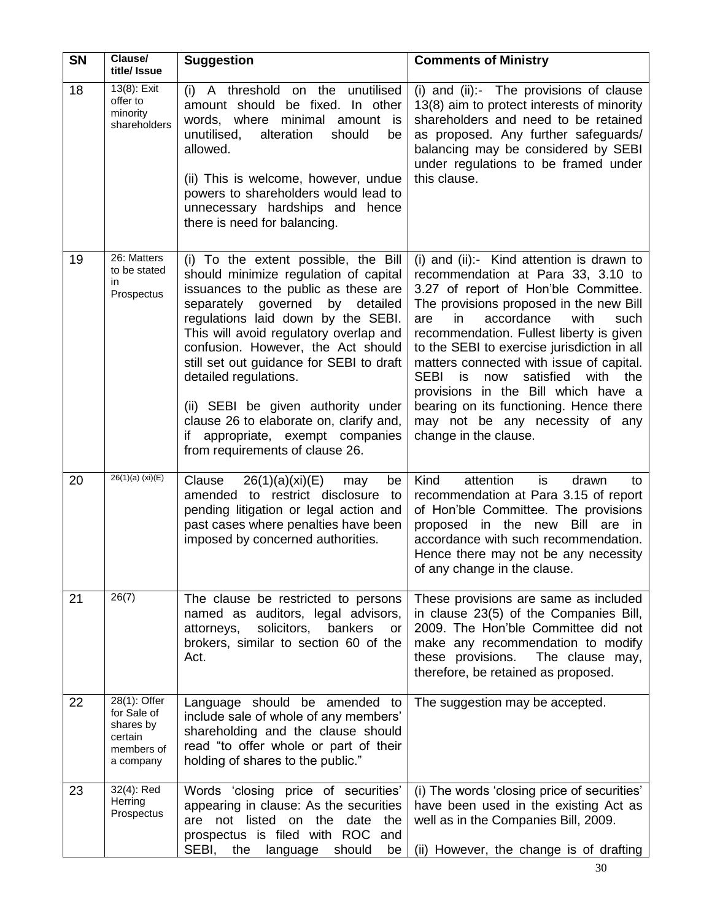| SN | Clause/ title/ Issue | Suggestion | Comments of Ministry |
|---|---|---|---|
| 18 | 13(8): Exit offer to minority shareholders | (i) A threshold on the unutilised amount should be fixed. In other words, where minimal amount is unutilised, alteration should be allowed.<br><br>(ii) This is welcome, however, undue powers to shareholders would lead to unnecessary hardships and hence there is need for balancing. | (i) and (ii):- The provisions of clause 13(8) aim to protect interests of minority shareholders and need to be retained as proposed. Any further safeguards/ balancing may be considered by SEBI under regulations to be framed under this clause. |
| 19 | 26: Matters to be stated in Prospectus | (i) To the extent possible, the Bill should minimize regulation of capital issuances to the public as these are separately governed by detailed regulations laid down by the SEBI. This will avoid regulatory overlap and confusion. However, the Act should still set out guidance for SEBI to draft detailed regulations.<br><br>(ii) SEBI be given authority under clause 26 to elaborate on, clarify and, if appropriate, exempt companies from requirements of clause 26. | (i) and (ii):- Kind attention is drawn to recommendation at Para 33, 3.10 to 3.27 of report of Hon'ble Committee. The provisions proposed in the new Bill are in accordance with such recommendation. Fullest liberty is given to the SEBI to exercise jurisdiction in all matters connected with issue of capital. SEBI is now satisfied with the provisions in the Bill which have a bearing on its functioning. Hence there may not be any necessity of any change in the clause. |
| 20 | 26(1)(a) (xi)(E) | Clause 26(1)(a)(xi)(E) may be amended to restrict disclosure to pending litigation or legal action and past cases where penalties have been imposed by concerned authorities. | Kind attention is drawn to recommendation at Para 3.15 of report of Hon'ble Committee. The provisions proposed in the new Bill are in accordance with such recommendation. Hence there may not be any necessity of any change in the clause. |
| 21 | 26(7) | The clause be restricted to persons named as auditors, legal advisors, attorneys, solicitors, bankers or brokers, similar to section 60 of the Act. | These provisions are same as included in clause 23(5) of the Companies Bill, 2009. The Hon'ble Committee did not make any recommendation to modify these provisions. The clause may, therefore, be retained as proposed. |
| 22 | 28(1): Offer for Sale of shares by certain members of a company | Language should be amended to include sale of whole of any members' shareholding and the clause should read "to offer whole or part of their holding of shares to the public." | The suggestion may be accepted. |
| 23 | 32(4): Red Herring Prospectus | Words 'closing price of securities' appearing in clause: As the securities are not listed on the date the prospectus is filed with ROC and SEBI, the language should be | (i) The words 'closing price of securities' have been used in the existing Act as well as in the Companies Bill, 2009.<br><br>(ii) However, the change is of drafting |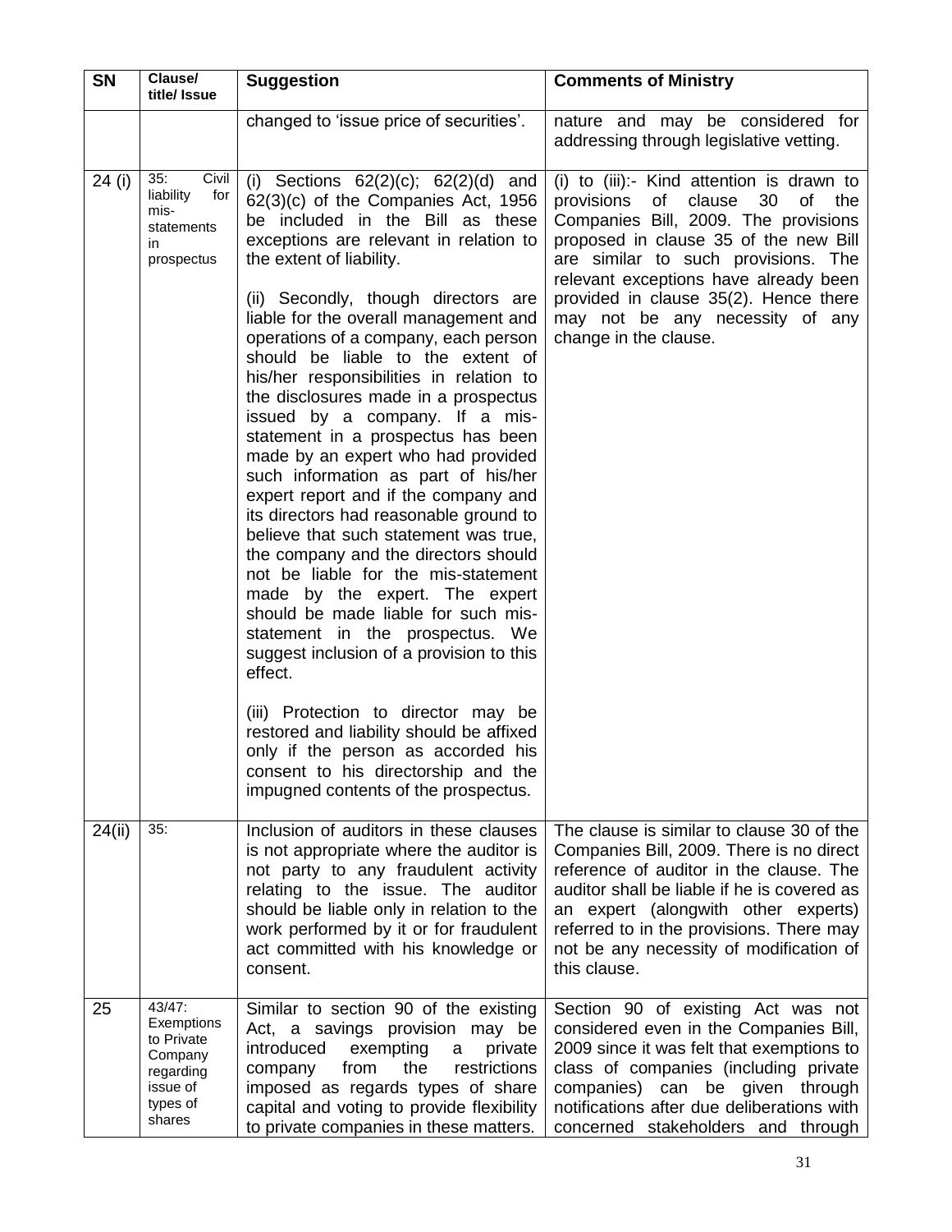| SN | Clause/ title/ Issue | Suggestion | Comments of Ministry |
|---|---|---|---|
| | | changed to 'issue price of securities'. | nature and may be considered for addressing through legislative vetting. |
| 24 (i) | 35: Civil liability for mis-statements in prospectus | (i) Sections 62(2)(c); 62(2)(d) and 62(3)(c) of the Companies Act, 1956 be included in the Bill as these exceptions are relevant in relation to the extent of liability.<br><br>(ii) Secondly, though directors are liable for the overall management and operations of a company, each person should be liable to the extent of his/her responsibilities in relation to the disclosures made in a prospectus issued by a company. If a mis-statement in a prospectus has been made by an expert who had provided such information as part of his/her expert report and if the company and its directors had reasonable ground to believe that such statement was true, the company and the directors should not be liable for the mis-statement made by the expert. The expert should be made liable for such mis-statement in the prospectus. We suggest inclusion of a provision to this effect.<br><br>(iii) Protection to director may be restored and liability should be affixed only if the person as accorded his consent to his directorship and the impugned contents of the prospectus. | (i) to (iii):- Kind attention is drawn to provisions of clause 30 of the Companies Bill, 2009. The provisions proposed in clause 35 of the new Bill are similar to such provisions. The relevant exceptions have already been provided in clause 35(2). Hence there may not be any necessity of any change in the clause. |
| 24(ii) | 35: | Inclusion of auditors in these clauses is not appropriate where the auditor is not party to any fraudulent activity relating to the issue. The auditor should be liable only in relation to the work performed by it or for fraudulent act committed with his knowledge or consent. | The clause is similar to clause 30 of the Companies Bill, 2009. There is no direct reference of auditor in the clause. The auditor shall be liable if he is covered as an expert (alongwith other experts) referred to in the provisions. There may not be any necessity of modification of this clause. |
| 25 | 43/47: Exemptions to Private Company regarding issue of types of shares | Similar to section 90 of the existing Act, a savings provision may be introduced exempting a private company from the restrictions imposed as regards types of share capital and voting to provide flexibility to private companies in these matters. | Section 90 of existing Act was not considered even in the Companies Bill, 2009 since it was felt that exemptions to class of companies (including private companies) can be given through notifications after due deliberations with concerned stakeholders and through |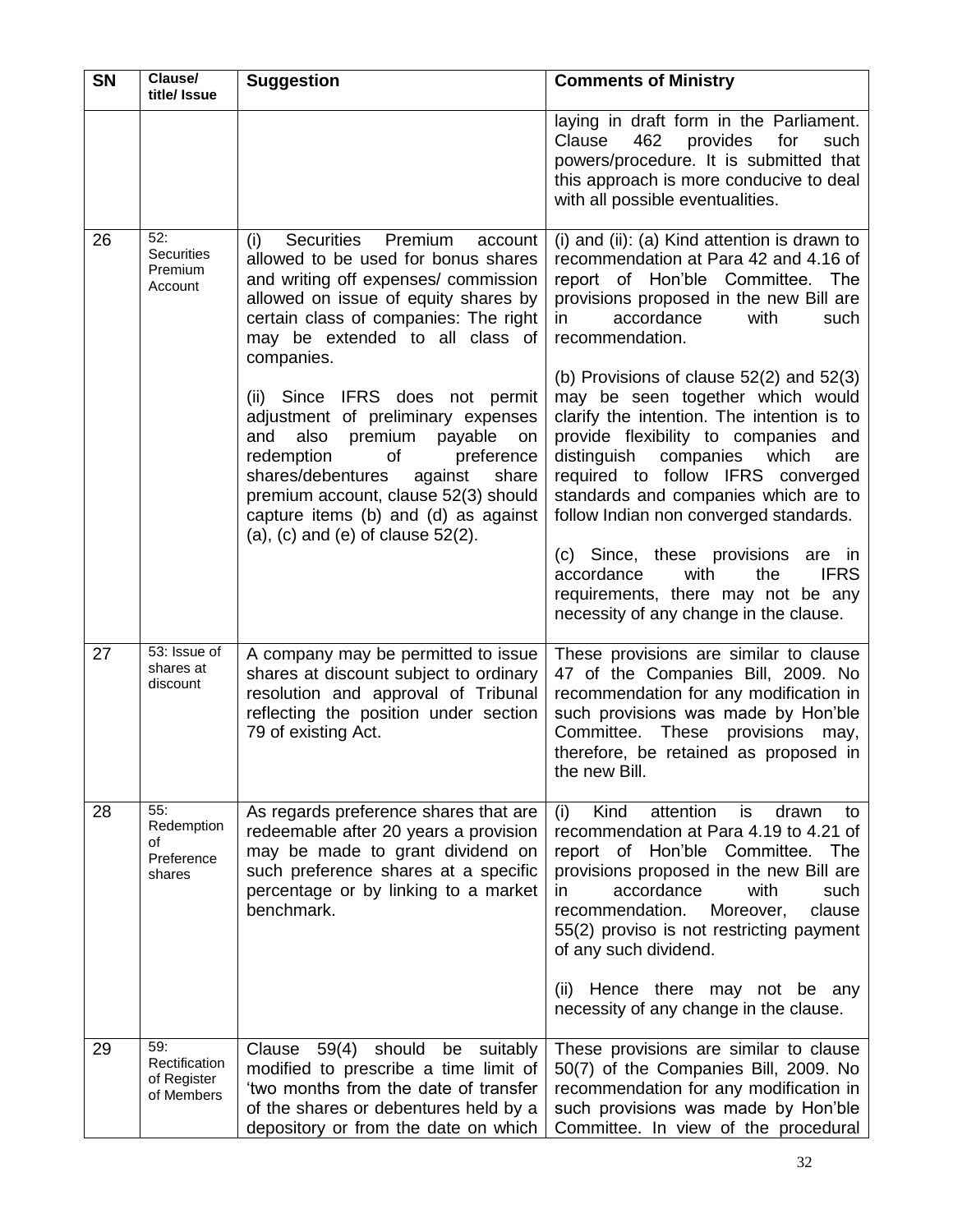| SN | Clause/ title/ Issue | Suggestion | Comments of Ministry |
|---|---|---|---|
| | | | laying in draft form in the Parliament. Clause 462 provides for such powers/procedure. It is submitted that this approach is more conducive to deal with all possible eventualities. |
| 26 | 52: Securities Premium Account | (i) Securities Premium account allowed to be used for bonus shares and writing off expenses/ commission allowed on issue of equity shares by certain class of companies: The right may be extended to all class of companies.<br><br>(ii) Since IFRS does not permit adjustment of preliminary expenses and also premium payable on redemption of preference shares/debentures against share premium account, clause 52(3) should capture items (b) and (d) as against (a), (c) and (e) of clause 52(2). | (i) and (ii): (a) Kind attention is drawn to recommendation at Para 42 and 4.16 of report of Hon'ble Committee. The provisions proposed in the new Bill are in accordance with such recommendation.<br><br>(b) Provisions of clause 52(2) and 52(3) may be seen together which would clarify the intention. The intention is to provide flexibility to companies and distinguish companies which are required to follow IFRS converged standards and companies which are to follow Indian non converged standards.<br><br>(c) Since, these provisions are in accordance with the IFRS requirements, there may not be any necessity of any change in the clause. |
| 27 | 53: Issue of shares at discount | A company may be permitted to issue shares at discount subject to ordinary resolution and approval of Tribunal reflecting the position under section 79 of existing Act. | These provisions are similar to clause 47 of the Companies Bill, 2009. No recommendation for any modification in such provisions was made by Hon'ble Committee. These provisions may, therefore, be retained as proposed in the new Bill. |
| 28 | 55: Redemption of Preference shares | As regards preference shares that are redeemable after 20 years a provision may be made to grant dividend on such preference shares at a specific percentage or by linking to a market benchmark. | (i) Kind attention is drawn to recommendation at Para 4.19 to 4.21 of report of Hon'ble Committee. The provisions proposed in the new Bill are in accordance with such recommendation. Moreover, clause 55(2) proviso is not restricting payment of any such dividend.<br><br>(ii) Hence there may not be any necessity of any change in the clause. |
| 29 | 59: Rectification of Register of Members | Clause 59(4) should be suitably modified to prescribe a time limit of 'two months from the date of transfer of the shares or debentures held by a depository or from the date on which | These provisions are similar to clause 50(7) of the Companies Bill, 2009. No recommendation for any modification in such provisions was made by Hon'ble Committee. In view of the procedural |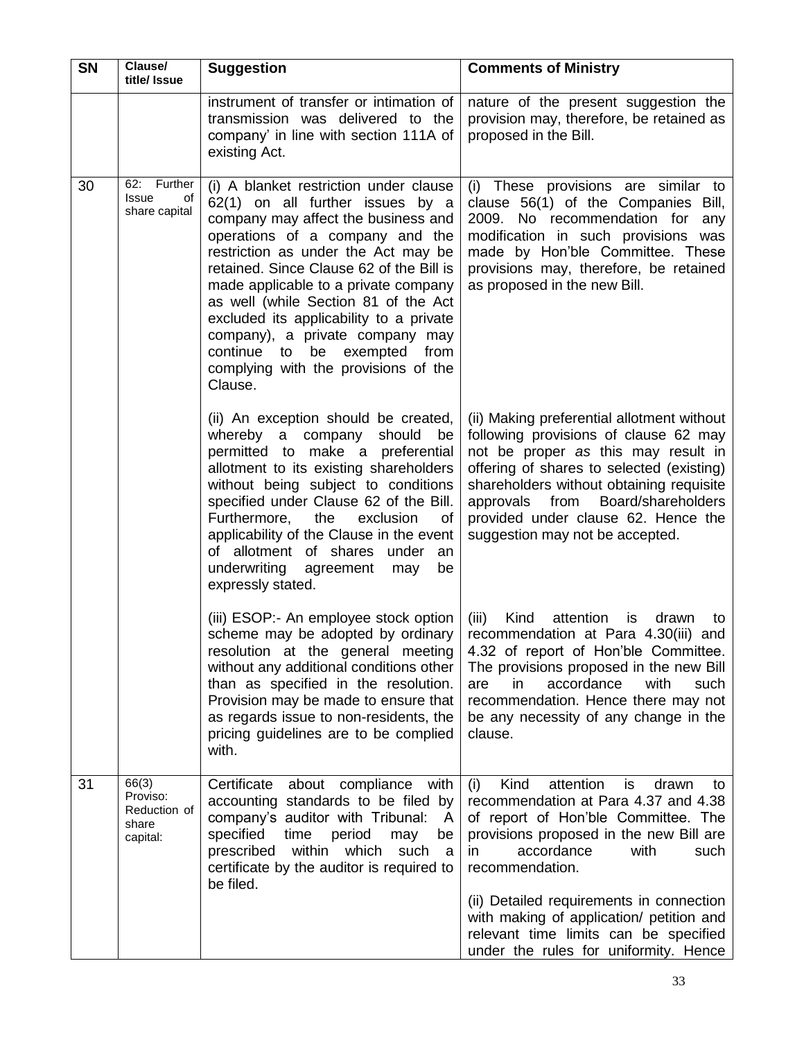| SN | Clause/ title/ Issue | Suggestion | Comments of Ministry |
|---|---|---|---|
| | | instrument of transfer or intimation of transmission was delivered to the company' in line with section 111A of existing Act. | nature of the present suggestion the provision may, therefore, be retained as proposed in the Bill. |
| 30 | 62: Further Issue of share capital | (i) A blanket restriction under clause 62(1) on all further issues by a company may affect the business and operations of a company and the restriction as under the Act may be retained. Since Clause 62 of the Bill is made applicable to a private company as well (while Section 81 of the Act excluded its applicability to a private company), a private company may continue to be exempted from complying with the provisions of the Clause. | (i) These provisions are similar to clause 56(1) of the Companies Bill, 2009. No recommendation for any modification in such provisions was made by Hon'ble Committee. These provisions may, therefore, be retained as proposed in the new Bill. |
| | | (ii) An exception should be created, whereby a company should be permitted to make a preferential allotment to its existing shareholders without being subject to conditions specified under Clause 62 of the Bill. Furthermore, the exclusion of applicability of the Clause in the event of allotment of shares under an underwriting agreement may be expressly stated. | (ii) Making preferential allotment without following provisions of clause 62 may not be proper *as* this may result in offering of shares to selected (existing) shareholders without obtaining requisite approvals from Board/shareholders provided under clause 62. Hence the suggestion may not be accepted. |
| | | (iii) ESOP:- An employee stock option scheme may be adopted by ordinary resolution at the general meeting without any additional conditions other than as specified in the resolution. Provision may be made to ensure that as regards issue to non-residents, the pricing guidelines are to be complied with. | (iii) Kind attention is drawn to recommendation at Para 4.30(iii) and 4.32 of report of Hon'ble Committee. The provisions proposed in the new Bill are in accordance with such recommendation. Hence there may not be any necessity of any change in the clause. |
| 31 | 66(3) Proviso: Reduction of share capital: | Certificate about compliance with accounting standards to be filed by company's auditor with Tribunal: A specified time period may be prescribed within which such a certificate by the auditor is required to be filed. | (i) Kind attention is drawn to recommendation at Para 4.37 and 4.38 of report of Hon'ble Committee. The provisions proposed in the new Bill are in accordance with such recommendation.<br><br>(ii) Detailed requirements in connection with making of application/ petition and relevant time limits can be specified under the rules for uniformity. Hence |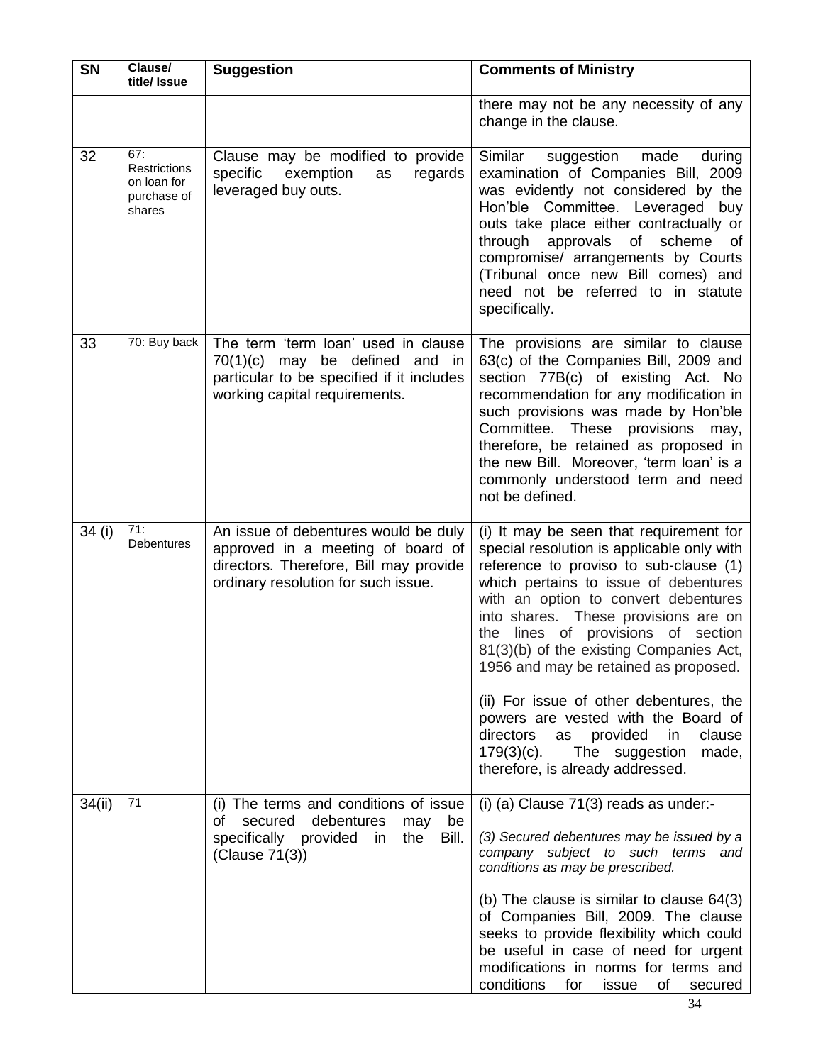| SN | Clause/ title/ Issue | Suggestion | Comments of Ministry |
|---|---|---|---|
| | | | there may not be any necessity of any change in the clause. |
| 32 | 67: Restrictions on loan for purchase of shares | Clause may be modified to provide specific exemption as regards leveraged buy outs. | Similar suggestion made during examination of Companies Bill, 2009 was evidently not considered by the Hon'ble Committee. Leveraged buy outs take place either contractually or through approvals of scheme of compromise/ arrangements by Courts (Tribunal once new Bill comes) and need not be referred to in statute specifically. |
| 33 | 70: Buy back | The term 'term loan' used in clause 70(1)(c) may be defined and in particular to be specified if it includes working capital requirements. | The provisions are similar to clause 63(c) of the Companies Bill, 2009 and section 77B(c) of existing Act. No recommendation for any modification in such provisions was made by Hon'ble Committee. These provisions may, therefore, be retained as proposed in the new Bill. Moreover, 'term loan' is a commonly understood term and need not be defined. |
| 34 (i) | 71: Debentures | An issue of debentures would be duly approved in a meeting of board of directors. Therefore, Bill may provide ordinary resolution for such issue. | (i) It may be seen that requirement for special resolution is applicable only with reference to proviso to sub-clause (1) which pertains to issue of debentures with an option to convert debentures into shares. These provisions are on the lines of provisions of section 81(3)(b) of the existing Companies Act, 1956 and may be retained as proposed.<br><br>(ii) For issue of other debentures, the powers are vested with the Board of directors as provided in clause 179(3)(c). The suggestion made, therefore, is already addressed. |
| 34(ii) | 71 | (i) The terms and conditions of issue of secured debentures may be specifically provided in the Bill. (Clause 71(3)) | (i) (a) Clause 71(3) reads as under:-<br><br>*(3) Secured debentures may be issued by a company subject to such terms and conditions as may be prescribed.*<br><br>(b) The clause is similar to clause 64(3) of Companies Bill, 2009. The clause seeks to provide flexibility which could be useful in case of need for urgent modifications in norms for terms and conditions for issue of secured |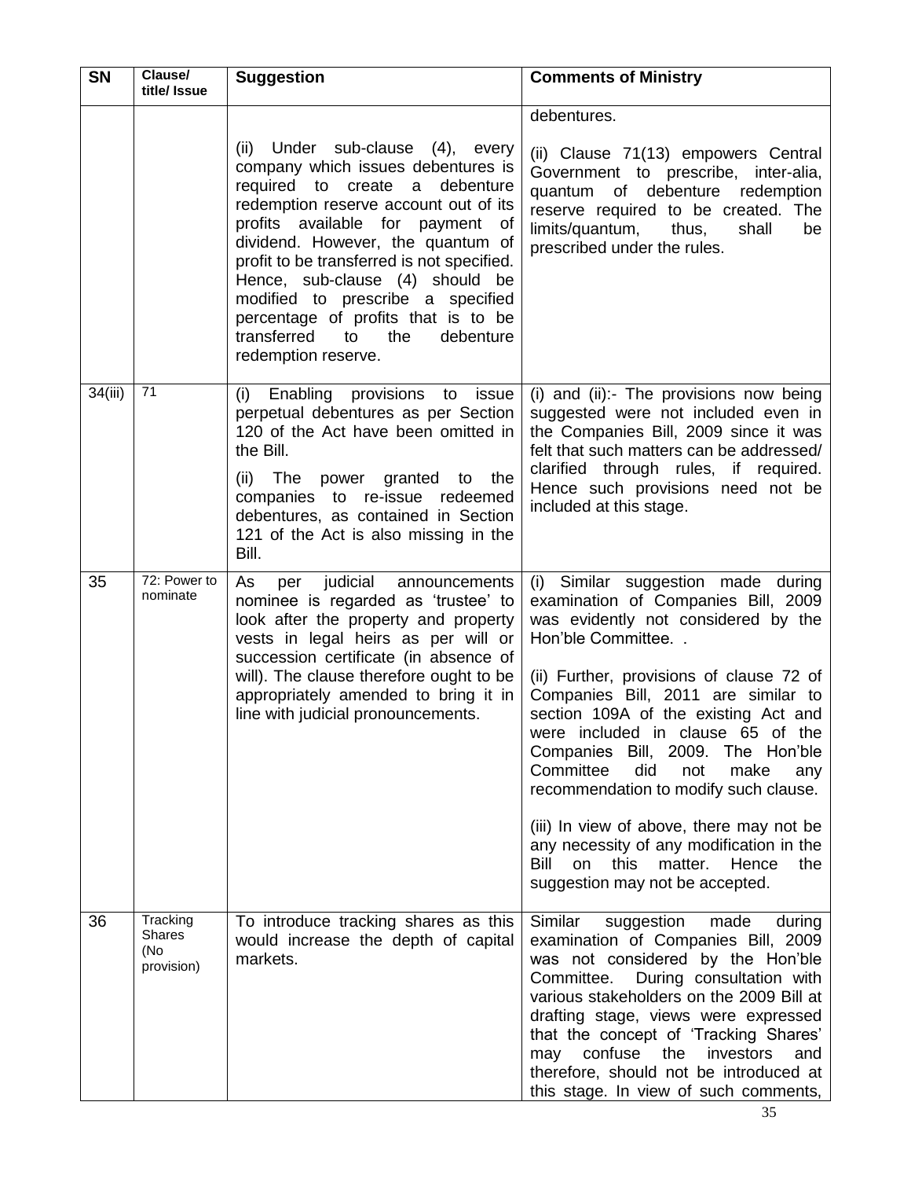| SN | Clause/ title/ Issue | Suggestion | Comments of Ministry |
|---|---|---|---|
| | | (ii) Under sub-clause (4), every company which issues debentures is required to create a debenture redemption reserve account out of its profits available for payment of dividend. However, the quantum of profit to be transferred is not specified. Hence, sub-clause (4) should be modified to prescribe a specified percentage of profits that is to be transferred to the debenture redemption reserve. | debentures.<br><br>(ii) Clause 71(13) empowers Central Government to prescribe, inter-alia, quantum of debenture redemption reserve required to be created. The limits/quantum, thus, shall be prescribed under the rules. |
| 34(iii) | 71 | (i) Enabling provisions to issue perpetual debentures as per Section 120 of the Act have been omitted in the Bill.<br><br>(ii) The power granted to the companies to re-issue redeemed debentures, as contained in Section 121 of the Act is also missing in the Bill. | (i) and (ii):- The provisions now being suggested were not included even in the Companies Bill, 2009 since it was felt that such matters can be addressed/ clarified through rules, if required. Hence such provisions need not be included at this stage. |
| 35 | 72: Power to nominate | As per judicial announcements nominee is regarded as 'trustee' to look after the property and property vests in legal heirs as per will or succession certificate (in absence of will). The clause therefore ought to be appropriately amended to bring it in line with judicial pronouncements. | (i) Similar suggestion made during examination of Companies Bill, 2009 was evidently not considered by the Hon'ble Committee. .<br><br>(ii) Further, provisions of clause 72 of Companies Bill, 2011 are similar to section 109A of the existing Act and were included in clause 65 of the Companies Bill, 2009. The Hon'ble Committee did not make any recommendation to modify such clause.<br><br>(iii) In view of above, there may not be any necessity of any modification in the Bill on this matter. Hence the suggestion may not be accepted. |
| 36 | Tracking Shares (No provision) | To introduce tracking shares as this would increase the depth of capital markets. | Similar suggestion made during examination of Companies Bill, 2009 was not considered by the Hon'ble Committee. During consultation with various stakeholders on the 2009 Bill at drafting stage, views were expressed that the concept of 'Tracking Shares' may confuse the investors and therefore, should not be introduced at this stage. In view of such comments, |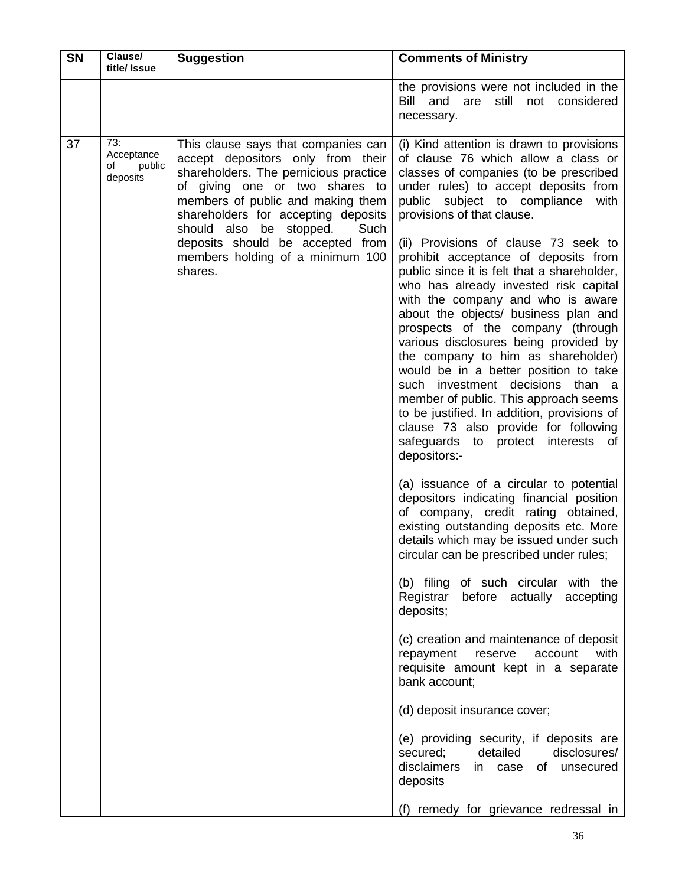| SN | Clause/ title/ Issue | Suggestion | Comments of Ministry |
|---|---|---|---|
| | | | the provisions were not included in the Bill and are still not considered necessary. |
| 37 | 73: Acceptance of public deposits | This clause says that companies can accept depositors only from their shareholders. The pernicious practice of giving one or two shares to members of public and making them shareholders for accepting deposits should also be stopped. Such deposits should be accepted from members holding of a minimum 100 shares. | (i) Kind attention is drawn to provisions of clause 76 which allow a class or classes of companies (to be prescribed under rules) to accept deposits from public subject to compliance with provisions of that clause.<br><br>(ii) Provisions of clause 73 seek to prohibit acceptance of deposits from public since it is felt that a shareholder, who has already invested risk capital with the company and who is aware about the objects/ business plan and prospects of the company (through various disclosures being provided by the company to him as shareholder) would be in a better position to take such investment decisions than a member of public. This approach seems to be justified. In addition, provisions of clause 73 also provide for following safeguards to protect interests of depositors:-<br><br>(a) issuance of a circular to potential depositors indicating financial position of company, credit rating obtained, existing outstanding deposits etc. More details which may be issued under such circular can be prescribed under rules;<br><br>(b) filing of such circular with the Registrar before actually accepting deposits;<br><br>(c) creation and maintenance of deposit repayment reserve account with requisite amount kept in a separate bank account;<br><br>(d) deposit insurance cover;<br><br>(e) providing security, if deposits are secured; detailed disclosures/ disclaimers in case of unsecured deposits<br><br>(f) remedy for grievance redressal in |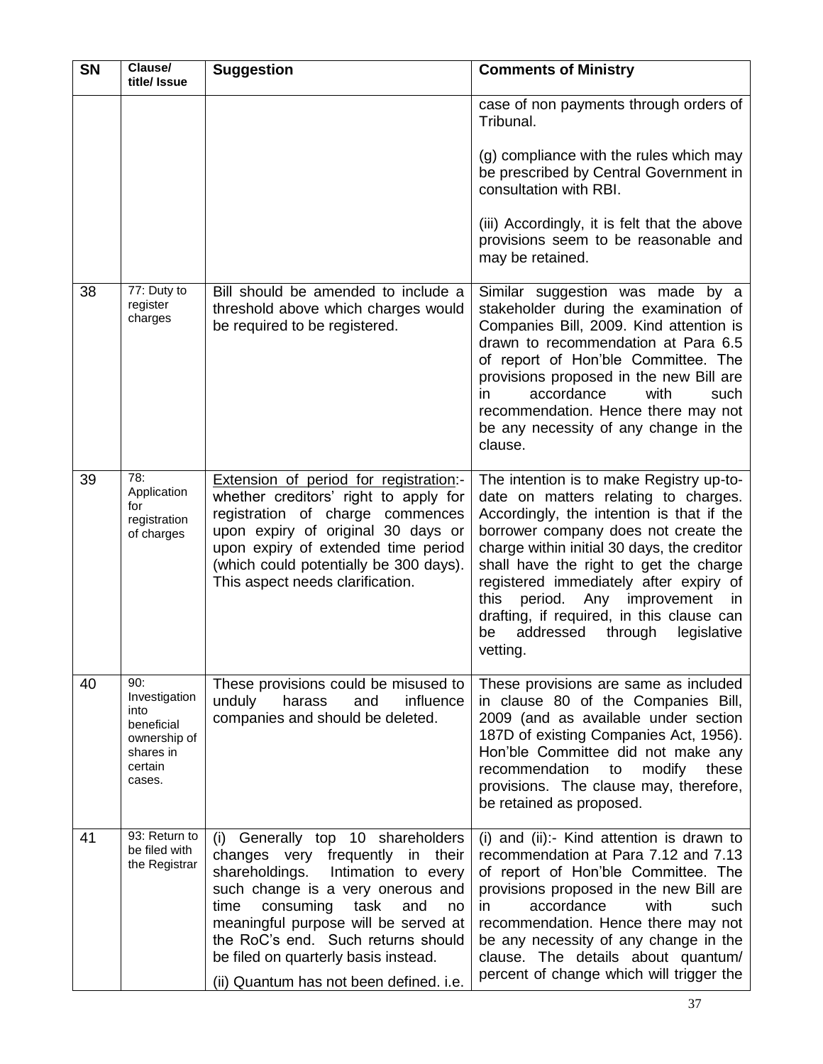| SN | Clause/ title/ Issue | Suggestion | Comments of Ministry |
|---|---|---|---|
| | | | case of non payments through orders of Tribunal.<br><br>(g) compliance with the rules which may be prescribed by Central Government in consultation with RBI.<br><br>(iii) Accordingly, it is felt that the above provisions seem to be reasonable and may be retained. |
| 38 | 77: Duty to register charges | Bill should be amended to include a threshold above which charges would be required to be registered. | Similar suggestion was made by a stakeholder during the examination of Companies Bill, 2009. Kind attention is drawn to recommendation at Para 6.5 of report of Hon'ble Committee. The provisions proposed in the new Bill are in accordance with such recommendation. Hence there may not be any necessity of any change in the clause. |
| 39 | 78: Application for registration of charges | Extension of period for registration:- whether creditors' right to apply for registration of charge commences upon expiry of original 30 days or upon expiry of extended time period (which could potentially be 300 days). This aspect needs clarification. | The intention is to make Registry up-to-date on matters relating to charges. Accordingly, the intention is that if the borrower company does not create the charge within initial 30 days, the creditor shall have the right to get the charge registered immediately after expiry of this period. Any improvement in drafting, if required, in this clause can be addressed through legislative vetting. |
| 40 | 90: Investigation into beneficial ownership of shares in certain cases. | These provisions could be misused to unduly harass and influence companies and should be deleted. | These provisions are same as included in clause 80 of the Companies Bill, 2009 (and as available under section 187D of existing Companies Act, 1956). Hon'ble Committee did not make any recommendation to modify these provisions. The clause may, therefore, be retained as proposed. |
| 41 | 93: Return to be filed with the Registrar | (i) Generally top 10 shareholders changes very frequently in their shareholdings. Intimation to every such change is a very onerous and time consuming task and no meaningful purpose will be served at the RoC's end. Such returns should be filed on quarterly basis instead.<br><br>(ii) Quantum has not been defined. i.e. | (i) and (ii):- Kind attention is drawn to recommendation at Para 7.12 and 7.13 of report of Hon'ble Committee. The provisions proposed in the new Bill are in accordance with such recommendation. Hence there may not be any necessity of any change in the clause. The details about quantum/ percent of change which will trigger the |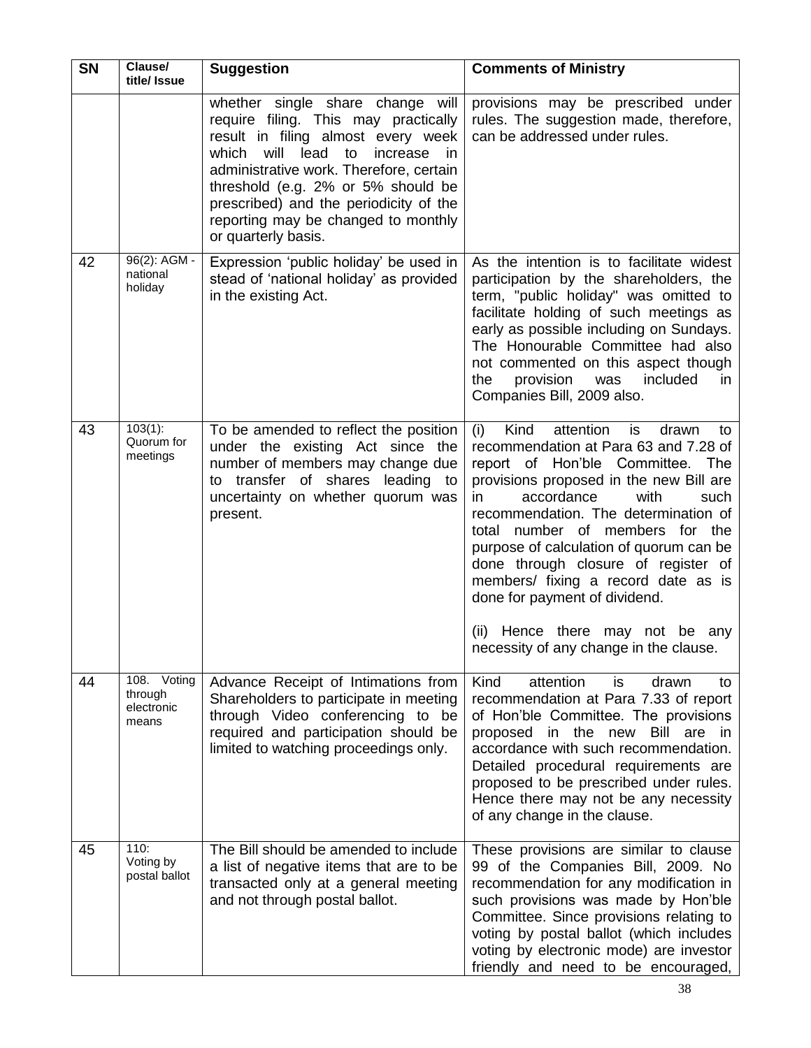| SN | Clause/ title/ Issue | Suggestion | Comments of Ministry |
|---|---|---|---|
| | | whether single share change will require filing. This may practically result in filing almost every week which will lead to increase in administrative work. Therefore, certain threshold (e.g. 2% or 5% should be prescribed) and the periodicity of the reporting may be changed to monthly or quarterly basis. | provisions may be prescribed under rules. The suggestion made, therefore, can be addressed under rules. |
| 42 | 96(2): AGM - national holiday | Expression 'public holiday' be used in stead of 'national holiday' as provided in the existing Act. | As the intention is to facilitate widest participation by the shareholders, the term, "public holiday" was omitted to facilitate holding of such meetings as early as possible including on Sundays. The Honourable Committee had also not commented on this aspect though the provision was included in Companies Bill, 2009 also. |
| 43 | 103(1): Quorum for meetings | To be amended to reflect the position under the existing Act since the number of members may change due to transfer of shares leading to uncertainty on whether quorum was present. | (i) Kind attention is drawn to recommendation at Para 63 and 7.28 of report of Hon'ble Committee. The provisions proposed in the new Bill are in accordance with such recommendation. The determination of total number of members for the purpose of calculation of quorum can be done through closure of register of members/ fixing a record date as is done for payment of dividend.<br><br>(ii) Hence there may not be any necessity of any change in the clause. |
| 44 | 108. Voting through electronic means | Advance Receipt of Intimations from Shareholders to participate in meeting through Video conferencing to be required and participation should be limited to watching proceedings only. | Kind attention is drawn to recommendation at Para 7.33 of report of Hon'ble Committee. The provisions proposed in the new Bill are in accordance with such recommendation. Detailed procedural requirements are proposed to be prescribed under rules. Hence there may not be any necessity of any change in the clause. |
| 45 | 110: Voting by postal ballot | The Bill should be amended to include a list of negative items that are to be transacted only at a general meeting and not through postal ballot. | These provisions are similar to clause 99 of the Companies Bill, 2009. No recommendation for any modification in such provisions was made by Hon'ble Committee. Since provisions relating to voting by postal ballot (which includes voting by electronic mode) are investor friendly and need to be encouraged, |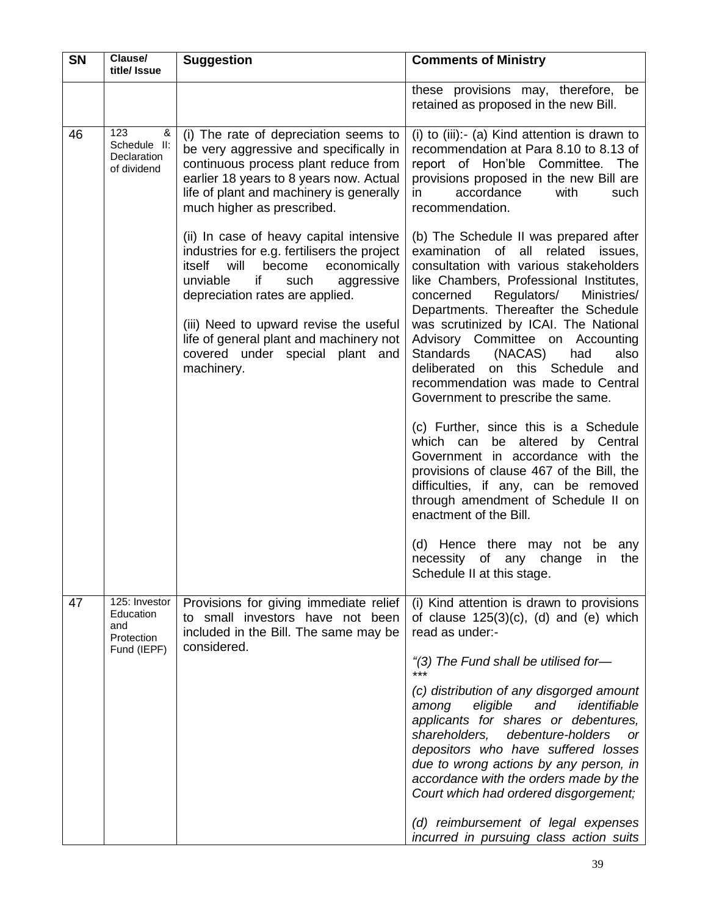| SN | Clause/ title/ Issue | Suggestion | Comments of Ministry |
|---|---|---|---|
| | | | these provisions may, therefore, be retained as proposed in the new Bill. |
| 46 | 123 & Schedule II: Declaration of dividend | (i) The rate of depreciation seems to be very aggressive and specifically in continuous process plant reduce from earlier 18 years to 8 years now. Actual life of plant and machinery is generally much higher as prescribed.<br><br>(ii) In case of heavy capital intensive industries for e.g. fertilisers the project itself will become economically unviable if such aggressive depreciation rates are applied.<br><br>(iii) Need to upward revise the useful life of general plant and machinery not covered under special plant and machinery. | (i) to (iii):- (a) Kind attention is drawn to recommendation at Para 8.10 to 8.13 of report of Hon'ble Committee. The provisions proposed in the new Bill are in accordance with such recommendation.<br><br>(b) The Schedule II was prepared after examination of all related issues, consultation with various stakeholders like Chambers, Professional Institutes, concerned Regulators/ Ministries/ Departments. Thereafter the Schedule was scrutinized by ICAI. The National Advisory Committee on Accounting Standards (NACAS) had also deliberated on this Schedule and recommendation was made to Central Government to prescribe the same.<br><br>(c) Further, since this is a Schedule which can be altered by Central Government in accordance with the provisions of clause 467 of the Bill, the difficulties, if any, can be removed through amendment of Schedule II on enactment of the Bill.<br><br>(d) Hence there may not be any necessity of any change in the Schedule II at this stage. |
| 47 | 125: Investor Education and Protection Fund (IEPF) | Provisions for giving immediate relief to small investors have not been included in the Bill. The same may be considered. | (i) Kind attention is drawn to provisions of clause 125(3)(c), (d) and (e) which read as under:-<br><br>*"(3) The Fund shall be utilised for—*<br>*\*\*\**<br>*(c) distribution of any disgorged amount among eligible and identifiable applicants for shares or debentures, shareholders, debenture-holders or depositors who have suffered losses due to wrong actions by any person, in accordance with the orders made by the Court which had ordered disgorgement;*<br><br>*(d) reimbursement of legal expenses incurred in pursuing class action suits* |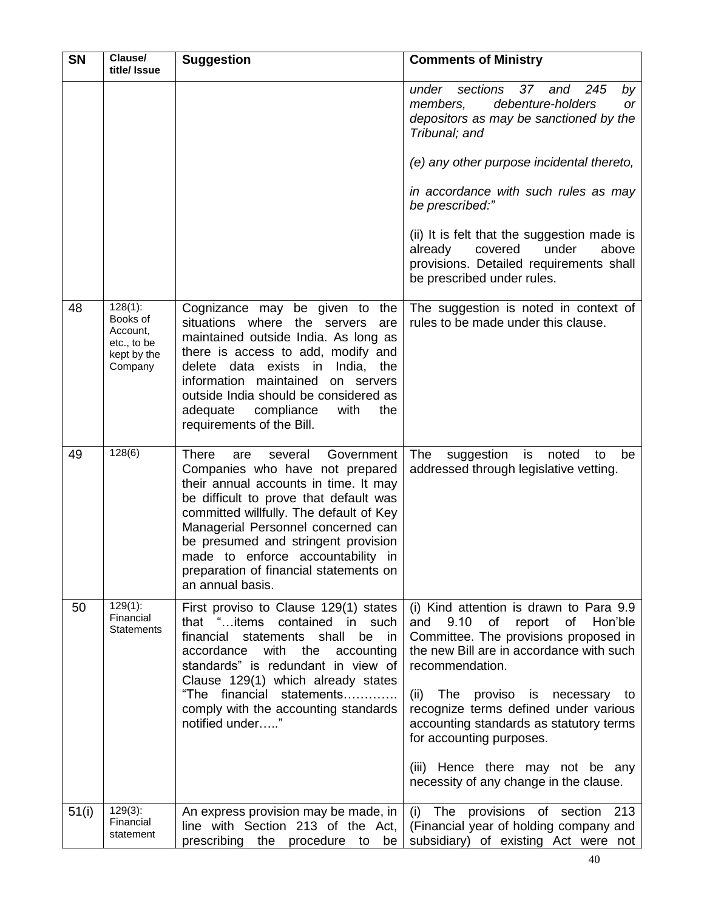| SN | Clause/ title/ Issue | Suggestion | Comments of Ministry |
|---|---|---|---|
| | | | *under sections 37 and 245 by members, debenture-holders or depositors as may be sanctioned by the Tribunal; and*<br><br>*(e) any other purpose incidental thereto,*<br><br>*in accordance with such rules as may be prescribed:"*<br><br>(ii) It is felt that the suggestion made is already covered under above provisions. Detailed requirements shall be prescribed under rules. |
| 48 | 128(1): Books of Account, etc., to be kept by the Company | Cognizance may be given to the situations where the servers are maintained outside India. As long as there is access to add, modify and delete data exists in India, the information maintained on servers outside India should be considered as adequate compliance with the requirements of the Bill. | The suggestion is noted in context of rules to be made under this clause. |
| 49 | 128(6) | There are several Government Companies who have not prepared their annual accounts in time. It may be difficult to prove that default was committed willfully. The default of Key Managerial Personnel concerned can be presumed and stringent provision made to enforce accountability in preparation of financial statements on an annual basis. | The suggestion is noted to be addressed through legislative vetting. |
| 50 | 129(1): Financial Statements | First proviso to Clause 129(1) states that "…items contained in such financial statements shall be in accordance with the accounting standards" is redundant in view of Clause 129(1) which already states "The financial statements…………. comply with the accounting standards notified under….." | (i) Kind attention is drawn to Para 9.9 and 9.10 of report of Hon'ble Committee. The provisions proposed in the new Bill are in accordance with such recommendation.<br><br>(ii) The proviso is necessary to recognize terms defined under various accounting standards as statutory terms for accounting purposes.<br><br>(iii) Hence there may not be any necessity of any change in the clause. |
| 51(i) | 129(3): Financial statement | An express provision may be made, in line with Section 213 of the Act, prescribing the procedure to be | (i) The provisions of section 213 (Financial year of holding company and subsidiary) of existing Act were not |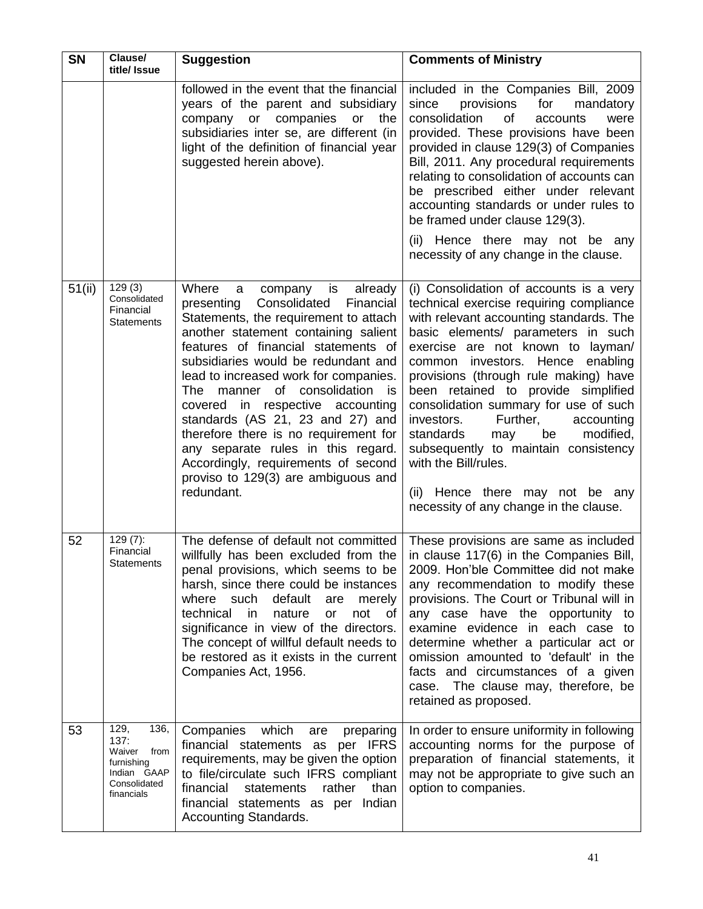| SN | Clause/ title/ Issue | Suggestion | Comments of Ministry |
|---|---|---|---|
| | | followed in the event that the financial years of the parent and subsidiary company or companies or the subsidiaries inter se, are different (in light of the definition of financial year suggested herein above). | included in the Companies Bill, 2009 since provisions for mandatory consolidation of accounts were provided. These provisions have been provided in clause 129(3) of Companies Bill, 2011. Any procedural requirements relating to consolidation of accounts can be prescribed either under relevant accounting standards or under rules to be framed under clause 129(3).<br><br>(ii) Hence there may not be any necessity of any change in the clause. |
| 51(ii) | 129 (3) Consolidated Financial Statements | Where a company is already presenting Consolidated Financial Statements, the requirement to attach another statement containing salient features of financial statements of subsidiaries would be redundant and lead to increased work for companies. The manner of consolidation is covered in respective accounting standards (AS 21, 23 and 27) and therefore there is no requirement for any separate rules in this regard. Accordingly, requirements of second proviso to 129(3) are ambiguous and redundant. | (i) Consolidation of accounts is a very technical exercise requiring compliance with relevant accounting standards. The basic elements/ parameters in such exercise are not known to layman/ common investors. Hence enabling provisions (through rule making) have been retained to provide simplified consolidation summary for use of such investors. Further, accounting standards may be modified, subsequently to maintain consistency with the Bill/rules.<br><br>(ii) Hence there may not be any necessity of any change in the clause. |
| 52 | 129 (7): Financial Statements | The defense of default not committed willfully has been excluded from the penal provisions, which seems to be harsh, since there could be instances where such default are merely technical in nature or not of significance in view of the directors. The concept of willful default needs to be restored as it exists in the current Companies Act, 1956. | These provisions are same as included in clause 117(6) in the Companies Bill, 2009. Hon'ble Committee did not make any recommendation to modify these provisions. The Court or Tribunal will in any case have the opportunity to examine evidence in each case to determine whether a particular act or omission amounted to 'default' in the facts and circumstances of a given case. The clause may, therefore, be retained as proposed. |
| 53 | 129, 136, 137: Waiver from furnishing Indian GAAP Consolidated financials | Companies which are preparing financial statements as per IFRS requirements, may be given the option to file/circulate such IFRS compliant financial statements rather than financial statements as per Indian Accounting Standards. | In order to ensure uniformity in following accounting norms for the purpose of preparation of financial statements, it may not be appropriate to give such an option to companies. |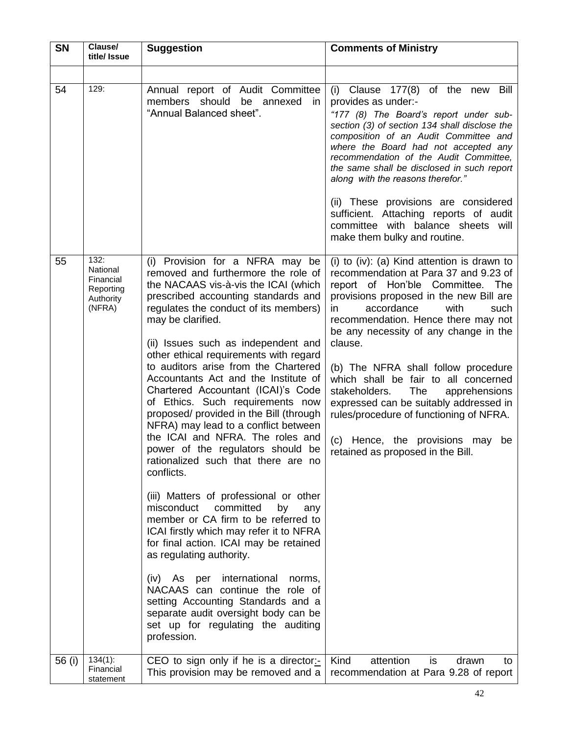| SN | Clause/ title/ Issue | Suggestion | Comments of Ministry |
|---|---|---|---|
| | | | |
| 54 | 129: | Annual report of Audit Committee members should be annexed in "Annual Balanced sheet". | (i) Clause 177(8) of the new Bill provides as under:- *"177 (8) The Board's report under sub-section (3) of section 134 shall disclose the composition of an Audit Committee and where the Board had not accepted any recommendation of the Audit Committee, the same shall be disclosed in such report along with the reasons therefor."* <br><br> (ii) These provisions are considered sufficient. Attaching reports of audit committee with balance sheets will make them bulky and routine. |
| 55 | 132: National Financial Reporting Authority (NFRA) | (i) Provision for a NFRA may be removed and furthermore the role of the NACAAS vis-à-vis the ICAI (which prescribed accounting standards and regulates the conduct of its members) may be clarified. <br><br> (ii) Issues such as independent and other ethical requirements with regard to auditors arise from the Chartered Accountants Act and the Institute of Chartered Accountant (ICAI)'s Code of Ethics. Such requirements now proposed/ provided in the Bill (through NFRA) may lead to a conflict between the ICAI and NFRA. The roles and power of the regulators should be rationalized such that there are no conflicts. <br><br> (iii) Matters of professional or other misconduct committed by any member or CA firm to be referred to ICAI firstly which may refer it to NFRA for final action. ICAI may be retained as regulating authority. <br><br> (iv) As per international norms, NACAAS can continue the role of setting Accounting Standards and a separate audit oversight body can be set up for regulating the auditing profession. | (i) to (iv): (a) Kind attention is drawn to recommendation at Para 37 and 9.23 of report of Hon'ble Committee. The provisions proposed in the new Bill are in accordance with such recommendation. Hence there may not be any necessity of any change in the clause. <br><br> (b) The NFRA shall follow procedure which shall be fair to all concerned stakeholders. The apprehensions expressed can be suitably addressed in rules/procedure of functioning of NFRA. <br><br> (c) Hence, the provisions may be retained as proposed in the Bill. |
| 56 (i) | 134(1): Financial statement | CEO to sign only if he is a director:- This provision may be removed and a | Kind attention is drawn to recommendation at Para 9.28 of report |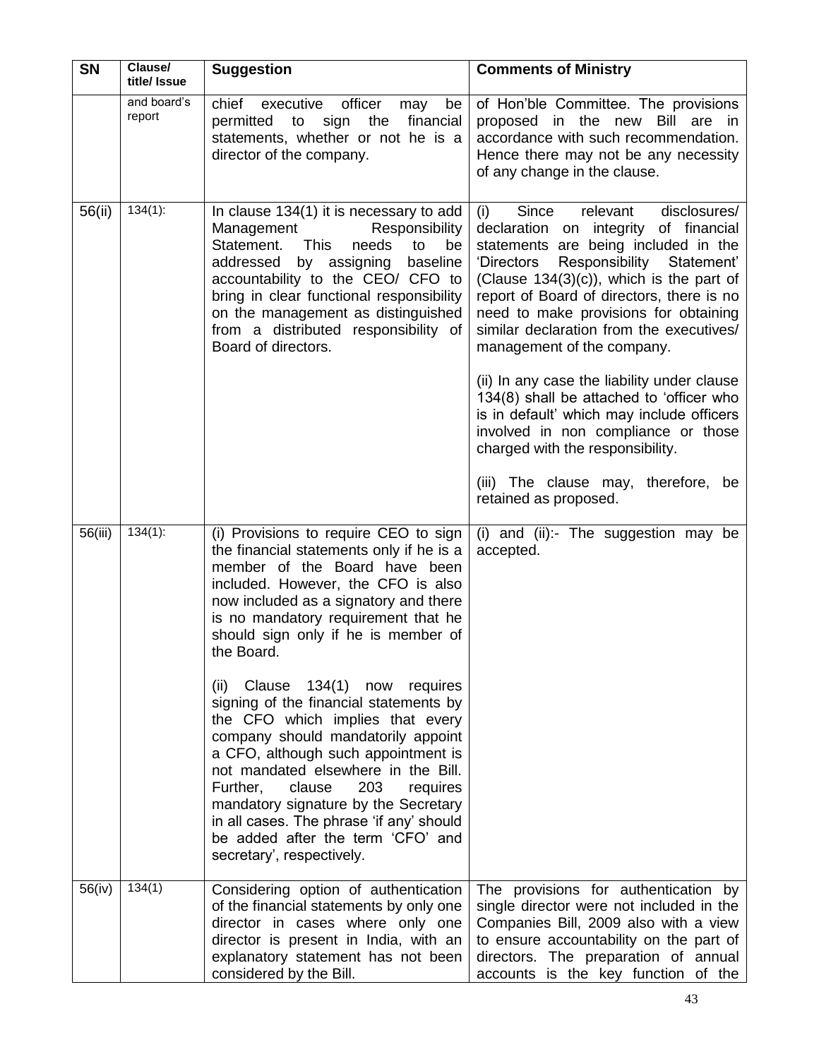| SN | Clause/ title/ Issue | Suggestion | Comments of Ministry |
|---|---|---|---|
| | and board's report | chief executive officer may be permitted to sign the financial statements, whether or not he is a director of the company. | of Hon'ble Committee. The provisions proposed in the new Bill are in accordance with such recommendation. Hence there may not be any necessity of any change in the clause. |
| 56(ii) | 134(1): | In clause 134(1) it is necessary to add Management Responsibility Statement. This needs to be addressed by assigning baseline accountability to the CEO/ CFO to bring in clear functional responsibility on the management as distinguished from a distributed responsibility of Board of directors. | (i) Since relevant disclosures/ declaration on integrity of financial statements are being included in the 'Directors Responsibility Statement' (Clause 134(3)(c)), which is the part of report of Board of directors, there is no need to make provisions for obtaining similar declaration from the executives/ management of the company.<br><br>(ii) In any case the liability under clause 134(8) shall be attached to 'officer who is in default' which may include officers involved in non compliance or those charged with the responsibility.<br><br>(iii) The clause may, therefore, be retained as proposed. |
| 56(iii) | 134(1): | (i) Provisions to require CEO to sign the financial statements only if he is a member of the Board have been included. However, the CFO is also now included as a signatory and there is no mandatory requirement that he should sign only if he is member of the Board.<br><br>(ii) Clause 134(1) now requires signing of the financial statements by the CFO which implies that every company should mandatorily appoint a CFO, although such appointment is not mandated elsewhere in the Bill. Further, clause 203 requires mandatory signature by the Secretary in all cases. The phrase 'if any' should be added after the term 'CFO' and secretary', respectively. | (i) and (ii):- The suggestion may be accepted. |
| 56(iv) | 134(1) | Considering option of authentication of the financial statements by only one director in cases where only one director is present in India, with an explanatory statement has not been considered by the Bill. | The provisions for authentication by single director were not included in the Companies Bill, 2009 also with a view to ensure accountability on the part of directors. The preparation of annual accounts is the key function of the |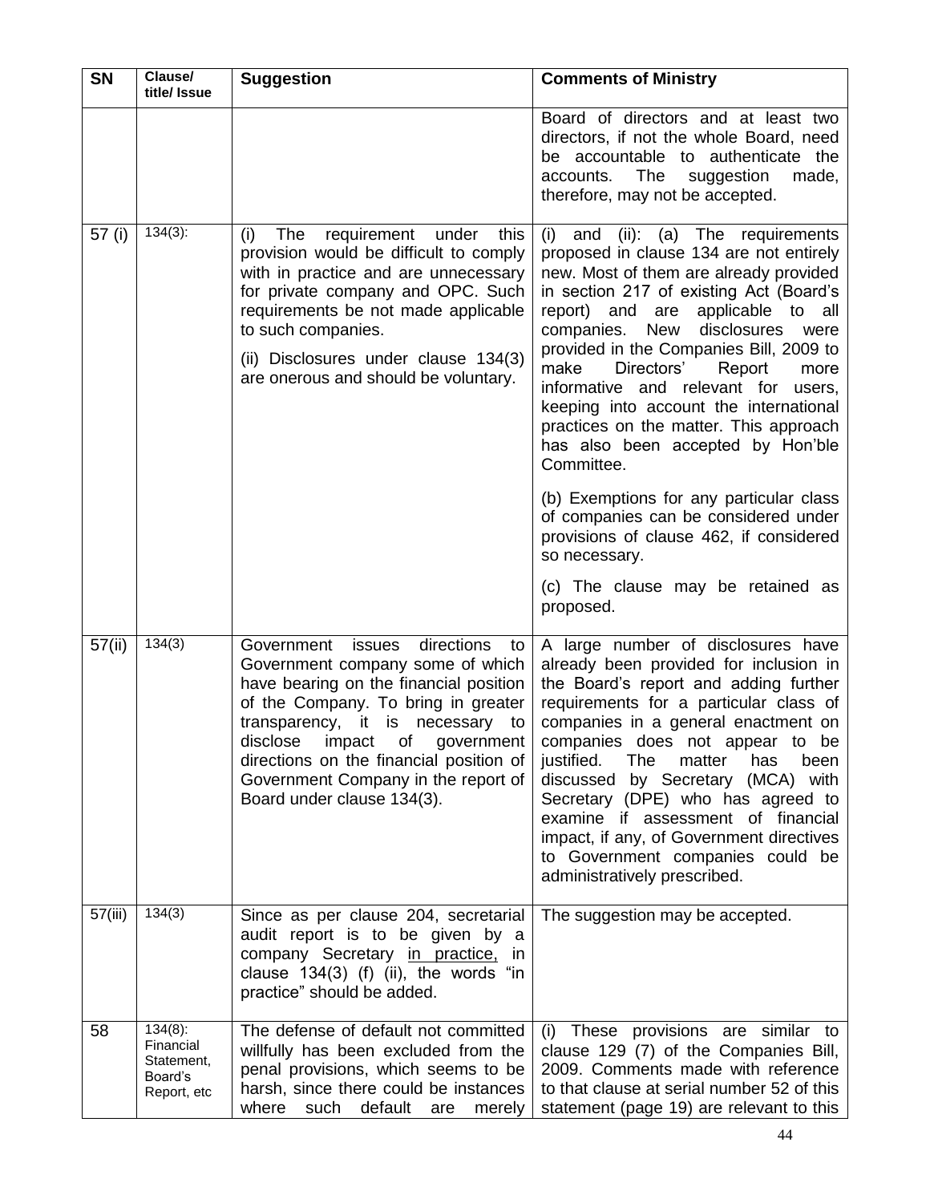| SN | Clause/ title/ Issue | Suggestion | Comments of Ministry |
|---|---|---|---|
| | | | Board of directors and at least two directors, if not the whole Board, need be accountable to authenticate the accounts. The suggestion made, therefore, may not be accepted. |
| 57 (i) | 134(3): | (i) The requirement under this provision would be difficult to comply with in practice and are unnecessary for private company and OPC. Such requirements be not made applicable to such companies.<br><br>(ii) Disclosures under clause 134(3) are onerous and should be voluntary. | (i) and (ii): (a) The requirements proposed in clause 134 are not entirely new. Most of them are already provided in section 217 of existing Act (Board's report) and are applicable to all companies. New disclosures were provided in the Companies Bill, 2009 to make Directors' Report more informative and relevant for users, keeping into account the international practices on the matter. This approach has also been accepted by Hon'ble Committee.<br><br>(b) Exemptions for any particular class of companies can be considered under provisions of clause 462, if considered so necessary.<br><br>(c) The clause may be retained as proposed. |
| 57(ii) | 134(3) | Government issues directions to Government company some of which have bearing on the financial position of the Company. To bring in greater transparency, it is necessary to disclose impact of government directions on the financial position of Government Company in the report of Board under clause 134(3). | A large number of disclosures have already been provided for inclusion in the Board's report and adding further requirements for a particular class of companies in a general enactment on companies does not appear to be justified. The matter has been discussed by Secretary (MCA) with Secretary (DPE) who has agreed to examine if assessment of financial impact, if any, of Government directives to Government companies could be administratively prescribed. |
| 57(iii) | 134(3) | Since as per clause 204, secretarial audit report is to be given by a company Secretary in practice, in clause 134(3) (f) (ii), the words "in practice" should be added. | The suggestion may be accepted. |
| 58 | 134(8): Financial Statement, Board's Report, etc | The defense of default not committed willfully has been excluded from the penal provisions, which seems to be harsh, since there could be instances where such default are merely | (i) These provisions are similar to clause 129 (7) of the Companies Bill, 2009. Comments made with reference to that clause at serial number 52 of this statement (page 19) are relevant to this |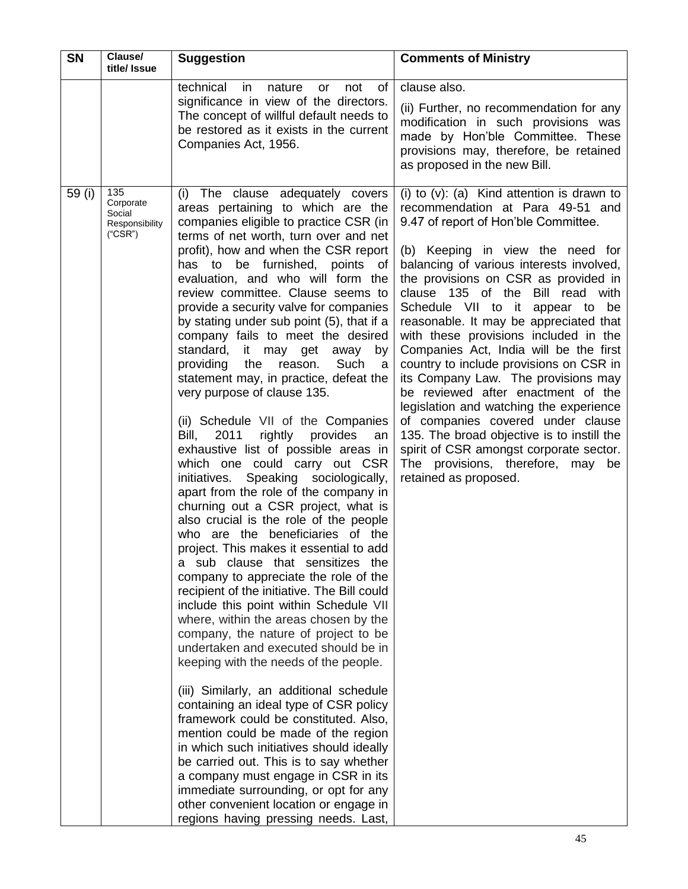| SN | Clause/ title/ Issue | Suggestion | Comments of Ministry |
|---|---|---|---|
| | | technical in nature or not of significance in view of the directors. The concept of willful default needs to be restored as it exists in the current Companies Act, 1956. | clause also.<br><br>(ii) Further, no recommendation for any modification in such provisions was made by Hon'ble Committee. These provisions may, therefore, be retained as proposed in the new Bill. |
| 59 (i) | 135 Corporate Social Responsibility ("CSR") | (i) The clause adequately covers areas pertaining to which are the companies eligible to practice CSR (in terms of net worth, turn over and net profit), how and when the CSR report has to be furnished, points of evaluation, and who will form the review committee. Clause seems to provide a security valve for companies by stating under sub point (5), that if a company fails to meet the desired standard, it may get away by providing the reason. Such a statement may, in practice, defeat the very purpose of clause 135.<br><br>(ii) Schedule VII of the Companies Bill, 2011 rightly provides an exhaustive list of possible areas in which one could carry out CSR initiatives. Speaking sociologically, apart from the role of the company in churning out a CSR project, what is also crucial is the role of the people who are the beneficiaries of the project. This makes it essential to add a sub clause that sensitizes the company to appreciate the role of the recipient of the initiative. The Bill could include this point within Schedule VII where, within the areas chosen by the company, the nature of project to be undertaken and executed should be in keeping with the needs of the people.<br><br>(iii) Similarly, an additional schedule containing an ideal type of CSR policy framework could be constituted. Also, mention could be made of the region in which such initiatives should ideally be carried out. This is to say whether a company must engage in CSR in its immediate surrounding, or opt for any other convenient location or engage in regions having pressing needs. Last, | (i) to (v): (a) Kind attention is drawn to recommendation at Para 49-51 and 9.47 of report of Hon'ble Committee.<br><br>(b) Keeping in view the need for balancing of various interests involved, the provisions on CSR as provided in clause 135 of the Bill read with Schedule VII to it appear to be reasonable. It may be appreciated that with these provisions included in the Companies Act, India will be the first country to include provisions on CSR in its Company Law. The provisions may be reviewed after enactment of the legislation and watching the experience of companies covered under clause 135. The broad objective is to instill the spirit of CSR amongst corporate sector. The provisions, therefore, may be retained as proposed. |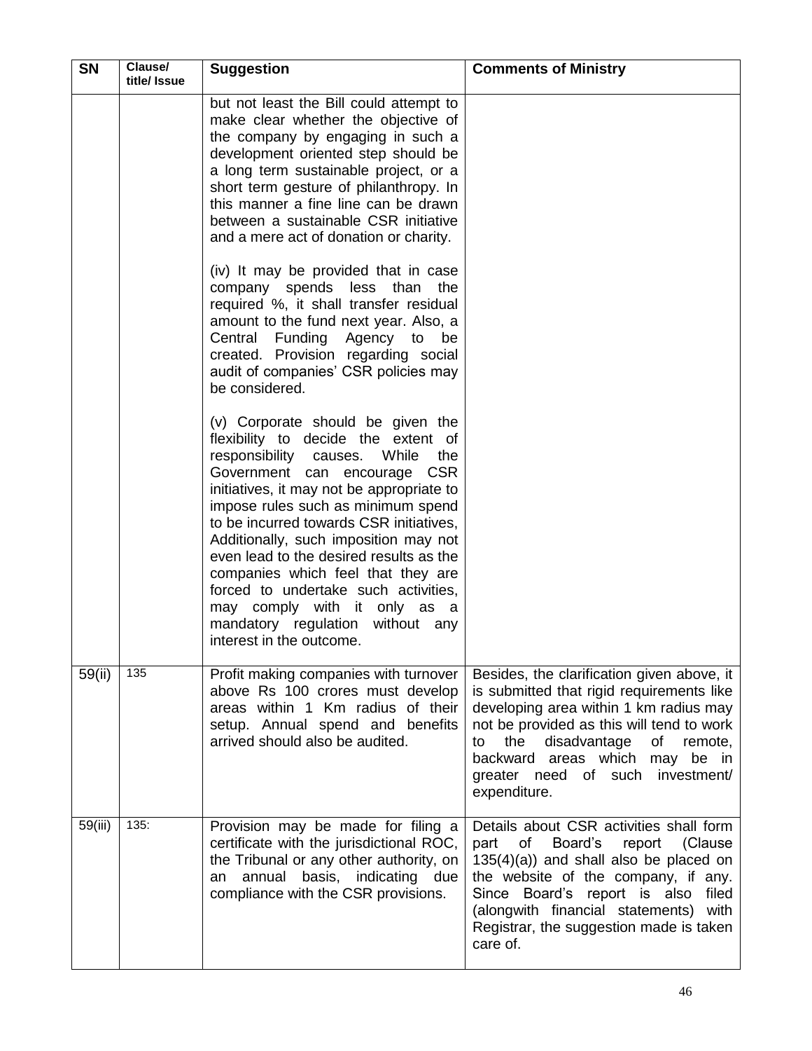| SN | Clause/ title/ Issue | Suggestion | Comments of Ministry |
|---|---|---|---|
| | | but not least the Bill could attempt to make clear whether the objective of the company by engaging in such a development oriented step should be a long term sustainable project, or a short term gesture of philanthropy. In this manner a fine line can be drawn between a sustainable CSR initiative and a mere act of donation or charity.<br><br>(iv) It may be provided that in case company spends less than the required %, it shall transfer residual amount to the fund next year. Also, a Central Funding Agency to be created. Provision regarding social audit of companies' CSR policies may be considered.<br><br>(v) Corporate should be given the flexibility to decide the extent of responsibility causes. While the Government can encourage CSR initiatives, it may not be appropriate to impose rules such as minimum spend to be incurred towards CSR initiatives, Additionally, such imposition may not even lead to the desired results as the companies which feel that they are forced to undertake such activities, may comply with it only as a mandatory regulation without any interest in the outcome. | |
| 59(ii) | 135 | Profit making companies with turnover above Rs 100 crores must develop areas within 1 Km radius of their setup. Annual spend and benefits arrived should also be audited. | Besides, the clarification given above, it is submitted that rigid requirements like developing area within 1 km radius may not be provided as this will tend to work to the disadvantage of remote, backward areas which may be in greater need of such investment/ expenditure. |
| 59(iii) | 135: | Provision may be made for filing a certificate with the jurisdictional ROC, the Tribunal or any other authority, on an annual basis, indicating due compliance with the CSR provisions. | Details about CSR activities shall form part of Board's report (Clause 135(4)(a)) and shall also be placed on the website of the company, if any. Since Board's report is also filed (alongwith financial statements) with Registrar, the suggestion made is taken care of. |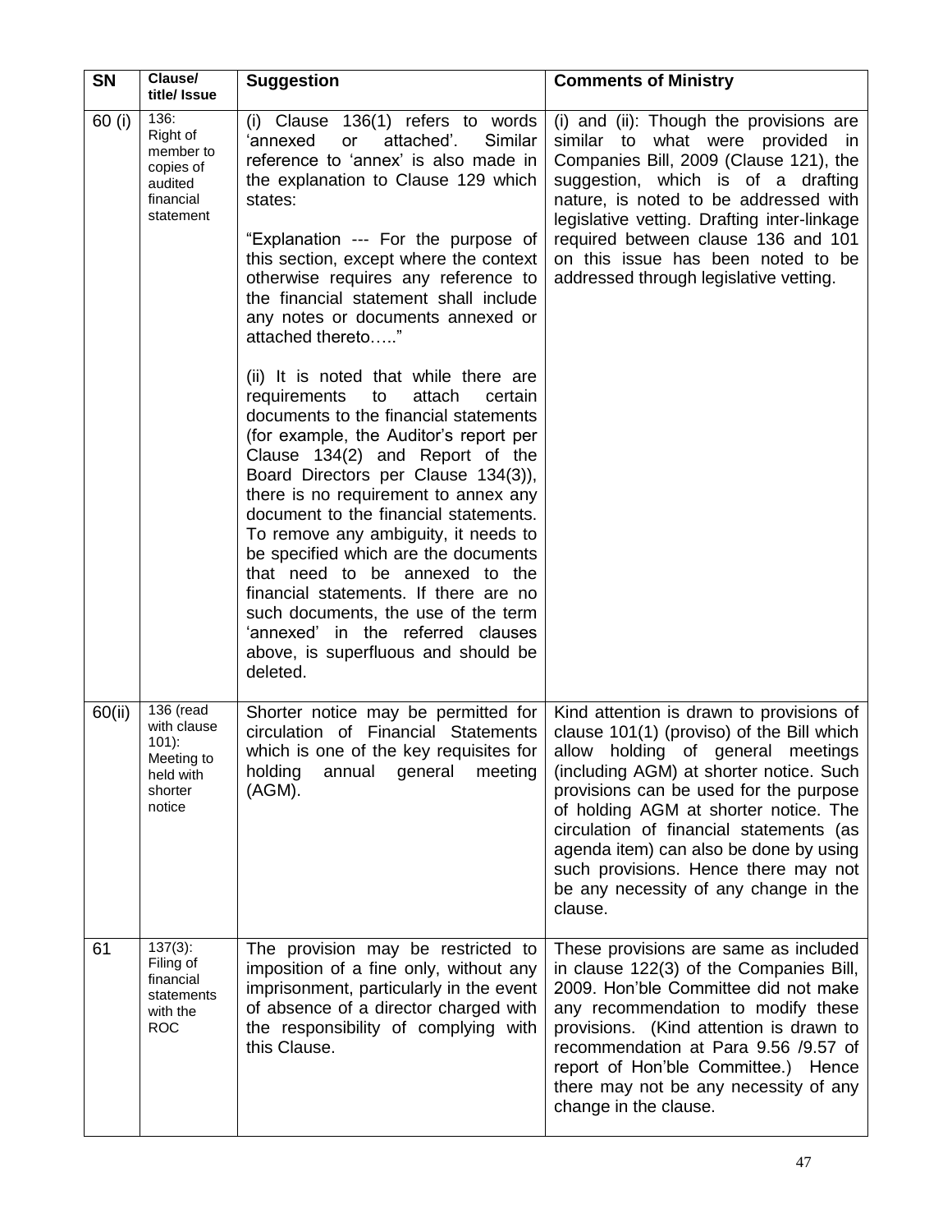| SN | Clause/ title/ Issue | Suggestion | Comments of Ministry |
|---|---|---|---|
| 60 (i) | 136: Right of member to copies of audited financial statement | (i) Clause 136(1) refers to words 'annexed or attached'. Similar reference to 'annex' is also made in the explanation to Clause 129 which states:<br><br>"Explanation --- For the purpose of this section, except where the context otherwise requires any reference to the financial statement shall include any notes or documents annexed or attached thereto….."<br><br>(ii) It is noted that while there are requirements to attach certain documents to the financial statements (for example, the Auditor's report per Clause 134(2) and Report of the Board Directors per Clause 134(3)), there is no requirement to annex any document to the financial statements. To remove any ambiguity, it needs to be specified which are the documents that need to be annexed to the financial statements. If there are no such documents, the use of the term 'annexed' in the referred clauses above, is superfluous and should be deleted. | (i) and (ii): Though the provisions are similar to what were provided in Companies Bill, 2009 (Clause 121), the suggestion, which is of a drafting nature, is noted to be addressed with legislative vetting. Drafting inter-linkage required between clause 136 and 101 on this issue has been noted to be addressed through legislative vetting. |
| 60(ii) | 136 (read with clause 101): Meeting to held with shorter notice | Shorter notice may be permitted for circulation of Financial Statements which is one of the key requisites for holding annual general meeting (AGM). | Kind attention is drawn to provisions of clause 101(1) (proviso) of the Bill which allow holding of general meetings (including AGM) at shorter notice. Such provisions can be used for the purpose of holding AGM at shorter notice. The circulation of financial statements (as agenda item) can also be done by using such provisions. Hence there may not be any necessity of any change in the clause. |
| 61 | 137(3): Filing of financial statements with the ROC | The provision may be restricted to imposition of a fine only, without any imprisonment, particularly in the event of absence of a director charged with the responsibility of complying with this Clause. | These provisions are same as included in clause 122(3) of the Companies Bill, 2009. Hon'ble Committee did not make any recommendation to modify these provisions. (Kind attention is drawn to recommendation at Para 9.56 /9.57 of report of Hon'ble Committee.) Hence there may not be any necessity of any change in the clause. |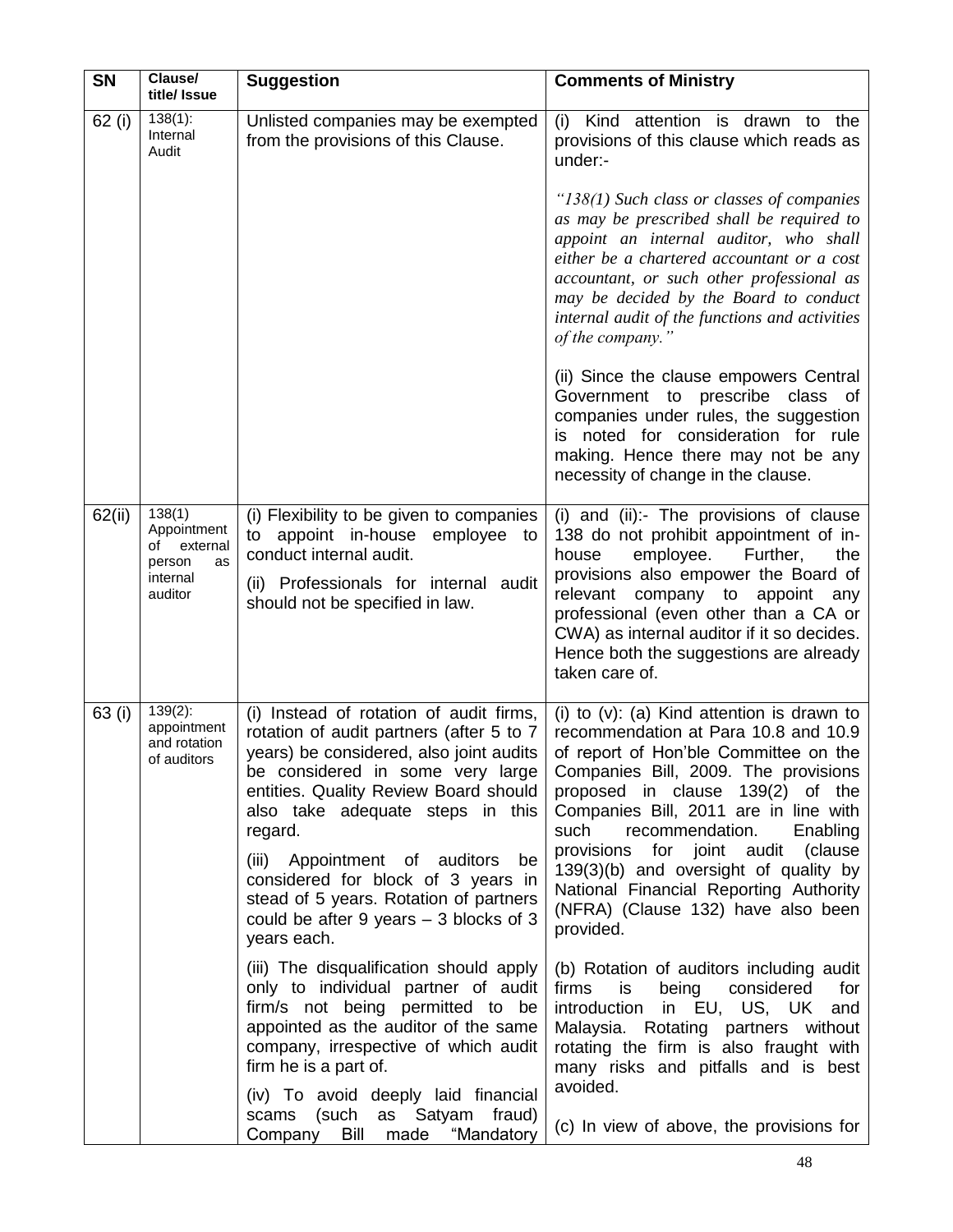| SN | Clause/ title/ Issue | Suggestion | Comments of Ministry |
|---|---|---|---|
| 62 (i) | 138(1): Internal Audit | Unlisted companies may be exempted from the provisions of this Clause. | (i) Kind attention is drawn to the provisions of this clause which reads as under:-<br><br>*"138(1) Such class or classes of companies as may be prescribed shall be required to appoint an internal auditor, who shall either be a chartered accountant or a cost accountant, or such other professional as may be decided by the Board to conduct internal audit of the functions and activities of the company."*<br><br>(ii) Since the clause empowers Central Government to prescribe class of companies under rules, the suggestion is noted for consideration for rule making. Hence there may not be any necessity of change in the clause. |
| 62(ii) | 138(1) Appointment of external person as internal auditor | (i) Flexibility to be given to companies to appoint in-house employee to conduct internal audit.<br><br>(ii) Professionals for internal audit should not be specified in law. | (i) and (ii):- The provisions of clause 138 do not prohibit appointment of in-house employee. Further, the provisions also empower the Board of relevant company to appoint any professional (even other than a CA or CWA) as internal auditor if it so decides. Hence both the suggestions are already taken care of. |
| 63 (i) | 139(2): appointment and rotation of auditors | (i) Instead of rotation of audit firms, rotation of audit partners (after 5 to 7 years) be considered, also joint audits be considered in some very large entities. Quality Review Board should also take adequate steps in this regard.<br><br>(iii) Appointment of auditors be considered for block of 3 years in stead of 5 years. Rotation of partners could be after 9 years – 3 blocks of 3 years each.<br><br>(iii) The disqualification should apply only to individual partner of audit firm/s not being permitted to be appointed as the auditor of the same company, irrespective of which audit firm he is a part of.<br><br>(iv) To avoid deeply laid financial scams (such as Satyam fraud) Company Bill made "Mandatory | (i) to (v): (a) Kind attention is drawn to recommendation at Para 10.8 and 10.9 of report of Hon'ble Committee on the Companies Bill, 2009. The provisions proposed in clause 139(2) of the Companies Bill, 2011 are in line with such recommendation. Enabling provisions for joint audit (clause 139(3)(b) and oversight of quality by National Financial Reporting Authority (NFRA) (Clause 132) have also been provided.<br><br>(b) Rotation of auditors including audit firms is being considered for introduction in EU, US, UK and Malaysia. Rotating partners without rotating the firm is also fraught with many risks and pitfalls and is best avoided.<br><br>(c) In view of above, the provisions for |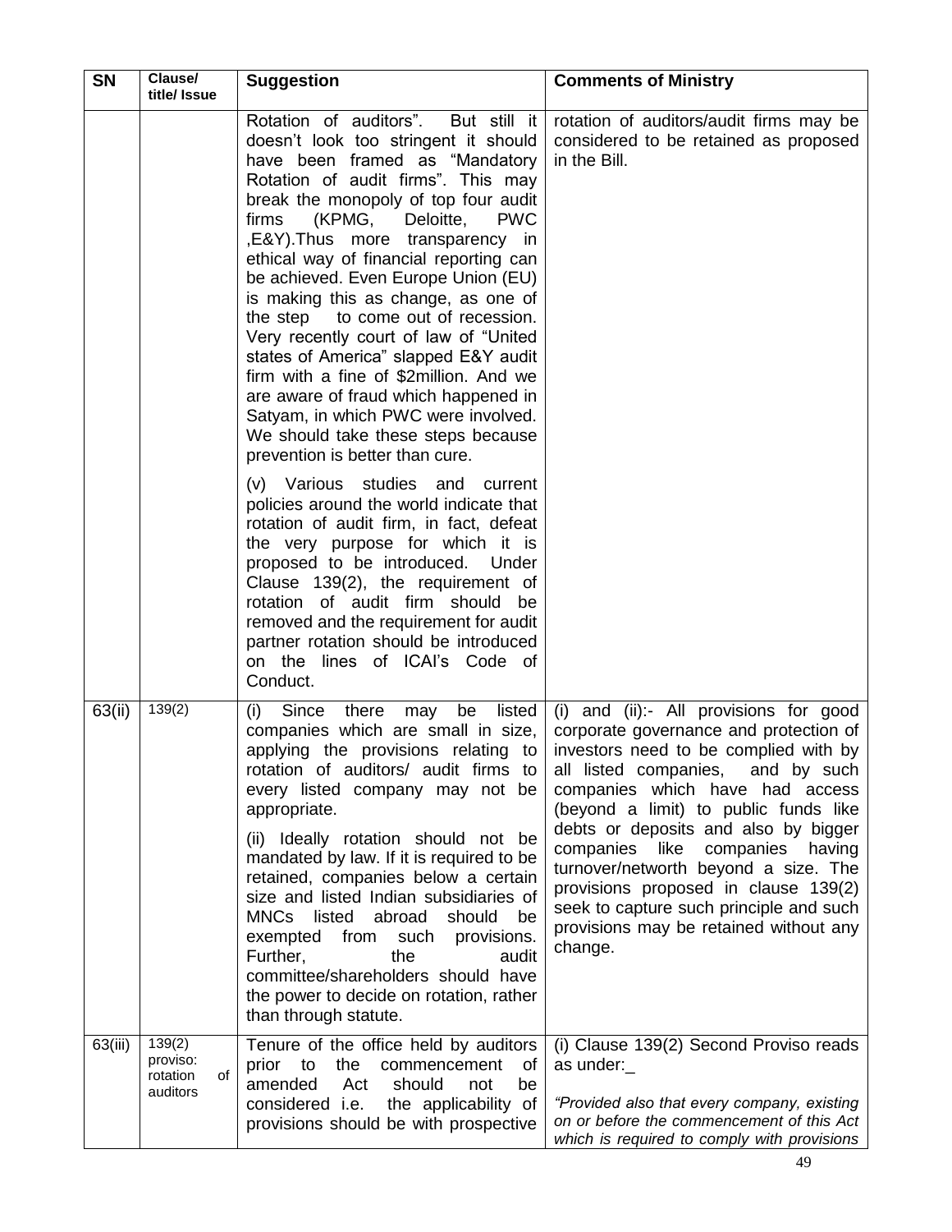| SN | Clause/ title/ Issue | Suggestion | Comments of Ministry |
|---|---|---|---|
| | | Rotation of auditors". But still it doesn't look too stringent it should have been framed as "Mandatory Rotation of audit firms". This may break the monopoly of top four audit firms (KPMG, Deloitte, PWC ,E&Y).Thus more transparency in ethical way of financial reporting can be achieved. Even Europe Union (EU) is making this as change, as one of the step to come out of recession. Very recently court of law of "United states of America" slapped E&Y audit firm with a fine of $2million. And we are aware of fraud which happened in Satyam, in which PWC were involved. We should take these steps because prevention is better than cure.<br><br>(v) Various studies and current policies around the world indicate that rotation of audit firm, in fact, defeat the very purpose for which it is proposed to be introduced. Under Clause 139(2), the requirement of rotation of audit firm should be removed and the requirement for audit partner rotation should be introduced on the lines of ICAI's Code of Conduct. | rotation of auditors/audit firms may be considered to be retained as proposed in the Bill. |
| 63(ii) | 139(2) | (i) Since there may be listed companies which are small in size, applying the provisions relating to rotation of auditors/ audit firms to every listed company may not be appropriate.<br><br>(ii) Ideally rotation should not be mandated by law. If it is required to be retained, companies below a certain size and listed Indian subsidiaries of MNCs listed abroad should be exempted from such provisions. Further, the audit committee/shareholders should have the power to decide on rotation, rather than through statute. | (i) and (ii):- All provisions for good corporate governance and protection of investors need to be complied with by all listed companies, and by such companies which have had access (beyond a limit) to public funds like debts or deposits and also by bigger companies like companies having turnover/networth beyond a size. The provisions proposed in clause 139(2) seek to capture such principle and such provisions may be retained without any change. |
| 63(iii) | 139(2) proviso: rotation of auditors | Tenure of the office held by auditors prior to the commencement of amended Act should not be considered i.e. the applicability of provisions should be with prospective | (i) Clause 139(2) Second Proviso reads as under:_<br><br>*"Provided also that every company, existing on or before the commencement of this Act which is required to comply with provisions* |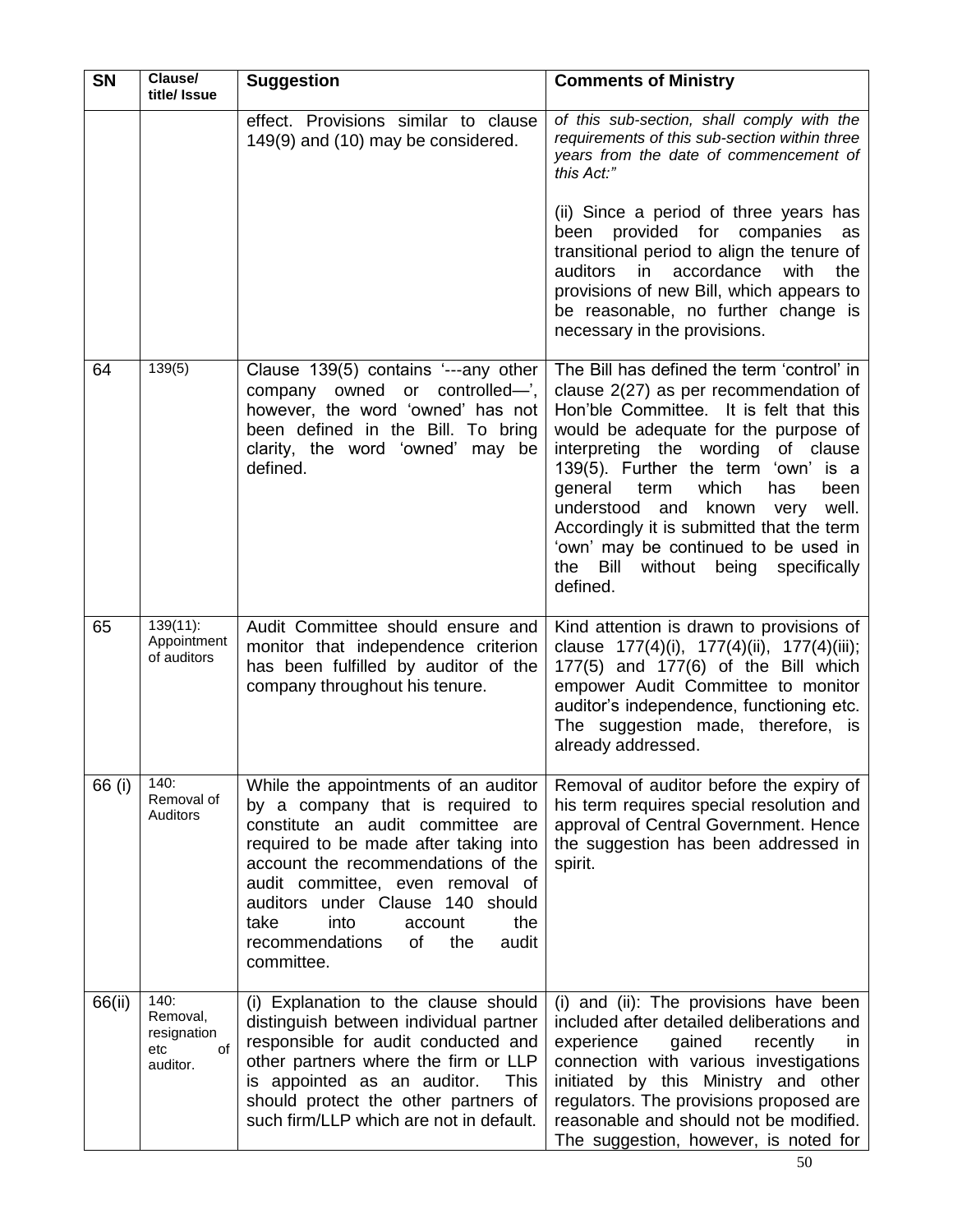| SN | Clause/ title/ Issue | Suggestion | Comments of Ministry |
|---|---|---|---|
| | | effect. Provisions similar to clause 149(9) and (10) may be considered. | *of this sub-section, shall comply with the requirements of this sub-section within three years from the date of commencement of this Act:"*<br><br>(ii) Since a period of three years has been provided for companies as transitional period to align the tenure of auditors in accordance with the provisions of new Bill, which appears to be reasonable, no further change is necessary in the provisions. |
| 64 | 139(5) | Clause 139(5) contains '---any other company owned or controlled—', however, the word 'owned' has not been defined in the Bill. To bring clarity, the word 'owned' may be defined. | The Bill has defined the term 'control' in clause 2(27) as per recommendation of Hon'ble Committee. It is felt that this would be adequate for the purpose of interpreting the wording of clause 139(5). Further the term 'own' is a general term which has been understood and known very well. Accordingly it is submitted that the term 'own' may be continued to be used in the Bill without being specifically defined. |
| 65 | 139(11): Appointment of auditors | Audit Committee should ensure and monitor that independence criterion has been fulfilled by auditor of the company throughout his tenure. | Kind attention is drawn to provisions of clause 177(4)(i), 177(4)(ii), 177(4)(iii); 177(5) and 177(6) of the Bill which empower Audit Committee to monitor auditor's independence, functioning etc. The suggestion made, therefore, is already addressed. |
| 66 (i) | 140: Removal of Auditors | While the appointments of an auditor by a company that is required to constitute an audit committee are required to be made after taking into account the recommendations of the audit committee, even removal of auditors under Clause 140 should take into account the recommendations of the audit committee. | Removal of auditor before the expiry of his term requires special resolution and approval of Central Government. Hence the suggestion has been addressed in spirit. |
| 66(ii) | 140: Removal, resignation etc of auditor. | (i) Explanation to the clause should distinguish between individual partner responsible for audit conducted and other partners where the firm or LLP is appointed as an auditor. This should protect the other partners of such firm/LLP which are not in default. | (i) and (ii): The provisions have been included after detailed deliberations and experience gained recently in connection with various investigations initiated by this Ministry and other regulators. The provisions proposed are reasonable and should not be modified. The suggestion, however, is noted for |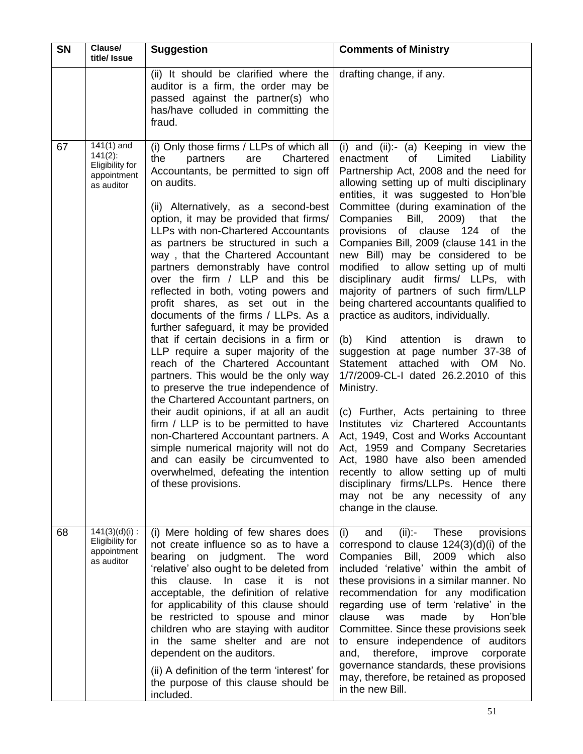| SN | Clause/ title/ Issue | Suggestion | Comments of Ministry |
|---|---|---|---|
| | | (ii) It should be clarified where the auditor is a firm, the order may be passed against the partner(s) who has/have colluded in committing the fraud. | drafting change, if any. |
| 67 | 141(1) and 141(2): Eligibility for appointment as auditor | (i) Only those firms / LLPs of which all the partners are Chartered Accountants, be permitted to sign off on audits.<br><br>(ii) Alternatively, as a second-best option, it may be provided that firms/ LLPs with non-Chartered Accountants as partners be structured in such a way , that the Chartered Accountant partners demonstrably have control over the firm / LLP and this be reflected in both, voting powers and profit shares, as set out in the documents of the firms / LLPs. As a further safeguard, it may be provided that if certain decisions in a firm or LLP require a super majority of the reach of the Chartered Accountant partners. This would be the only way to preserve the true independence of the Chartered Accountant partners, on their audit opinions, if at all an audit firm / LLP is to be permitted to have non-Chartered Accountant partners. A simple numerical majority will not do and can easily be circumvented to overwhelmed, defeating the intention of these provisions. | (i) and (ii):- (a) Keeping in view the enactment of Limited Liability Partnership Act, 2008 and the need for allowing setting up of multi disciplinary entities, it was suggested to Hon'ble Committee (during examination of the Companies Bill, 2009) that the provisions of clause 124 of the Companies Bill, 2009 (clause 141 in the new Bill) may be considered to be modified to allow setting up of multi disciplinary audit firms/ LLPs, with majority of partners of such firm/LLP being chartered accountants qualified to practice as auditors, individually.<br><br>(b) Kind attention is drawn to suggestion at page number 37-38 of Statement attached with OM No. 1/7/2009-CL-I dated 26.2.2010 of this Ministry.<br><br>(c) Further, Acts pertaining to three Institutes viz Chartered Accountants Act, 1949, Cost and Works Accountant Act, 1959 and Company Secretaries Act, 1980 have also been amended recently to allow setting up of multi disciplinary firms/LLPs. Hence there may not be any necessity of any change in the clause. |
| 68 | 141(3)(d)(i) : Eligibility for appointment as auditor | (i) Mere holding of few shares does not create influence so as to have a bearing on judgment. The word 'relative' also ought to be deleted from this clause. In case it is not acceptable, the definition of relative for applicability of this clause should be restricted to spouse and minor children who are staying with auditor in the same shelter and are not dependent on the auditors.<br><br>(ii) A definition of the term 'interest' for the purpose of this clause should be included. | (i) and (ii):- These provisions correspond to clause 124(3)(d)(i) of the Companies Bill, 2009 which also included 'relative' within the ambit of these provisions in a similar manner. No recommendation for any modification regarding use of term 'relative' in the clause was made by Hon'ble Committee. Since these provisions seek to ensure independence of auditors and, therefore, improve corporate governance standards, these provisions may, therefore, be retained as proposed in the new Bill. |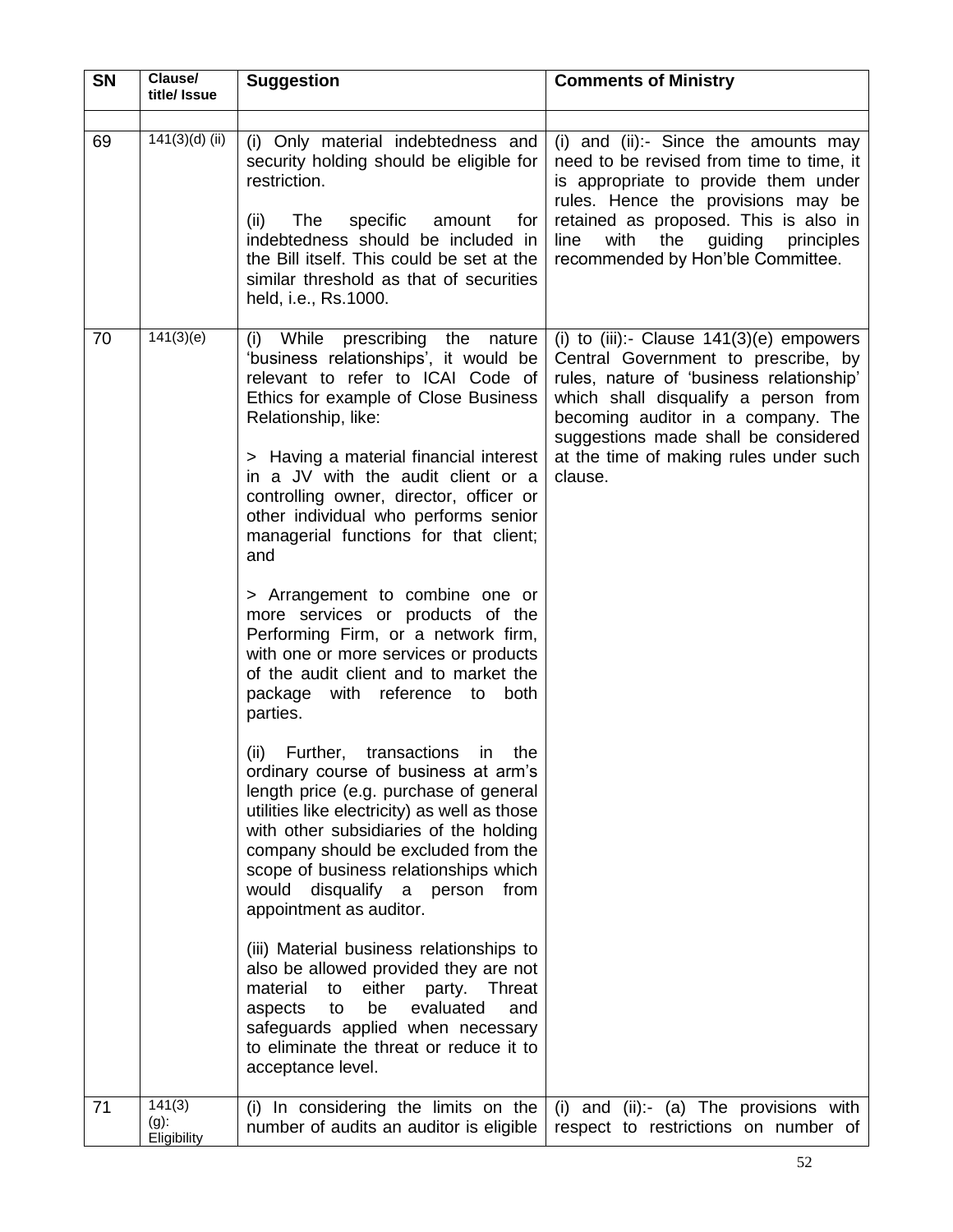| SN | Clause/ title/ Issue | Suggestion | Comments of Ministry |
|---|---|---|---|
| | | | |
| 69 | 141(3)(d) (ii) | (i) Only material indebtedness and security holding should be eligible for restriction.<br><br>(ii) The specific amount for indebtedness should be included in the Bill itself. This could be set at the similar threshold as that of securities held, i.e., Rs.1000. | (i) and (ii):- Since the amounts may need to be revised from time to time, it is appropriate to provide them under rules. Hence the provisions may be retained as proposed. This is also in line with the guiding principles recommended by Hon'ble Committee. |
| 70 | 141(3)(e) | (i) While prescribing the nature 'business relationships', it would be relevant to refer to ICAI Code of Ethics for example of Close Business Relationship, like:<br><br>> Having a material financial interest in a JV with the audit client or a controlling owner, director, officer or other individual who performs senior managerial functions for that client; and<br><br>> Arrangement to combine one or more services or products of the Performing Firm, or a network firm, with one or more services or products of the audit client and to market the package with reference to both parties.<br><br>(ii) Further, transactions in the ordinary course of business at arm's length price (e.g. purchase of general utilities like electricity) as well as those with other subsidiaries of the holding company should be excluded from the scope of business relationships which would disqualify a person from appointment as auditor.<br><br>(iii) Material business relationships to also be allowed provided they are not material to either party. Threat aspects to be evaluated and safeguards applied when necessary to eliminate the threat or reduce it to acceptance level. | (i) to (iii):- Clause 141(3)(e) empowers Central Government to prescribe, by rules, nature of 'business relationship' which shall disqualify a person from becoming auditor in a company. The suggestions made shall be considered at the time of making rules under such clause. |
| 71 | 141(3) (g): Eligibility | (i) In considering the limits on the number of audits an auditor is eligible | (i) and (ii):- (a) The provisions with respect to restrictions on number of |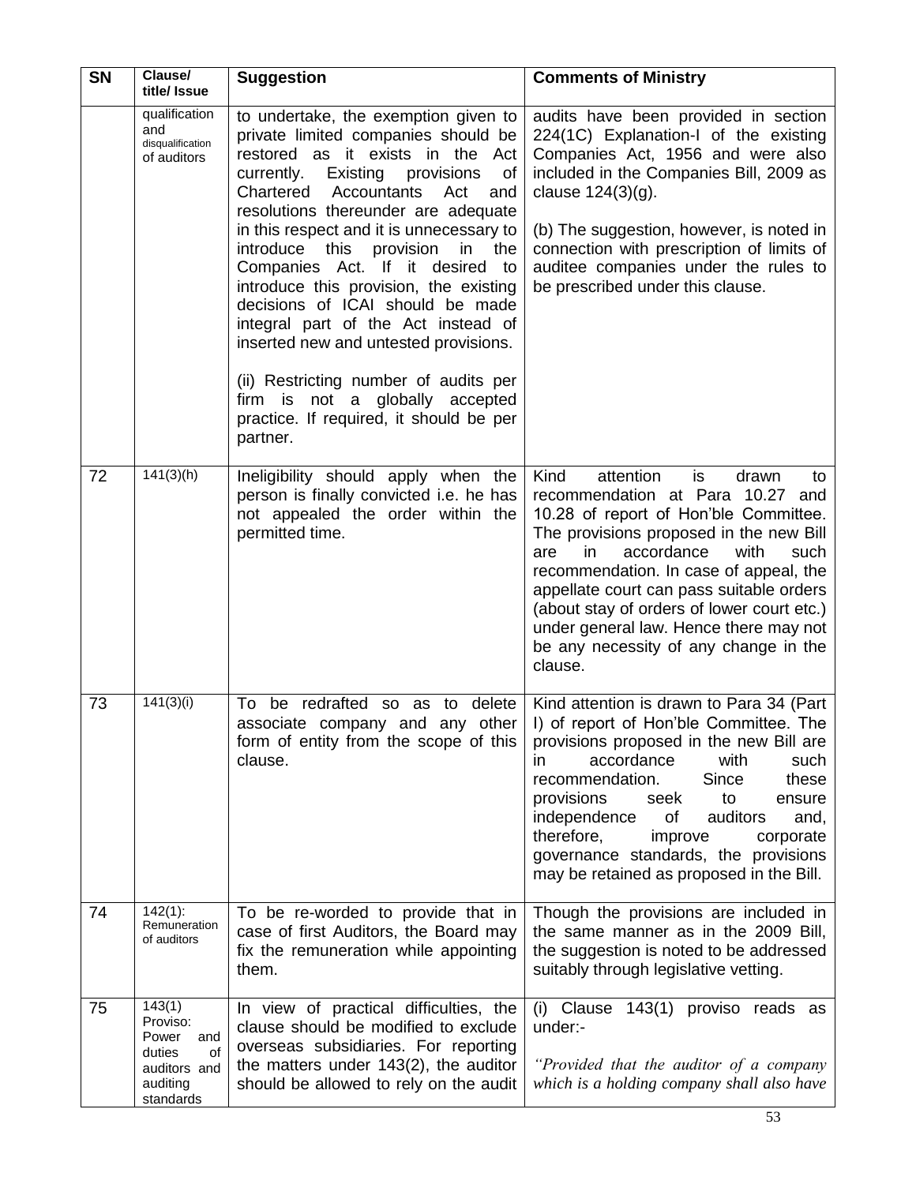| SN | Clause/ title/ Issue | Suggestion | Comments of Ministry |
|---|---|---|---|
| | qualification and disqualification of auditors | to undertake, the exemption given to private limited companies should be restored as it exists in the Act currently. Existing provisions of Chartered Accountants Act and resolutions thereunder are adequate in this respect and it is unnecessary to introduce this provision in the Companies Act. If it desired to introduce this provision, the existing decisions of ICAI should be made integral part of the Act instead of inserted new and untested provisions.<br><br>(ii) Restricting number of audits per firm is not a globally accepted practice. If required, it should be per partner. | audits have been provided in section 224(1C) Explanation-I of the existing Companies Act, 1956 and were also included in the Companies Bill, 2009 as clause 124(3)(g).<br><br>(b) The suggestion, however, is noted in connection with prescription of limits of auditee companies under the rules to be prescribed under this clause. |
| 72 | 141(3)(h) | Ineligibility should apply when the person is finally convicted i.e. he has not appealed the order within the permitted time. | Kind attention is drawn to recommendation at Para 10.27 and 10.28 of report of Hon'ble Committee. The provisions proposed in the new Bill are in accordance with such recommendation. In case of appeal, the appellate court can pass suitable orders (about stay of orders of lower court etc.) under general law. Hence there may not be any necessity of any change in the clause. |
| 73 | 141(3)(i) | To be redrafted so as to delete associate company and any other form of entity from the scope of this clause. | Kind attention is drawn to Para 34 (Part I) of report of Hon'ble Committee. The provisions proposed in the new Bill are in accordance with such recommendation. Since these provisions seek to ensure independence of auditors and, therefore, improve corporate governance standards, the provisions may be retained as proposed in the Bill. |
| 74 | 142(1): Remuneration of auditors | To be re-worded to provide that in case of first Auditors, the Board may fix the remuneration while appointing them. | Though the provisions are included in the same manner as in the 2009 Bill, the suggestion is noted to be addressed suitably through legislative vetting. |
| 75 | 143(1) Proviso: Power and duties of auditors and auditing standards | In view of practical difficulties, the clause should be modified to exclude overseas subsidiaries. For reporting the matters under 143(2), the auditor should be allowed to rely on the audit | (i) Clause 143(1) proviso reads as under:-<br><br>*"Provided that the auditor of a company which is a holding company shall also have* |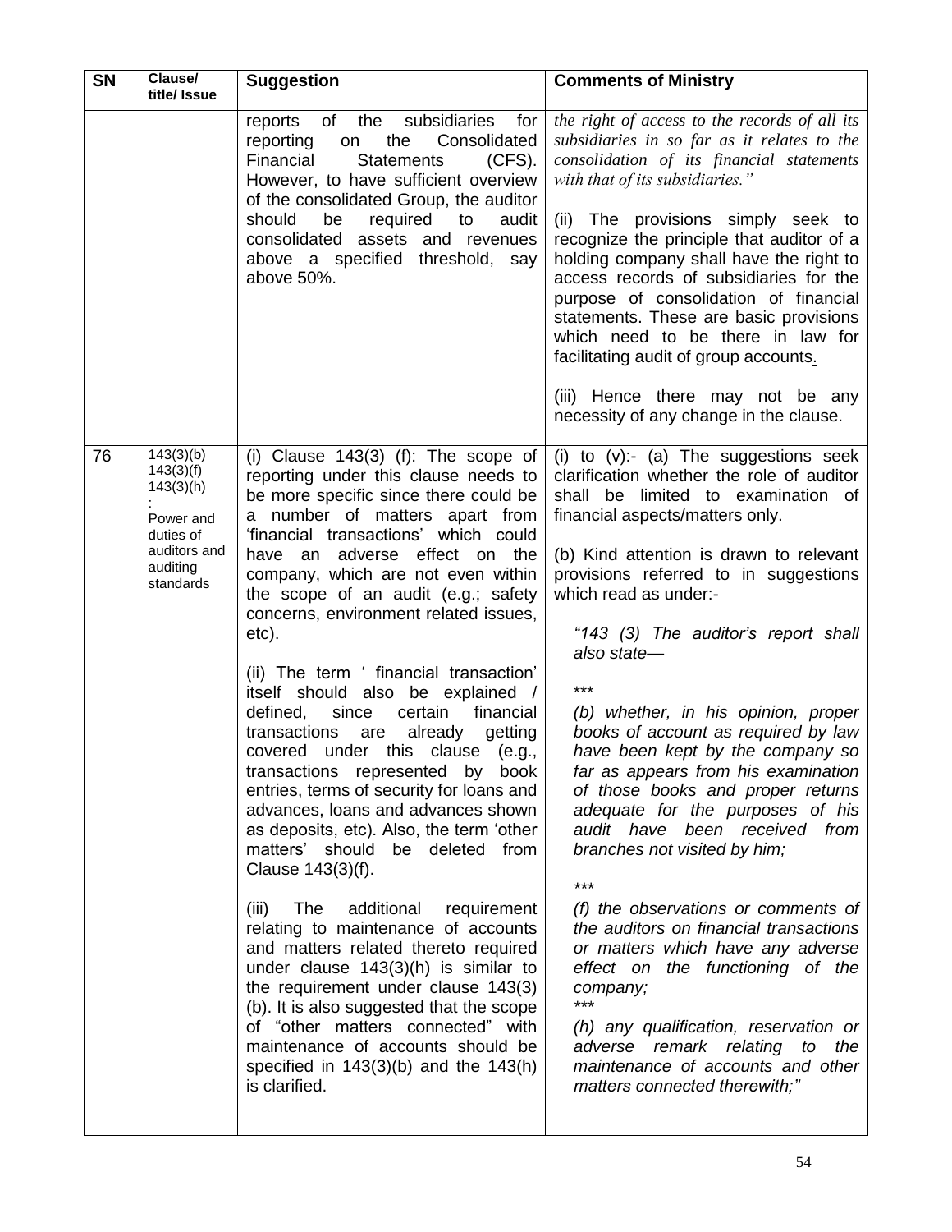| SN | Clause/ title/ Issue | Suggestion | Comments of Ministry |
|---|---|---|---|
| | | reports of the subsidiaries for reporting on the Consolidated Financial Statements (CFS). However, to have sufficient overview of the consolidated Group, the auditor should be required to audit consolidated assets and revenues above a specified threshold, say above 50%. | *the right of access to the records of all its subsidiaries in so far as it relates to the consolidation of its financial statements with that of its subsidiaries."*<br><br>(ii) The provisions simply seek to recognize the principle that auditor of a holding company shall have the right to access records of subsidiaries for the purpose of consolidation of financial statements. These are basic provisions which need to be there in law for facilitating audit of group accounts.<br><br>(iii) Hence there may not be any necessity of any change in the clause. |
| 76 | 143(3)(b) 143(3)(f) 143(3)(h) :<br>Power and duties of auditors and auditing standards | (i) Clause 143(3) (f): The scope of reporting under this clause needs to be more specific since there could be a number of matters apart from 'financial transactions' which could have an adverse effect on the company, which are not even within the scope of an audit (e.g.; safety concerns, environment related issues, etc).<br><br>(ii) The term ' financial transaction' itself should also be explained / defined, since certain financial transactions are already getting covered under this clause (e.g., transactions represented by book entries, terms of security for loans and advances, loans and advances shown as deposits, etc). Also, the term 'other matters' should be deleted from Clause 143(3)(f).<br><br>(iii) The additional requirement relating to maintenance of accounts and matters related thereto required under clause 143(3)(h) is similar to the requirement under clause 143(3) (b). It is also suggested that the scope of "other matters connected" with maintenance of accounts should be specified in 143(3)(b) and the 143(h) is clarified. | (i) to (v):- (a) The suggestions seek clarification whether the role of auditor shall be limited to examination of financial aspects/matters only.<br><br>(b) Kind attention is drawn to relevant provisions referred to in suggestions which read as under:-<br><br>*"143 (3) The auditor's report shall also state—*<br><br>*\*\*\**<br><br>*(b) whether, in his opinion, proper books of account as required by law have been kept by the company so far as appears from his examination of those books and proper returns adequate for the purposes of his audit have been received from branches not visited by him;*<br><br>*\*\*\**<br><br>*(f) the observations or comments of the auditors on financial transactions or matters which have any adverse effect on the functioning of the company;*<br>*\*\*\**<br><br>*(h) any qualification, reservation or adverse remark relating to the maintenance of accounts and other matters connected therewith;"* |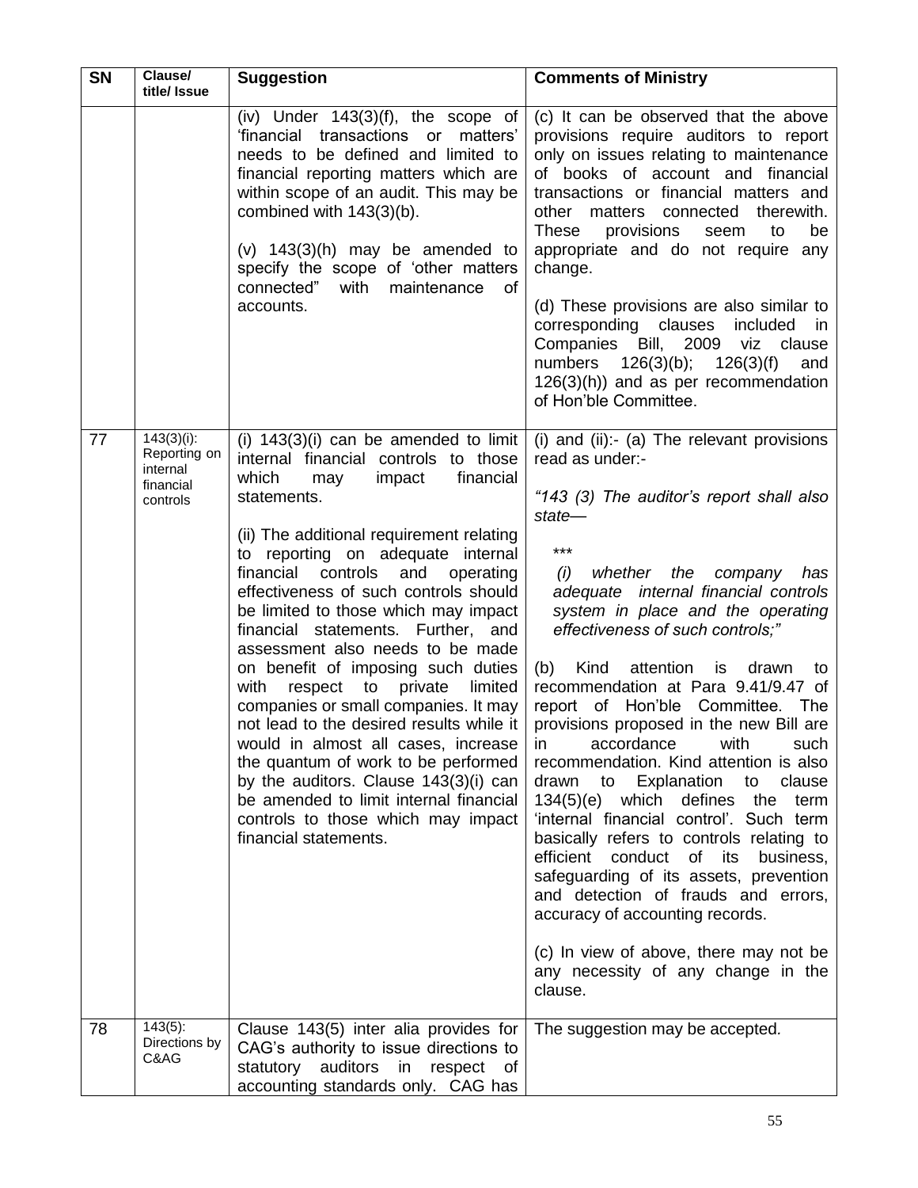| SN | Clause/ title/ Issue | Suggestion | Comments of Ministry |
|---|---|---|---|
| | | (iv) Under 143(3)(f), the scope of 'financial transactions or matters' needs to be defined and limited to financial reporting matters which are within scope of an audit. This may be combined with 143(3)(b).<br><br>(v) 143(3)(h) may be amended to specify the scope of 'other matters connected" with maintenance of accounts. | (c) It can be observed that the above provisions require auditors to report only on issues relating to maintenance of books of account and financial transactions or financial matters and other matters connected therewith. These provisions seem to be appropriate and do not require any change.<br><br>(d) These provisions are also similar to corresponding clauses included in Companies Bill, 2009 viz clause numbers 126(3)(b); 126(3)(f) and 126(3)(h)) and as per recommendation of Hon'ble Committee. |
| 77 | 143(3)(i): Reporting on internal financial controls | (i) 143(3)(i) can be amended to limit internal financial controls to those which may impact financial statements.<br><br>(ii) The additional requirement relating to reporting on adequate internal financial controls and operating effectiveness of such controls should be limited to those which may impact financial statements. Further, and assessment also needs to be made on benefit of imposing such duties with respect to private limited companies or small companies. It may not lead to the desired results while it would in almost all cases, increase the quantum of work to be performed by the auditors. Clause 143(3)(i) can be amended to limit internal financial controls to those which may impact financial statements. | (i) and (ii):- (a) The relevant provisions read as under:-<br><br>*"143 (3) The auditor's report shall also state—*<br><br>\*\*\*<br><br>*(i) whether the company has adequate internal financial controls system in place and the operating effectiveness of such controls;"*<br><br>(b) Kind attention is drawn to recommendation at Para 9.41/9.47 of report of Hon'ble Committee. The provisions proposed in the new Bill are in accordance with such recommendation. Kind attention is also drawn to Explanation to clause 134(5)(e) which defines the term 'internal financial control'. Such term basically refers to controls relating to efficient conduct of its business, safeguarding of its assets, prevention and detection of frauds and errors, accuracy of accounting records.<br><br>(c) In view of above, there may not be any necessity of any change in the clause. |
| 78 | 143(5): Directions by C&AG | Clause 143(5) inter alia provides for CAG's authority to issue directions to statutory auditors in respect of accounting standards only. CAG has | The suggestion may be accepted. |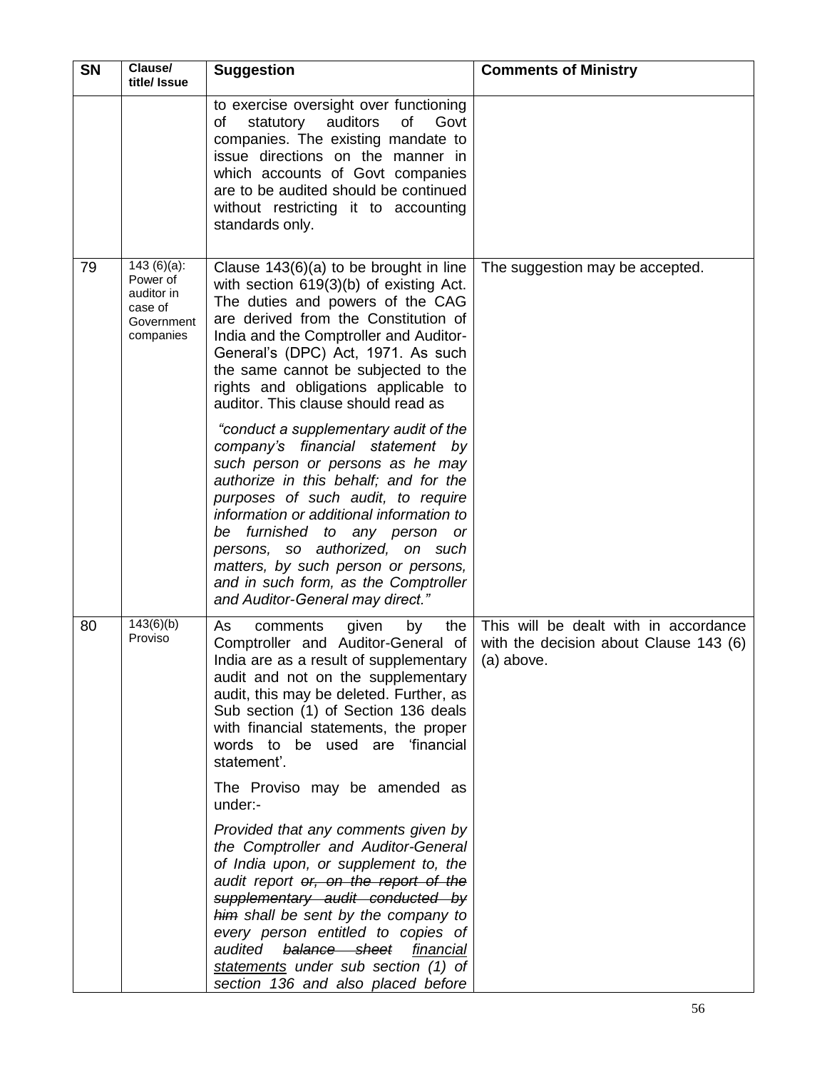| SN | Clause/ title/ Issue | Suggestion | Comments of Ministry |
|---|---|---|---|
| | | to exercise oversight over functioning of statutory auditors of Govt companies. The existing mandate to issue directions on the manner in which accounts of Govt companies are to be audited should be continued without restricting it to accounting standards only. | |
| 79 | 143 (6)(a): Power of auditor in case of Government companies | Clause 143(6)(a) to be brought in line with section 619(3)(b) of existing Act. The duties and powers of the CAG are derived from the Constitution of India and the Comptroller and Auditor-General's (DPC) Act, 1971. As such the same cannot be subjected to the rights and obligations applicable to auditor. This clause should read as<br><br>*"conduct a supplementary audit of the company's financial statement by such person or persons as he may authorize in this behalf; and for the purposes of such audit, to require information or additional information to be furnished to any person or persons, so authorized, on such matters, by such person or persons, and in such form, as the Comptroller and Auditor-General may direct."* | The suggestion may be accepted. |
| 80 | 143(6)(b) Proviso | As comments given by the Comptroller and Auditor-General of India are as a result of supplementary audit and not on the supplementary audit, this may be deleted. Further, as Sub section (1) of Section 136 deals with financial statements, the proper words to be used are 'financial statement'.<br><br>The Proviso may be amended as under:-<br><br>*Provided that any comments given by the Comptroller and Auditor-General of India upon, or supplement to, the audit report ~~or, on the report of the supplementary audit conducted by him~~ shall be sent by the company to every person entitled to copies of audited ~~balance sheet~~ <u>financial statements</u> under sub section (1) of section 136 and also placed before* | This will be dealt with in accordance with the decision about Clause 143 (6) (a) above. |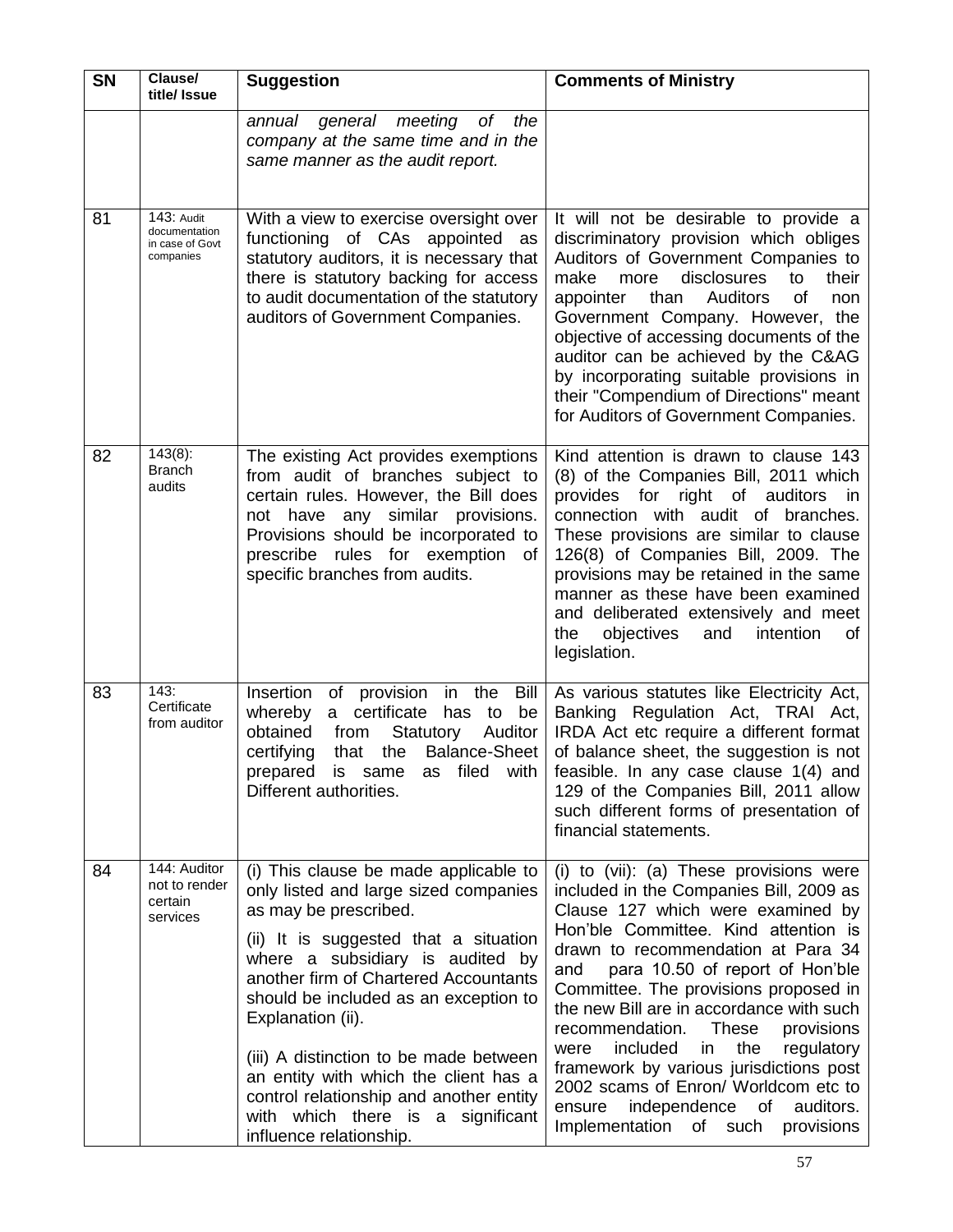| SN | Clause/ title/ Issue | Suggestion | Comments of Ministry |
|---|---|---|---|
| | | *annual general meeting of the company at the same time and in the same manner as the audit report.* | |
| 81 | 143: Audit documentation in case of Govt companies | With a view to exercise oversight over functioning of CAs appointed as statutory auditors, it is necessary that there is statutory backing for access to audit documentation of the statutory auditors of Government Companies. | It will not be desirable to provide a discriminatory provision which obliges Auditors of Government Companies to make more disclosures to their appointer than Auditors of non Government Company. However, the objective of accessing documents of the auditor can be achieved by the C&AG by incorporating suitable provisions in their "Compendium of Directions" meant for Auditors of Government Companies. |
| 82 | 143(8): Branch audits | The existing Act provides exemptions from audit of branches subject to certain rules. However, the Bill does not have any similar provisions. Provisions should be incorporated to prescribe rules for exemption of specific branches from audits. | Kind attention is drawn to clause 143 (8) of the Companies Bill, 2011 which provides for right of auditors in connection with audit of branches. These provisions are similar to clause 126(8) of Companies Bill, 2009. The provisions may be retained in the same manner as these have been examined and deliberated extensively and meet the objectives and intention of legislation. |
| 83 | 143: Certificate from auditor | Insertion of provision in the Bill whereby a certificate has to be obtained from Statutory Auditor certifying that the Balance-Sheet prepared is same as filed with Different authorities. | As various statutes like Electricity Act, Banking Regulation Act, TRAI Act, IRDA Act etc require a different format of balance sheet, the suggestion is not feasible. In any case clause 1(4) and 129 of the Companies Bill, 2011 allow such different forms of presentation of financial statements. |
| 84 | 144: Auditor not to render certain services | (i) This clause be made applicable to only listed and large sized companies as may be prescribed.<br><br>(ii) It is suggested that a situation where a subsidiary is audited by another firm of Chartered Accountants should be included as an exception to Explanation (ii).<br><br>(iii) A distinction to be made between an entity with which the client has a control relationship and another entity with which there is a significant influence relationship. | (i) to (vii): (a) These provisions were included in the Companies Bill, 2009 as Clause 127 which were examined by Hon'ble Committee. Kind attention is drawn to recommendation at Para 34 and para 10.50 of report of Hon'ble Committee. The provisions proposed in the new Bill are in accordance with such recommendation. These provisions were included in the regulatory framework by various jurisdictions post 2002 scams of Enron/ Worldcom etc to ensure independence of auditors. Implementation of such provisions |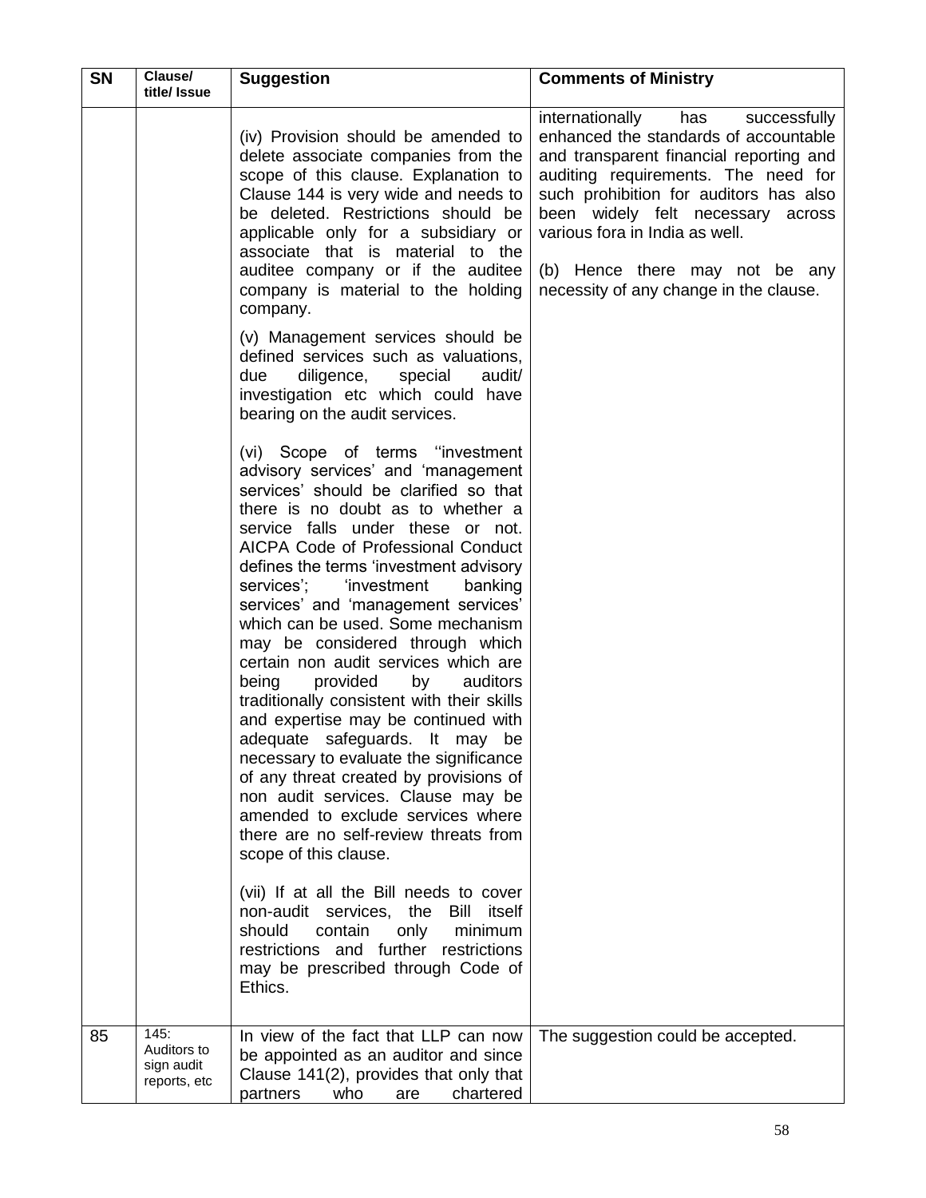| SN | Clause/ title/ Issue | Suggestion | Comments of Ministry |
|---|---|---|---|
| | | (iv) Provision should be amended to delete associate companies from the scope of this clause. Explanation to Clause 144 is very wide and needs to be deleted. Restrictions should be applicable only for a subsidiary or associate that is material to the auditee company or if the auditee company is material to the holding company.<br><br>(v) Management services should be defined services such as valuations, due diligence, special audit/ investigation etc which could have bearing on the audit services.<br><br>(vi) Scope of terms ''investment advisory services' and 'management services' should be clarified so that there is no doubt as to whether a service falls under these or not. AICPA Code of Professional Conduct defines the terms 'investment advisory services'; 'investment banking services' and 'management services' which can be used. Some mechanism may be considered through which certain non audit services which are being provided by auditors traditionally consistent with their skills and expertise may be continued with adequate safeguards. It may be necessary to evaluate the significance of any threat created by provisions of non audit services. Clause may be amended to exclude services where there are no self-review threats from scope of this clause.<br><br>(vii) If at all the Bill needs to cover non-audit services, the Bill itself should contain only minimum restrictions and further restrictions may be prescribed through Code of Ethics. | internationally has successfully enhanced the standards of accountable and transparent financial reporting and auditing requirements. The need for such prohibition for auditors has also been widely felt necessary across various fora in India as well.<br><br>(b) Hence there may not be any necessity of any change in the clause. |
| 85 | 145: Auditors to sign audit reports, etc | In view of the fact that LLP can now be appointed as an auditor and since Clause 141(2), provides that only that partners who are chartered | The suggestion could be accepted. |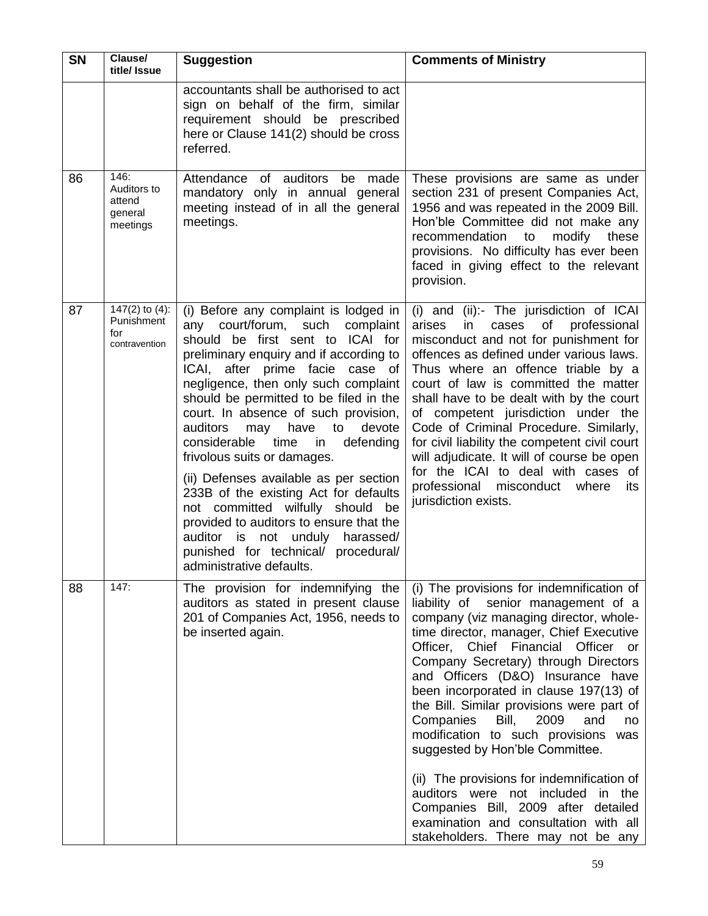| SN | Clause/ title/ Issue | Suggestion | Comments of Ministry |
|---|---|---|---|
| | | accountants shall be authorised to act sign on behalf of the firm, similar requirement should be prescribed here or Clause 141(2) should be cross referred. | |
| 86 | 146: Auditors to attend general meetings | Attendance of auditors be made mandatory only in annual general meeting instead of in all the general meetings. | These provisions are same as under section 231 of present Companies Act, 1956 and was repeated in the 2009 Bill. Hon'ble Committee did not make any recommendation to modify these provisions. No difficulty has ever been faced in giving effect to the relevant provision. |
| 87 | 147(2) to (4): Punishment for contravention | (i) Before any complaint is lodged in any court/forum, such complaint should be first sent to ICAI for preliminary enquiry and if according to ICAI, after prime facie case of negligence, then only such complaint should be permitted to be filed in the court. In absence of such provision, auditors may have to devote considerable time in defending frivolous suits or damages.<br><br>(ii) Defenses available as per section 233B of the existing Act for defaults not committed wilfully should be provided to auditors to ensure that the auditor is not unduly harassed/ punished for technical/ procedural/ administrative defaults. | (i) and (ii):- The jurisdiction of ICAI arises in cases of professional misconduct and not for punishment for offences as defined under various laws. Thus where an offence triable by a court of law is committed the matter shall have to be dealt with by the court of competent jurisdiction under the Code of Criminal Procedure. Similarly, for civil liability the competent civil court will adjudicate. It will of course be open for the ICAI to deal with cases of professional misconduct where its jurisdiction exists. |
| 88 | 147: | The provision for indemnifying the auditors as stated in present clause 201 of Companies Act, 1956, needs to be inserted again. | (i) The provisions for indemnification of liability of senior management of a company (viz managing director, whole-time director, manager, Chief Executive Officer, Chief Financial Officer or Company Secretary) through Directors and Officers (D&O) Insurance have been incorporated in clause 197(13) of the Bill. Similar provisions were part of Companies Bill, 2009 and no modification to such provisions was suggested by Hon'ble Committee.<br><br>(ii) The provisions for indemnification of auditors were not included in the Companies Bill, 2009 after detailed examination and consultation with all stakeholders. There may not be any |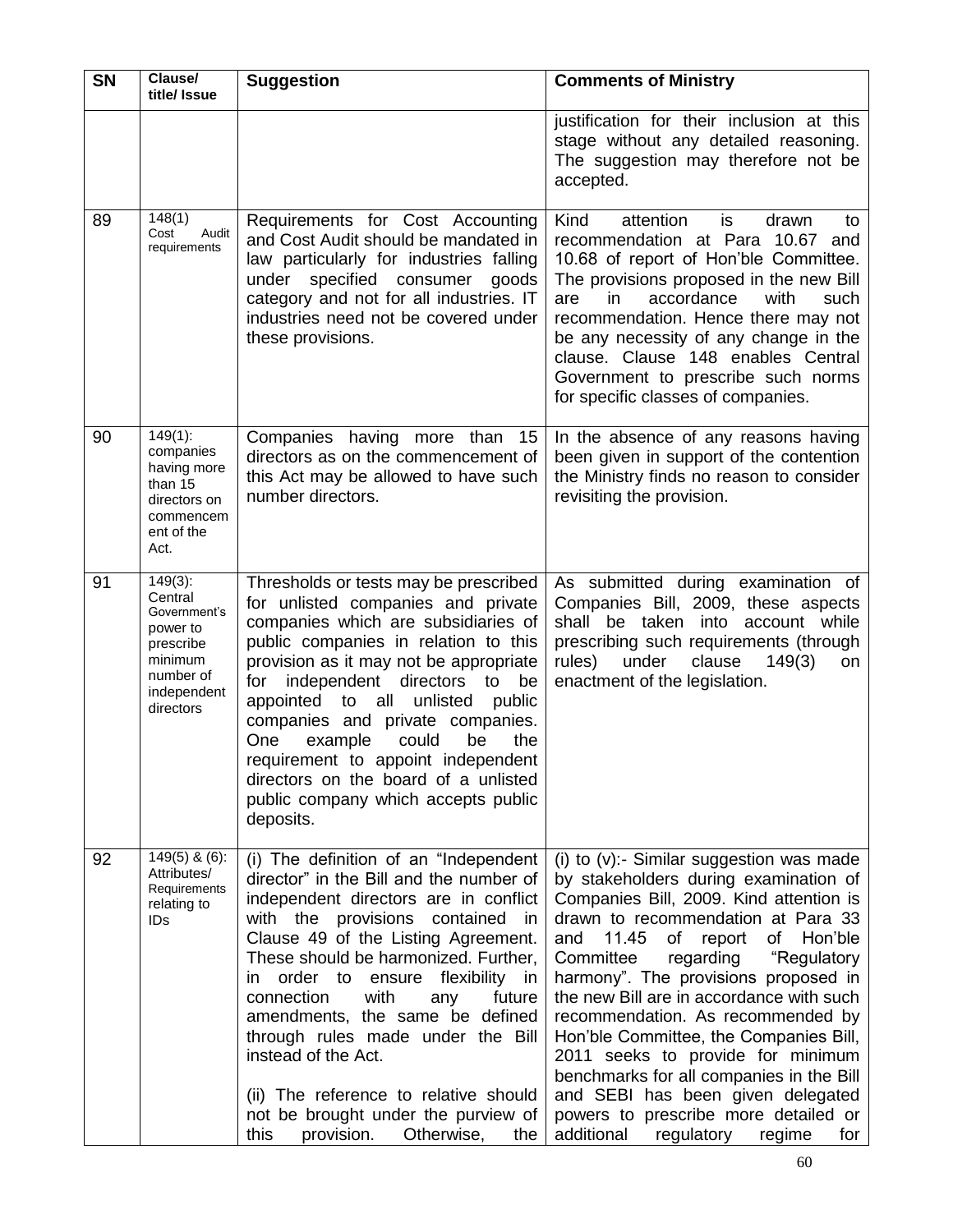| SN | Clause/ title/ Issue | Suggestion | Comments of Ministry |
|---|---|---|---|
| | | | justification for their inclusion at this stage without any detailed reasoning. The suggestion may therefore not be accepted. |
| 89 | 148(1) Cost Audit requirements | Requirements for Cost Accounting and Cost Audit should be mandated in law particularly for industries falling under specified consumer goods category and not for all industries. IT industries need not be covered under these provisions. | Kind attention is drawn to recommendation at Para 10.67 and 10.68 of report of Hon'ble Committee. The provisions proposed in the new Bill are in accordance with such recommendation. Hence there may not be any necessity of any change in the clause. Clause 148 enables Central Government to prescribe such norms for specific classes of companies. |
| 90 | 149(1): companies having more than 15 directors on commencement of the Act. | Companies having more than 15 directors as on the commencement of this Act may be allowed to have such number directors. | In the absence of any reasons having been given in support of the contention the Ministry finds no reason to consider revisiting the provision. |
| 91 | 149(3): Central Government's power to prescribe minimum number of independent directors | Thresholds or tests may be prescribed for unlisted companies and private companies which are subsidiaries of public companies in relation to this provision as it may not be appropriate for independent directors to be appointed to all unlisted public companies and private companies. One example could be the requirement to appoint independent directors on the board of a unlisted public company which accepts public deposits. | As submitted during examination of Companies Bill, 2009, these aspects shall be taken into account while prescribing such requirements (through rules) under clause 149(3) on enactment of the legislation. |
| 92 | 149(5) & (6): Attributes/ Requirements relating to IDs | (i) The definition of an "Independent director" in the Bill and the number of independent directors are in conflict with the provisions contained in Clause 49 of the Listing Agreement. These should be harmonized. Further, in order to ensure flexibility in connection with any future amendments, the same be defined through rules made under the Bill instead of the Act.<br><br>(ii) The reference to relative should not be brought under the purview of this provision. Otherwise, the | (i) to (v):- Similar suggestion was made by stakeholders during examination of Companies Bill, 2009. Kind attention is drawn to recommendation at Para 33 and 11.45 of report of Hon'ble Committee regarding "Regulatory harmony". The provisions proposed in the new Bill are in accordance with such recommendation. As recommended by Hon'ble Committee, the Companies Bill, 2011 seeks to provide for minimum benchmarks for all companies in the Bill and SEBI has been given delegated powers to prescribe more detailed or additional regulatory regime for |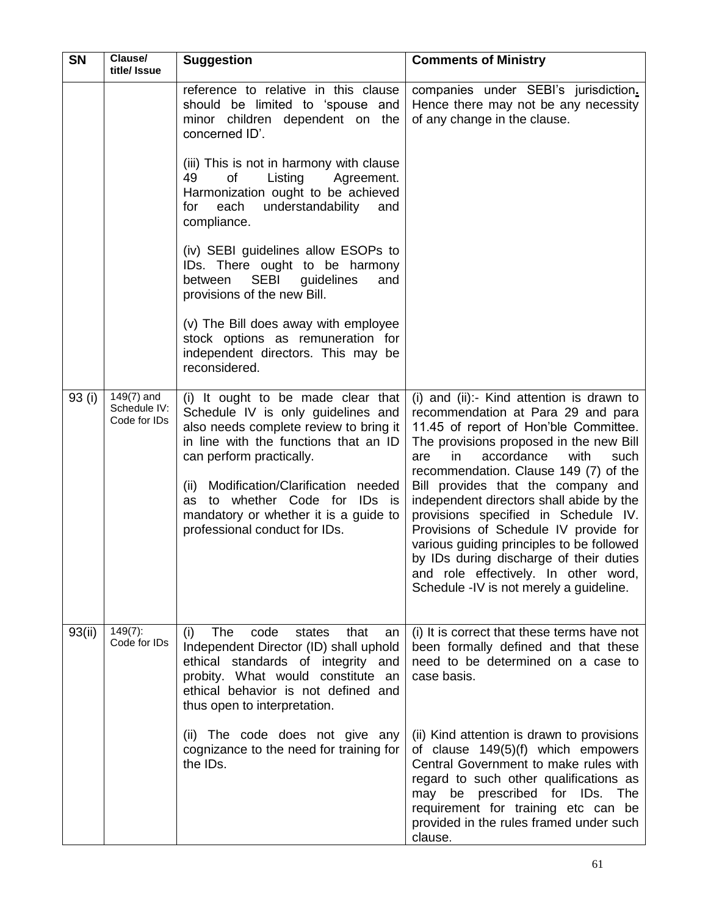| SN | Clause/ title/ Issue | Suggestion | Comments of Ministry |
| --- | --- | --- | --- |
| | | reference to relative in this clause should be limited to 'spouse and minor children dependent on the concerned ID'.<br><br>(iii) This is not in harmony with clause 49 of Listing Agreement. Harmonization ought to be achieved for each understandability and compliance.<br><br>(iv) SEBI guidelines allow ESOPs to IDs. There ought to be harmony between SEBI guidelines and provisions of the new Bill.<br><br>(v) The Bill does away with employee stock options as remuneration for independent directors. This may be reconsidered. | companies under SEBI's jurisdiction**.** Hence there may not be any necessity of any change in the clause. |
| 93 (i) | 149(7) and Schedule IV: Code for IDs | (i) It ought to be made clear that Schedule IV is only guidelines and also needs complete review to bring it in line with the functions that an ID can perform practically.<br><br>(ii) Modification/Clarification needed as to whether Code for IDs is mandatory or whether it is a guide to professional conduct for IDs. | (i) and (ii):- Kind attention is drawn to recommendation at Para 29 and para 11.45 of report of Hon'ble Committee. The provisions proposed in the new Bill are in accordance with such recommendation. Clause 149 (7) of the Bill provides that the company and independent directors shall abide by the provisions specified in Schedule IV. Provisions of Schedule IV provide for various guiding principles to be followed by IDs during discharge of their duties and role effectively. In other word, Schedule -IV is not merely a guideline. |
| 93(ii) | 149(7): Code for IDs | (i) The code states that an Independent Director (ID) shall uphold ethical standards of integrity and probity. What would constitute an ethical behavior is not defined and thus open to interpretation.<br><br>(ii) The code does not give any cognizance to the need for training for the IDs. | (i) It is correct that these terms have not been formally defined and that these need to be determined on a case to case basis.<br><br>(ii) Kind attention is drawn to provisions of clause 149(5)(f) which empowers Central Government to make rules with regard to such other qualifications as may be prescribed for IDs. The requirement for training etc can be provided in the rules framed under such clause. |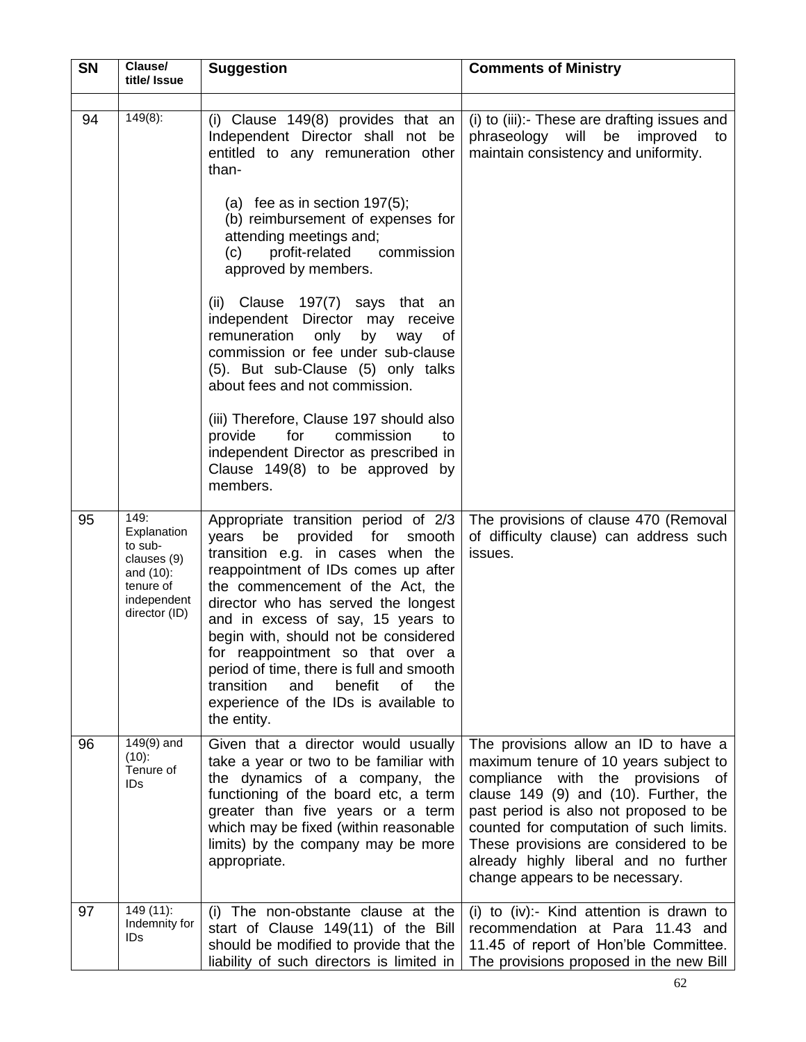| SN | Clause/ title/ Issue | Suggestion | Comments of Ministry |
|---|---|---|---|
| | | | |
| 94 | 149(8): | (i) Clause 149(8) provides that an Independent Director shall not be entitled to any remuneration other than-<br><br>(a) fee as in section 197(5);<br>(b) reimbursement of expenses for attending meetings and;<br>(c) profit-related commission approved by members.<br><br>(ii) Clause 197(7) says that an independent Director may receive remuneration only by way of commission or fee under sub-clause (5). But sub-Clause (5) only talks about fees and not commission.<br><br>(iii) Therefore, Clause 197 should also provide for commission to independent Director as prescribed in Clause 149(8) to be approved by members. | (i) to (iii):- These are drafting issues and phraseology will be improved to maintain consistency and uniformity. |
| 95 | 149: Explanation to sub-clauses (9) and (10): tenure of independent director (ID) | Appropriate transition period of 2/3 years be provided for smooth transition e.g. in cases when the reappointment of IDs comes up after the commencement of the Act, the director who has served the longest and in excess of say, 15 years to begin with, should not be considered for reappointment so that over a period of time, there is full and smooth transition and benefit of the experience of the IDs is available to the entity. | The provisions of clause 470 (Removal of difficulty clause) can address such issues. |
| 96 | 149(9) and (10): Tenure of IDs | Given that a director would usually take a year or two to be familiar with the dynamics of a company, the functioning of the board etc, a term greater than five years or a term which may be fixed (within reasonable limits) by the company may be more appropriate. | The provisions allow an ID to have a maximum tenure of 10 years subject to compliance with the provisions of clause 149 (9) and (10). Further, the past period is also not proposed to be counted for computation of such limits. These provisions are considered to be already highly liberal and no further change appears to be necessary. |
| 97 | 149 (11): Indemnity for IDs | (i) The non-obstante clause at the start of Clause 149(11) of the Bill should be modified to provide that the liability of such directors is limited in | (i) to (iv):- Kind attention is drawn to recommendation at Para 11.43 and 11.45 of report of Hon'ble Committee. The provisions proposed in the new Bill |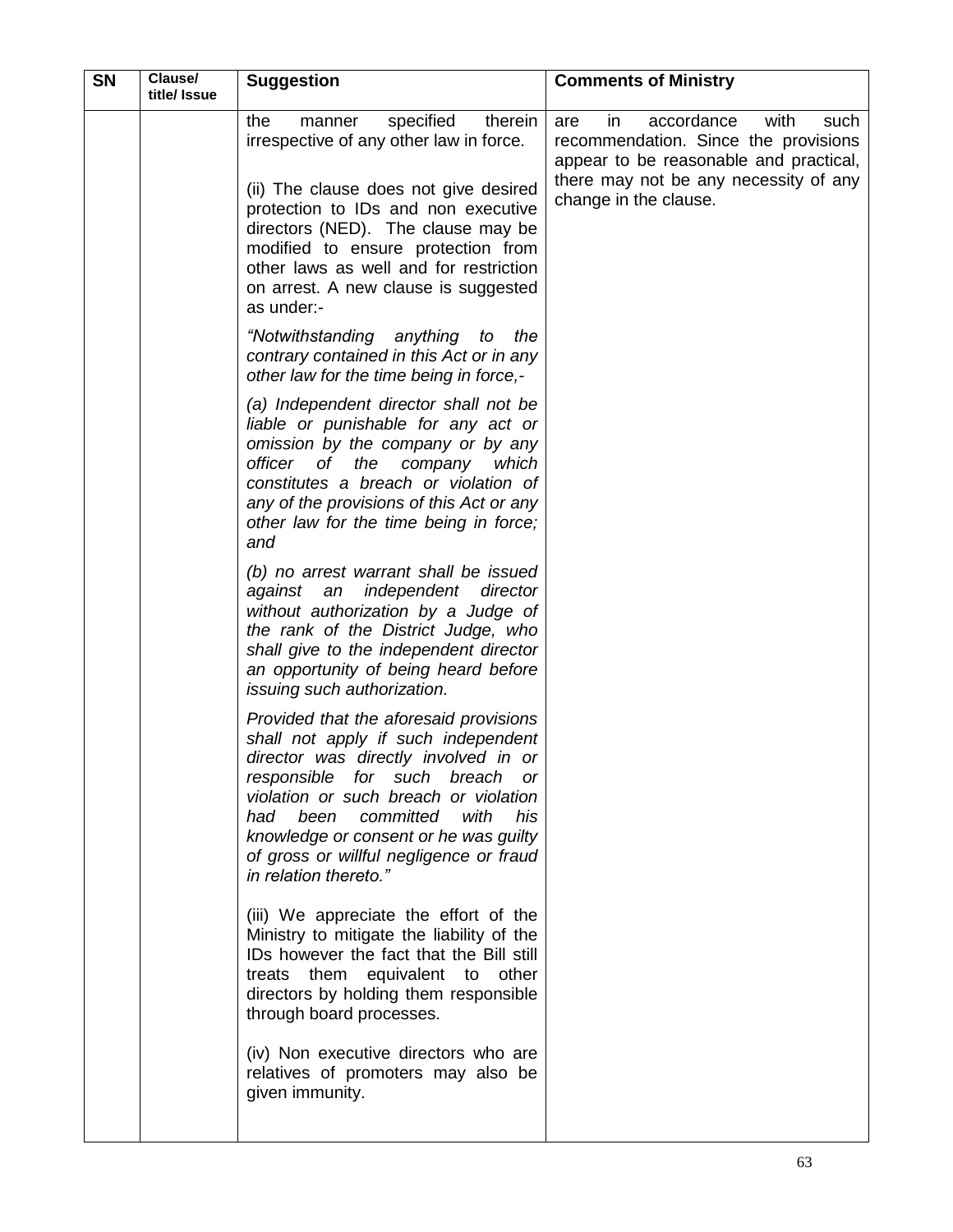| SN | Clause/ title/ Issue | Suggestion | Comments of Ministry |
|---|---|---|---|
| | | the manner specified therein irrespective of any other law in force.<br><br>(ii) The clause does not give desired protection to IDs and non executive directors (NED). The clause may be modified to ensure protection from other laws as well and for restriction on arrest. A new clause is suggested as under:-<br><br>*"Notwithstanding anything to the contrary contained in this Act or in any other law for the time being in force,-*<br><br>*(a) Independent director shall not be liable or punishable for any act or omission by the company or by any officer of the company which constitutes a breach or violation of any of the provisions of this Act or any other law for the time being in force; and*<br><br>*(b) no arrest warrant shall be issued against an independent director without authorization by a Judge of the rank of the District Judge, who shall give to the independent director an opportunity of being heard before issuing such authorization.*<br><br>*Provided that the aforesaid provisions shall not apply if such independent director was directly involved in or responsible for such breach or violation or such breach or violation had been committed with his knowledge or consent or he was guilty of gross or willful negligence or fraud in relation thereto."*<br><br>(iii) We appreciate the effort of the Ministry to mitigate the liability of the IDs however the fact that the Bill still treats them equivalent to other directors by holding them responsible through board processes.<br><br>(iv) Non executive directors who are relatives of promoters may also be given immunity. | are in accordance with such recommendation. Since the provisions appear to be reasonable and practical, there may not be any necessity of any change in the clause. |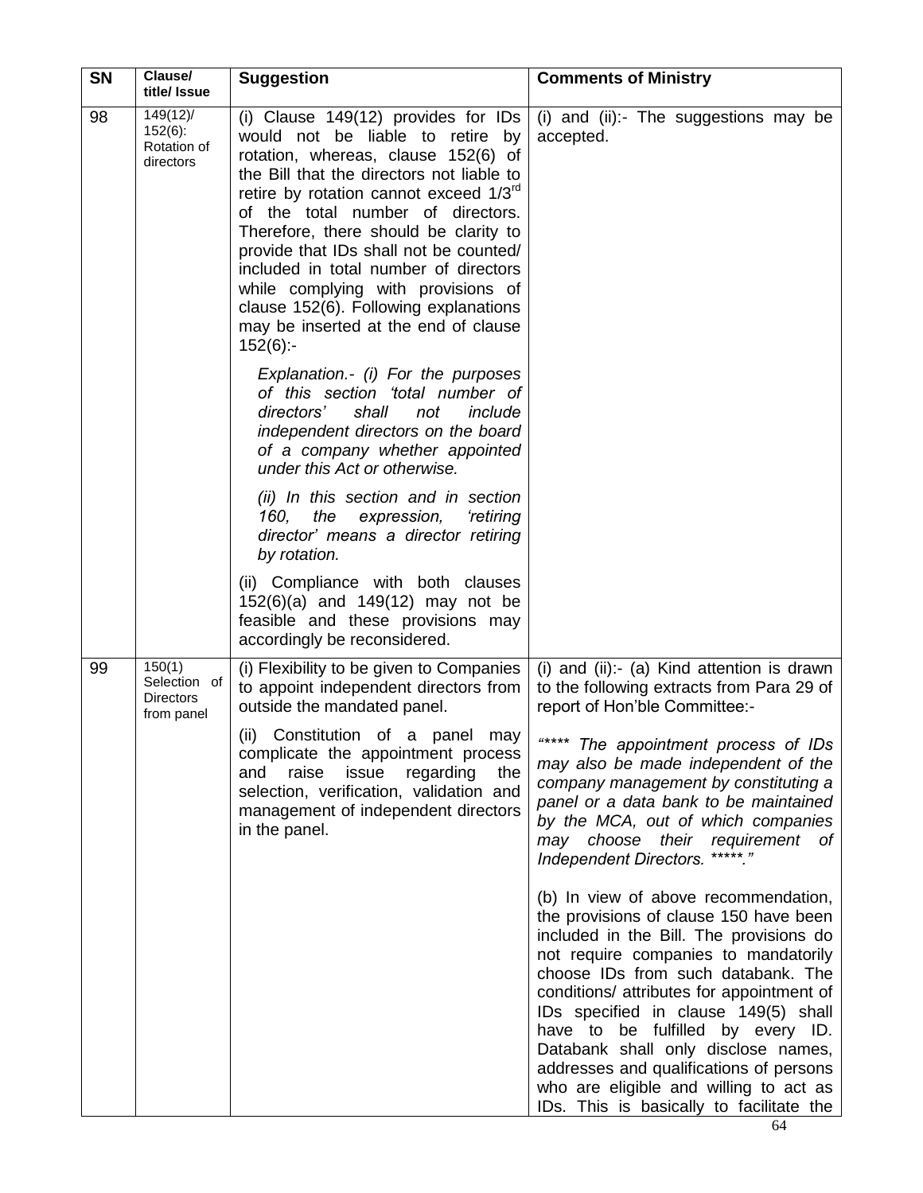| SN | Clause/ title/ Issue | Suggestion | Comments of Ministry |
|---|---|---|---|
| 98 | 149(12)/ 152(6): Rotation of directors | (i) Clause 149(12) provides for IDs would not be liable to retire by rotation, whereas, clause 152(6) of the Bill that the directors not liable to retire by rotation cannot exceed 1/3rd of the total number of directors. Therefore, there should be clarity to provide that IDs shall not be counted/ included in total number of directors while complying with provisions of clause 152(6). Following explanations may be inserted at the end of clause 152(6):-<br><br>*Explanation.- (i) For the purposes of this section 'total number of directors' shall not include independent directors on the board of a company whether appointed under this Act or otherwise.*<br><br>*(ii) In this section and in section 160, the expression, 'retiring director' means a director retiring by rotation.*<br><br>(ii) Compliance with both clauses 152(6)(a) and 149(12) may not be feasible and these provisions may accordingly be reconsidered. | (i) and (ii):- The suggestions may be accepted. |
| 99 | 150(1) Selection of Directors from panel | (i) Flexibility to be given to Companies to appoint independent directors from outside the mandated panel.<br><br>(ii) Constitution of a panel may complicate the appointment process and raise issue regarding the selection, verification, validation and management of independent directors in the panel. | (i) and (ii):- (a) Kind attention is drawn to the following extracts from Para 29 of report of Hon'ble Committee:-<br><br>*"\*\*\*\* The appointment process of IDs may also be made independent of the company management by constituting a panel or a data bank to be maintained by the MCA, out of which companies may choose their requirement of Independent Directors. \*\*\*\*\*."*<br><br>(b) In view of above recommendation, the provisions of clause 150 have been included in the Bill. The provisions do not require companies to mandatorily choose IDs from such databank. The conditions/ attributes for appointment of IDs specified in clause 149(5) shall have to be fulfilled by every ID. Databank shall only disclose names, addresses and qualifications of persons who are eligible and willing to act as IDs. This is basically to facilitate the |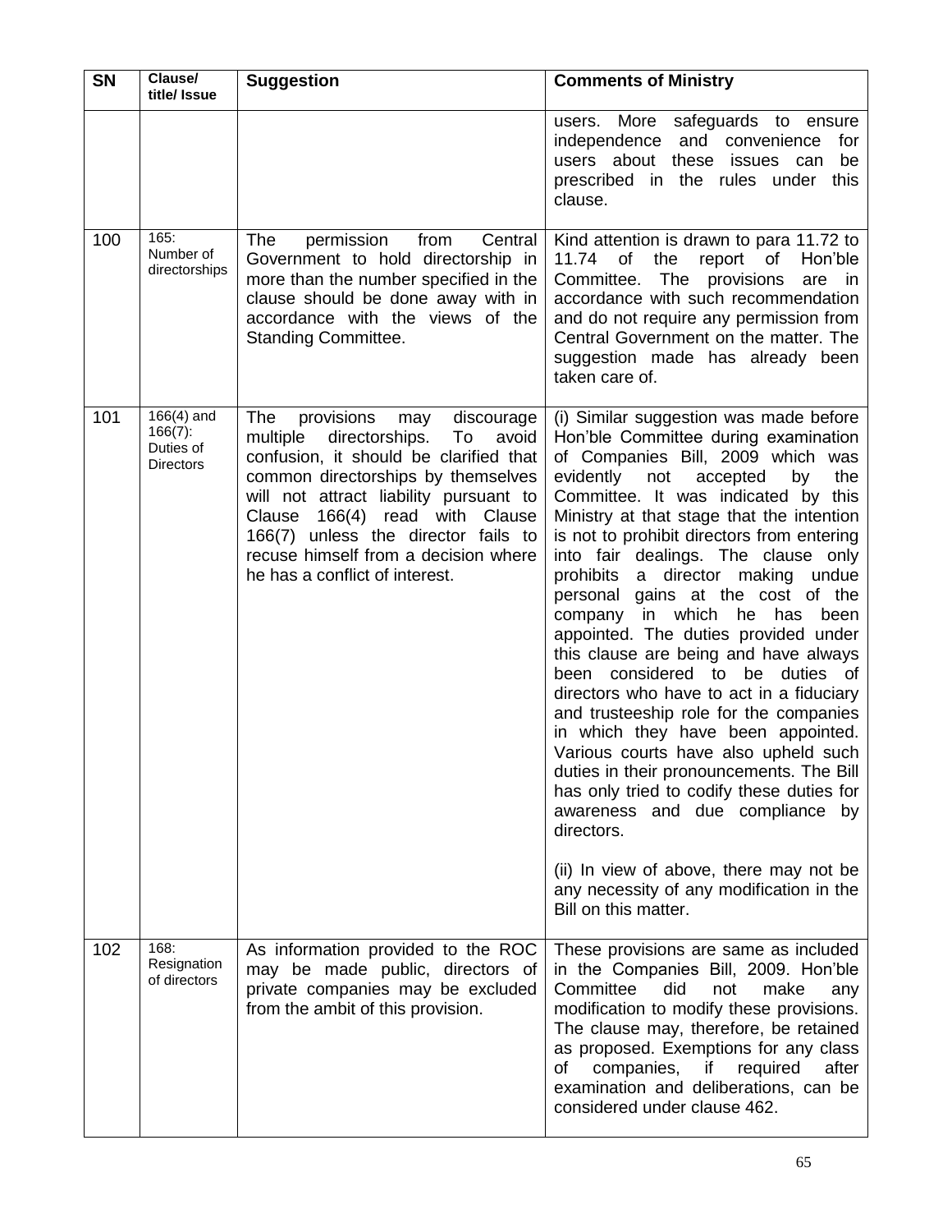| SN | Clause/ title/ Issue | Suggestion | Comments of Ministry |
|---|---|---|---|
| | | | users. More safeguards to ensure independence and convenience for users about these issues can be prescribed in the rules under this clause. |
| 100 | 165: Number of directorships | The permission from Central Government to hold directorship in more than the number specified in the clause should be done away with in accordance with the views of the Standing Committee. | Kind attention is drawn to para 11.72 to 11.74 of the report of Hon'ble Committee. The provisions are in accordance with such recommendation and do not require any permission from Central Government on the matter. The suggestion made has already been taken care of. |
| 101 | 166(4) and 166(7): Duties of Directors | The provisions may discourage multiple directorships. To avoid confusion, it should be clarified that common directorships by themselves will not attract liability pursuant to Clause 166(4) read with Clause 166(7) unless the director fails to recuse himself from a decision where he has a conflict of interest. | (i) Similar suggestion was made before Hon'ble Committee during examination of Companies Bill, 2009 which was evidently not accepted by the Committee. It was indicated by this Ministry at that stage that the intention is not to prohibit directors from entering into fair dealings. The clause only prohibits a director making undue personal gains at the cost of the company in which he has been appointed. The duties provided under this clause are being and have always been considered to be duties of directors who have to act in a fiduciary and trusteeship role for the companies in which they have been appointed. Various courts have also upheld such duties in their pronouncements. The Bill has only tried to codify these duties for awareness and due compliance by directors.<br><br>(ii) In view of above, there may not be any necessity of any modification in the Bill on this matter. |
| 102 | 168: Resignation of directors | As information provided to the ROC may be made public, directors of private companies may be excluded from the ambit of this provision. | These provisions are same as included in the Companies Bill, 2009. Hon'ble Committee did not make any modification to modify these provisions. The clause may, therefore, be retained as proposed. Exemptions for any class of companies, if required after examination and deliberations, can be considered under clause 462. |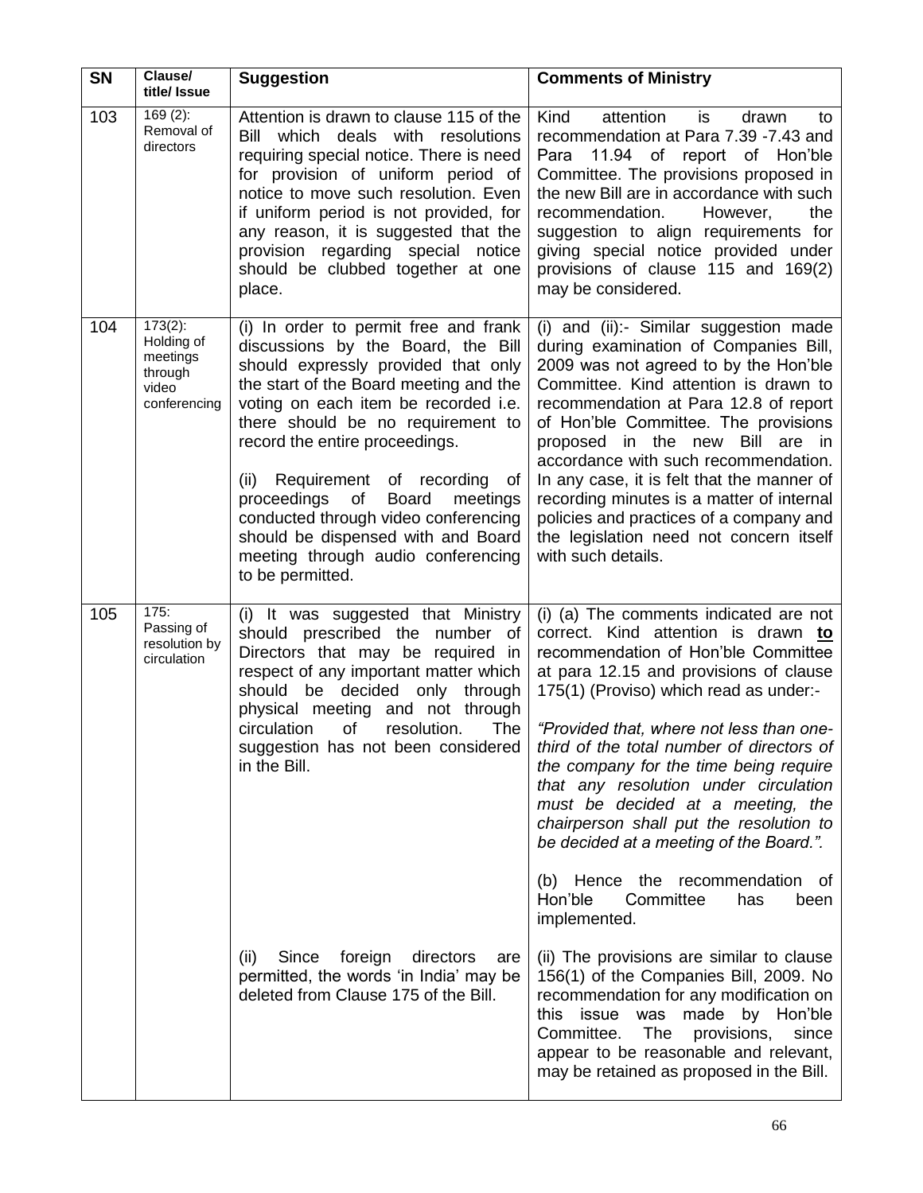| SN | Clause/ title/ Issue | Suggestion | Comments of Ministry |
|---|---|---|---|
| 103 | 169 (2): Removal of directors | Attention is drawn to clause 115 of the Bill which deals with resolutions requiring special notice. There is need for provision of uniform period of notice to move such resolution. Even if uniform period is not provided, for any reason, it is suggested that the provision regarding special notice should be clubbed together at one place. | Kind attention is drawn to recommendation at Para 7.39 -7.43 and Para 11.94 of report of Hon'ble Committee. The provisions proposed in the new Bill are in accordance with such recommendation. However, the suggestion to align requirements for giving special notice provided under provisions of clause 115 and 169(2) may be considered. |
| 104 | 173(2): Holding of meetings through video conferencing | (i) In order to permit free and frank discussions by the Board, the Bill should expressly provided that only the start of the Board meeting and the voting on each item be recorded i.e. there should be no requirement to record the entire proceedings.<br><br>(ii) Requirement of recording of proceedings of Board meetings conducted through video conferencing should be dispensed with and Board meeting through audio conferencing to be permitted. | (i) and (ii):- Similar suggestion made during examination of Companies Bill, 2009 was not agreed to by the Hon'ble Committee. Kind attention is drawn to recommendation at Para 12.8 of report of Hon'ble Committee. The provisions proposed in the new Bill are in accordance with such recommendation. In any case, it is felt that the manner of recording minutes is a matter of internal policies and practices of a company and the legislation need not concern itself with such details. |
| 105 | 175: Passing of resolution by circulation | (i) It was suggested that Ministry should prescribed the number of Directors that may be required in respect of any important matter which should be decided only through physical meeting and not through circulation of resolution. The suggestion has not been considered in the Bill.<br><br>(ii) Since foreign directors are permitted, the words 'in India' may be deleted from Clause 175 of the Bill. | (i) (a) The comments indicated are not correct. Kind attention is drawn **to** recommendation of Hon'ble Committee at para 12.15 and provisions of clause 175(1) (Proviso) which read as under:-<br><br>*"Provided that, where not less than one-third of the total number of directors of the company for the time being require that any resolution under circulation must be decided at a meeting, the chairperson shall put the resolution to be decided at a meeting of the Board.".*<br><br>(b) Hence the recommendation of Hon'ble Committee has been implemented.<br><br>(ii) The provisions are similar to clause 156(1) of the Companies Bill, 2009. No recommendation for any modification on this issue was made by Hon'ble Committee. The provisions, since appear to be reasonable and relevant, may be retained as proposed in the Bill. |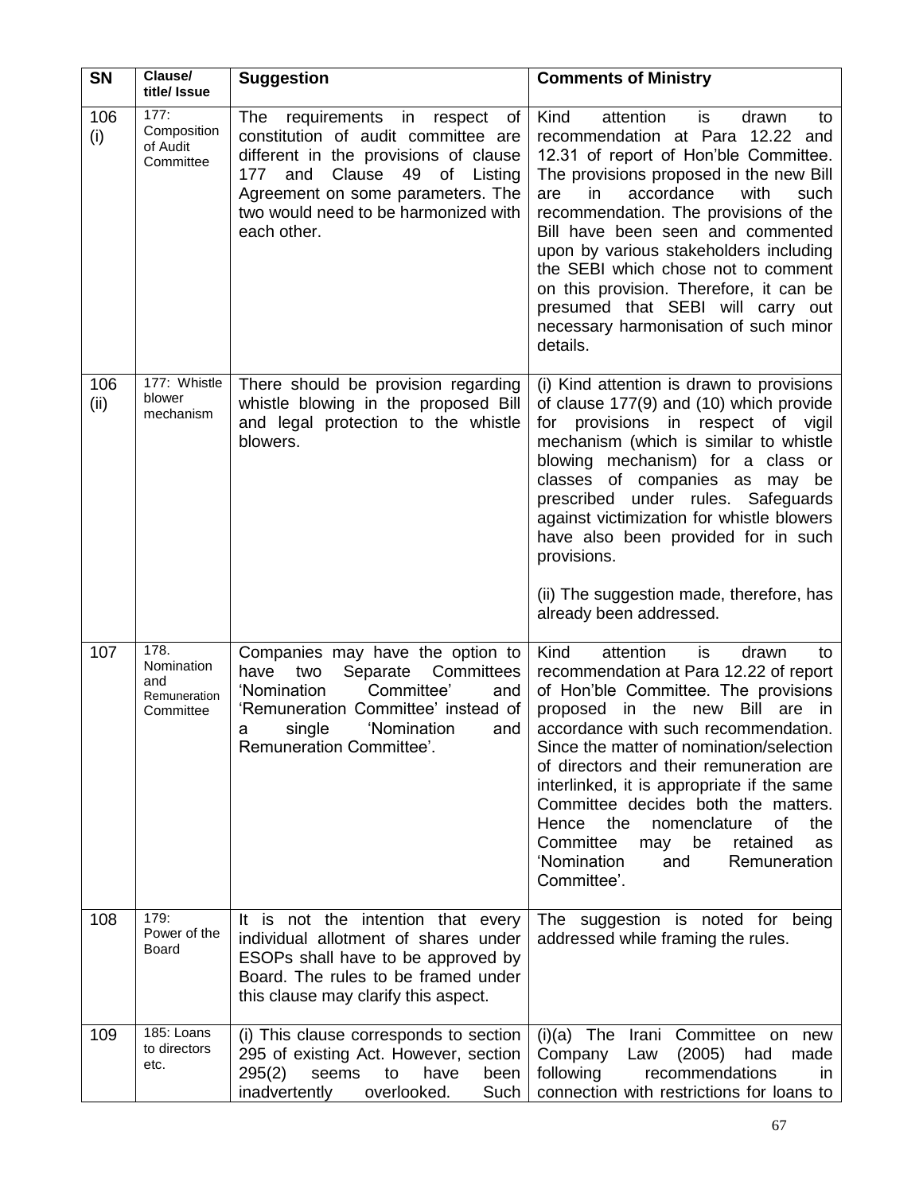| SN | Clause/ title/ Issue | Suggestion | Comments of Ministry |
|---|---|---|---|
| 106 (i) | 177: Composition of Audit Committee | The requirements in respect of constitution of audit committee are different in the provisions of clause 177 and Clause 49 of Listing Agreement on some parameters. The two would need to be harmonized with each other. | Kind attention is drawn to recommendation at Para 12.22 and 12.31 of report of Hon'ble Committee. The provisions proposed in the new Bill are in accordance with such recommendation. The provisions of the Bill have been seen and commented upon by various stakeholders including the SEBI which chose not to comment on this provision. Therefore, it can be presumed that SEBI will carry out necessary harmonisation of such minor details. |
| 106 (ii) | 177: Whistle blower mechanism | There should be provision regarding whistle blowing in the proposed Bill and legal protection to the whistle blowers. | (i) Kind attention is drawn to provisions of clause 177(9) and (10) which provide for provisions in respect of vigil mechanism (which is similar to whistle blowing mechanism) for a class or classes of companies as may be prescribed under rules. Safeguards against victimization for whistle blowers have also been provided for in such provisions.<br><br>(ii) The suggestion made, therefore, has already been addressed. |
| 107 | 178. Nomination and Remuneration Committee | Companies may have the option to have two Separate Committees 'Nomination Committee' and 'Remuneration Committee' instead of a single 'Nomination and Remuneration Committee'. | Kind attention is drawn to recommendation at Para 12.22 of report of Hon'ble Committee. The provisions proposed in the new Bill are in accordance with such recommendation. Since the matter of nomination/selection of directors and their remuneration are interlinked, it is appropriate if the same Committee decides both the matters. Hence the nomenclature of the Committee may be retained as 'Nomination and Remuneration Committee'. |
| 108 | 179: Power of the Board | It is not the intention that every individual allotment of shares under ESOPs shall have to be approved by Board. The rules to be framed under this clause may clarify this aspect. | The suggestion is noted for being addressed while framing the rules. |
| 109 | 185: Loans to directors etc. | (i) This clause corresponds to section 295 of existing Act. However, section 295(2) seems to have been inadvertently overlooked. Such | (i)(a) The Irani Committee on new Company Law (2005) had made following recommendations in connection with restrictions for loans to |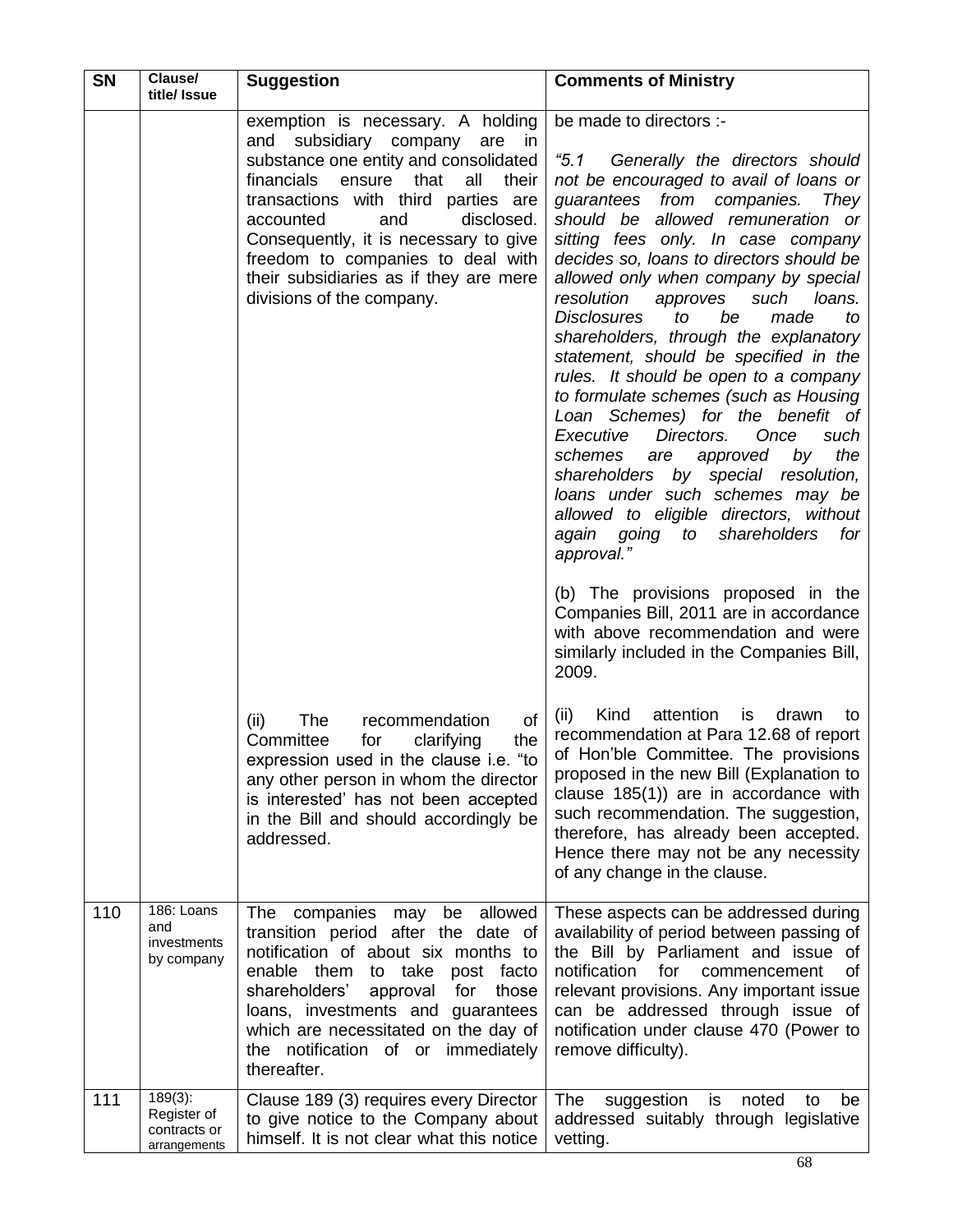| SN | Clause/ title/ Issue | Suggestion | Comments of Ministry |
|---|---|---|---|
| | | exemption is necessary. A holding and subsidiary company are in substance one entity and consolidated financials ensure that all their transactions with third parties are accounted and disclosed. Consequently, it is necessary to give freedom to companies to deal with their subsidiaries as if they are mere divisions of the company. | be made to directors :-<br><br>*"5.1 Generally the directors should not be encouraged to avail of loans or guarantees from companies. They should be allowed remuneration or sitting fees only. In case company decides so, loans to directors should be allowed only when company by special resolution approves such loans. Disclosures to be made to shareholders, through the explanatory statement, should be specified in the rules. It should be open to a company to formulate schemes (such as Housing Loan Schemes) for the benefit of Executive Directors. Once such schemes are approved by the shareholders by special resolution, loans under such schemes may be allowed to eligible directors, without again going to shareholders for approval."*<br><br>(b) The provisions proposed in the Companies Bill, 2011 are in accordance with above recommendation and were similarly included in the Companies Bill, 2009. |
| | | (ii) The recommendation of Committee for clarifying the expression used in the clause i.e. "to any other person in whom the director is interested' has not been accepted in the Bill and should accordingly be addressed. | (ii) Kind attention is drawn to recommendation at Para 12.68 of report of Hon'ble Committee. The provisions proposed in the new Bill (Explanation to clause 185(1)) are in accordance with such recommendation. The suggestion, therefore, has already been accepted. Hence there may not be any necessity of any change in the clause. |
| 110 | 186: Loans and investments by company | The companies may be allowed transition period after the date of notification of about six months to enable them to take post facto shareholders' approval for those loans, investments and guarantees which are necessitated on the day of the notification of or immediately thereafter. | These aspects can be addressed during availability of period between passing of the Bill by Parliament and issue of notification for commencement of relevant provisions. Any important issue can be addressed through issue of notification under clause 470 (Power to remove difficulty). |
| 111 | 189(3): Register of contracts or arrangements | Clause 189 (3) requires every Director to give notice to the Company about himself. It is not clear what this notice | The suggestion is noted to be addressed suitably through legislative vetting. |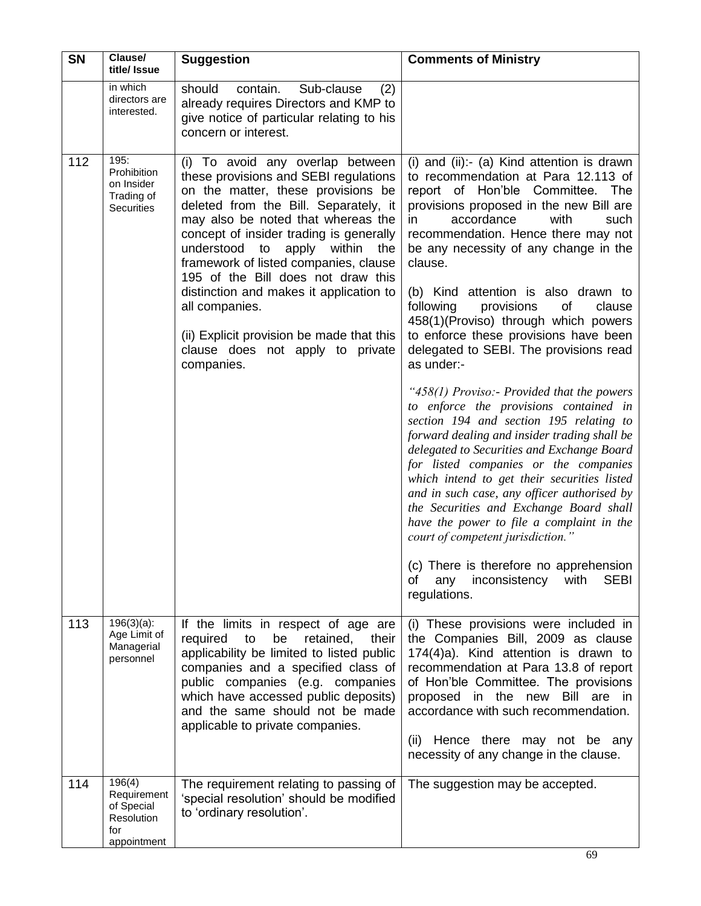| SN | Clause/ title/ Issue | Suggestion | Comments of Ministry |
|---|---|---|---|
| | in which directors are interested. | should contain. Sub-clause (2) already requires Directors and KMP to give notice of particular relating to his concern or interest. | |
| 112 | 195: Prohibition on Insider Trading of Securities | (i) To avoid any overlap between these provisions and SEBI regulations on the matter, these provisions be deleted from the Bill. Separately, it may also be noted that whereas the concept of insider trading is generally understood to apply within the framework of listed companies, clause 195 of the Bill does not draw this distinction and makes it application to all companies.<br><br>(ii) Explicit provision be made that this clause does not apply to private companies. | (i) and (ii):- (a) Kind attention is drawn to recommendation at Para 12.113 of report of Hon'ble Committee. The provisions proposed in the new Bill are in accordance with such recommendation. Hence there may not be any necessity of any change in the clause.<br><br>(b) Kind attention is also drawn to following provisions of clause 458(1)(Proviso) through which powers to enforce these provisions have been delegated to SEBI. The provisions read as under:-<br><br>*"458(1) Proviso:- Provided that the powers to enforce the provisions contained in section 194 and section 195 relating to forward dealing and insider trading shall be delegated to Securities and Exchange Board for listed companies or the companies which intend to get their securities listed and in such case, any officer authorised by the Securities and Exchange Board shall have the power to file a complaint in the court of competent jurisdiction."*<br><br>(c) There is therefore no apprehension of any inconsistency with SEBI regulations. |
| 113 | 196(3)(a): Age Limit of Managerial personnel | If the limits in respect of age are required to be retained, their applicability be limited to listed public companies and a specified class of public companies (e.g. companies which have accessed public deposits) and the same should not be made applicable to private companies. | (i) These provisions were included in the Companies Bill, 2009 as clause 174(4)a). Kind attention is drawn to recommendation at Para 13.8 of report of Hon'ble Committee. The provisions proposed in the new Bill are in accordance with such recommendation.<br><br>(ii) Hence there may not be any necessity of any change in the clause. |
| 114 | 196(4) Requirement of Special Resolution for appointment | The requirement relating to passing of 'special resolution' should be modified to 'ordinary resolution'. | The suggestion may be accepted. |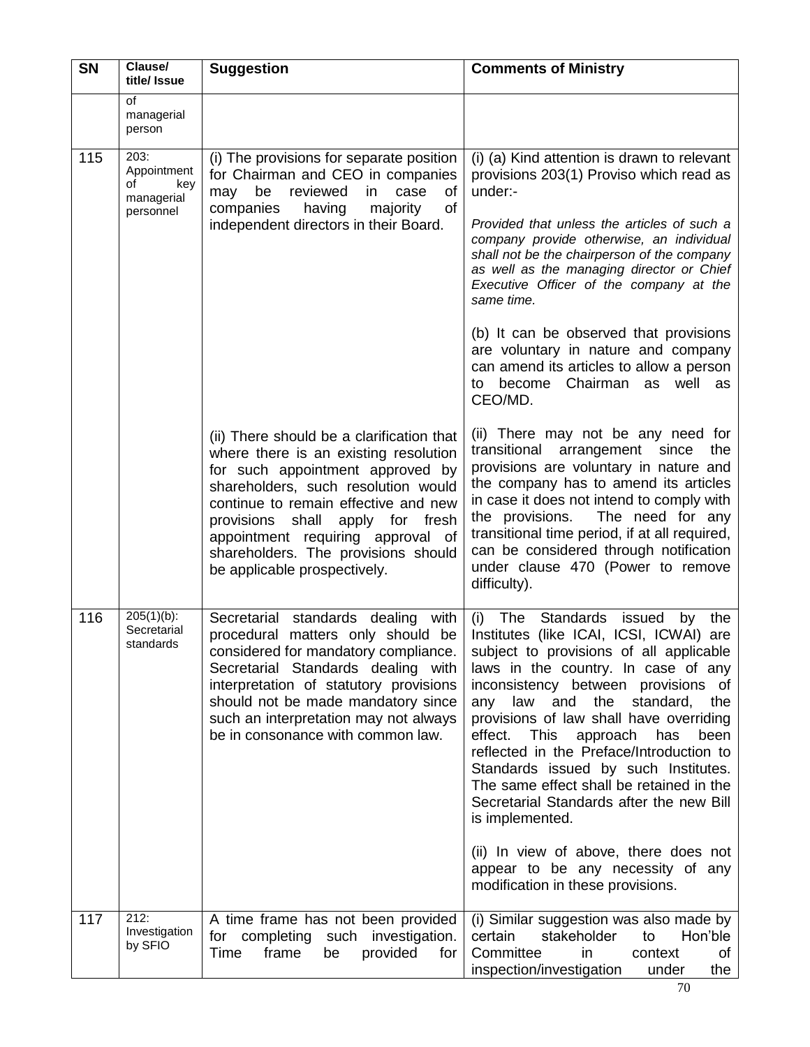| SN | Clause/ title/ Issue | Suggestion | Comments of Ministry |
|---|---|---|---|
| | of managerial person | | |
| 115 | 203: Appointment of key managerial personnel | (i) The provisions for separate position for Chairman and CEO in companies may be reviewed in case of companies having majority of independent directors in their Board. | (i) (a) Kind attention is drawn to relevant provisions 203(1) Proviso which read as under:-<br><br>*Provided that unless the articles of such a company provide otherwise, an individual shall not be the chairperson of the company as well as the managing director or Chief Executive Officer of the company at the same time.*<br><br>(b) It can be observed that provisions are voluntary in nature and company can amend its articles to allow a person to become Chairman as well as CEO/MD. |
| | | (ii) There should be a clarification that where there is an existing resolution for such appointment approved by shareholders, such resolution would continue to remain effective and new provisions shall apply for fresh appointment requiring approval of shareholders. The provisions should be applicable prospectively. | (ii) There may not be any need for transitional arrangement since the provisions are voluntary in nature and the company has to amend its articles in case it does not intend to comply with the provisions. The need for any transitional time period, if at all required, can be considered through notification under clause 470 (Power to remove difficulty). |
| 116 | 205(1)(b): Secretarial standards | Secretarial standards dealing with procedural matters only should be considered for mandatory compliance. Secretarial Standards dealing with interpretation of statutory provisions should not be made mandatory since such an interpretation may not always be in consonance with common law. | (i) The Standards issued by the Institutes (like ICAI, ICSI, ICWAI) are subject to provisions of all applicable laws in the country. In case of any inconsistency between provisions of any law and the standard, the provisions of law shall have overriding effect. This approach has been reflected in the Preface/Introduction to Standards issued by such Institutes. The same effect shall be retained in the Secretarial Standards after the new Bill is implemented.<br><br>(ii) In view of above, there does not appear to be any necessity of any modification in these provisions. |
| 117 | 212: Investigation by SFIO | A time frame has not been provided for completing such investigation. Time frame be provided for | (i) Similar suggestion was also made by certain stakeholder to Hon'ble Committee in context of inspection/investigation under the |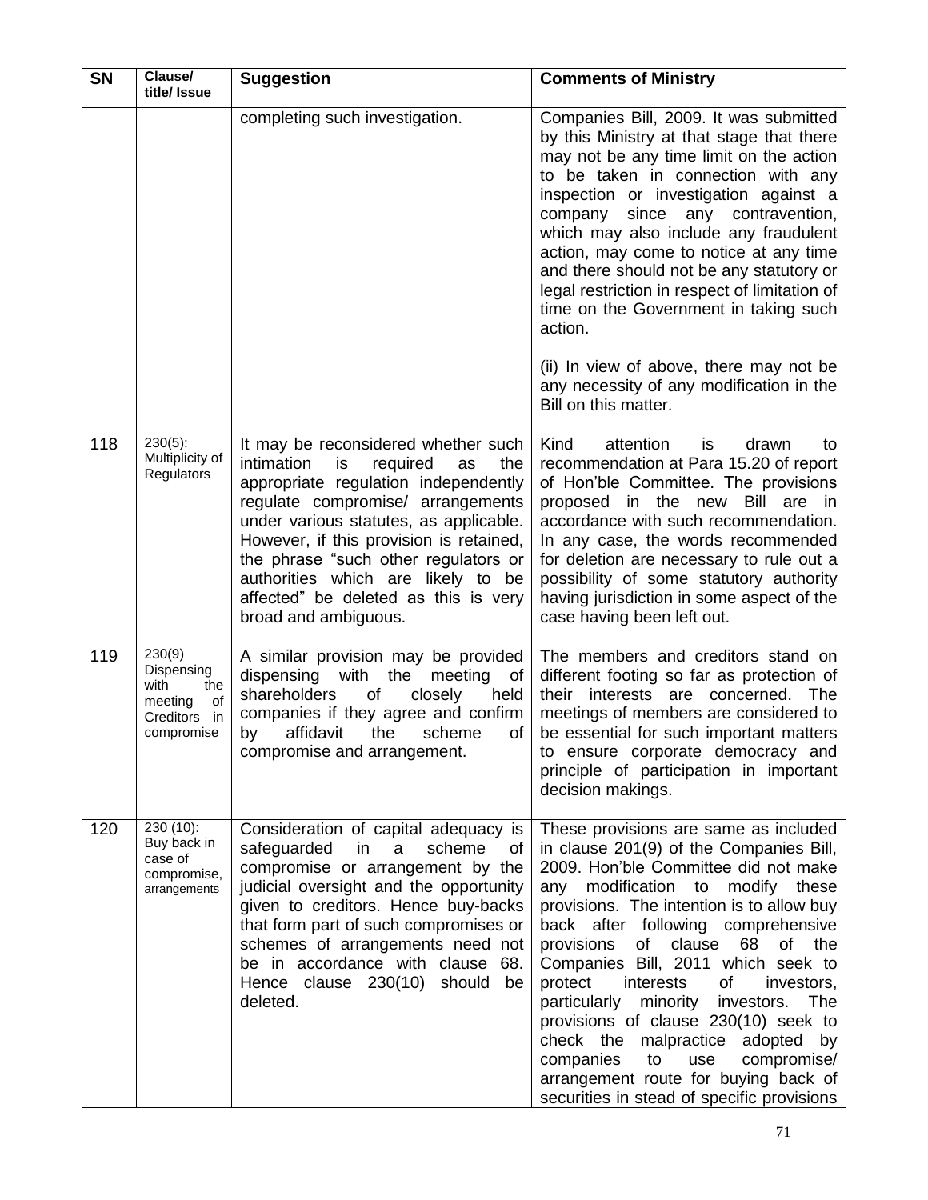| SN | Clause/ title/ Issue | Suggestion | Comments of Ministry |
|---|---|---|---|
| | | completing such investigation. | Companies Bill, 2009. It was submitted by this Ministry at that stage that there may not be any time limit on the action to be taken in connection with any inspection or investigation against a company since any contravention, which may also include any fraudulent action, may come to notice at any time and there should not be any statutory or legal restriction in respect of limitation of time on the Government in taking such action.<br><br>(ii) In view of above, there may not be any necessity of any modification in the Bill on this matter. |
| 118 | 230(5): Multiplicity of Regulators | It may be reconsidered whether such intimation is required as the appropriate regulation independently regulate compromise/ arrangements under various statutes, as applicable. However, if this provision is retained, the phrase "such other regulators or authorities which are likely to be affected" be deleted as this is very broad and ambiguous. | Kind attention is drawn to recommendation at Para 15.20 of report of Hon'ble Committee. The provisions proposed in the new Bill are in accordance with such recommendation. In any case, the words recommended for deletion are necessary to rule out a possibility of some statutory authority having jurisdiction in some aspect of the case having been left out. |
| 119 | 230(9) Dispensing with the meeting of Creditors in compromise | A similar provision may be provided dispensing with the meeting of shareholders of closely held companies if they agree and confirm by affidavit the scheme of compromise and arrangement. | The members and creditors stand on different footing so far as protection of their interests are concerned. The meetings of members are considered to be essential for such important matters to ensure corporate democracy and principle of participation in important decision makings. |
| 120 | 230 (10): Buy back in case of compromise, arrangements | Consideration of capital adequacy is safeguarded in a scheme of compromise or arrangement by the judicial oversight and the opportunity given to creditors. Hence buy-backs that form part of such compromises or schemes of arrangements need not be in accordance with clause 68. Hence clause 230(10) should be deleted. | These provisions are same as included in clause 201(9) of the Companies Bill, 2009. Hon'ble Committee did not make any modification to modify these provisions. The intention is to allow buy back after following comprehensive provisions of clause 68 of the Companies Bill, 2011 which seek to protect interests of investors, particularly minority investors. The provisions of clause 230(10) seek to check the malpractice adopted by companies to use compromise/ arrangement route for buying back of securities in stead of specific provisions |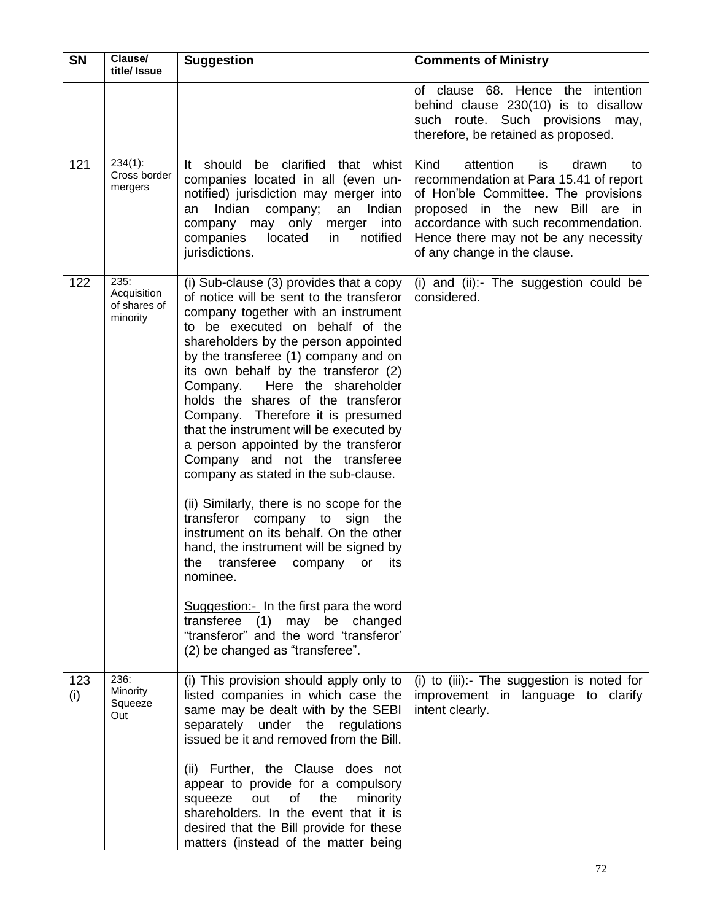| SN | Clause/ title/ Issue | Suggestion | Comments of Ministry |
|---|---|---|---|
| | | | of clause 68. Hence the intention behind clause 230(10) is to disallow such route. Such provisions may, therefore, be retained as proposed. |
| 121 | 234(1): Cross border mergers | It should be clarified that whist companies located in all (even un-notified) jurisdiction may merger into an Indian company; an Indian company may only merger into companies located in notified jurisdictions. | Kind attention is drawn to recommendation at Para 15.41 of report of Hon'ble Committee. The provisions proposed in the new Bill are in accordance with such recommendation. Hence there may not be any necessity of any change in the clause. |
| 122 | 235: Acquisition of shares of minority | (i) Sub-clause (3) provides that a copy of notice will be sent to the transferor company together with an instrument to be executed on behalf of the shareholders by the person appointed by the transferee (1) company and on its own behalf by the transferor (2) Company. Here the shareholder holds the shares of the transferor Company. Therefore it is presumed that the instrument will be executed by a person appointed by the transferor Company and not the transferee company as stated in the sub-clause.<br><br>(ii) Similarly, there is no scope for the transferor company to sign the instrument on its behalf. On the other hand, the instrument will be signed by the transferee company or its nominee.<br><br>Suggestion:- In the first para the word transferee (1) may be changed "transferor" and the word 'transferor' (2) be changed as "transferee". | (i) and (ii):- The suggestion could be considered. |
| 123 (i) | 236: Minority Squeeze Out | (i) This provision should apply only to listed companies in which case the same may be dealt with by the SEBI separately under the regulations issued be it and removed from the Bill.<br><br>(ii) Further, the Clause does not appear to provide for a compulsory squeeze out of the minority shareholders. In the event that it is desired that the Bill provide for these matters (instead of the matter being | (i) to (iii):- The suggestion is noted for improvement in language to clarify intent clearly. |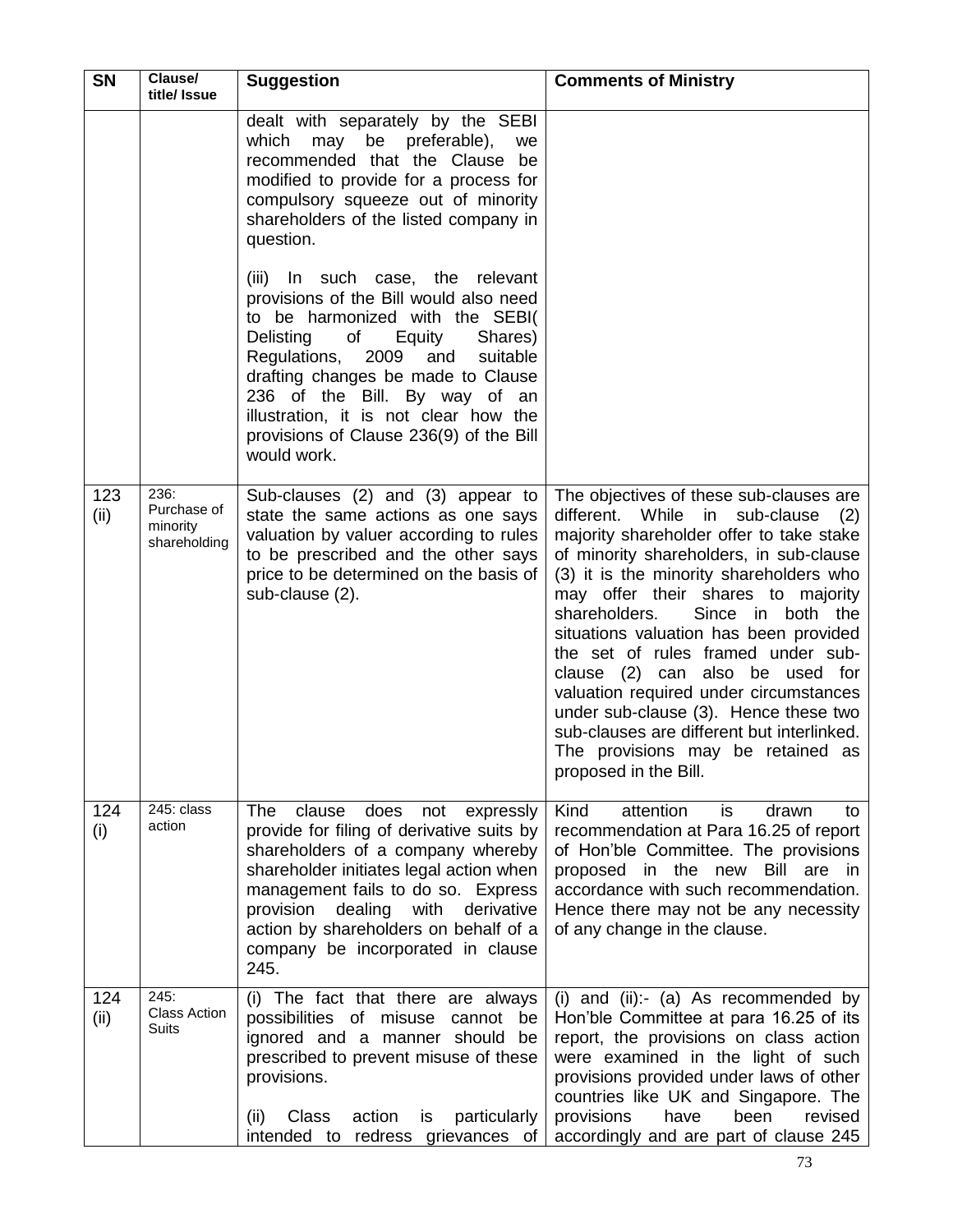| SN | Clause/ title/ Issue | Suggestion | Comments of Ministry |
|---|---|---|---|
| | | dealt with separately by the SEBI which may be preferable), we recommended that the Clause be modified to provide for a process for compulsory squeeze out of minority shareholders of the listed company in question.<br><br>(iii) In such case, the relevant provisions of the Bill would also need to be harmonized with the SEBI( Delisting of Equity Shares) Regulations, 2009 and suitable drafting changes be made to Clause 236 of the Bill. By way of an illustration, it is not clear how the provisions of Clause 236(9) of the Bill would work. | |
| 123 (ii) | 236: Purchase of minority shareholding | Sub-clauses (2) and (3) appear to state the same actions as one says valuation by valuer according to rules to be prescribed and the other says price to be determined on the basis of sub-clause (2). | The objectives of these sub-clauses are different. While in sub-clause (2) majority shareholder offer to take stake of minority shareholders, in sub-clause (3) it is the minority shareholders who may offer their shares to majority shareholders. Since in both the situations valuation has been provided the set of rules framed under sub-clause (2) can also be used for valuation required under circumstances under sub-clause (3). Hence these two sub-clauses are different but interlinked. The provisions may be retained as proposed in the Bill. |
| 124 (i) | 245: class action | The clause does not expressly provide for filing of derivative suits by shareholders of a company whereby shareholder initiates legal action when management fails to do so. Express provision dealing with derivative action by shareholders on behalf of a company be incorporated in clause 245. | Kind attention is drawn to recommendation at Para 16.25 of report of Hon'ble Committee. The provisions proposed in the new Bill are in accordance with such recommendation. Hence there may not be any necessity of any change in the clause. |
| 124 (ii) | 245: Class Action Suits | (i) The fact that there are always possibilities of misuse cannot be ignored and a manner should be prescribed to prevent misuse of these provisions.<br><br>(ii) Class action is particularly intended to redress grievances of | (i) and (ii):- (a) As recommended by Hon'ble Committee at para 16.25 of its report, the provisions on class action were examined in the light of such provisions provided under laws of other countries like UK and Singapore. The provisions have been revised accordingly and are part of clause 245 |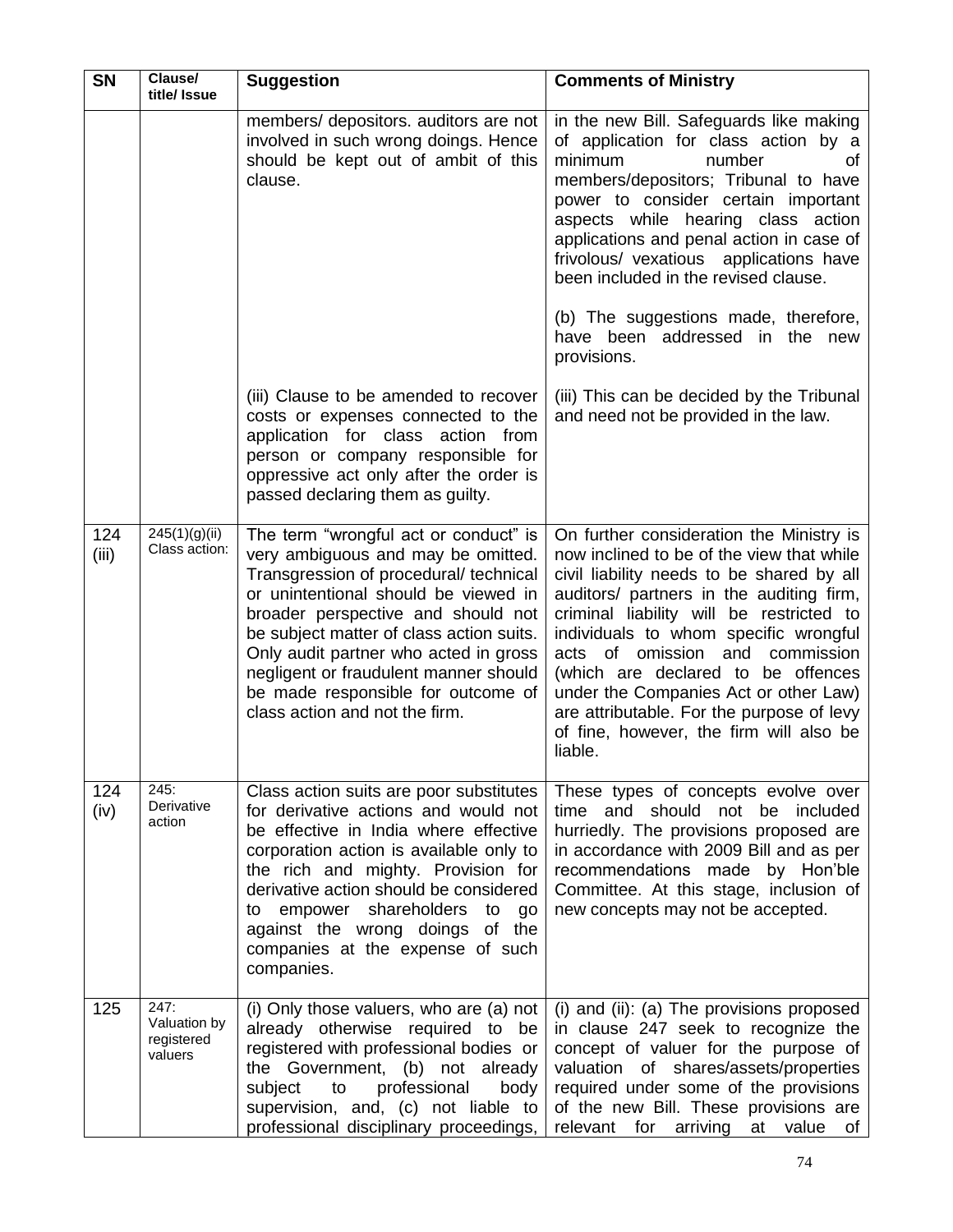| SN | Clause/ title/ Issue | Suggestion | Comments of Ministry |
|---|---|---|---|
| | | members/ depositors. auditors are not involved in such wrong doings. Hence should be kept out of ambit of this clause. | in the new Bill. Safeguards like making of application for class action by a minimum number of members/depositors; Tribunal to have power to consider certain important aspects while hearing class action applications and penal action in case of frivolous/ vexatious applications have been included in the revised clause.<br><br>(b) The suggestions made, therefore, have been addressed in the new provisions. |
| | | (iii) Clause to be amended to recover costs or expenses connected to the application for class action from person or company responsible for oppressive act only after the order is passed declaring them as guilty. | (iii) This can be decided by the Tribunal and need not be provided in the law. |
| 124 (iii) | 245(1)(g)(ii) Class action: | The term "wrongful act or conduct" is very ambiguous and may be omitted. Transgression of procedural/ technical or unintentional should be viewed in broader perspective and should not be subject matter of class action suits. Only audit partner who acted in gross negligent or fraudulent manner should be made responsible for outcome of class action and not the firm. | On further consideration the Ministry is now inclined to be of the view that while civil liability needs to be shared by all auditors/ partners in the auditing firm, criminal liability will be restricted to individuals to whom specific wrongful acts of omission and commission (which are declared to be offences under the Companies Act or other Law) are attributable. For the purpose of levy of fine, however, the firm will also be liable. |
| 124 (iv) | 245: Derivative action | Class action suits are poor substitutes for derivative actions and would not be effective in India where effective corporation action is available only to the rich and mighty. Provision for derivative action should be considered to empower shareholders to go against the wrong doings of the companies at the expense of such companies. | These types of concepts evolve over time and should not be included hurriedly. The provisions proposed are in accordance with 2009 Bill and as per recommendations made by Hon'ble Committee. At this stage, inclusion of new concepts may not be accepted. |
| 125 | 247: Valuation by registered valuers | (i) Only those valuers, who are (a) not already otherwise required to be registered with professional bodies or the Government, (b) not already subject to professional body supervision, and, (c) not liable to professional disciplinary proceedings, | (i) and (ii): (a) The provisions proposed in clause 247 seek to recognize the concept of valuer for the purpose of valuation of shares/assets/properties required under some of the provisions of the new Bill. These provisions are relevant for arriving at value of |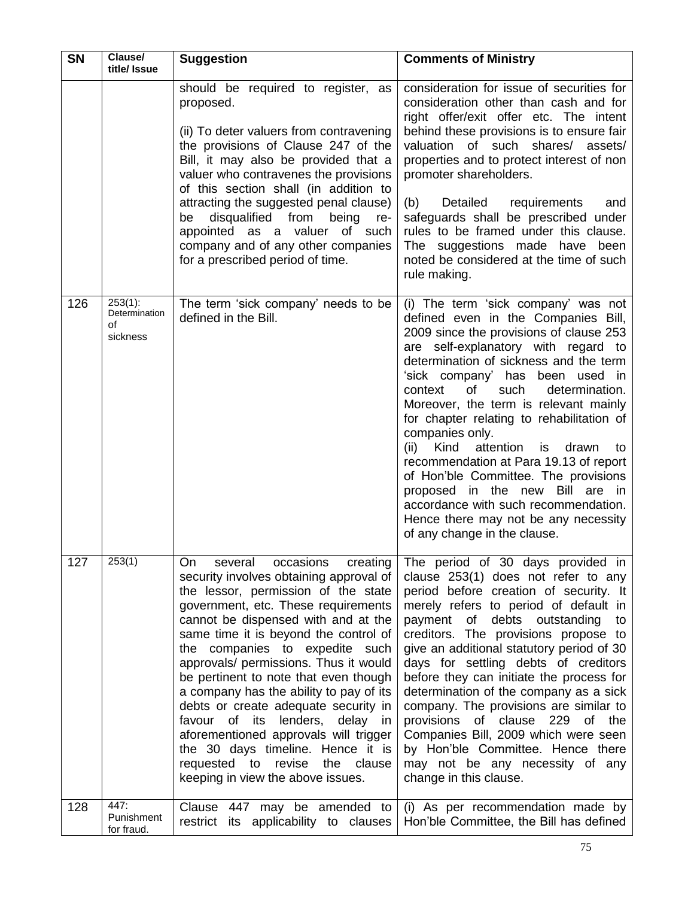| SN | Clause/ title/ Issue | Suggestion | Comments of Ministry |
|---|---|---|---|
| | | should be required to register, as proposed.<br><br>(ii) To deter valuers from contravening the provisions of Clause 247 of the Bill, it may also be provided that a valuer who contravenes the provisions of this section shall (in addition to attracting the suggested penal clause) be disqualified from being re-appointed as a valuer of such company and of any other companies for a prescribed period of time. | consideration for issue of securities for consideration other than cash and for right offer/exit offer etc. The intent behind these provisions is to ensure fair valuation of such shares/ assets/ properties and to protect interest of non promoter shareholders.<br><br>(b) Detailed requirements and safeguards shall be prescribed under rules to be framed under this clause. The suggestions made have been noted be considered at the time of such rule making. |
| 126 | 253(1): Determination of sickness | The term 'sick company' needs to be defined in the Bill. | (i) The term 'sick company' was not defined even in the Companies Bill, 2009 since the provisions of clause 253 are self-explanatory with regard to determination of sickness and the term 'sick company' has been used in context of such determination. Moreover, the term is relevant mainly for chapter relating to rehabilitation of companies only.<br>(ii) Kind attention is drawn to recommendation at Para 19.13 of report of Hon'ble Committee. The provisions proposed in the new Bill are in accordance with such recommendation. Hence there may not be any necessity of any change in the clause. |
| 127 | 253(1) | On several occasions creating security involves obtaining approval of the lessor, permission of the state government, etc. These requirements cannot be dispensed with and at the same time it is beyond the control of the companies to expedite such approvals/ permissions. Thus it would be pertinent to note that even though a company has the ability to pay of its debts or create adequate security in favour of its lenders, delay in aforementioned approvals will trigger the 30 days timeline. Hence it is requested to revise the clause keeping in view the above issues. | The period of 30 days provided in clause 253(1) does not refer to any period before creation of security. It merely refers to period of default in payment of debts outstanding to creditors. The provisions propose to give an additional statutory period of 30 days for settling debts of creditors before they can initiate the process for determination of the company as a sick company. The provisions are similar to provisions of clause 229 of the Companies Bill, 2009 which were seen by Hon'ble Committee. Hence there may not be any necessity of any change in this clause. |
| 128 | 447: Punishment for fraud. | Clause 447 may be amended to restrict its applicability to clauses | (i) As per recommendation made by Hon'ble Committee, the Bill has defined |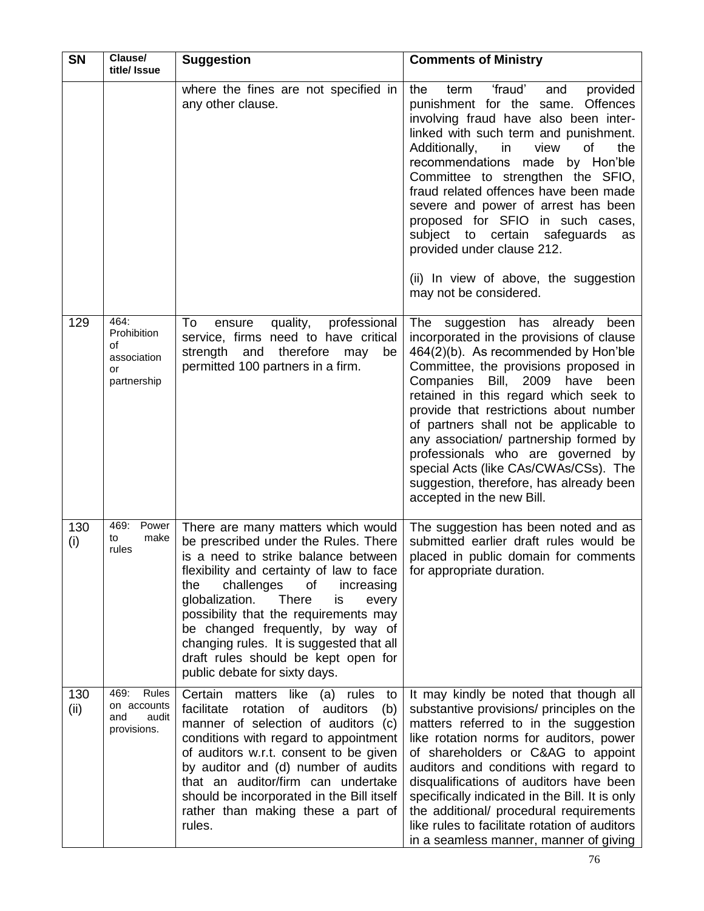| SN | Clause/ title/ Issue | Suggestion | Comments of Ministry |
|---|---|---|---|
| | | where the fines are not specified in any other clause. | the term 'fraud' and provided punishment for the same. Offences involving fraud have also been inter-linked with such term and punishment. Additionally, in view of the recommendations made by Hon'ble Committee to strengthen the SFIO, fraud related offences have been made severe and power of arrest has been proposed for SFIO in such cases, subject to certain safeguards as provided under clause 212.<br><br>(ii) In view of above, the suggestion may not be considered. |
| 129 | 464: Prohibition of association or partnership | To ensure quality, professional service, firms need to have critical strength and therefore may be permitted 100 partners in a firm. | The suggestion has already been incorporated in the provisions of clause 464(2)(b). As recommended by Hon'ble Committee, the provisions proposed in Companies Bill, 2009 have been retained in this regard which seek to provide that restrictions about number of partners shall not be applicable to any association/ partnership formed by professionals who are governed by special Acts (like CAs/CWAs/CSs). The suggestion, therefore, has already been accepted in the new Bill. |
| 130 (i) | 469: Power to make rules | There are many matters which would be prescribed under the Rules. There is a need to strike balance between flexibility and certainty of law to face the challenges of increasing globalization. There is every possibility that the requirements may be changed frequently, by way of changing rules. It is suggested that all draft rules should be kept open for public debate for sixty days. | The suggestion has been noted and as submitted earlier draft rules would be placed in public domain for comments for appropriate duration. |
| 130 (ii) | 469: Rules on accounts and audit provisions. | Certain matters like (a) rules to facilitate rotation of auditors (b) manner of selection of auditors (c) conditions with regard to appointment of auditors w.r.t. consent to be given by auditor and (d) number of audits that an auditor/firm can undertake should be incorporated in the Bill itself rather than making these a part of rules. | It may kindly be noted that though all substantive provisions/ principles on the matters referred to in the suggestion like rotation norms for auditors, power of shareholders or C&AG to appoint auditors and conditions with regard to disqualifications of auditors have been specifically indicated in the Bill. It is only the additional/ procedural requirements like rules to facilitate rotation of auditors in a seamless manner, manner of giving |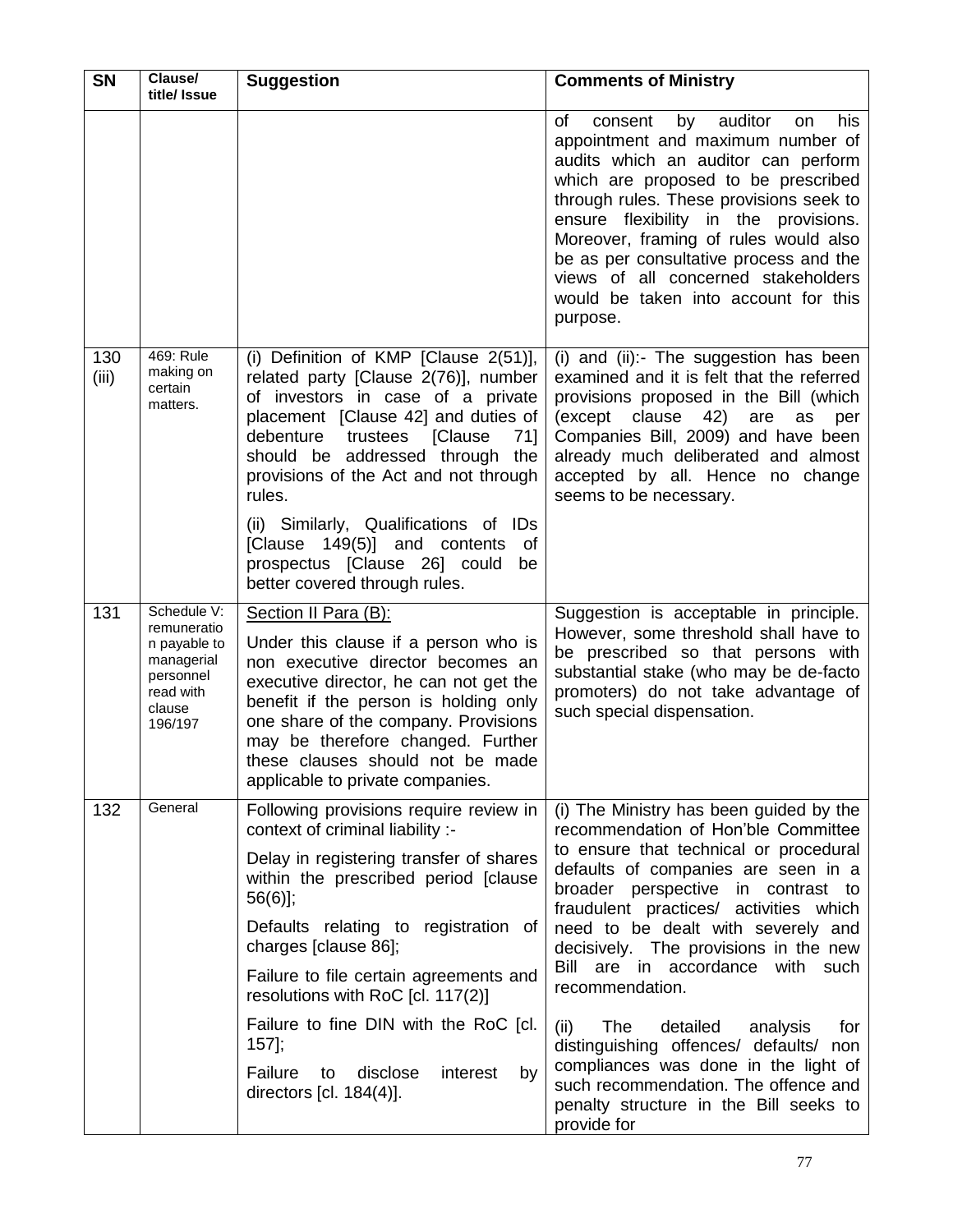| SN | Clause/ title/ Issue | Suggestion | Comments of Ministry |
|---|---|---|---|
| | | | of consent by auditor on his appointment and maximum number of audits which an auditor can perform which are proposed to be prescribed through rules. These provisions seek to ensure flexibility in the provisions. Moreover, framing of rules would also be as per consultative process and the views of all concerned stakeholders would be taken into account for this purpose. |
| 130 (iii) | 469: Rule making on certain matters. | (i) Definition of KMP [Clause 2(51)], related party [Clause 2(76)], number of investors in case of a private placement [Clause 42] and duties of debenture trustees [Clause 71] should be addressed through the provisions of the Act and not through rules.<br><br>(ii) Similarly, Qualifications of IDs [Clause 149(5)] and contents of prospectus [Clause 26] could be better covered through rules. | (i) and (ii):- The suggestion has been examined and it is felt that the referred provisions proposed in the Bill (which (except clause 42) are as per Companies Bill, 2009) and have been already much deliberated and almost accepted by all. Hence no change seems to be necessary. |
| 131 | Schedule V: remuneration payable to managerial personnel read with clause 196/197 | Section II Para (B):<br><br>Under this clause if a person who is non executive director becomes an executive director, he can not get the benefit if the person is holding only one share of the company. Provisions may be therefore changed. Further these clauses should not be made applicable to private companies. | Suggestion is acceptable in principle. However, some threshold shall have to be prescribed so that persons with substantial stake (who may be de-facto promoters) do not take advantage of such special dispensation. |
| 132 | General | Following provisions require review in context of criminal liability :-<br><br>Delay in registering transfer of shares within the prescribed period [clause 56(6)];<br><br>Defaults relating to registration of charges [clause 86];<br><br>Failure to file certain agreements and resolutions with RoC [cl. 117(2)]<br><br>Failure to fine DIN with the RoC [cl. 157];<br><br>Failure to disclose interest by directors [cl. 184(4)]. | (i) The Ministry has been guided by the recommendation of Hon'ble Committee to ensure that technical or procedural defaults of companies are seen in a broader perspective in contrast to fraudulent practices/ activities which need to be dealt with severely and decisively. The provisions in the new Bill are in accordance with such recommendation.<br><br>(ii) The detailed analysis for distinguishing offences/ defaults/ non compliances was done in the light of such recommendation. The offence and penalty structure in the Bill seeks to provide for |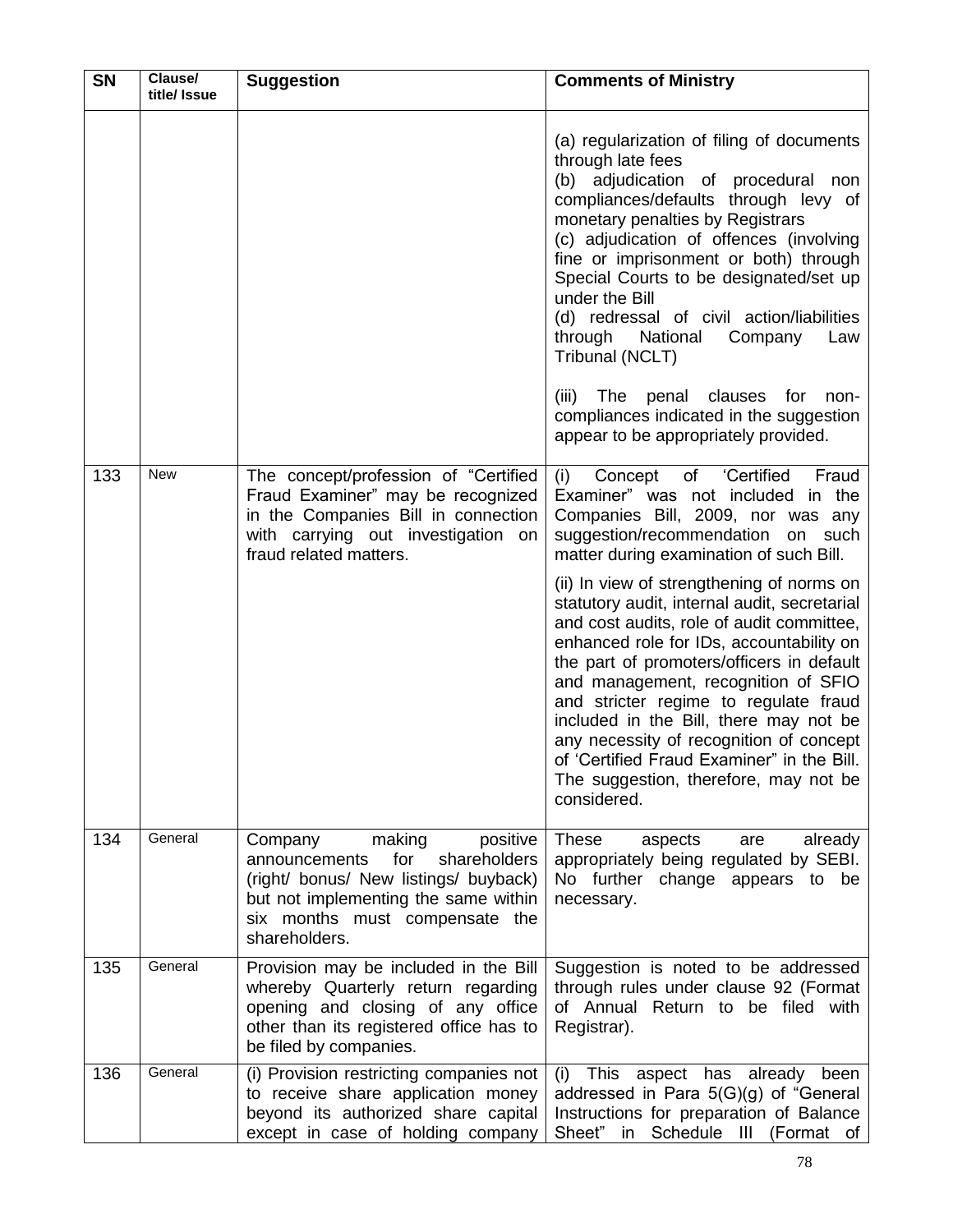| SN | Clause/ title/ Issue | Suggestion | Comments of Ministry |
|---|---|---|---|
| | | | (a) regularization of filing of documents through late fees<br>(b) adjudication of procedural non compliances/defaults through levy of monetary penalties by Registrars<br>(c) adjudication of offences (involving fine or imprisonment or both) through Special Courts to be designated/set up under the Bill<br>(d) redressal of civil action/liabilities through National Company Law Tribunal (NCLT)<br><br>(iii) The penal clauses for non-compliances indicated in the suggestion appear to be appropriately provided. |
| 133 | New | The concept/profession of "Certified Fraud Examiner" may be recognized in the Companies Bill in connection with carrying out investigation on fraud related matters. | (i) Concept of 'Certified Fraud Examiner" was not included in the Companies Bill, 2009, nor was any suggestion/recommendation on such matter during examination of such Bill.<br><br>(ii) In view of strengthening of norms on statutory audit, internal audit, secretarial and cost audits, role of audit committee, enhanced role for IDs, accountability on the part of promoters/officers in default and management, recognition of SFIO and stricter regime to regulate fraud included in the Bill, there may not be any necessity of recognition of concept of 'Certified Fraud Examiner" in the Bill. The suggestion, therefore, may not be considered. |
| 134 | General | Company making positive announcements for shareholders (right/ bonus/ New listings/ buyback) but not implementing the same within six months must compensate the shareholders. | These aspects are already appropriately being regulated by SEBI. No further change appears to be necessary. |
| 135 | General | Provision may be included in the Bill whereby Quarterly return regarding opening and closing of any office other than its registered office has to be filed by companies. | Suggestion is noted to be addressed through rules under clause 92 (Format of Annual Return to be filed with Registrar). |
| 136 | General | (i) Provision restricting companies not to receive share application money beyond its authorized share capital except in case of holding company | (i) This aspect has already been addressed in Para 5(G)(g) of "General Instructions for preparation of Balance Sheet" in Schedule III (Format of |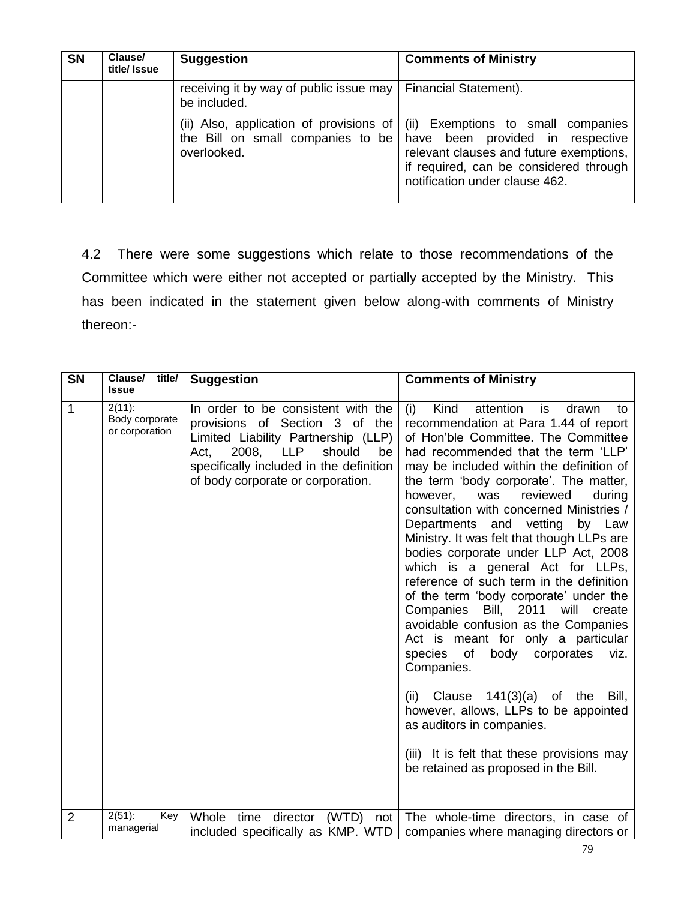| SN | Clause/ title/ Issue | Suggestion | Comments of Ministry |
|---|---|---|---|
| | | receiving it by way of public issue may be included.<br><br>(ii) Also, application of provisions of the Bill on small companies to be overlooked. | Financial Statement).<br><br>(ii) Exemptions to small companies have been provided in respective relevant clauses and future exemptions, if required, can be considered through notification under clause 462. |

4.2 There were some suggestions which relate to those recommendations of the Committee which were either not accepted or partially accepted by the Ministry. This has been indicated in the statement given below along-with comments of Ministry thereon:-

| SN | Clause/ title/ Issue | Suggestion | Comments of Ministry |
|---|---|---|---|
| 1 | 2(11): Body corporate or corporation | In order to be consistent with the provisions of Section 3 of the Limited Liability Partnership (LLP) Act, 2008, LLP should be specifically included in the definition of body corporate or corporation. | (i) Kind attention is drawn to recommendation at Para 1.44 of report of Hon'ble Committee. The Committee had recommended that the term 'LLP' may be included within the definition of the term 'body corporate'. The matter, however, was reviewed during consultation with concerned Ministries / Departments and vetting by Law Ministry. It was felt that though LLPs are bodies corporate under LLP Act, 2008 which is a general Act for LLPs, reference of such term in the definition of the term 'body corporate' under the Companies Bill, 2011 will create avoidable confusion as the Companies Act is meant for only a particular species of body corporates viz. Companies.<br><br>(ii) Clause 141(3)(a) of the Bill, however, allows, LLPs to be appointed as auditors in companies.<br><br>(iii) It is felt that these provisions may be retained as proposed in the Bill. |
| 2 | 2(51): Key managerial | Whole time director (WTD) not included specifically as KMP. WTD | The whole-time directors, in case of companies where managing directors or |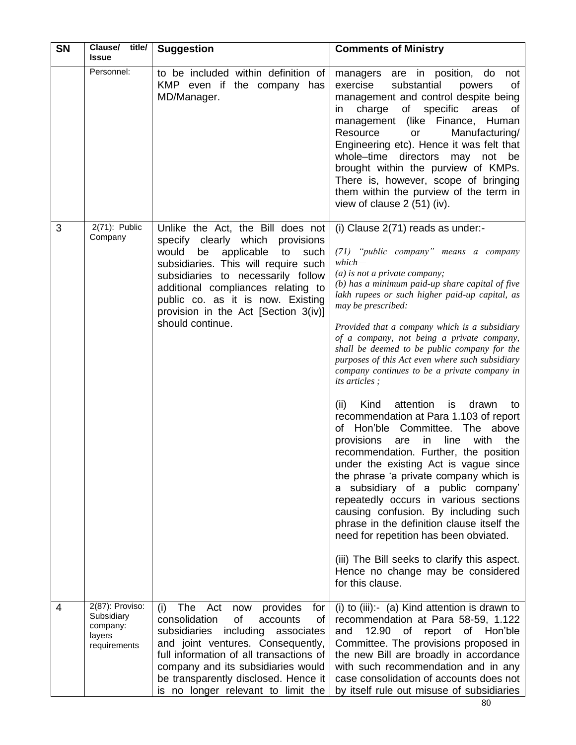| SN | Clause/ title/ Issue | Suggestion | Comments of Ministry |
|---|---|---|---|
| | Personnel: | to be included within definition of KMP even if the company has MD/Manager. | managers are in position, do not exercise substantial powers of management and control despite being in charge of specific areas of management (like Finance, Human Resource or Manufacturing/ Engineering etc). Hence it was felt that whole–time directors may not be brought within the purview of KMPs. There is, however, scope of bringing them within the purview of the term in view of clause 2 (51) (iv). |
| 3 | 2(71): Public Company | Unlike the Act, the Bill does not specify clearly which provisions would be applicable to such subsidiaries. This will require such subsidiaries to necessarily follow additional compliances relating to public co. as it is now. Existing provision in the Act [Section 3(iv)] should continue. | (i) Clause 2(71) reads as under:-<br><br>*(71) "public company" means a company which—*<br>*(a) is not a private company;*<br>*(b) has a minimum paid-up share capital of five lakh rupees or such higher paid-up capital, as may be prescribed:*<br><br>*Provided that a company which is a subsidiary of a company, not being a private company, shall be deemed to be public company for the purposes of this Act even where such subsidiary company continues to be a private company in its articles ;*<br><br>(ii) Kind attention is drawn to recommendation at Para 1.103 of report of Hon'ble Committee. The above provisions are in line with the recommendation. Further, the position under the existing Act is vague since the phrase 'a private company which is a subsidiary of a public company' repeatedly occurs in various sections causing confusion. By including such phrase in the definition clause itself the need for repetition has been obviated.<br><br>(iii) The Bill seeks to clarify this aspect. Hence no change may be considered for this clause. |
| 4 | 2(87): Proviso: Subsidiary company: layers requirements | (i) The Act now provides for consolidation of accounts of subsidiaries including associates and joint ventures. Consequently, full information of all transactions of company and its subsidiaries would be transparently disclosed. Hence it is no longer relevant to limit the | (i) to (iii):- (a) Kind attention is drawn to recommendation at Para 58-59, 1.122 and 12.90 of report of Hon'ble Committee. The provisions proposed in the new Bill are broadly in accordance with such recommendation and in any case consolidation of accounts does not by itself rule out misuse of subsidiaries |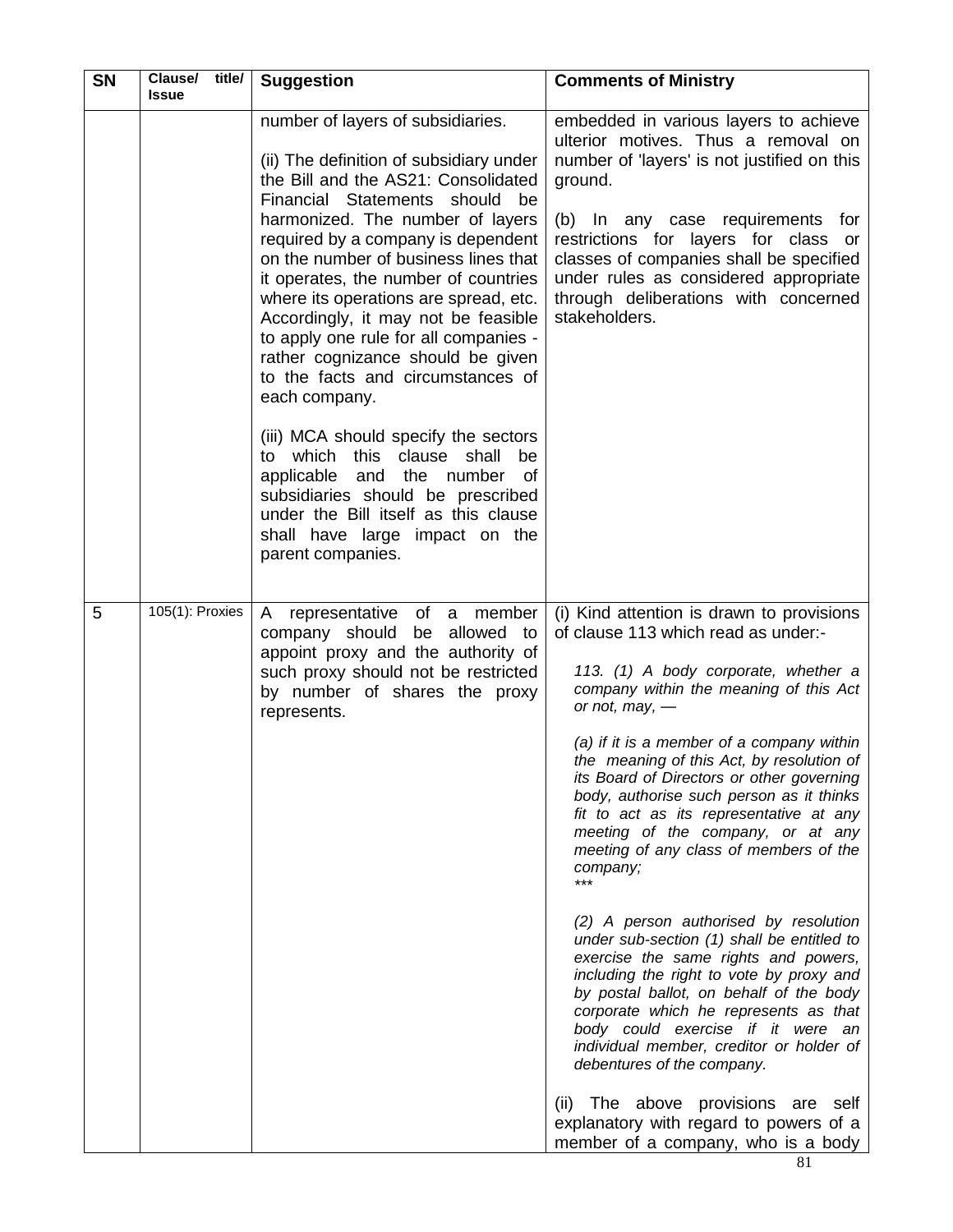| SN | Clause/ title/ Issue | Suggestion | Comments of Ministry |
|---|---|---|---|
| | | number of layers of subsidiaries.<br><br>(ii) The definition of subsidiary under the Bill and the AS21: Consolidated Financial Statements should be harmonized. The number of layers required by a company is dependent on the number of business lines that it operates, the number of countries where its operations are spread, etc. Accordingly, it may not be feasible to apply one rule for all companies - rather cognizance should be given to the facts and circumstances of each company.<br><br>(iii) MCA should specify the sectors to which this clause shall be applicable and the number of subsidiaries should be prescribed under the Bill itself as this clause shall have large impact on the parent companies. | embedded in various layers to achieve ulterior motives. Thus a removal on number of 'layers' is not justified on this ground.<br><br>(b) In any case requirements for restrictions for layers for class or classes of companies shall be specified under rules as considered appropriate through deliberations with concerned stakeholders. |
| 5 | 105(1): Proxies | A representative of a member company should be allowed to appoint proxy and the authority of such proxy should not be restricted by number of shares the proxy represents. | (i) Kind attention is drawn to provisions of clause 113 which read as under:-<br><br>*113. (1) A body corporate, whether a company within the meaning of this Act or not, may, —*<br><br>*(a) if it is a member of a company within the meaning of this Act, by resolution of its Board of Directors or other governing body, authorise such person as it thinks fit to act as its representative at any meeting of the company, or at any meeting of any class of members of the company;*<br>*\*\*\**<br><br>*(2) A person authorised by resolution under sub-section (1) shall be entitled to exercise the same rights and powers, including the right to vote by proxy and by postal ballot, on behalf of the body corporate which he represents as that body could exercise if it were an individual member, creditor or holder of debentures of the company.*<br><br>(ii) The above provisions are self explanatory with regard to powers of a member of a company, who is a body |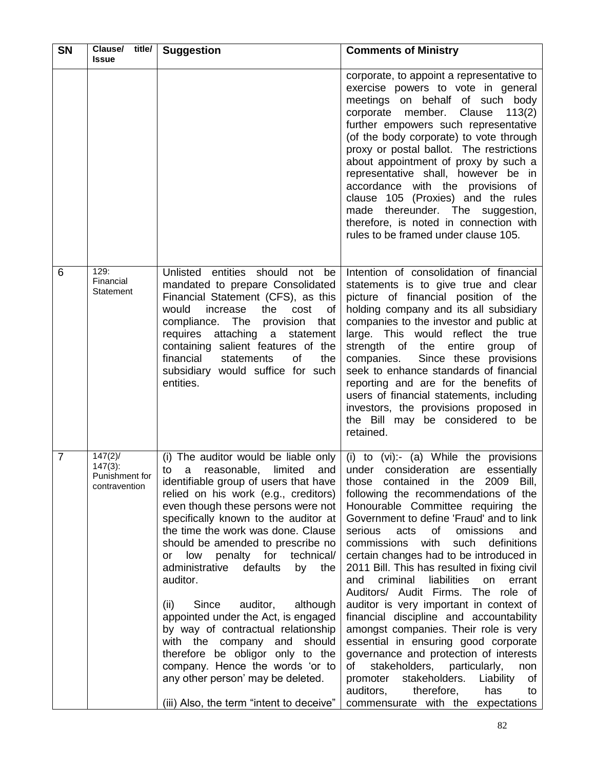| SN | Clause/ title/ Issue | Suggestion | Comments of Ministry |
|---|---|---|---|
| | | | corporate, to appoint a representative to exercise powers to vote in general meetings on behalf of such body corporate member. Clause 113(2) further empowers such representative (of the body corporate) to vote through proxy or postal ballot. The restrictions about appointment of proxy by such a representative shall, however be in accordance with the provisions of clause 105 (Proxies) and the rules made thereunder. The suggestion, therefore, is noted in connection with rules to be framed under clause 105. |
| 6 | 129: Financial Statement | Unlisted entities should not be mandated to prepare Consolidated Financial Statement (CFS), as this would increase the cost of compliance. The provision that requires attaching a statement containing salient features of the financial statements of the subsidiary would suffice for such entities. | Intention of consolidation of financial statements is to give true and clear picture of financial position of the holding company and its all subsidiary companies to the investor and public at large. This would reflect the true strength of the entire group of companies. Since these provisions seek to enhance standards of financial reporting and are for the benefits of users of financial statements, including investors, the provisions proposed in the Bill may be considered to be retained. |
| 7 | 147(2)/ 147(3): Punishment for contravention | (i) The auditor would be liable only to a reasonable, limited and identifiable group of users that have relied on his work (e.g., creditors) even though these persons were not specifically known to the auditor at the time the work was done. Clause should be amended to prescribe no or low penalty for technical/ administrative defaults by the auditor.<br><br>(ii) Since auditor, although appointed under the Act, is engaged by way of contractual relationship with the company and should therefore be obligor only to the company. Hence the words 'or to any other person' may be deleted.<br><br>(iii) Also, the term "intent to deceive" | (i) to (vi):- (a) While the provisions under consideration are essentially those contained in the 2009 Bill, following the recommendations of the Honourable Committee requiring the Government to define 'Fraud' and to link serious acts of omissions and commissions with such definitions certain changes had to be introduced in 2011 Bill. This has resulted in fixing civil and criminal liabilities on errant Auditors/ Audit Firms. The role of auditor is very important in context of financial discipline and accountability amongst companies. Their role is very essential in ensuring good corporate governance and protection of interests of stakeholders, particularly, non promoter stakeholders. Liability of auditors, therefore, has to commensurate with the expectations |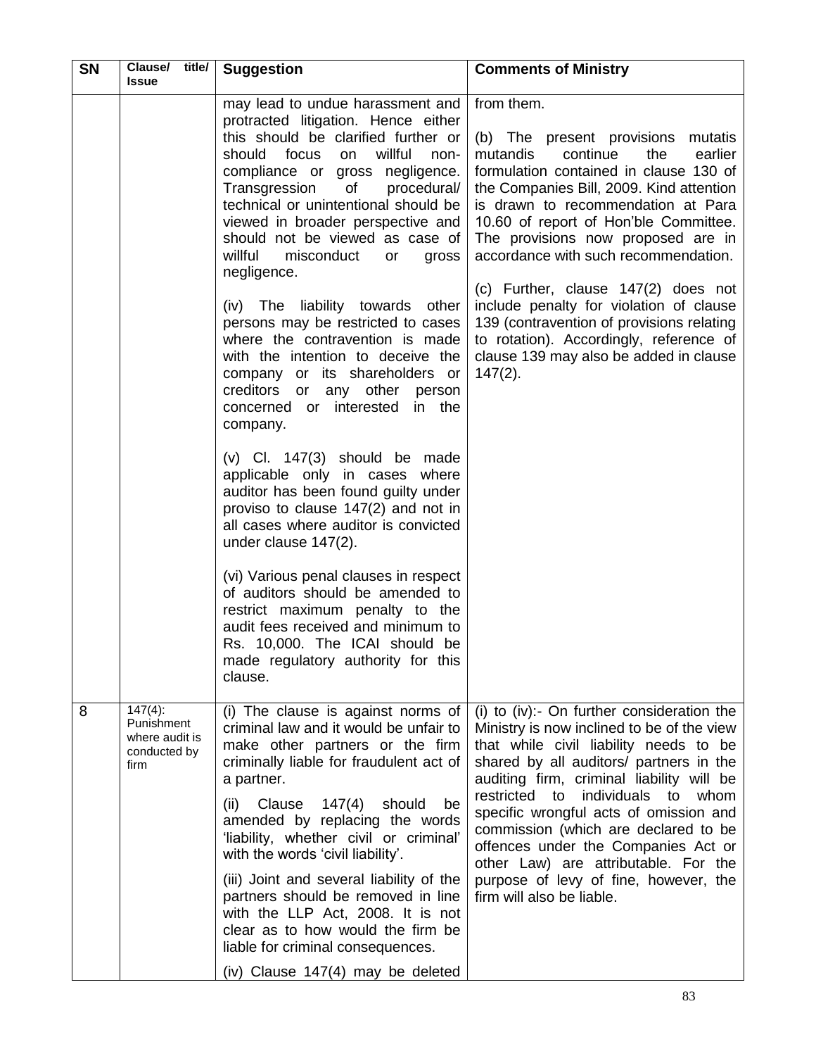| SN | Clause/ title/ Issue | Suggestion | Comments of Ministry |
| --- | --- | --- | --- |
| | | may lead to undue harassment and protracted litigation. Hence either this should be clarified further or should focus on willful non-compliance or gross negligence. Transgression of procedural/ technical or unintentional should be viewed in broader perspective and should not be viewed as case of willful misconduct or gross negligence.<br><br>(iv) The liability towards other persons may be restricted to cases where the contravention is made with the intention to deceive the company or its shareholders or creditors or any other person concerned or interested in the company.<br><br>(v) Cl. 147(3) should be made applicable only in cases where auditor has been found guilty under proviso to clause 147(2) and not in all cases where auditor is convicted under clause 147(2).<br><br>(vi) Various penal clauses in respect of auditors should be amended to restrict maximum penalty to the audit fees received and minimum to Rs. 10,000. The ICAI should be made regulatory authority for this clause. | from them.<br><br>(b) The present provisions mutatis mutandis continue the earlier formulation contained in clause 130 of the Companies Bill, 2009. Kind attention is drawn to recommendation at Para 10.60 of report of Hon'ble Committee. The provisions now proposed are in accordance with such recommendation.<br><br>(c) Further, clause 147(2) does not include penalty for violation of clause 139 (contravention of provisions relating to rotation). Accordingly, reference of clause 139 may also be added in clause 147(2). |
| 8 | 147(4): Punishment where audit is conducted by firm | (i) The clause is against norms of criminal law and it would be unfair to make other partners or the firm criminally liable for fraudulent act of a partner.<br><br>(ii) Clause 147(4) should be amended by replacing the words 'liability, whether civil or criminal' with the words 'civil liability'.<br><br>(iii) Joint and several liability of the partners should be removed in line with the LLP Act, 2008. It is not clear as to how would the firm be liable for criminal consequences.<br><br>(iv) Clause 147(4) may be deleted | (i) to (iv):- On further consideration the Ministry is now inclined to be of the view that while civil liability needs to be shared by all auditors/ partners in the auditing firm, criminal liability will be restricted to individuals to whom specific wrongful acts of omission and commission (which are declared to be offences under the Companies Act or other Law) are attributable. For the purpose of levy of fine, however, the firm will also be liable. |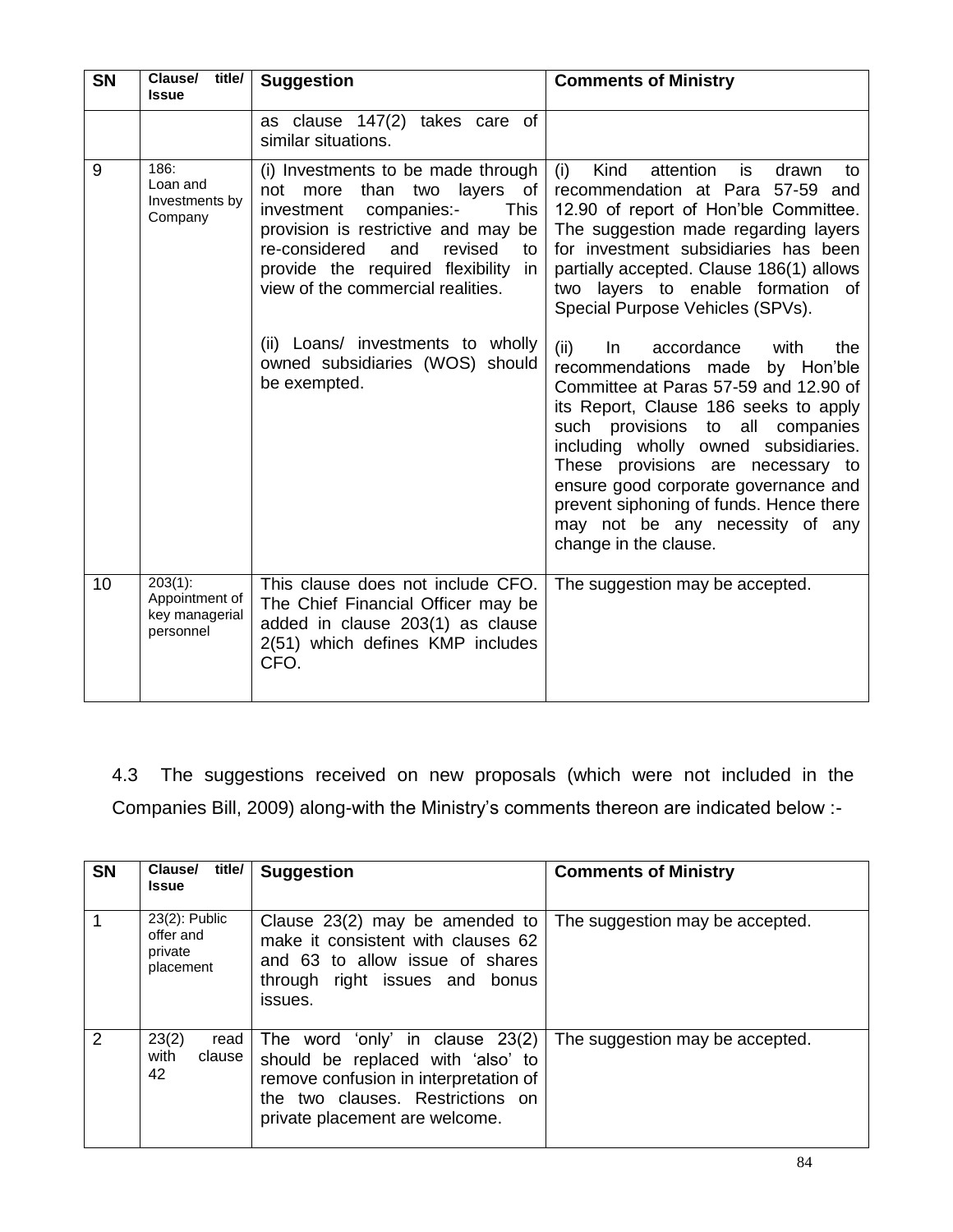| SN | Clause/ title/ Issue | Suggestion | Comments of Ministry |
|---|---|---|---|
| | | as clause 147(2) takes care of similar situations. | |
| 9 | 186: Loan and Investments by Company | (i) Investments to be made through not more than two layers of investment companies:- This provision is restrictive and may be re-considered and revised to provide the required flexibility in view of the commercial realities.<br><br>(ii) Loans/ investments to wholly owned subsidiaries (WOS) should be exempted. | (i) Kind attention is drawn to recommendation at Para 57-59 and 12.90 of report of Hon'ble Committee. The suggestion made regarding layers for investment subsidiaries has been partially accepted. Clause 186(1) allows two layers to enable formation of Special Purpose Vehicles (SPVs).<br><br>(ii) In accordance with the recommendations made by Hon'ble Committee at Paras 57-59 and 12.90 of its Report, Clause 186 seeks to apply such provisions to all companies including wholly owned subsidiaries. These provisions are necessary to ensure good corporate governance and prevent siphoning of funds. Hence there may not be any necessity of any change in the clause. |
| 10 | 203(1): Appointment of key managerial personnel | This clause does not include CFO. The Chief Financial Officer may be added in clause 203(1) as clause 2(51) which defines KMP includes CFO. | The suggestion may be accepted. |

4.3 The suggestions received on new proposals (which were not included in the Companies Bill, 2009) along-with the Ministry's comments thereon are indicated below :-

| SN | Clause/ title/ Issue | Suggestion | Comments of Ministry |
|---|---|---|---|
| 1 | 23(2): Public offer and private placement | Clause 23(2) may be amended to make it consistent with clauses 62 and 63 to allow issue of shares through right issues and bonus issues. | The suggestion may be accepted. |
| 2 | 23(2) read with clause 42 | The word 'only' in clause 23(2) should be replaced with 'also' to remove confusion in interpretation of the two clauses. Restrictions on private placement are welcome. | The suggestion may be accepted. |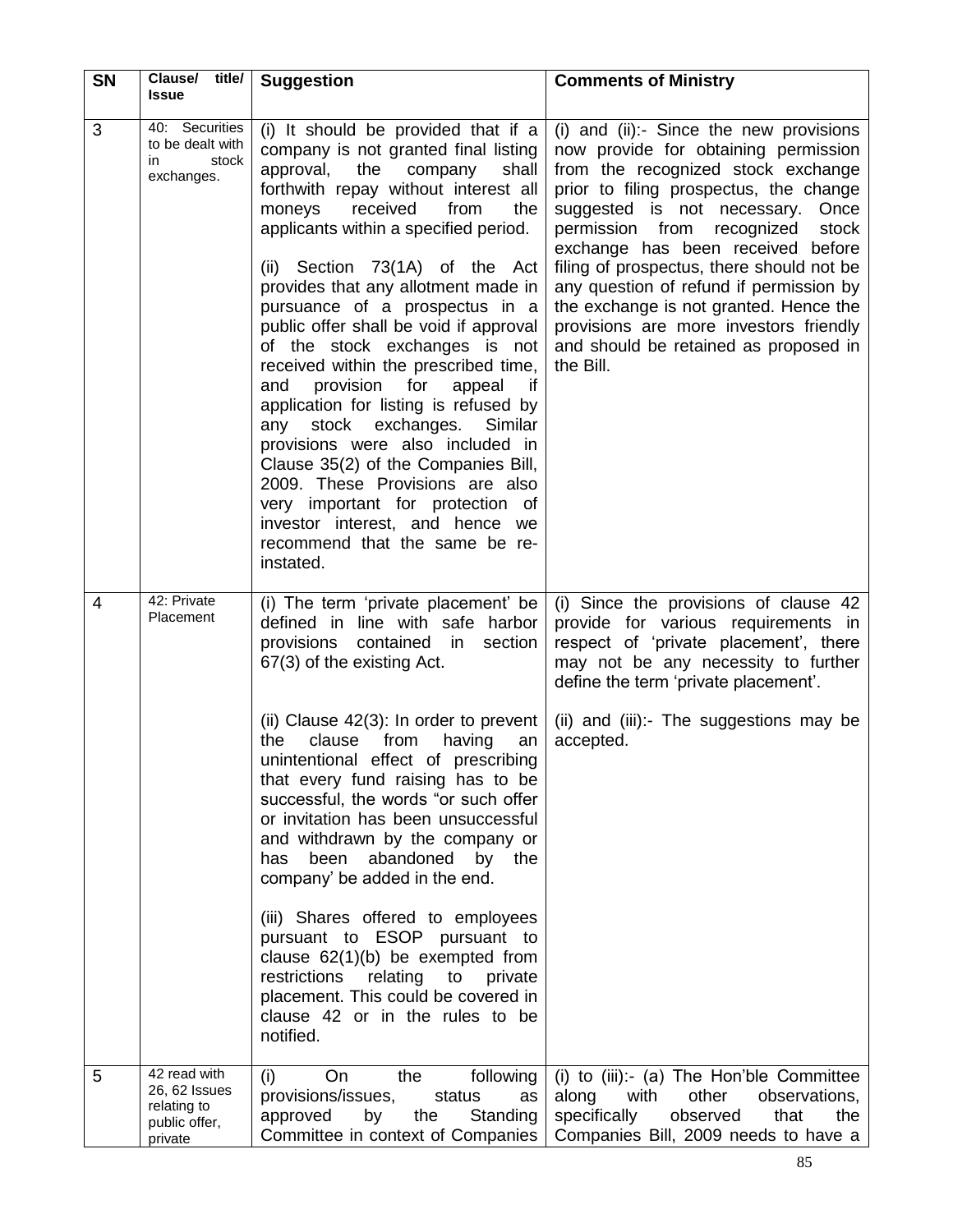| SN | Clause/ title/ Issue | Suggestion | Comments of Ministry |
|---|---|---|---|
| 3 | 40: Securities to be dealt with in stock exchanges. | (i) It should be provided that if a company is not granted final listing approval, the company shall forthwith repay without interest all moneys received from the applicants within a specified period.<br><br>(ii) Section 73(1A) of the Act provides that any allotment made in pursuance of a prospectus in a public offer shall be void if approval of the stock exchanges is not received within the prescribed time, and provision for appeal if application for listing is refused by any stock exchanges. Similar provisions were also included in Clause 35(2) of the Companies Bill, 2009. These Provisions are also very important for protection of investor interest, and hence we recommend that the same be re-instated. | (i) and (ii):- Since the new provisions now provide for obtaining permission from the recognized stock exchange prior to filing prospectus, the change suggested is not necessary. Once permission from recognized stock exchange has been received before filing of prospectus, there should not be any question of refund if permission by the exchange is not granted. Hence the provisions are more investors friendly and should be retained as proposed in the Bill. |
| 4 | 42: Private Placement | (i) The term 'private placement' be defined in line with safe harbor provisions contained in section 67(3) of the existing Act.<br><br>(ii) Clause 42(3): In order to prevent the clause from having an unintentional effect of prescribing that every fund raising has to be successful, the words "or such offer or invitation has been unsuccessful and withdrawn by the company or has been abandoned by the company' be added in the end.<br><br>(iii) Shares offered to employees pursuant to ESOP pursuant to clause 62(1)(b) be exempted from restrictions relating to private placement. This could be covered in clause 42 or in the rules to be notified. | (i) Since the provisions of clause 42 provide for various requirements in respect of 'private placement', there may not be any necessity to further define the term 'private placement'.<br><br>(ii) and (iii):- The suggestions may be accepted. |
| 5 | 42 read with 26, 62 Issues relating to public offer, private | (i) On the following provisions/issues, status as approved by the Standing Committee in context of Companies | (i) to (iii):- (a) The Hon'ble Committee along with other observations, specifically observed that the Companies Bill, 2009 needs to have a |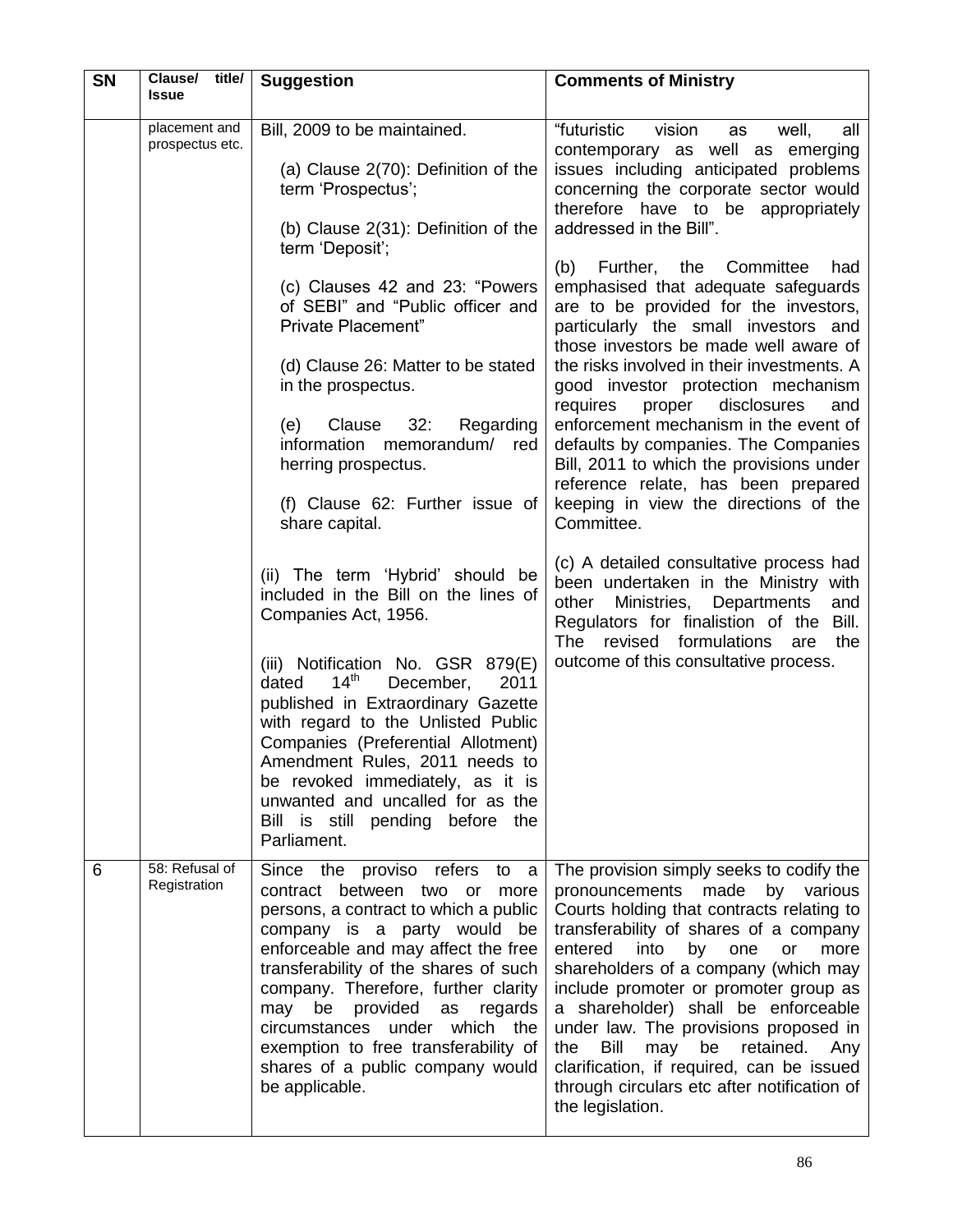| SN | Clause/ title/ Issue | Suggestion | Comments of Ministry |
|---|---|---|---|
| | placement and prospectus etc. | Bill, 2009 to be maintained.<br><br>(a) Clause 2(70): Definition of the term 'Prospectus';<br><br>(b) Clause 2(31): Definition of the term 'Deposit';<br><br>(c) Clauses 42 and 23: "Powers of SEBI" and "Public officer and Private Placement"<br><br>(d) Clause 26: Matter to be stated in the prospectus.<br><br>(e) Clause 32: Regarding information memorandum/ red herring prospectus.<br><br>(f) Clause 62: Further issue of share capital.<br><br>(ii) The term 'Hybrid' should be included in the Bill on the lines of Companies Act, 1956.<br><br>(iii) Notification No. GSR 879(E) dated 14th December, 2011 published in Extraordinary Gazette with regard to the Unlisted Public Companies (Preferential Allotment) Amendment Rules, 2011 needs to be revoked immediately, as it is unwanted and uncalled for as the Bill is still pending before the Parliament. | "futuristic vision as well, all contemporary as well as emerging issues including anticipated problems concerning the corporate sector would therefore have to be appropriately addressed in the Bill".<br><br>(b) Further, the Committee had emphasised that adequate safeguards are to be provided for the investors, particularly the small investors and those investors be made well aware of the risks involved in their investments. A good investor protection mechanism requires proper disclosures and enforcement mechanism in the event of defaults by companies. The Companies Bill, 2011 to which the provisions under reference relate, has been prepared keeping in view the directions of the Committee.<br><br>(c) A detailed consultative process had been undertaken in the Ministry with other Ministries, Departments and Regulators for finalistion of the Bill. The revised formulations are the outcome of this consultative process. |
| 6 | 58: Refusal of Registration | Since the proviso refers to a contract between two or more persons, a contract to which a public company is a party would be enforceable and may affect the free transferability of the shares of such company. Therefore, further clarity may be provided as regards circumstances under which the exemption to free transferability of shares of a public company would be applicable. | The provision simply seeks to codify the pronouncements made by various Courts holding that contracts relating to transferability of shares of a company entered into by one or more shareholders of a company (which may include promoter or promoter group as a shareholder) shall be enforceable under law. The provisions proposed in the Bill may be retained. Any clarification, if required, can be issued through circulars etc after notification of the legislation. |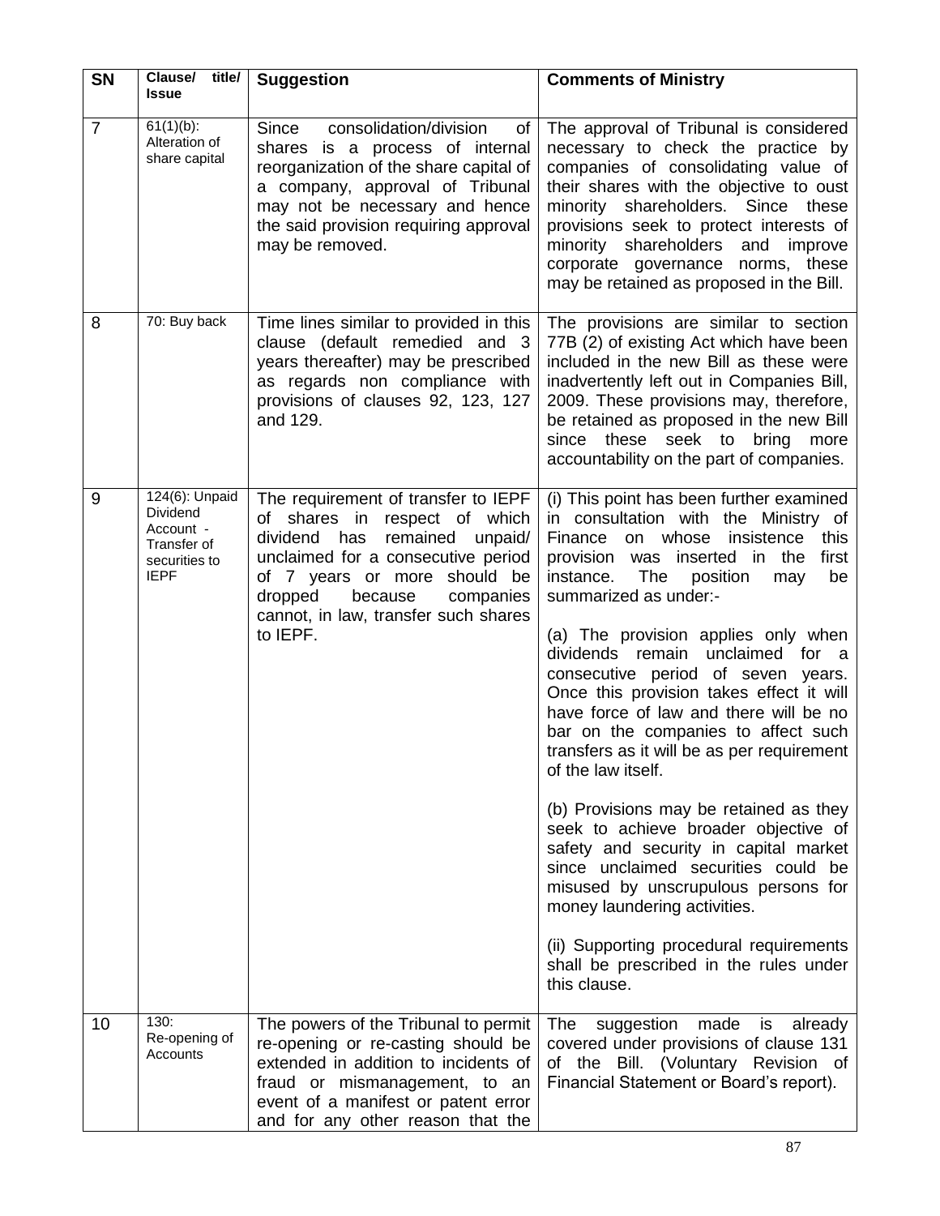| SN | Clause/ title/ Issue | Suggestion | Comments of Ministry |
|---|---|---|---|
| 7 | 61(1)(b): Alteration of share capital | Since consolidation/division of shares is a process of internal reorganization of the share capital of a company, approval of Tribunal may not be necessary and hence the said provision requiring approval may be removed. | The approval of Tribunal is considered necessary to check the practice by companies of consolidating value of their shares with the objective to oust minority shareholders. Since these provisions seek to protect interests of minority shareholders and improve corporate governance norms, these may be retained as proposed in the Bill. |
| 8 | 70: Buy back | Time lines similar to provided in this clause (default remedied and 3 years thereafter) may be prescribed as regards non compliance with provisions of clauses 92, 123, 127 and 129. | The provisions are similar to section 77B (2) of existing Act which have been included in the new Bill as these were inadvertently left out in Companies Bill, 2009. These provisions may, therefore, be retained as proposed in the new Bill since these seek to bring more accountability on the part of companies. |
| 9 | 124(6): Unpaid Dividend Account - Transfer of securities to IEPF | The requirement of transfer to IEPF of shares in respect of which dividend has remained unpaid/ unclaimed for a consecutive period of 7 years or more should be dropped because companies cannot, in law, transfer such shares to IEPF. | (i) This point has been further examined in consultation with the Ministry of Finance on whose insistence this provision was inserted in the first instance. The position may be summarized as under:-<br><br>(a) The provision applies only when dividends remain unclaimed for a consecutive period of seven years. Once this provision takes effect it will have force of law and there will be no bar on the companies to affect such transfers as it will be as per requirement of the law itself.<br><br>(b) Provisions may be retained as they seek to achieve broader objective of safety and security in capital market since unclaimed securities could be misused by unscrupulous persons for money laundering activities.<br><br>(ii) Supporting procedural requirements shall be prescribed in the rules under this clause. |
| 10 | 130: Re-opening of Accounts | The powers of the Tribunal to permit re-opening or re-casting should be extended in addition to incidents of fraud or mismanagement, to an event of a manifest or patent error and for any other reason that the | The suggestion made is already covered under provisions of clause 131 of the Bill. (Voluntary Revision of Financial Statement or Board's report). |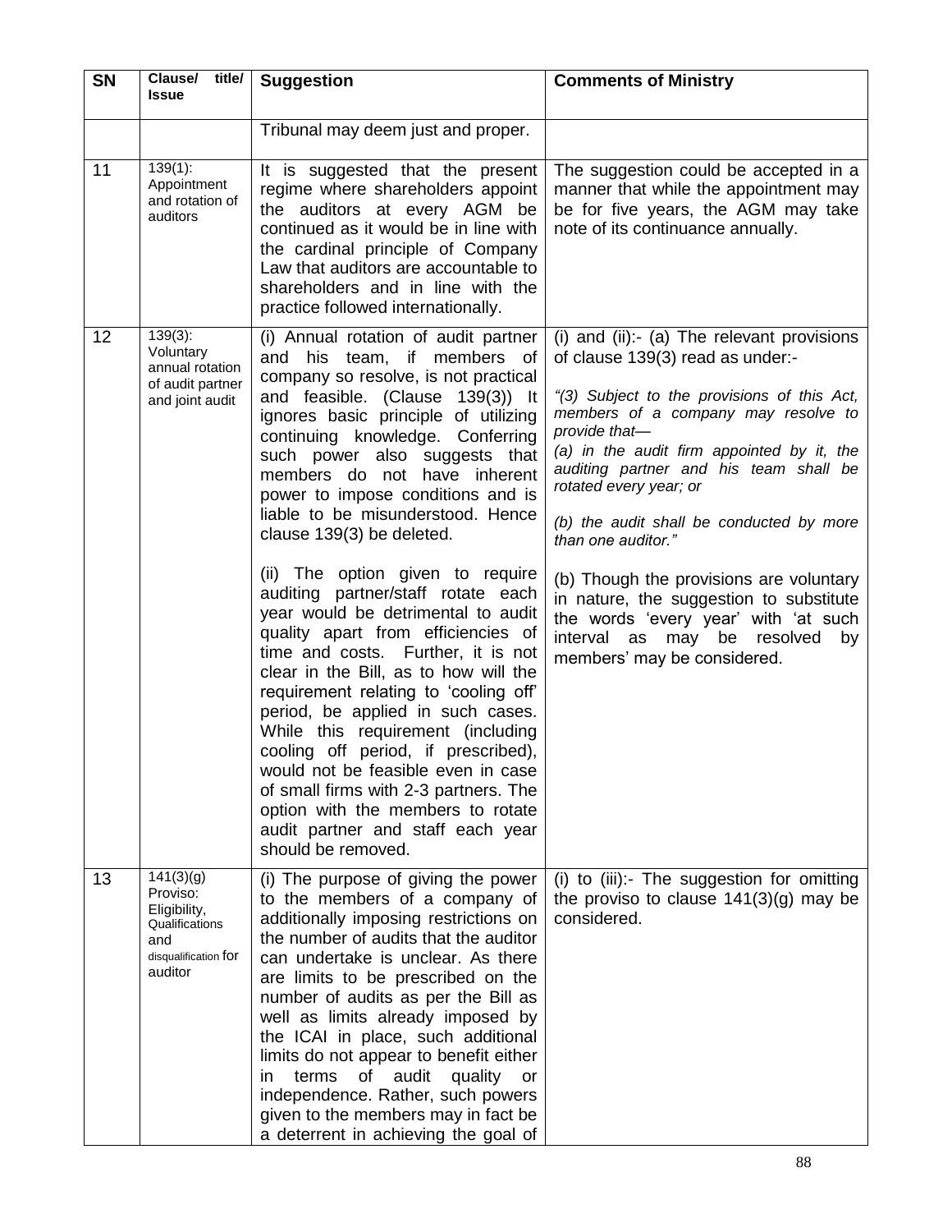| SN | Clause/ title/ Issue | Suggestion | Comments of Ministry |
|---|---|---|---|
| | | Tribunal may deem just and proper. | |
| 11 | 139(1): Appointment and rotation of auditors | It is suggested that the present regime where shareholders appoint the auditors at every AGM be continued as it would be in line with the cardinal principle of Company Law that auditors are accountable to shareholders and in line with the practice followed internationally. | The suggestion could be accepted in a manner that while the appointment may be for five years, the AGM may take note of its continuance annually. |
| 12 | 139(3): Voluntary annual rotation of audit partner and joint audit | (i) Annual rotation of audit partner and his team, if members of company so resolve, is not practical and feasible. (Clause 139(3)) It ignores basic principle of utilizing continuing knowledge. Conferring such power also suggests that members do not have inherent power to impose conditions and is liable to be misunderstood. Hence clause 139(3) be deleted.<br><br>(ii) The option given to require auditing partner/staff rotate each year would be detrimental to audit quality apart from efficiencies of time and costs. Further, it is not clear in the Bill, as to how will the requirement relating to 'cooling off' period, be applied in such cases. While this requirement (including cooling off period, if prescribed), would not be feasible even in case of small firms with 2-3 partners. The option with the members to rotate audit partner and staff each year should be removed. | (i) and (ii):- (a) The relevant provisions of clause 139(3) read as under:-<br><br>*"(3) Subject to the provisions of this Act, members of a company may resolve to provide that—*<br>*(a) in the audit firm appointed by it, the auditing partner and his team shall be rotated every year; or*<br>*(b) the audit shall be conducted by more than one auditor."*<br><br>(b) Though the provisions are voluntary in nature, the suggestion to substitute the words 'every year' with 'at such interval as may be resolved by members' may be considered. |
| 13 | 141(3)(g) Proviso: Eligibility, Qualifications and disqualification for auditor | (i) The purpose of giving the power to the members of a company of additionally imposing restrictions on the number of audits that the auditor can undertake is unclear. As there are limits to be prescribed on the number of audits as per the Bill as well as limits already imposed by the ICAI in place, such additional limits do not appear to benefit either in terms of audit quality or independence. Rather, such powers given to the members may in fact be a deterrent in achieving the goal of | (i) to (iii):- The suggestion for omitting the proviso to clause 141(3)(g) may be considered. |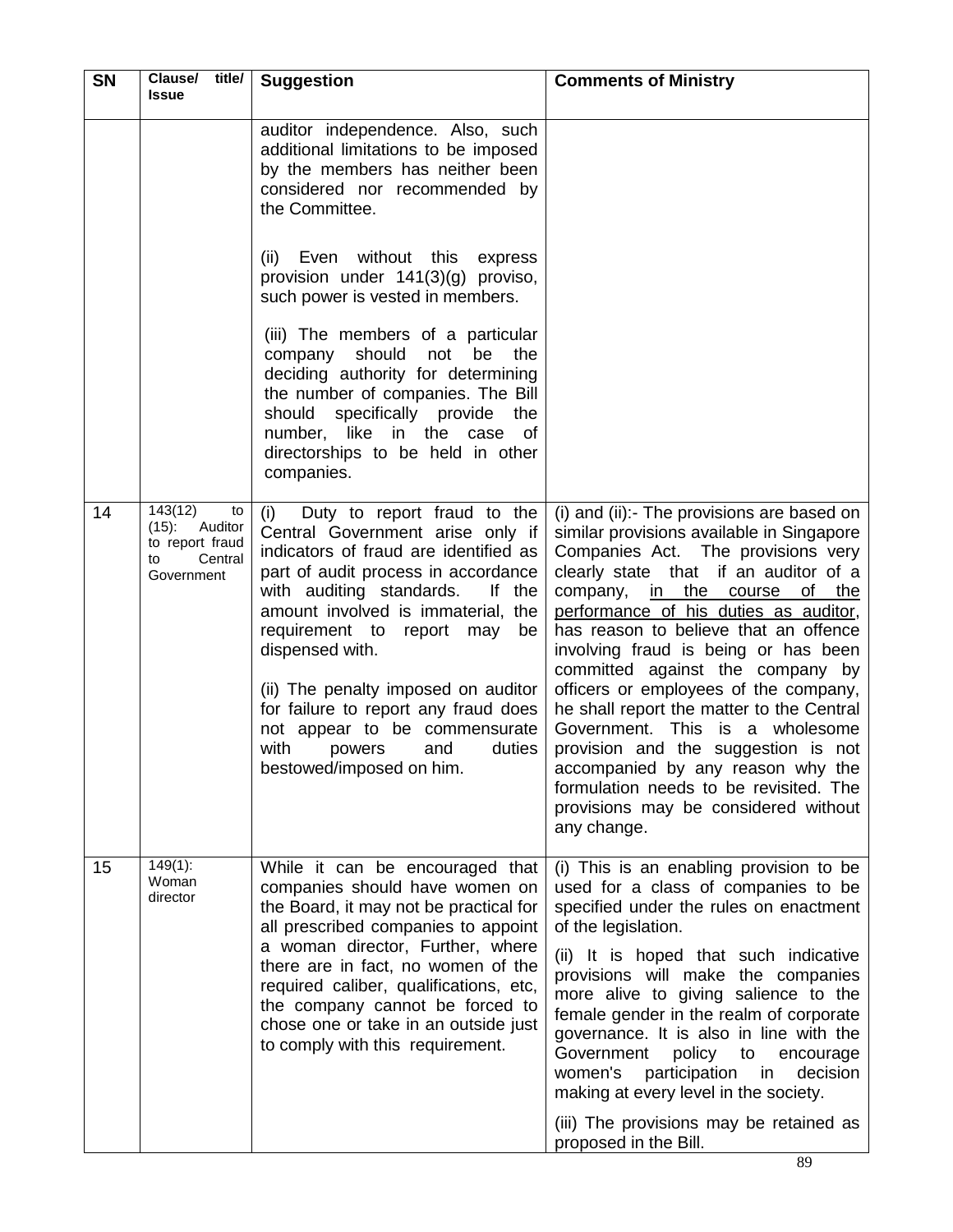| SN | Clause/ title/ Issue | Suggestion | Comments of Ministry |
|---|---|---|---|
| | | auditor independence. Also, such additional limitations to be imposed by the members has neither been considered nor recommended by the Committee.<br><br>(ii) Even without this express provision under 141(3)(g) proviso, such power is vested in members.<br><br>(iii) The members of a particular company should not be the deciding authority for determining the number of companies. The Bill should specifically provide the number, like in the case of directorships to be held in other companies. | |
| 14 | 143(12) to (15): Auditor to report fraud to Central Government | (i) Duty to report fraud to the Central Government arise only if indicators of fraud are identified as part of audit process in accordance with auditing standards. If the amount involved is immaterial, the requirement to report may be dispensed with.<br><br>(ii) The penalty imposed on auditor for failure to report any fraud does not appear to be commensurate with powers and duties bestowed/imposed on him. | (i) and (ii):- The provisions are based on similar provisions available in Singapore Companies Act. The provisions very clearly state that if an auditor of a company, <u>in the course of the performance of his duties as auditor</u>, has reason to believe that an offence involving fraud is being or has been committed against the company by officers or employees of the company, he shall report the matter to the Central Government. This is a wholesome provision and the suggestion is not accompanied by any reason why the formulation needs to be revisited. The provisions may be considered without any change. |
| 15 | 149(1): Woman director | While it can be encouraged that companies should have women on the Board, it may not be practical for all prescribed companies to appoint a woman director, Further, where there are in fact, no women of the required caliber, qualifications, etc, the company cannot be forced to chose one or take in an outside just to comply with this requirement. | (i) This is an enabling provision to be used for a class of companies to be specified under the rules on enactment of the legislation.<br><br>(ii) It is hoped that such indicative provisions will make the companies more alive to giving salience to the female gender in the realm of corporate governance. It is also in line with the Government policy to encourage women's participation in decision making at every level in the society.<br><br>(iii) The provisions may be retained as proposed in the Bill. |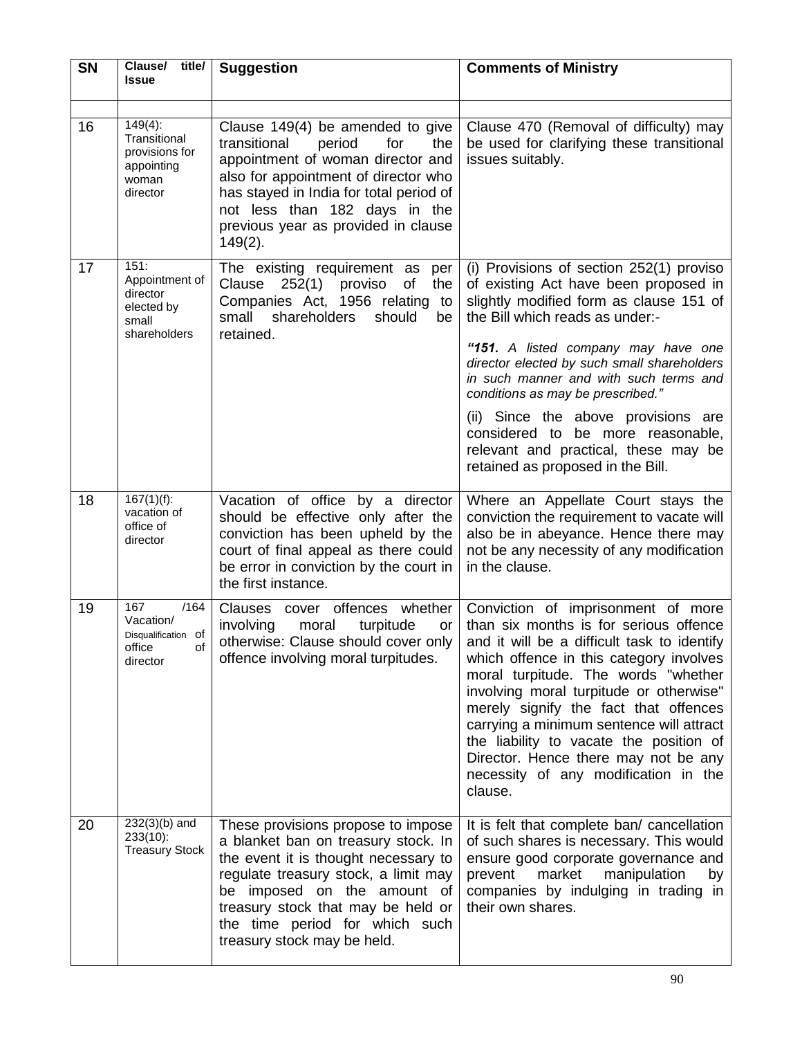| SN | Clause/ title/ Issue | Suggestion | Comments of Ministry |
|---|---|---|---|
| | | | |
| 16 | 149(4): Transitional provisions for appointing woman director | Clause 149(4) be amended to give transitional period for the appointment of woman director and also for appointment of director who has stayed in India for total period of not less than 182 days in the previous year as provided in clause 149(2). | Clause 470 (Removal of difficulty) may be used for clarifying these transitional issues suitably. |
| 17 | 151: Appointment of director elected by small shareholders | The existing requirement as per Clause 252(1) proviso of the Companies Act, 1956 relating to small shareholders should be retained. | (i) Provisions of section 252(1) proviso of existing Act have been proposed in slightly modified form as clause 151 of the Bill which reads as under:-<br><br>***"151.** A listed company may have one director elected by such small shareholders in such manner and with such terms and conditions as may be prescribed."*<br><br>(ii) Since the above provisions are considered to be more reasonable, relevant and practical, these may be retained as proposed in the Bill. |
| 18 | 167(1)(f): vacation of office of director | Vacation of office by a director should be effective only after the conviction has been upheld by the court of final appeal as there could be error in conviction by the court in the first instance. | Where an Appellate Court stays the conviction the requirement to vacate will also be in abeyance. Hence there may not be any necessity of any modification in the clause. |
| 19 | 167 /164 Vacation/ Disqualification of office of director | Clauses cover offences whether involving moral turpitude or otherwise: Clause should cover only offence involving moral turpitudes. | Conviction of imprisonment of more than six months is for serious offence and it will be a difficult task to identify which offence in this category involves moral turpitude. The words "whether involving moral turpitude or otherwise" merely signify the fact that offences carrying a minimum sentence will attract the liability to vacate the position of Director. Hence there may not be any necessity of any modification in the clause. |
| 20 | 232(3)(b) and 233(10): Treasury Stock | These provisions propose to impose a blanket ban on treasury stock. In the event it is thought necessary to regulate treasury stock, a limit may be imposed on the amount of treasury stock that may be held or the time period for which such treasury stock may be held. | It is felt that complete ban/ cancellation of such shares is necessary. This would ensure good corporate governance and prevent market manipulation by companies by indulging in trading in their own shares. |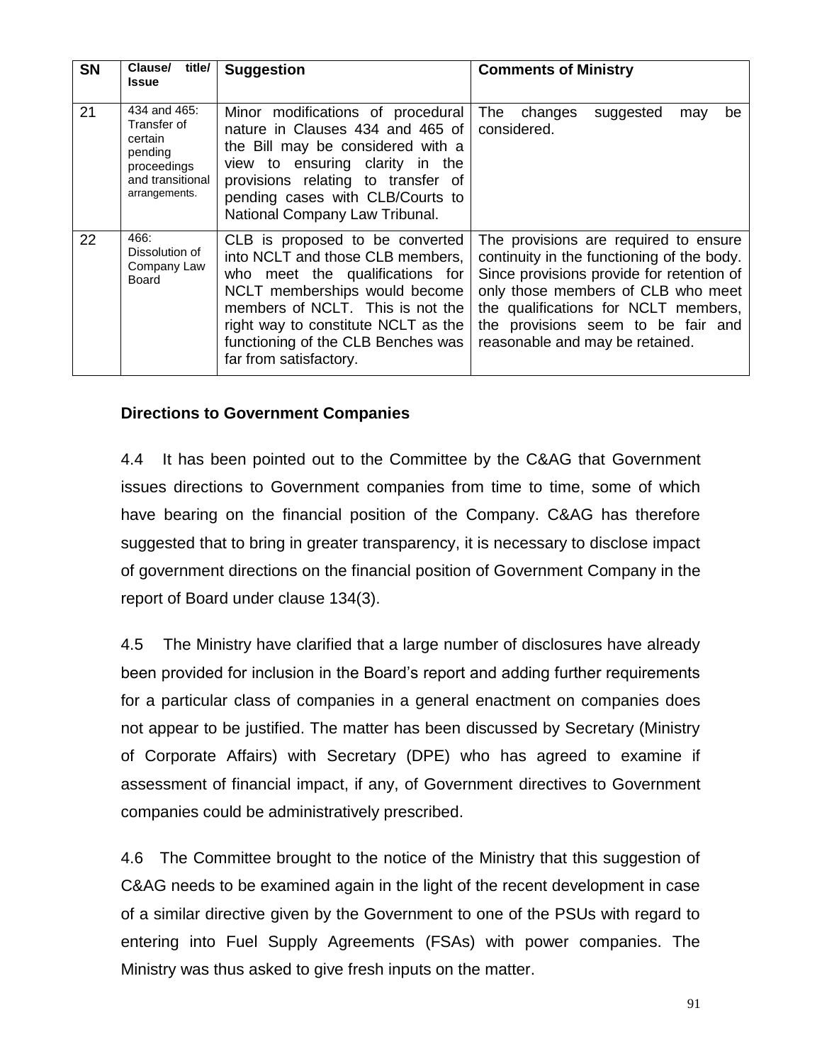| SN | Clause/ title/ Issue | Suggestion | Comments of Ministry |
|---|---|---|---|
| 21 | 434 and 465: Transfer of certain pending proceedings and transitional arrangements. | Minor modifications of procedural nature in Clauses 434 and 465 of the Bill may be considered with a view to ensuring clarity in the provisions relating to transfer of pending cases with CLB/Courts to National Company Law Tribunal. | The changes suggested may be considered. |
| 22 | 466: Dissolution of Company Law Board | CLB is proposed to be converted into NCLT and those CLB members, who meet the qualifications for NCLT memberships would become members of NCLT. This is not the right way to constitute NCLT as the functioning of the CLB Benches was far from satisfactory. | The provisions are required to ensure continuity in the functioning of the body. Since provisions provide for retention of only those members of CLB who meet the qualifications for NCLT members, the provisions seem to be fair and reasonable and may be retained. |

**Directions to Government Companies**

4.4 It has been pointed out to the Committee by the C&AG that Government issues directions to Government companies from time to time, some of which have bearing on the financial position of the Company. C&AG has therefore suggested that to bring in greater transparency, it is necessary to disclose impact of government directions on the financial position of Government Company in the report of Board under clause 134(3).

4.5 The Ministry have clarified that a large number of disclosures have already been provided for inclusion in the Board's report and adding further requirements for a particular class of companies in a general enactment on companies does not appear to be justified. The matter has been discussed by Secretary (Ministry of Corporate Affairs) with Secretary (DPE) who has agreed to examine if assessment of financial impact, if any, of Government directives to Government companies could be administratively prescribed.

4.6 The Committee brought to the notice of the Ministry that this suggestion of C&AG needs to be examined again in the light of the recent development in case of a similar directive given by the Government to one of the PSUs with regard to entering into Fuel Supply Agreements (FSAs) with power companies. The Ministry was thus asked to give fresh inputs on the matter.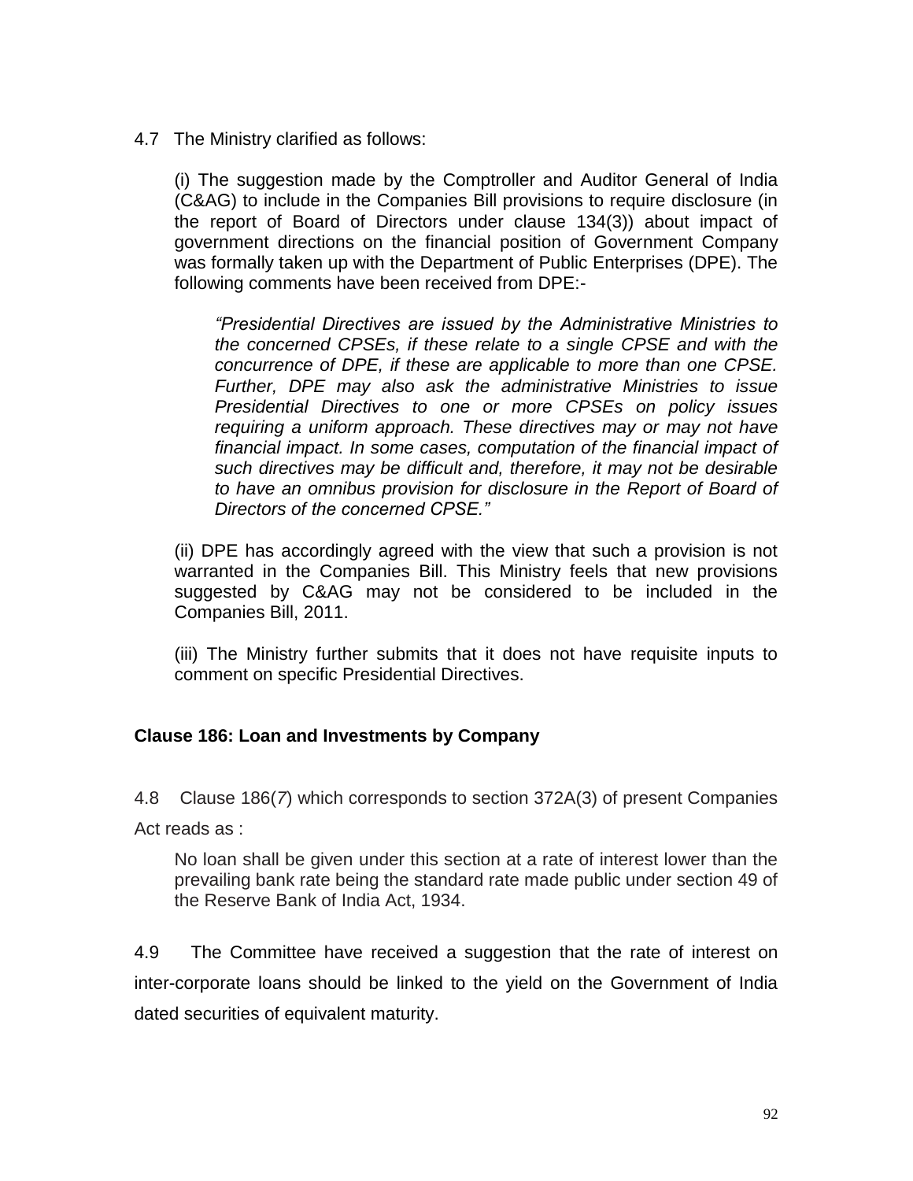4.7 The Ministry clarified as follows:

(i) The suggestion made by the Comptroller and Auditor General of India (C&AG) to include in the Companies Bill provisions to require disclosure (in the report of Board of Directors under clause 134(3)) about impact of government directions on the financial position of Government Company was formally taken up with the Department of Public Enterprises (DPE). The following comments have been received from DPE:-

> *"Presidential Directives are issued by the Administrative Ministries to the concerned CPSEs, if these relate to a single CPSE and with the concurrence of DPE, if these are applicable to more than one CPSE. Further, DPE may also ask the administrative Ministries to issue Presidential Directives to one or more CPSEs on policy issues requiring a uniform approach. These directives may or may not have financial impact. In some cases, computation of the financial impact of such directives may be difficult and, therefore, it may not be desirable to have an omnibus provision for disclosure in the Report of Board of Directors of the concerned CPSE."*

(ii) DPE has accordingly agreed with the view that such a provision is not warranted in the Companies Bill. This Ministry feels that new provisions suggested by C&AG may not be considered to be included in the Companies Bill, 2011.

(iii) The Ministry further submits that it does not have requisite inputs to comment on specific Presidential Directives.

**Clause 186: Loan and Investments by Company**

4.8 Clause 186(*7*) which corresponds to section 372A(3) of present Companies Act reads as :

> No loan shall be given under this section at a rate of interest lower than the prevailing bank rate being the standard rate made public under section 49 of the Reserve Bank of India Act, 1934.

4.9 The Committee have received a suggestion that the rate of interest on inter-corporate loans should be linked to the yield on the Government of India dated securities of equivalent maturity.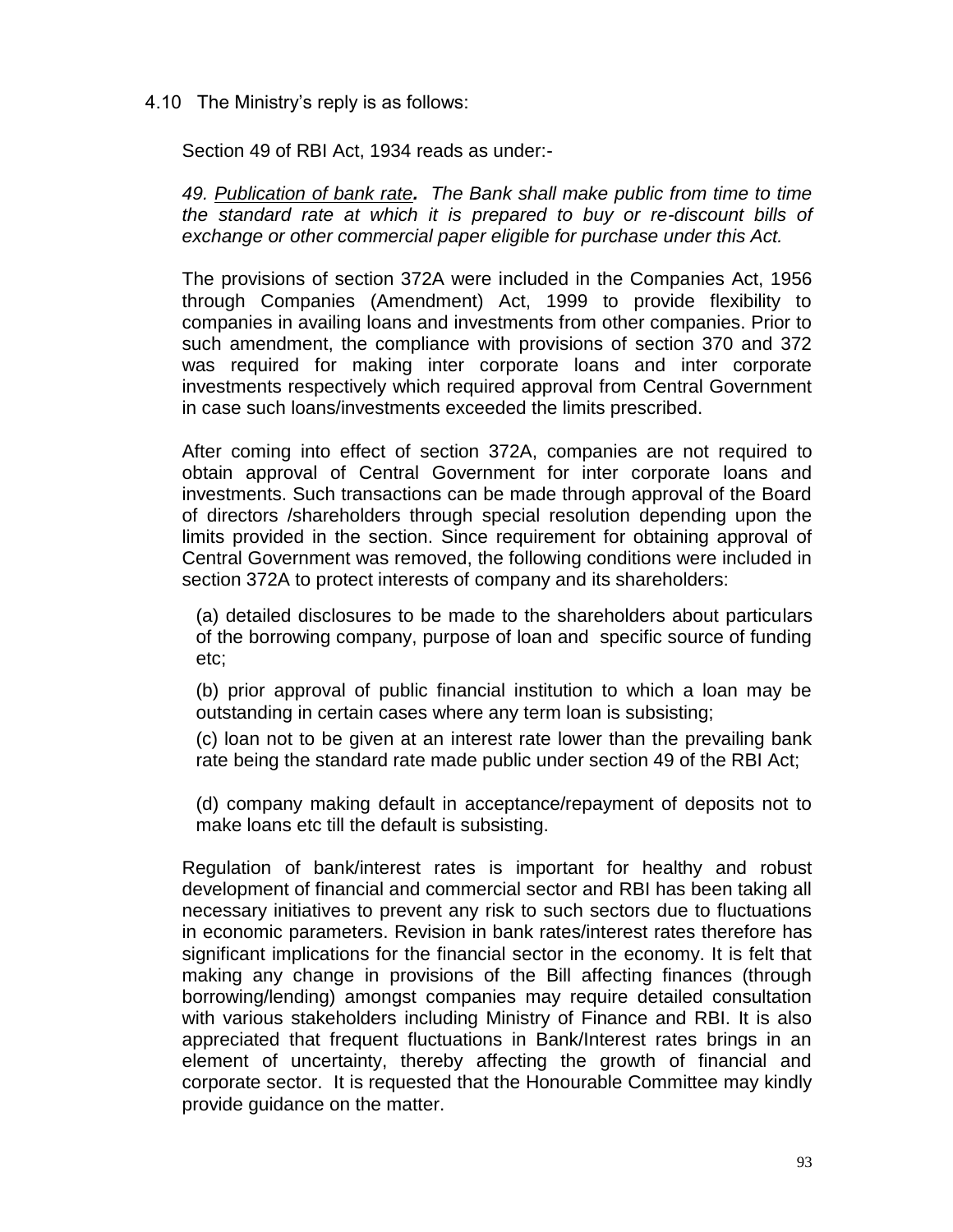4.10 The Ministry's reply is as follows:

Section 49 of RBI Act, 1934 reads as under:-

*49. <u>Publication of bank rate</u>**.** The Bank shall make public from time to time the standard rate at which it is prepared to buy or re-discount bills of exchange or other commercial paper eligible for purchase under this Act.*

The provisions of section 372A were included in the Companies Act, 1956 through Companies (Amendment) Act, 1999 to provide flexibility to companies in availing loans and investments from other companies. Prior to such amendment, the compliance with provisions of section 370 and 372 was required for making inter corporate loans and inter corporate investments respectively which required approval from Central Government in case such loans/investments exceeded the limits prescribed.

After coming into effect of section 372A, companies are not required to obtain approval of Central Government for inter corporate loans and investments. Such transactions can be made through approval of the Board of directors /shareholders through special resolution depending upon the limits provided in the section. Since requirement for obtaining approval of Central Government was removed, the following conditions were included in section 372A to protect interests of company and its shareholders:

(a) detailed disclosures to be made to the shareholders about particulars of the borrowing company, purpose of loan and specific source of funding etc;

(b) prior approval of public financial institution to which a loan may be outstanding in certain cases where any term loan is subsisting;

(c) loan not to be given at an interest rate lower than the prevailing bank rate being the standard rate made public under section 49 of the RBI Act;

(d) company making default in acceptance/repayment of deposits not to make loans etc till the default is subsisting.

Regulation of bank/interest rates is important for healthy and robust development of financial and commercial sector and RBI has been taking all necessary initiatives to prevent any risk to such sectors due to fluctuations in economic parameters. Revision in bank rates/interest rates therefore has significant implications for the financial sector in the economy. It is felt that making any change in provisions of the Bill affecting finances (through borrowing/lending) amongst companies may require detailed consultation with various stakeholders including Ministry of Finance and RBI. It is also appreciated that frequent fluctuations in Bank/Interest rates brings in an element of uncertainty, thereby affecting the growth of financial and corporate sector. It is requested that the Honourable Committee may kindly provide guidance on the matter.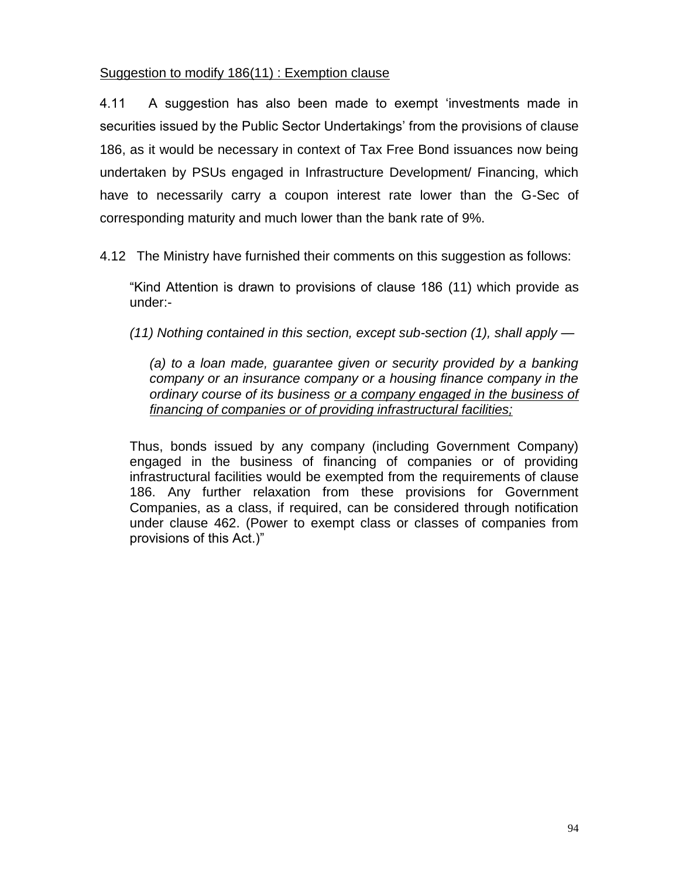<u>Suggestion to modify 186(11) : Exemption clause</u>

4.11 A suggestion has also been made to exempt 'investments made in securities issued by the Public Sector Undertakings' from the provisions of clause 186, as it would be necessary in context of Tax Free Bond issuances now being undertaken by PSUs engaged in Infrastructure Development/ Financing, which have to necessarily carry a coupon interest rate lower than the G-Sec of corresponding maturity and much lower than the bank rate of 9%.

4.12 The Ministry have furnished their comments on this suggestion as follows:

> "Kind Attention is drawn to provisions of clause 186 (11) which provide as under:-
>
> *(11) Nothing contained in this section, except sub-section (1), shall apply —*
>
> > *(a) to a loan made, guarantee given or security provided by a banking company or an insurance company or a housing finance company in the ordinary course of its business <u>or a company engaged in the business of financing of companies or of providing infrastructural facilities;</u>*
>
> Thus, bonds issued by any company (including Government Company) engaged in the business of financing of companies or of providing infrastructural facilities would be exempted from the requirements of clause 186. Any further relaxation from these provisions for Government Companies, as a class, if required, can be considered through notification under clause 462. (Power to exempt class or classes of companies from provisions of this Act.)"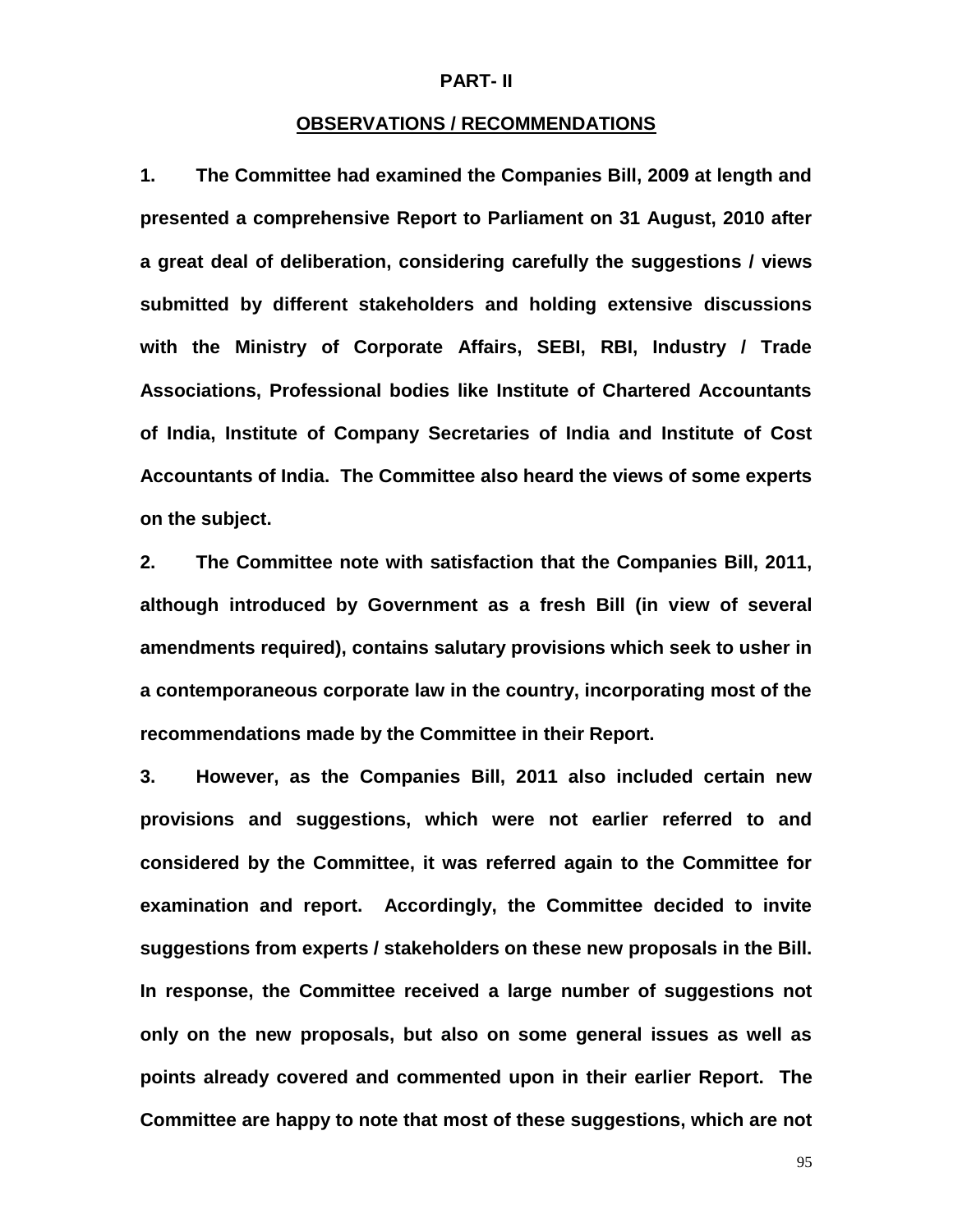## PART- II

## OBSERVATIONS / RECOMMENDATIONS

**1. The Committee had examined the Companies Bill, 2009 at length and presented a comprehensive Report to Parliament on 31 August, 2010 after a great deal of deliberation, considering carefully the suggestions / views submitted by different stakeholders and holding extensive discussions with the Ministry of Corporate Affairs, SEBI, RBI, Industry / Trade Associations, Professional bodies like Institute of Chartered Accountants of India, Institute of Company Secretaries of India and Institute of Cost Accountants of India. The Committee also heard the views of some experts on the subject.**

**2. The Committee note with satisfaction that the Companies Bill, 2011, although introduced by Government as a fresh Bill (in view of several amendments required), contains salutary provisions which seek to usher in a contemporaneous corporate law in the country, incorporating most of the recommendations made by the Committee in their Report.**

**3. However, as the Companies Bill, 2011 also included certain new provisions and suggestions, which were not earlier referred to and considered by the Committee, it was referred again to the Committee for examination and report. Accordingly, the Committee decided to invite suggestions from experts / stakeholders on these new proposals in the Bill. In response, the Committee received a large number of suggestions not only on the new proposals, but also on some general issues as well as points already covered and commented upon in their earlier Report. The Committee are happy to note that most of these suggestions, which are not**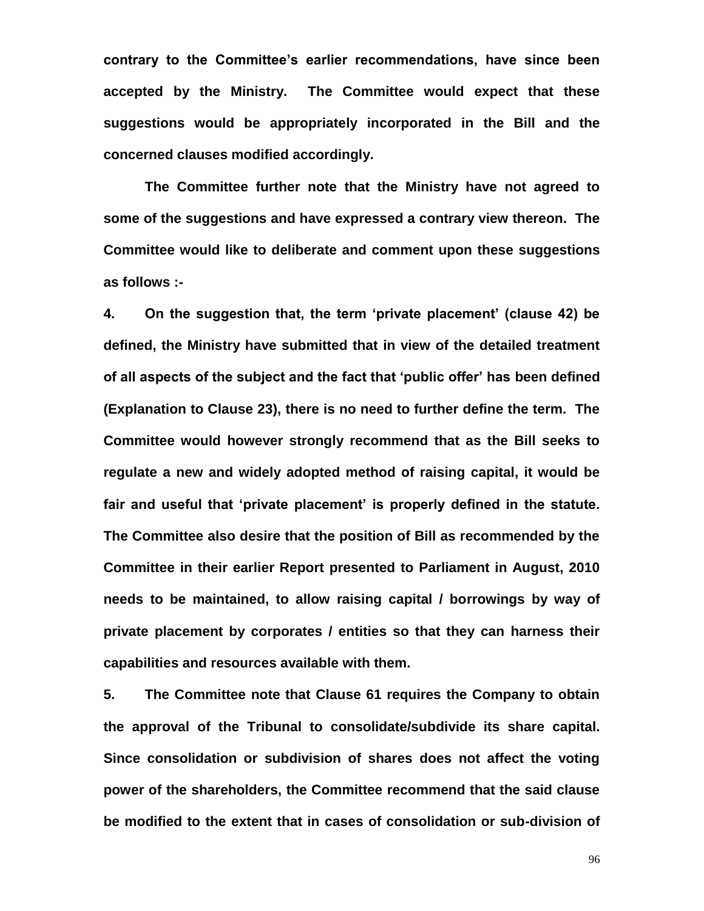**contrary to the Committee's earlier recommendations, have since been accepted by the Ministry. The Committee would expect that these suggestions would be appropriately incorporated in the Bill and the concerned clauses modified accordingly.**

**The Committee further note that the Ministry have not agreed to some of the suggestions and have expressed a contrary view thereon. The Committee would like to deliberate and comment upon these suggestions as follows :-**

**4. On the suggestion that, the term 'private placement' (clause 42) be defined, the Ministry have submitted that in view of the detailed treatment of all aspects of the subject and the fact that 'public offer' has been defined (Explanation to Clause 23), there is no need to further define the term. The Committee would however strongly recommend that as the Bill seeks to regulate a new and widely adopted method of raising capital, it would be fair and useful that 'private placement' is properly defined in the statute. The Committee also desire that the position of Bill as recommended by the Committee in their earlier Report presented to Parliament in August, 2010 needs to be maintained, to allow raising capital / borrowings by way of private placement by corporates / entities so that they can harness their capabilities and resources available with them.**

**5. The Committee note that Clause 61 requires the Company to obtain the approval of the Tribunal to consolidate/subdivide its share capital. Since consolidation or subdivision of shares does not affect the voting power of the shareholders, the Committee recommend that the said clause be modified to the extent that in cases of consolidation or sub-division of**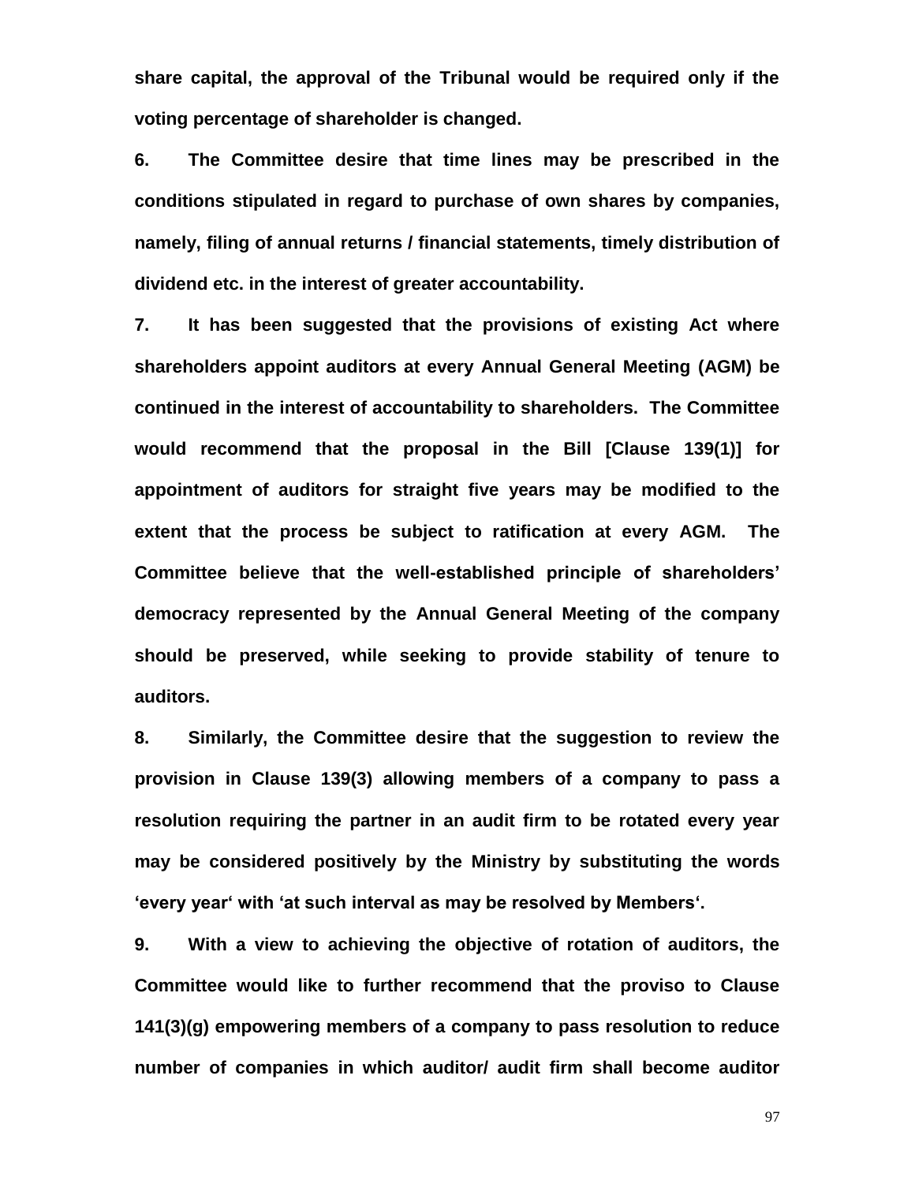**share capital, the approval of the Tribunal would be required only if the voting percentage of shareholder is changed.**

**6. The Committee desire that time lines may be prescribed in the conditions stipulated in regard to purchase of own shares by companies, namely, filing of annual returns / financial statements, timely distribution of dividend etc. in the interest of greater accountability.**

**7. It has been suggested that the provisions of existing Act where shareholders appoint auditors at every Annual General Meeting (AGM) be continued in the interest of accountability to shareholders. The Committee would recommend that the proposal in the Bill [Clause 139(1)] for appointment of auditors for straight five years may be modified to the extent that the process be subject to ratification at every AGM. The Committee believe that the well-established principle of shareholders' democracy represented by the Annual General Meeting of the company should be preserved, while seeking to provide stability of tenure to auditors.**

**8. Similarly, the Committee desire that the suggestion to review the provision in Clause 139(3) allowing members of a company to pass a resolution requiring the partner in an audit firm to be rotated every year may be considered positively by the Ministry by substituting the words 'every year' with 'at such interval as may be resolved by Members'.**

**9. With a view to achieving the objective of rotation of auditors, the Committee would like to further recommend that the proviso to Clause 141(3)(g) empowering members of a company to pass resolution to reduce number of companies in which auditor/ audit firm shall become auditor**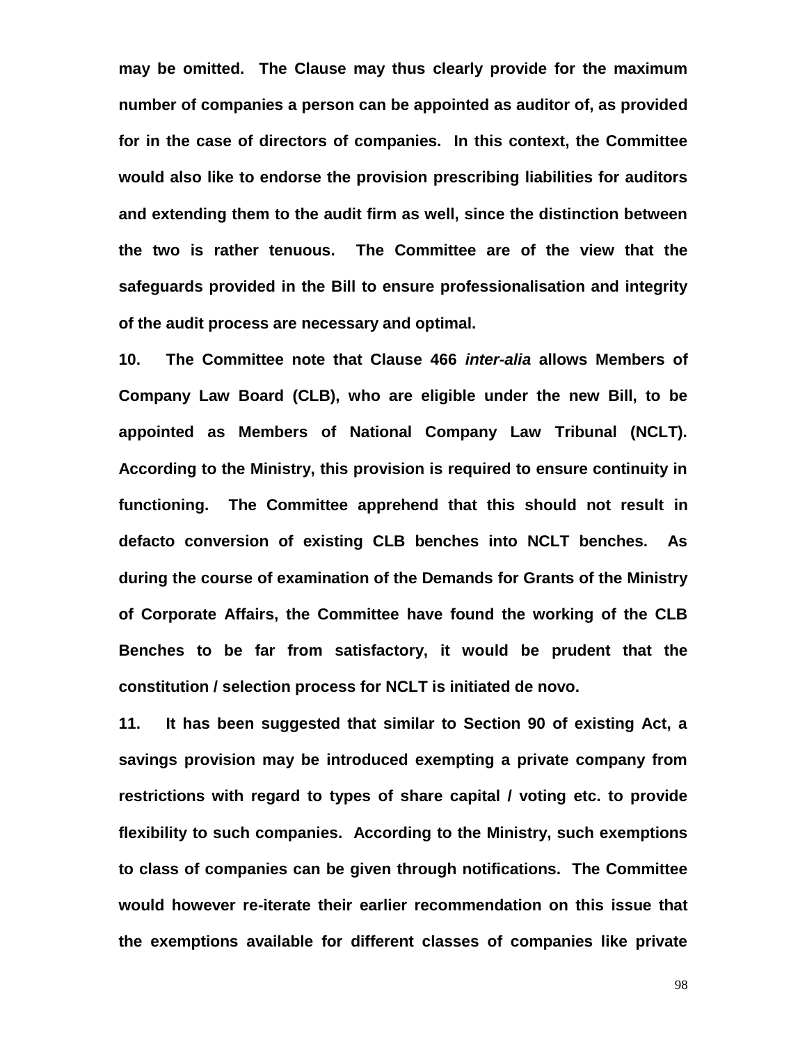**may be omitted. The Clause may thus clearly provide for the maximum number of companies a person can be appointed as auditor of, as provided for in the case of directors of companies. In this context, the Committee would also like to endorse the provision prescribing liabilities for auditors and extending them to the audit firm as well, since the distinction between the two is rather tenuous. The Committee are of the view that the safeguards provided in the Bill to ensure professionalisation and integrity of the audit process are necessary and optimal.**

**10. The Committee note that Clause 466 *inter-alia* allows Members of Company Law Board (CLB), who are eligible under the new Bill, to be appointed as Members of National Company Law Tribunal (NCLT). According to the Ministry, this provision is required to ensure continuity in functioning. The Committee apprehend that this should not result in defacto conversion of existing CLB benches into NCLT benches. As during the course of examination of the Demands for Grants of the Ministry of Corporate Affairs, the Committee have found the working of the CLB Benches to be far from satisfactory, it would be prudent that the constitution / selection process for NCLT is initiated de novo.**

**11. It has been suggested that similar to Section 90 of existing Act, a savings provision may be introduced exempting a private company from restrictions with regard to types of share capital / voting etc. to provide flexibility to such companies. According to the Ministry, such exemptions to class of companies can be given through notifications. The Committee would however re-iterate their earlier recommendation on this issue that the exemptions available for different classes of companies like private**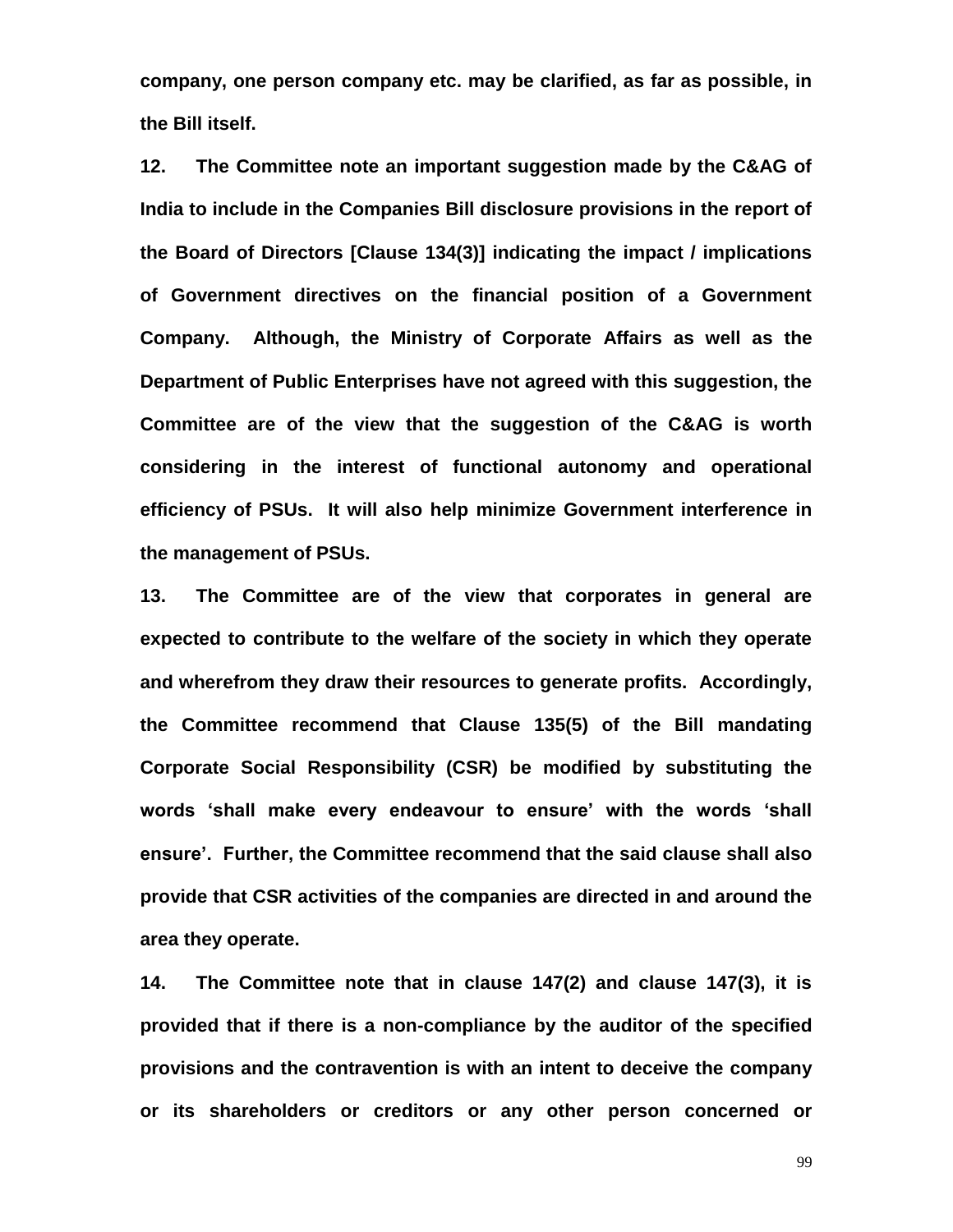**company, one person company etc. may be clarified, as far as possible, in the Bill itself.**

**12. The Committee note an important suggestion made by the C&AG of India to include in the Companies Bill disclosure provisions in the report of the Board of Directors [Clause 134(3)] indicating the impact / implications of Government directives on the financial position of a Government Company. Although, the Ministry of Corporate Affairs as well as the Department of Public Enterprises have not agreed with this suggestion, the Committee are of the view that the suggestion of the C&AG is worth considering in the interest of functional autonomy and operational efficiency of PSUs. It will also help minimize Government interference in the management of PSUs.**

**13. The Committee are of the view that corporates in general are expected to contribute to the welfare of the society in which they operate and wherefrom they draw their resources to generate profits. Accordingly, the Committee recommend that Clause 135(5) of the Bill mandating Corporate Social Responsibility (CSR) be modified by substituting the words 'shall make every endeavour to ensure' with the words 'shall ensure'. Further, the Committee recommend that the said clause shall also provide that CSR activities of the companies are directed in and around the area they operate.**

**14. The Committee note that in clause 147(2) and clause 147(3), it is provided that if there is a non-compliance by the auditor of the specified provisions and the contravention is with an intent to deceive the company or its shareholders or creditors or any other person concerned or**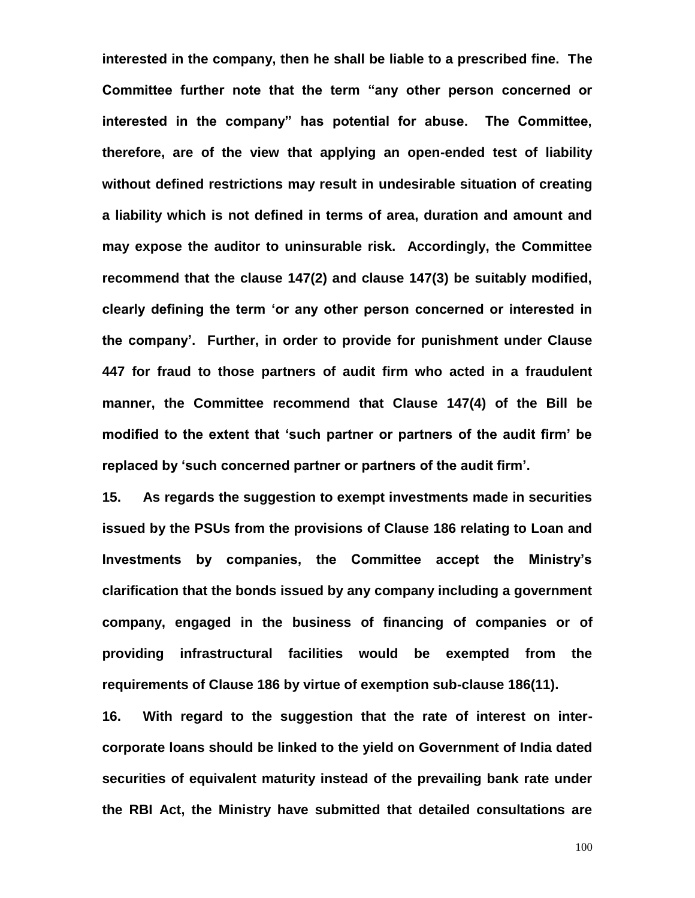**interested in the company, then he shall be liable to a prescribed fine. The Committee further note that the term "any other person concerned or interested in the company" has potential for abuse. The Committee, therefore, are of the view that applying an open-ended test of liability without defined restrictions may result in undesirable situation of creating a liability which is not defined in terms of area, duration and amount and may expose the auditor to uninsurable risk. Accordingly, the Committee recommend that the clause 147(2) and clause 147(3) be suitably modified, clearly defining the term 'or any other person concerned or interested in the company'. Further, in order to provide for punishment under Clause 447 for fraud to those partners of audit firm who acted in a fraudulent manner, the Committee recommend that Clause 147(4) of the Bill be modified to the extent that 'such partner or partners of the audit firm' be replaced by 'such concerned partner or partners of the audit firm'.**

**15. As regards the suggestion to exempt investments made in securities issued by the PSUs from the provisions of Clause 186 relating to Loan and Investments by companies, the Committee accept the Ministry's clarification that the bonds issued by any company including a government company, engaged in the business of financing of companies or of providing infrastructural facilities would be exempted from the requirements of Clause 186 by virtue of exemption sub-clause 186(11).**

**16. With regard to the suggestion that the rate of interest on inter-corporate loans should be linked to the yield on Government of India dated securities of equivalent maturity instead of the prevailing bank rate under the RBI Act, the Ministry have submitted that detailed consultations are**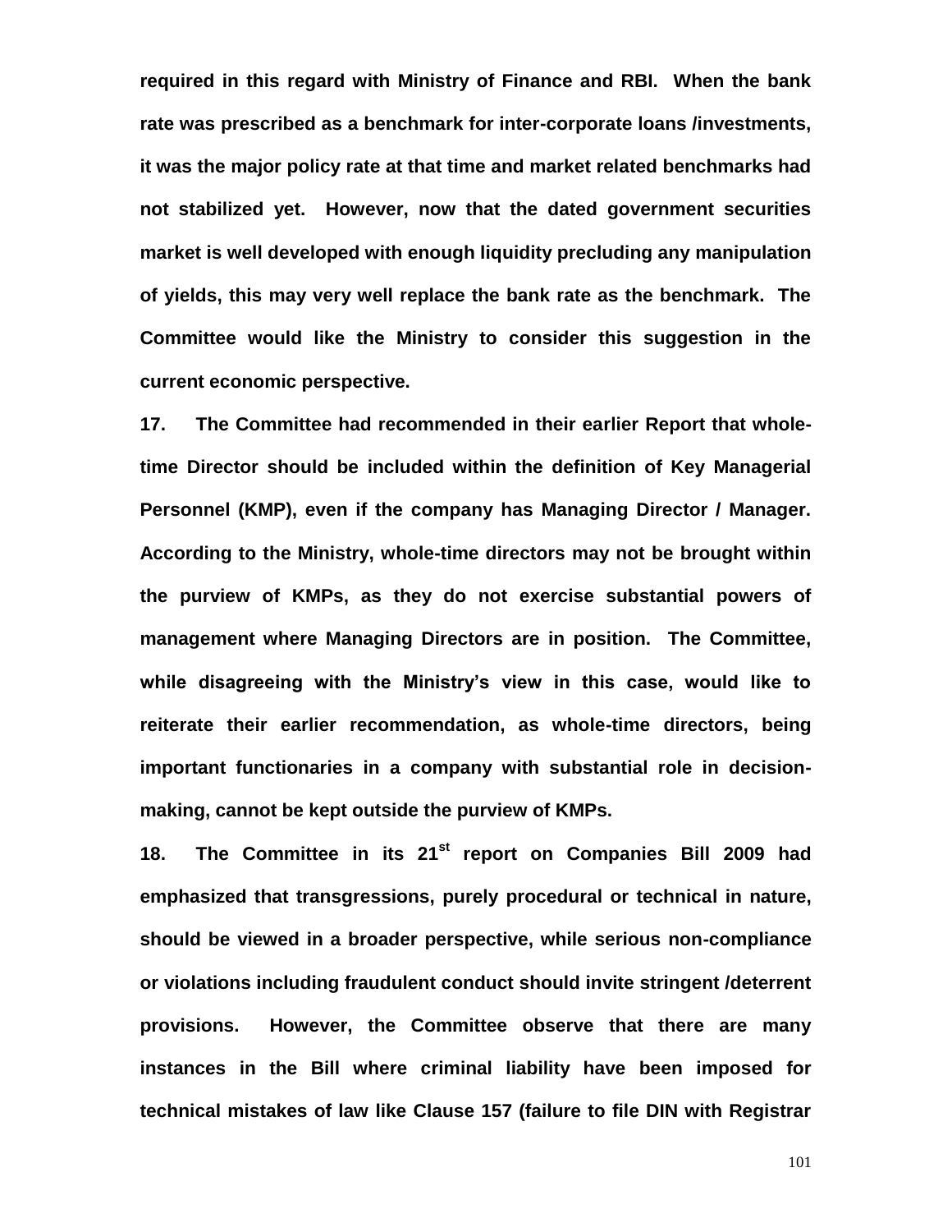**required in this regard with Ministry of Finance and RBI. When the bank rate was prescribed as a benchmark for inter-corporate loans /investments, it was the major policy rate at that time and market related benchmarks had not stabilized yet. However, now that the dated government securities market is well developed with enough liquidity precluding any manipulation of yields, this may very well replace the bank rate as the benchmark. The Committee would like the Ministry to consider this suggestion in the current economic perspective.**

**17. The Committee had recommended in their earlier Report that whole-time Director should be included within the definition of Key Managerial Personnel (KMP), even if the company has Managing Director / Manager. According to the Ministry, whole-time directors may not be brought within the purview of KMPs, as they do not exercise substantial powers of management where Managing Directors are in position. The Committee, while disagreeing with the Ministry's view in this case, would like to reiterate their earlier recommendation, as whole-time directors, being important functionaries in a company with substantial role in decision-making, cannot be kept outside the purview of KMPs.**

**18. The Committee in its 21st report on Companies Bill 2009 had emphasized that transgressions, purely procedural or technical in nature, should be viewed in a broader perspective, while serious non-compliance or violations including fraudulent conduct should invite stringent /deterrent provisions. However, the Committee observe that there are many instances in the Bill where criminal liability have been imposed for technical mistakes of law like Clause 157 (failure to file DIN with Registrar**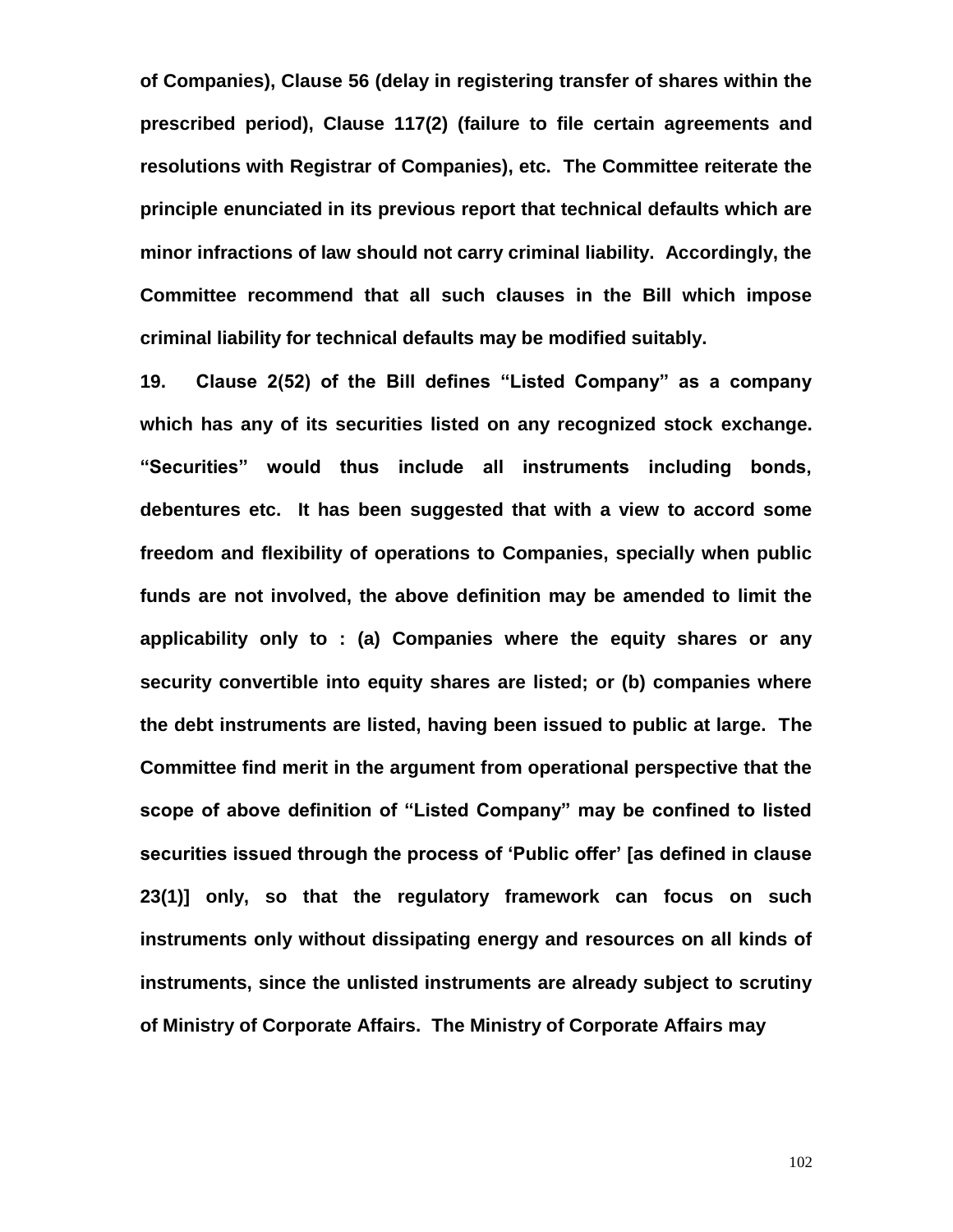**of Companies), Clause 56 (delay in registering transfer of shares within the prescribed period), Clause 117(2) (failure to file certain agreements and resolutions with Registrar of Companies), etc. The Committee reiterate the principle enunciated in its previous report that technical defaults which are minor infractions of law should not carry criminal liability. Accordingly, the Committee recommend that all such clauses in the Bill which impose criminal liability for technical defaults may be modified suitably.**

**19. Clause 2(52) of the Bill defines "Listed Company" as a company which has any of its securities listed on any recognized stock exchange. "Securities" would thus include all instruments including bonds, debentures etc. It has been suggested that with a view to accord some freedom and flexibility of operations to Companies, specially when public funds are not involved, the above definition may be amended to limit the applicability only to : (a) Companies where the equity shares or any security convertible into equity shares are listed; or (b) companies where the debt instruments are listed, having been issued to public at large. The Committee find merit in the argument from operational perspective that the scope of above definition of "Listed Company" may be confined to listed securities issued through the process of 'Public offer' [as defined in clause 23(1)] only, so that the regulatory framework can focus on such instruments only without dissipating energy and resources on all kinds of instruments, since the unlisted instruments are already subject to scrutiny of Ministry of Corporate Affairs. The Ministry of Corporate Affairs may**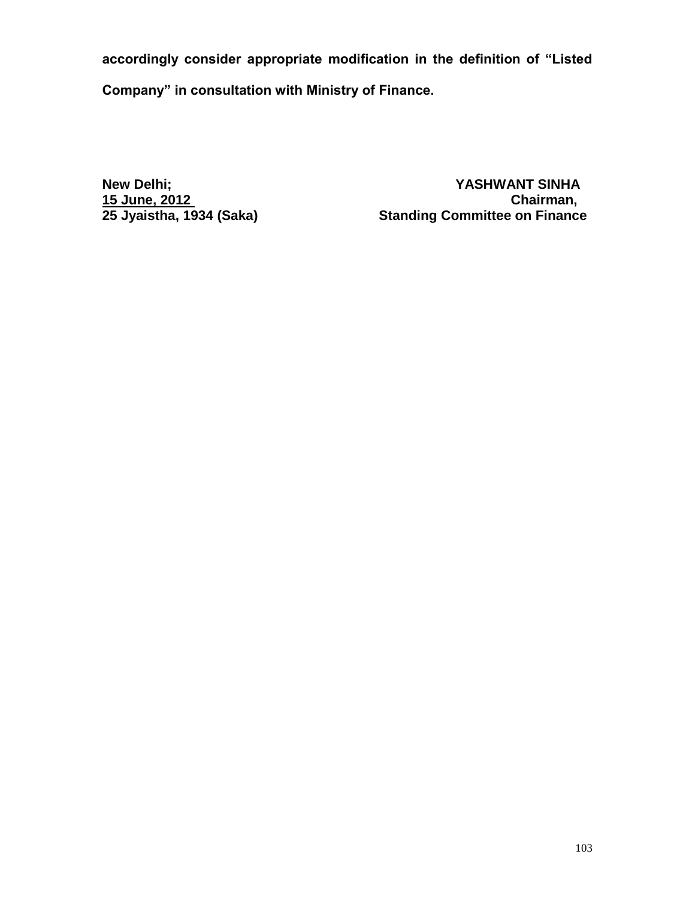**accordingly consider appropriate modification in the definition of "Listed Company" in consultation with Ministry of Finance.**

**New Delhi;**
**15 June, 2012**
**25 Jyaistha, 1934 (Saka)**

**YASHWANT SINHA**
**Chairman,**
**Standing Committee on Finance**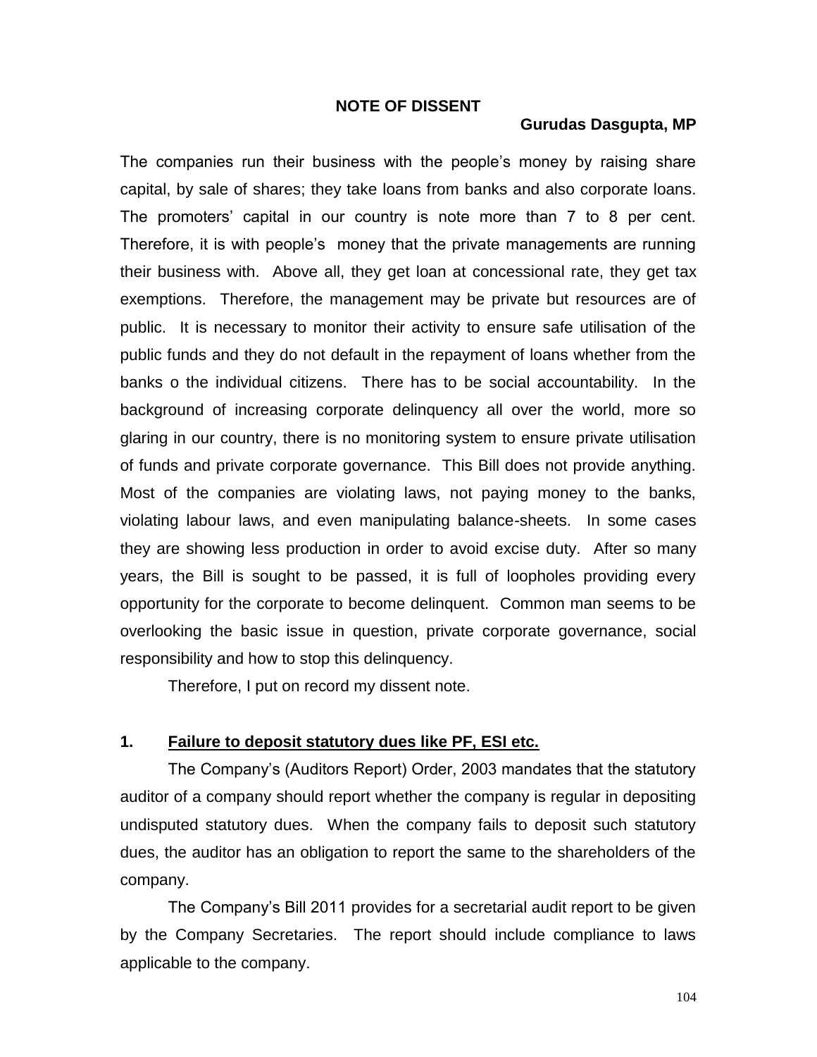**NOTE OF DISSENT**

**Gurudas Dasgupta, MP**

The companies run their business with the people's money by raising share capital, by sale of shares; they take loans from banks and also corporate loans. The promoters' capital in our country is note more than 7 to 8 per cent. Therefore, it is with people's money that the private managements are running their business with. Above all, they get loan at concessional rate, they get tax exemptions. Therefore, the management may be private but resources are of public. It is necessary to monitor their activity to ensure safe utilisation of the public funds and they do not default in the repayment of loans whether from the banks o the individual citizens. There has to be social accountability. In the background of increasing corporate delinquency all over the world, more so glaring in our country, there is no monitoring system to ensure private utilisation of funds and private corporate governance. This Bill does not provide anything. Most of the companies are violating laws, not paying money to the banks, violating labour laws, and even manipulating balance-sheets. In some cases they are showing less production in order to avoid excise duty. After so many years, the Bill is sought to be passed, it is full of loopholes providing every opportunity for the corporate to become delinquent. Common man seems to be overlooking the basic issue in question, private corporate governance, social responsibility and how to stop this delinquency.

Therefore, I put on record my dissent note.

**1. <u>Failure to deposit statutory dues like PF, ESI etc.</u>**

The Company's (Auditors Report) Order, 2003 mandates that the statutory auditor of a company should report whether the company is regular in depositing undisputed statutory dues. When the company fails to deposit such statutory dues, the auditor has an obligation to report the same to the shareholders of the company.

The Company's Bill 2011 provides for a secretarial audit report to be given by the Company Secretaries. The report should include compliance to laws applicable to the company.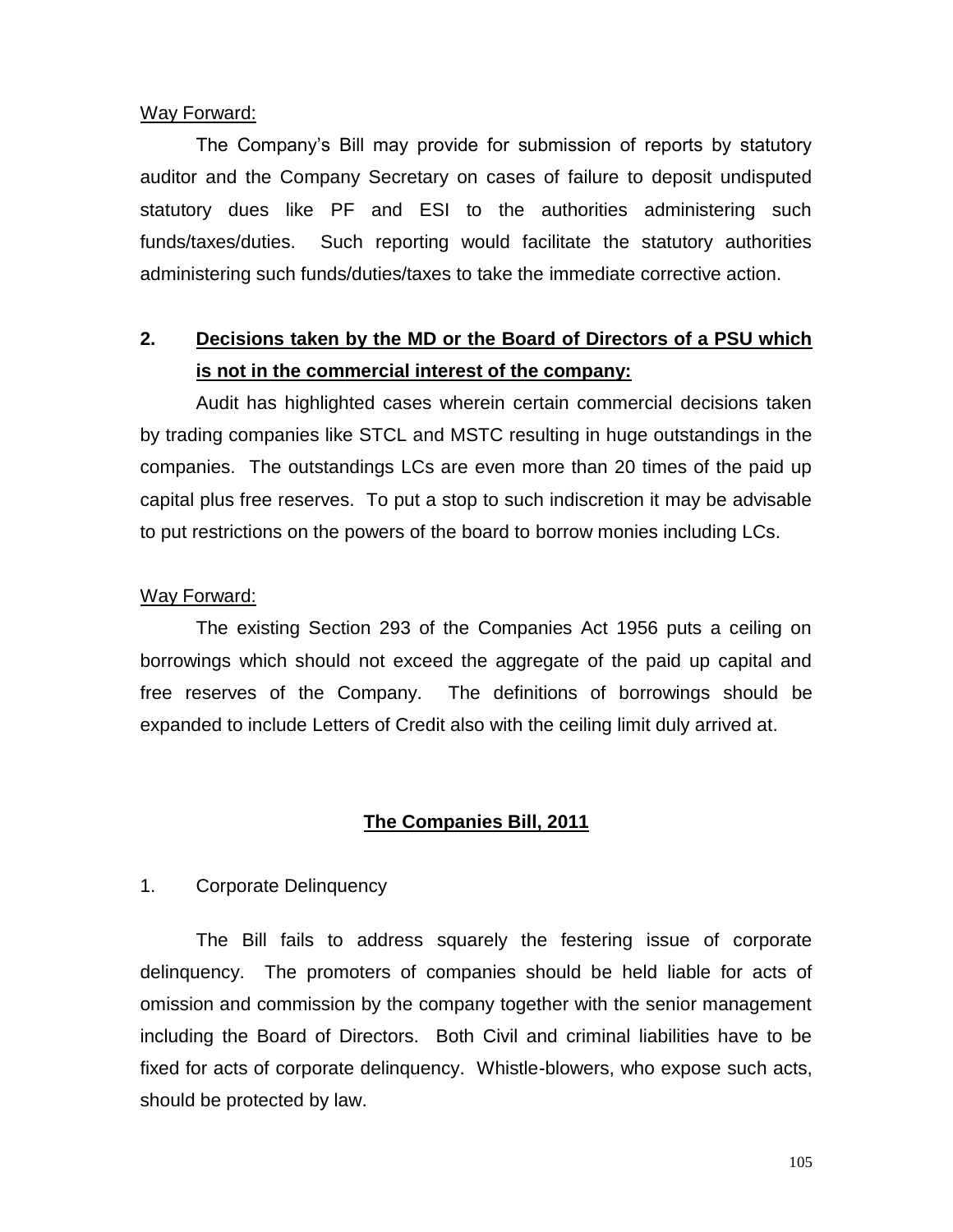Way Forward:

The Company's Bill may provide for submission of reports by statutory auditor and the Company Secretary on cases of failure to deposit undisputed statutory dues like PF and ESI to the authorities administering such funds/taxes/duties. Such reporting would facilitate the statutory authorities administering such funds/duties/taxes to take the immediate corrective action.

## 2. Decisions taken by the MD or the Board of Directors of a PSU which is not in the commercial interest of the company:

Audit has highlighted cases wherein certain commercial decisions taken by trading companies like STCL and MSTC resulting in huge outstandings in the companies. The outstandings LCs are even more than 20 times of the paid up capital plus free reserves. To put a stop to such indiscretion it may be advisable to put restrictions on the powers of the board to borrow monies including LCs.

Way Forward:

The existing Section 293 of the Companies Act 1956 puts a ceiling on borrowings which should not exceed the aggregate of the paid up capital and free reserves of the Company. The definitions of borrowings should be expanded to include Letters of Credit also with the ceiling limit duly arrived at.

## The Companies Bill, 2011

1. Corporate Delinquency

The Bill fails to address squarely the festering issue of corporate delinquency. The promoters of companies should be held liable for acts of omission and commission by the company together with the senior management including the Board of Directors. Both Civil and criminal liabilities have to be fixed for acts of corporate delinquency. Whistle-blowers, who expose such acts, should be protected by law.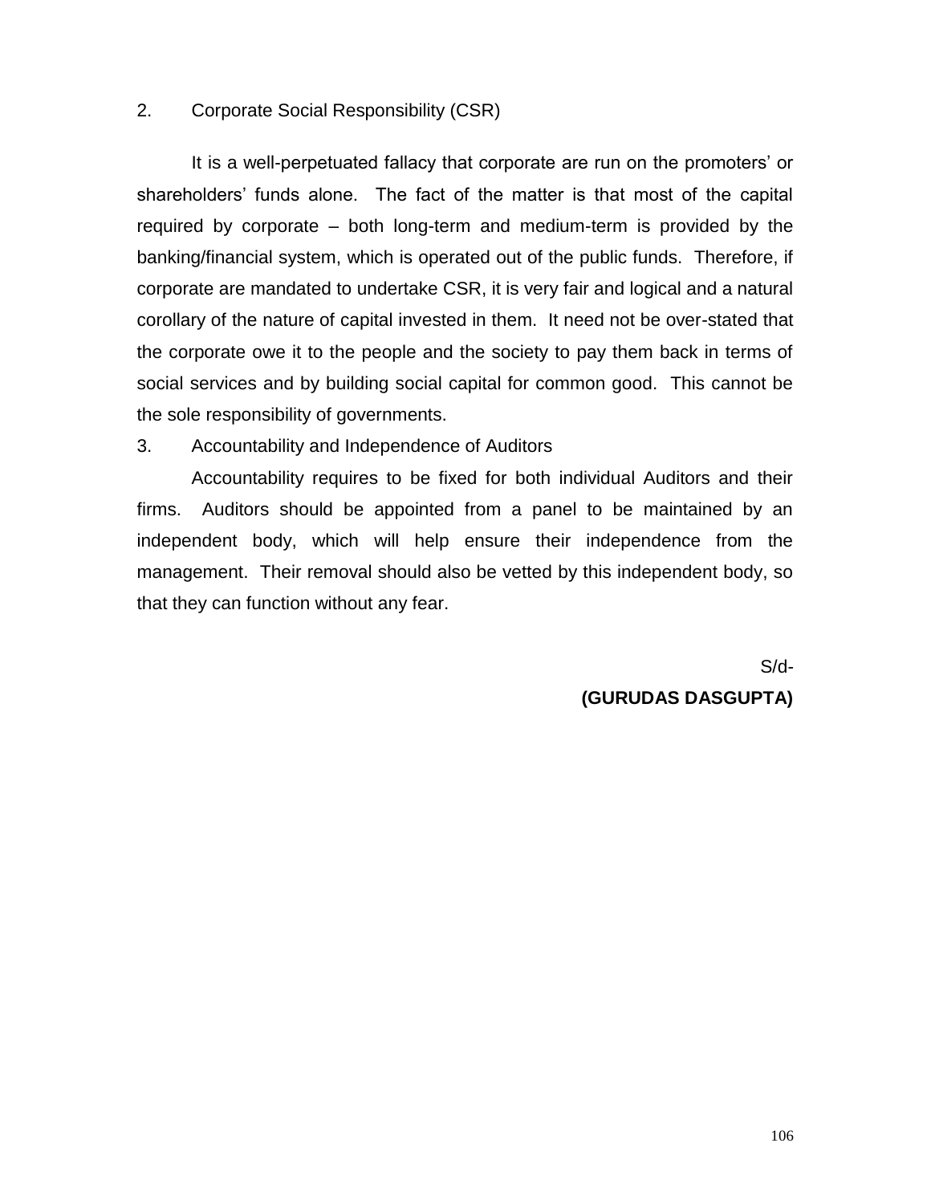2. Corporate Social Responsibility (CSR)

It is a well-perpetuated fallacy that corporate are run on the promoters' or shareholders' funds alone. The fact of the matter is that most of the capital required by corporate – both long-term and medium-term is provided by the banking/financial system, which is operated out of the public funds. Therefore, if corporate are mandated to undertake CSR, it is very fair and logical and a natural corollary of the nature of capital invested in them. It need not be over-stated that the corporate owe it to the people and the society to pay them back in terms of social services and by building social capital for common good. This cannot be the sole responsibility of governments.

3. Accountability and Independence of Auditors

Accountability requires to be fixed for both individual Auditors and their firms. Auditors should be appointed from a panel to be maintained by an independent body, which will help ensure their independence from the management. Their removal should also be vetted by this independent body, so that they can function without any fear.

S/d-

**(GURUDAS DASGUPTA)**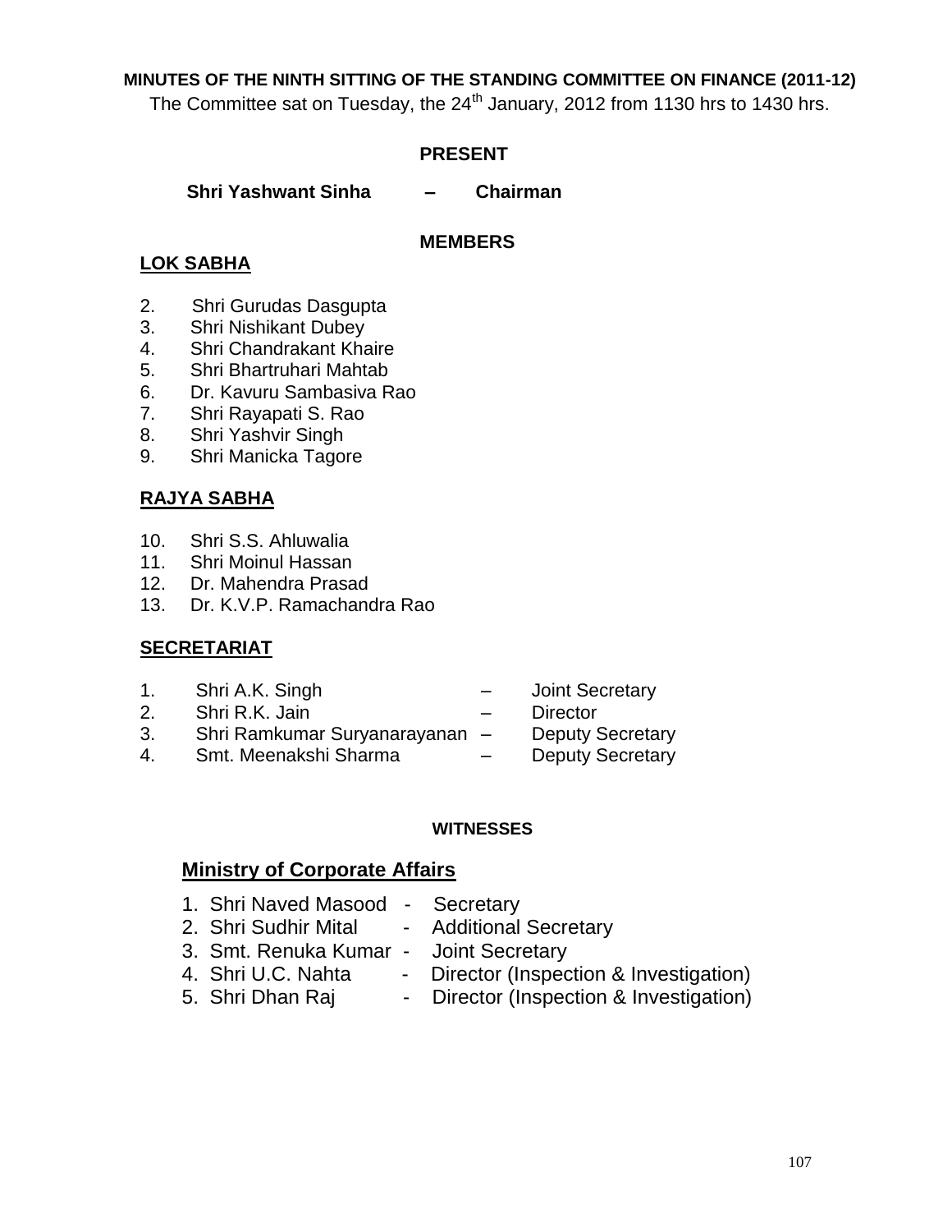**MINUTES OF THE NINTH SITTING OF THE STANDING COMMITTEE ON FINANCE (2011-12)**

The Committee sat on Tuesday, the 24th January, 2012 from 1130 hrs to 1430 hrs.

**PRESENT**

**Shri Yashwant Sinha – Chairman**

**MEMBERS**

**LOK SABHA**

2. Shri Gurudas Dasgupta
3. Shri Nishikant Dubey
4. Shri Chandrakant Khaire
5. Shri Bhartruhari Mahtab
6. Dr. Kavuru Sambasiva Rao
7. Shri Rayapati S. Rao
8. Shri Yashvir Singh
9. Shri Manicka Tagore

**RAJYA SABHA**

10. Shri S.S. Ahluwalia
11. Shri Moinul Hassan
12. Dr. Mahendra Prasad
13. Dr. K.V.P. Ramachandra Rao

**SECRETARIAT**

1. Shri A.K. Singh – Joint Secretary
2. Shri R.K. Jain – Director
3. Shri Ramkumar Suryanarayanan – Deputy Secretary
4. Smt. Meenakshi Sharma – Deputy Secretary

**WITNESSES**

**Ministry of Corporate Affairs**

1. Shri Naved Masood - Secretary
2. Shri Sudhir Mital - Additional Secretary
3. Smt. Renuka Kumar - Joint Secretary
4. Shri U.C. Nahta - Director (Inspection & Investigation)
5. Shri Dhan Raj - Director (Inspection & Investigation)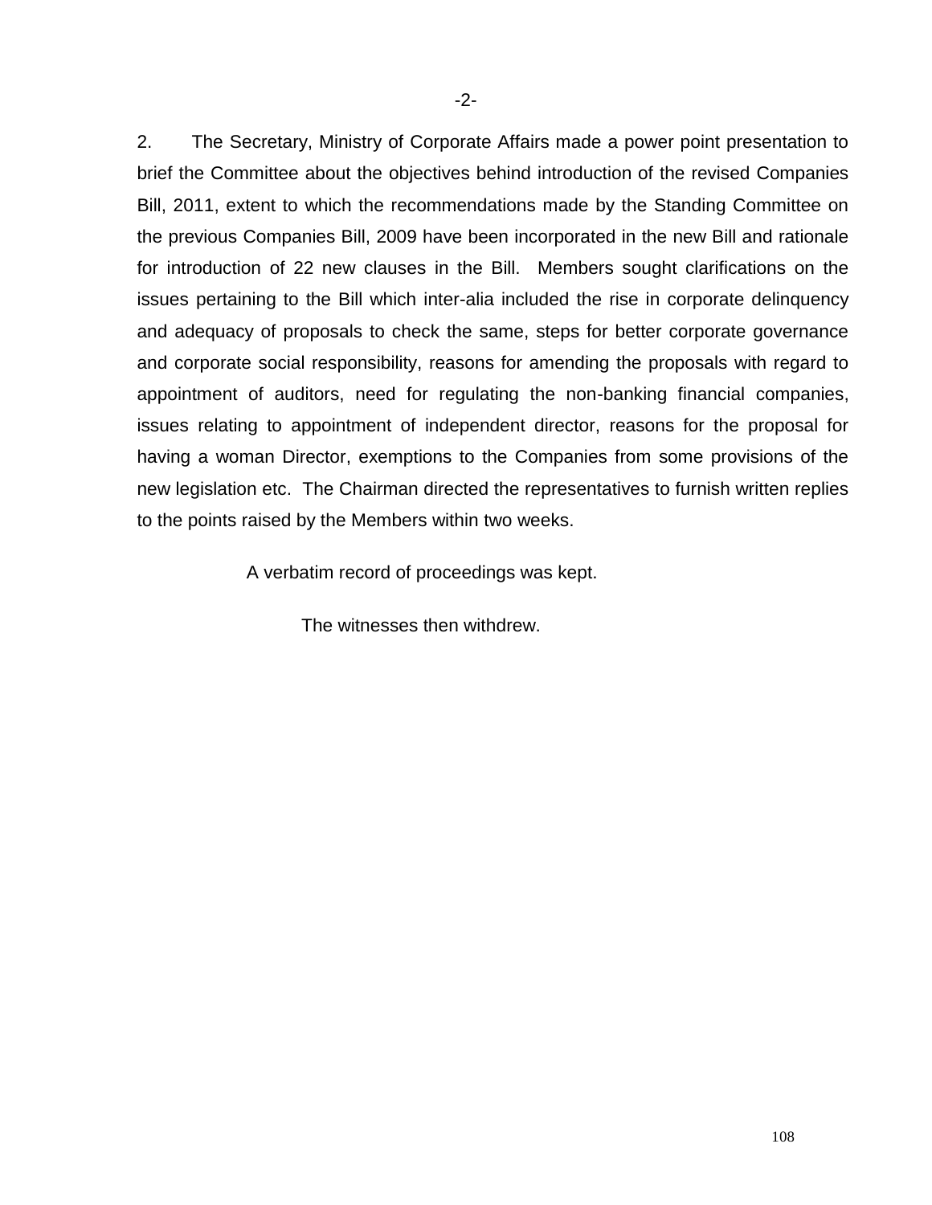2. The Secretary, Ministry of Corporate Affairs made a power point presentation to brief the Committee about the objectives behind introduction of the revised Companies Bill, 2011, extent to which the recommendations made by the Standing Committee on the previous Companies Bill, 2009 have been incorporated in the new Bill and rationale for introduction of 22 new clauses in the Bill. Members sought clarifications on the issues pertaining to the Bill which inter-alia included the rise in corporate delinquency and adequacy of proposals to check the same, steps for better corporate governance and corporate social responsibility, reasons for amending the proposals with regard to appointment of auditors, need for regulating the non-banking financial companies, issues relating to appointment of independent director, reasons for the proposal for having a woman Director, exemptions to the Companies from some provisions of the new legislation etc. The Chairman directed the representatives to furnish written replies to the points raised by the Members within two weeks.

A verbatim record of proceedings was kept.

The witnesses then withdrew.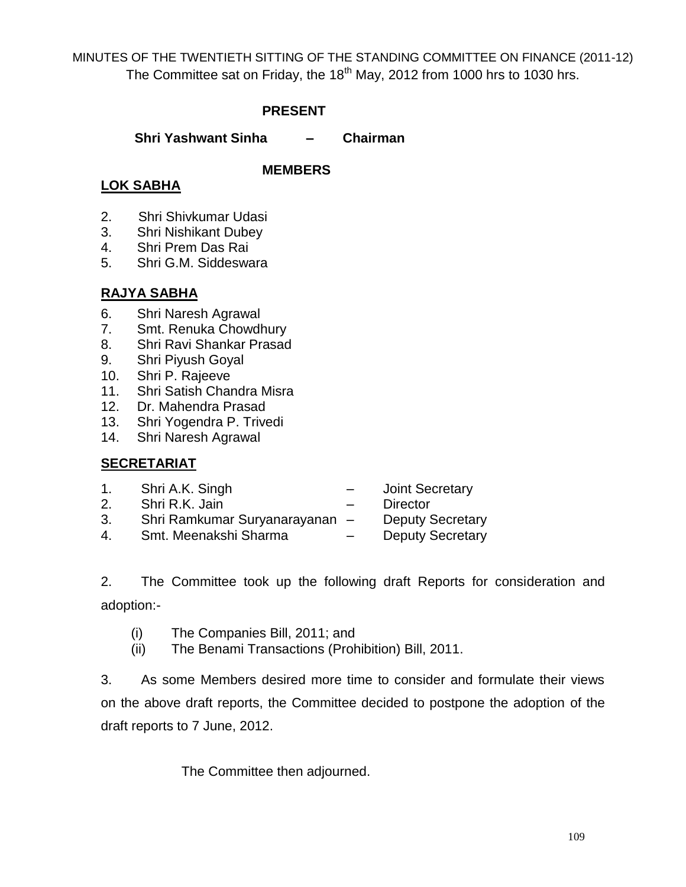MINUTES OF THE TWENTIETH SITTING OF THE STANDING COMMITTEE ON FINANCE (2011-12)
The Committee sat on Friday, the 18th May, 2012 from 1000 hrs to 1030 hrs.

**PRESENT**

**Shri Yashwant Sinha – Chairman**

**MEMBERS**

**LOK SABHA**

2. Shri Shivkumar Udasi
3. Shri Nishikant Dubey
4. Shri Prem Das Rai
5. Shri G.M. Siddeswara

**RAJYA SABHA**

6. Shri Naresh Agrawal
7. Smt. Renuka Chowdhury
8. Shri Ravi Shankar Prasad
9. Shri Piyush Goyal
10. Shri P. Rajeeve
11. Shri Satish Chandra Misra
12. Dr. Mahendra Prasad
13. Shri Yogendra P. Trivedi
14. Shri Naresh Agrawal

**SECRETARIAT**

1. Shri A.K. Singh – Joint Secretary
2. Shri R.K. Jain – Director
3. Shri Ramkumar Suryanarayanan – Deputy Secretary
4. Smt. Meenakshi Sharma – Deputy Secretary

2. The Committee took up the following draft Reports for consideration and adoption:-

(i) The Companies Bill, 2011; and
(ii) The Benami Transactions (Prohibition) Bill, 2011.

3. As some Members desired more time to consider and formulate their views on the above draft reports, the Committee decided to postpone the adoption of the draft reports to 7 June, 2012.

The Committee then adjourned.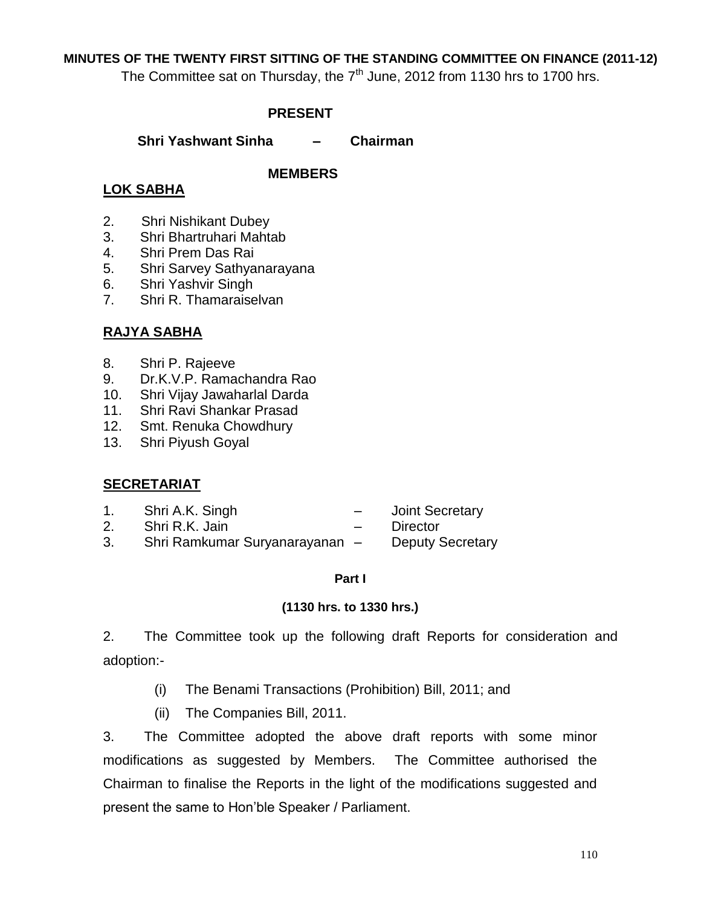**MINUTES OF THE TWENTY FIRST SITTING OF THE STANDING COMMITTEE ON FINANCE (2011-12)**

The Committee sat on Thursday, the 7th June, 2012 from 1130 hrs to 1700 hrs.

**PRESENT**

**Shri Yashwant Sinha – Chairman**

**MEMBERS**

**LOK SABHA**

2. Shri Nishikant Dubey
3. Shri Bhartruhari Mahtab
4. Shri Prem Das Rai
5. Shri Sarvey Sathyanarayana
6. Shri Yashvir Singh
7. Shri R. Thamaraiselvan

**RAJYA SABHA**

8. Shri P. Rajeeve
9. Dr.K.V.P. Ramachandra Rao
10. Shri Vijay Jawaharlal Darda
11. Shri Ravi Shankar Prasad
12. Smt. Renuka Chowdhury
13. Shri Piyush Goyal

**SECRETARIAT**

1. Shri A.K. Singh – Joint Secretary
2. Shri R.K. Jain – Director
3. Shri Ramkumar Suryanarayanan – Deputy Secretary

**Part I**

**(1130 hrs. to 1330 hrs.)**

2. The Committee took up the following draft Reports for consideration and adoption:-

(i) The Benami Transactions (Prohibition) Bill, 2011; and

(ii) The Companies Bill, 2011.

3. The Committee adopted the above draft reports with some minor modifications as suggested by Members. The Committee authorised the Chairman to finalise the Reports in the light of the modifications suggested and present the same to Hon'ble Speaker / Parliament.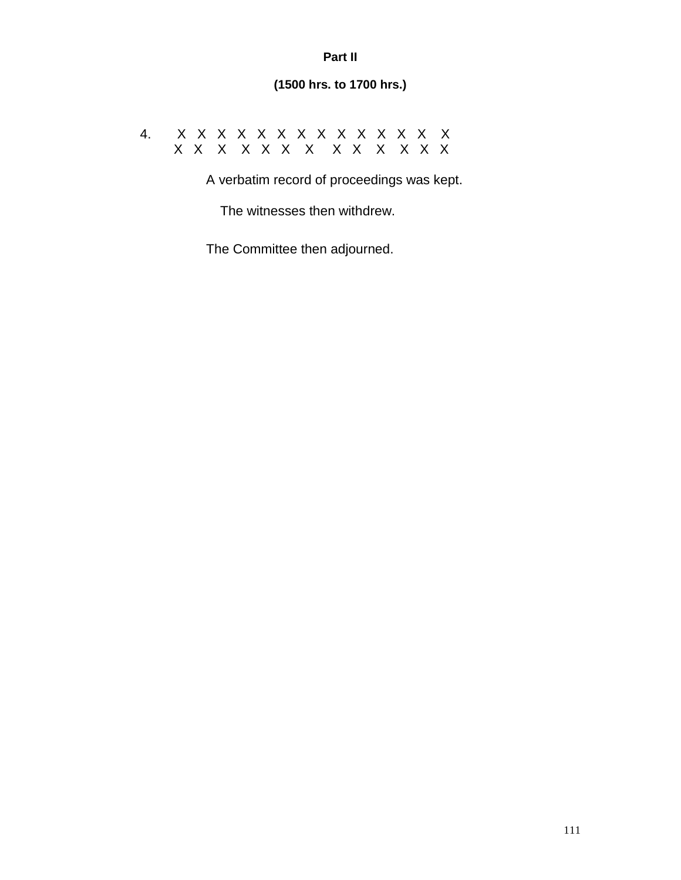**Part II**

**(1500 hrs. to 1700 hrs.)**

4. X X X X X X X X X X X X X X
X X X X X X X X X X X X X

A verbatim record of proceedings was kept.

The witnesses then withdrew.

The Committee then adjourned.